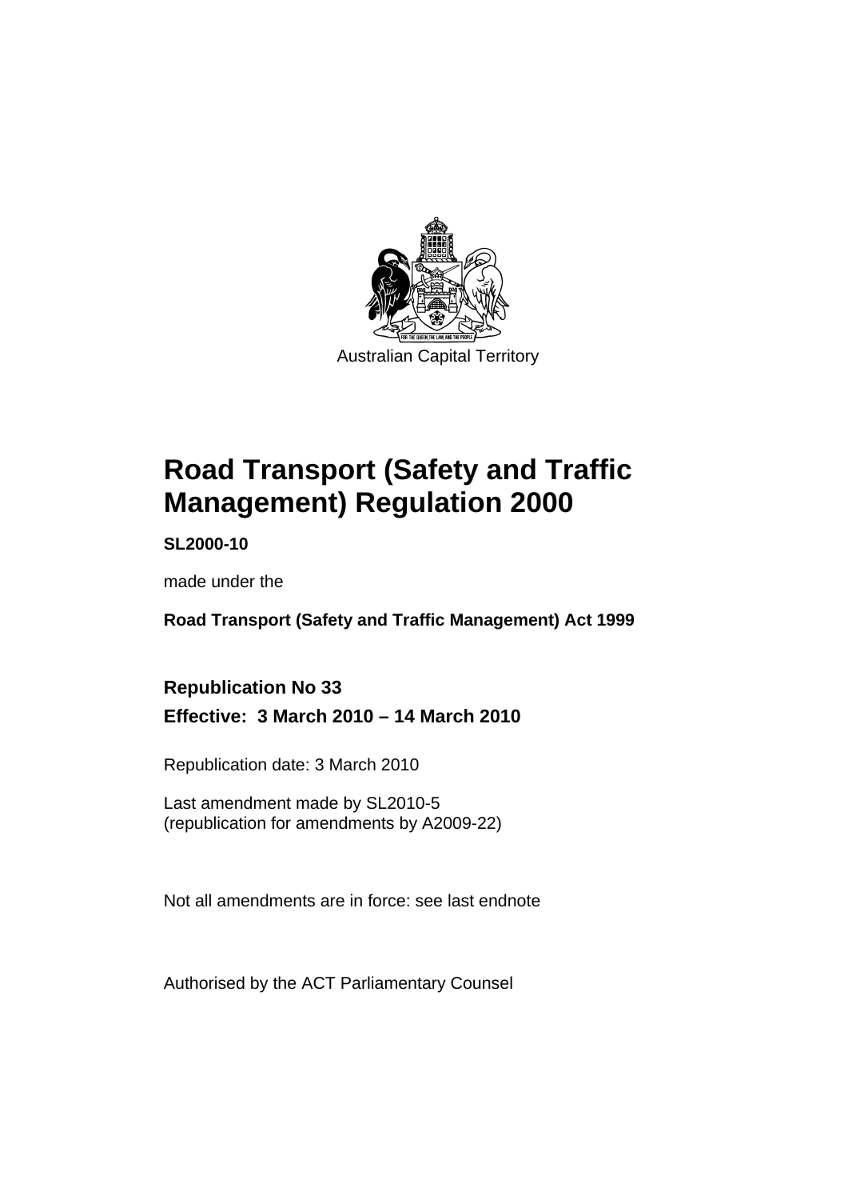Australian Capital Territory

# Road Transport (Safety and Traffic Management) Regulation 2000

**SL2000-10**

made under the

**Road Transport (Safety and Traffic Management) Act 1999**

**Republication No 33**

**Effective: 3 March 2010 – 14 March 2010**

Republication date: 3 March 2010

Last amendment made by SL2010-5
(republication for amendments by A2009-22)

Not all amendments are in force: see last endnote

Authorised by the ACT Parliamentary Counsel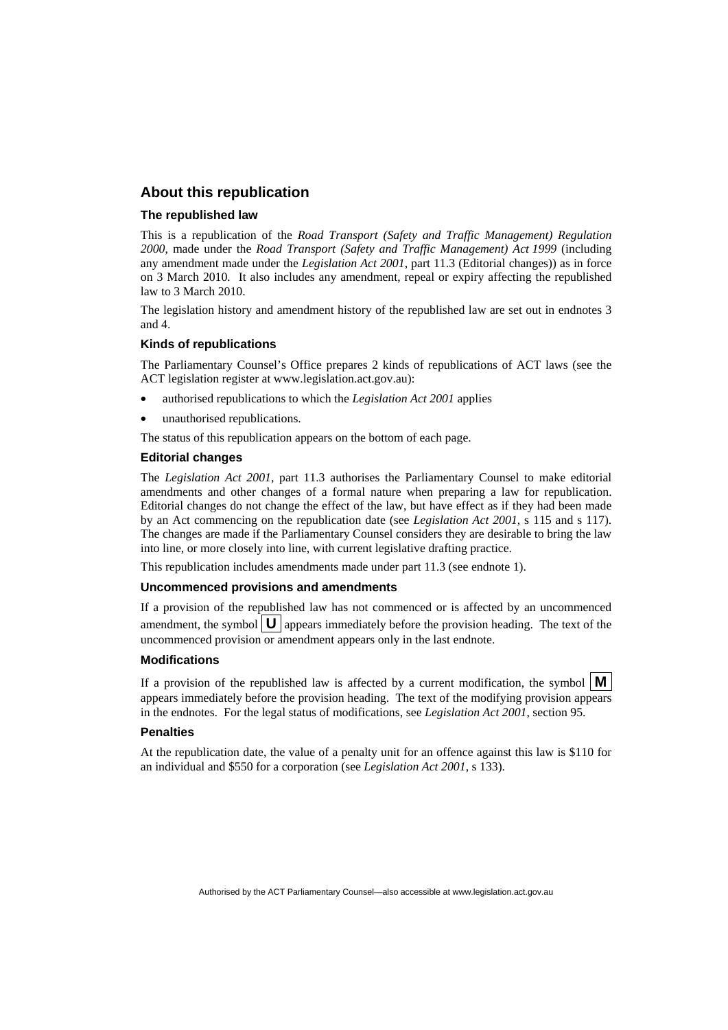## About this republication

### The republished law

This is a republication of the *Road Transport (Safety and Traffic Management) Regulation 2000*, made under the *Road Transport (Safety and Traffic Management) Act 1999* (including any amendment made under the *Legislation Act 2001*, part 11.3 (Editorial changes)) as in force on 3 March 2010. It also includes any amendment, repeal or expiry affecting the republished law to 3 March 2010.

The legislation history and amendment history of the republished law are set out in endnotes 3 and 4.

### Kinds of republications

The Parliamentary Counsel's Office prepares 2 kinds of republications of ACT laws (see the ACT legislation register at www.legislation.act.gov.au):

- authorised republications to which the *Legislation Act 2001* applies
- unauthorised republications.

The status of this republication appears on the bottom of each page.

### Editorial changes

The *Legislation Act 2001*, part 11.3 authorises the Parliamentary Counsel to make editorial amendments and other changes of a formal nature when preparing a law for republication. Editorial changes do not change the effect of the law, but have effect as if they had been made by an Act commencing on the republication date (see *Legislation Act 2001*, s 115 and s 117). The changes are made if the Parliamentary Counsel considers they are desirable to bring the law into line, or more closely into line, with current legislative drafting practice.

This republication includes amendments made under part 11.3 (see endnote 1).

### Uncommenced provisions and amendments

If a provision of the republished law has not commenced or is affected by an uncommenced amendment, the symbol **U** appears immediately before the provision heading. The text of the uncommenced provision or amendment appears only in the last endnote.

### Modifications

If a provision of the republished law is affected by a current modification, the symbol **M** appears immediately before the provision heading. The text of the modifying provision appears in the endnotes. For the legal status of modifications, see *Legislation Act 2001*, section 95.

### Penalties

At the republication date, the value of a penalty unit for an offence against this law is $110 for an individual and $550 for a corporation (see *Legislation Act 2001*, s 133).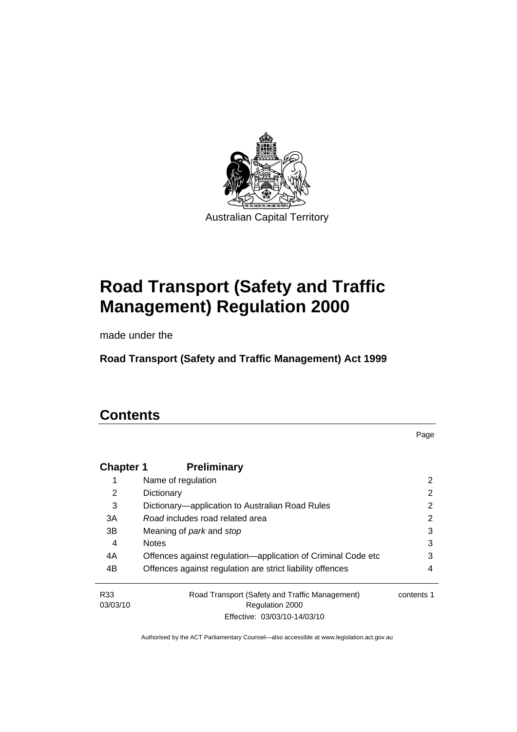Australian Capital Territory

# Road Transport (Safety and Traffic Management) Regulation 2000

made under the

**Road Transport (Safety and Traffic Management) Act 1999**

# Contents

| | | Page |
|---|---|---|
| **Chapter 1** | **Preliminary** | |
| 1 | Name of regulation | 2 |
| 2 | Dictionary | 2 |
| 3 | Dictionary—application to Australian Road Rules | 2 |
| 3A | *Road* includes road related area | 2 |
| 3B | Meaning of *park* and *stop* | 3 |
| 4 | Notes | 3 |
| 4A | Offences against regulation—application of Criminal Code etc | 3 |
| 4B | Offences against regulation are strict liability offences | 4 |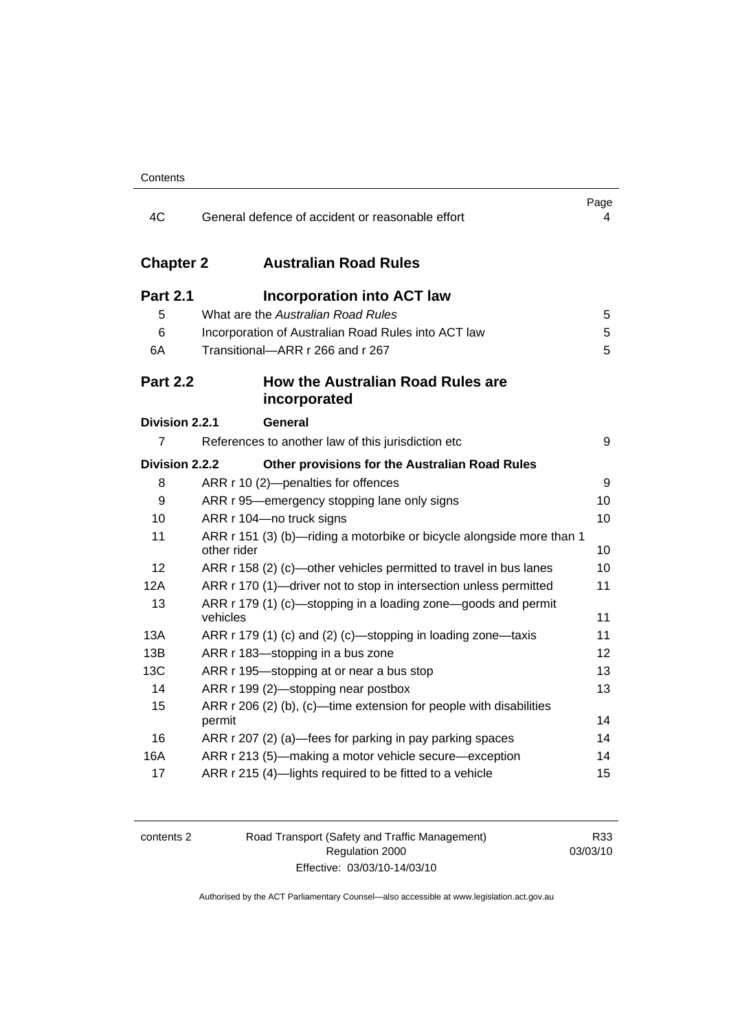| | | Page |
|---|---|---|
| 4C | General defence of accident or reasonable effort | 4 |

## Chapter 2 Australian Road Rules

### Part 2.1 Incorporation into ACT law

| | | |
|---|---|---|
| 5 | What are the *Australian Road Rules* | 5 |
| 6 | Incorporation of Australian Road Rules into ACT law | 5 |
| 6A | Transitional—ARR r 266 and r 267 | 5 |

### Part 2.2 How the Australian Road Rules are incorporated

#### Division 2.2.1 General

| | | |
|---|---|---|
| 7 | References to another law of this jurisdiction etc | 9 |

#### Division 2.2.2 Other provisions for the Australian Road Rules

| | | |
|---|---|---|
| 8 | ARR r 10 (2)—penalties for offences | 9 |
| 9 | ARR r 95—emergency stopping lane only signs | 10 |
| 10 | ARR r 104—no truck signs | 10 |
| 11 | ARR r 151 (3) (b)—riding a motorbike or bicycle alongside more than 1 other rider | 10 |
| 12 | ARR r 158 (2) (c)—other vehicles permitted to travel in bus lanes | 10 |
| 12A | ARR r 170 (1)—driver not to stop in intersection unless permitted | 11 |
| 13 | ARR r 179 (1) (c)—stopping in a loading zone—goods and permit vehicles | 11 |
| 13A | ARR r 179 (1) (c) and (2) (c)—stopping in loading zone—taxis | 11 |
| 13B | ARR r 183—stopping in a bus zone | 12 |
| 13C | ARR r 195—stopping at or near a bus stop | 13 |
| 14 | ARR r 199 (2)—stopping near postbox | 13 |
| 15 | ARR r 206 (2) (b), (c)—time extension for people with disabilities permit | 14 |
| 16 | ARR r 207 (2) (a)—fees for parking in pay parking spaces | 14 |
| 16A | ARR r 213 (5)—making a motor vehicle secure—exception | 14 |
| 17 | ARR r 215 (4)—lights required to be fitted to a vehicle | 15 |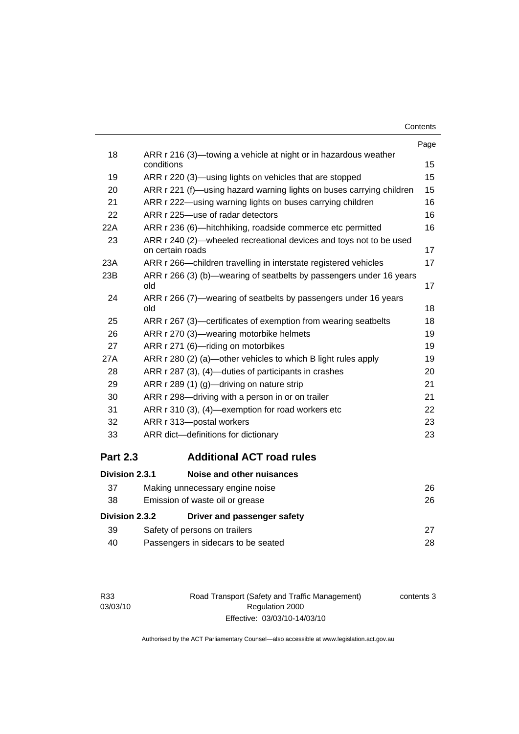| | | Page |
|---|---|---|
| 18 | ARR r 216 (3)—towing a vehicle at night or in hazardous weather conditions | 15 |
| 19 | ARR r 220 (3)—using lights on vehicles that are stopped | 15 |
| 20 | ARR r 221 (f)—using hazard warning lights on buses carrying children | 15 |
| 21 | ARR r 222—using warning lights on buses carrying children | 16 |
| 22 | ARR r 225—use of radar detectors | 16 |
| 22A | ARR r 236 (6)—hitchhiking, roadside commerce etc permitted | 16 |
| 23 | ARR r 240 (2)—wheeled recreational devices and toys not to be used on certain roads | 17 |
| 23A | ARR r 266—children travelling in interstate registered vehicles | 17 |
| 23B | ARR r 266 (3) (b)—wearing of seatbelts by passengers under 16 years old | 17 |
| 24 | ARR r 266 (7)—wearing of seatbelts by passengers under 16 years old | 18 |
| 25 | ARR r 267 (3)—certificates of exemption from wearing seatbelts | 18 |
| 26 | ARR r 270 (3)—wearing motorbike helmets | 19 |
| 27 | ARR r 271 (6)—riding on motorbikes | 19 |
| 27A | ARR r 280 (2) (a)—other vehicles to which B light rules apply | 19 |
| 28 | ARR r 287 (3), (4)—duties of participants in crashes | 20 |
| 29 | ARR r 289 (1) (g)—driving on nature strip | 21 |
| 30 | ARR r 298—driving with a person in or on trailer | 21 |
| 31 | ARR r 310 (3), (4)—exemption for road workers etc | 22 |
| 32 | ARR r 313—postal workers | 23 |
| 33 | ARR dict—definitions for dictionary | 23 |

## Part 2.3 Additional ACT road rules

### Division 2.3.1 Noise and other nuisances

| | | |
|---|---|---|
| 37 | Making unnecessary engine noise | 26 |
| 38 | Emission of waste oil or grease | 26 |

### Division 2.3.2 Driver and passenger safety

| | | |
|---|---|---|
| 39 | Safety of persons on trailers | 27 |
| 40 | Passengers in sidecars to be seated | 28 |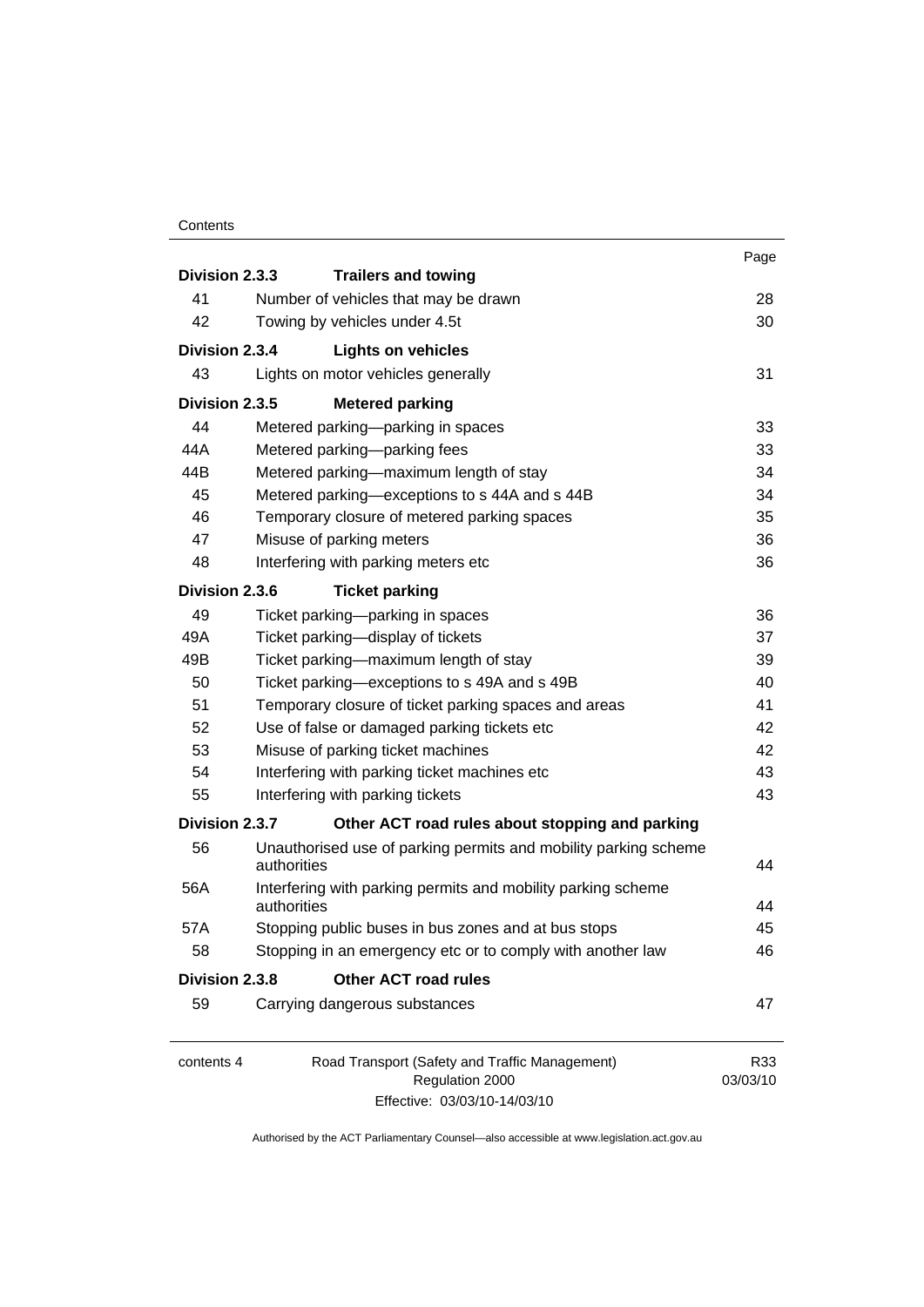| | | Page |
|---|---|---|
| **Division 2.3.3** | **Trailers and towing** | |
| 41 | Number of vehicles that may be drawn | 28 |
| 42 | Towing by vehicles under 4.5t | 30 |
| **Division 2.3.4** | **Lights on vehicles** | |
| 43 | Lights on motor vehicles generally | 31 |
| **Division 2.3.5** | **Metered parking** | |
| 44 | Metered parking—parking in spaces | 33 |
| 44A | Metered parking—parking fees | 33 |
| 44B | Metered parking—maximum length of stay | 34 |
| 45 | Metered parking—exceptions to s 44A and s 44B | 34 |
| 46 | Temporary closure of metered parking spaces | 35 |
| 47 | Misuse of parking meters | 36 |
| 48 | Interfering with parking meters etc | 36 |
| **Division 2.3.6** | **Ticket parking** | |
| 49 | Ticket parking—parking in spaces | 36 |
| 49A | Ticket parking—display of tickets | 37 |
| 49B | Ticket parking—maximum length of stay | 39 |
| 50 | Ticket parking—exceptions to s 49A and s 49B | 40 |
| 51 | Temporary closure of ticket parking spaces and areas | 41 |
| 52 | Use of false or damaged parking tickets etc | 42 |
| 53 | Misuse of parking ticket machines | 42 |
| 54 | Interfering with parking ticket machines etc | 43 |
| 55 | Interfering with parking tickets | 43 |
| **Division 2.3.7** | **Other ACT road rules about stopping and parking** | |
| 56 | Unauthorised use of parking permits and mobility parking scheme authorities | 44 |
| 56A | Interfering with parking permits and mobility parking scheme authorities | 44 |
| 57A | Stopping public buses in bus zones and at bus stops | 45 |
| 58 | Stopping in an emergency etc or to comply with another law | 46 |
| **Division 2.3.8** | **Other ACT road rules** | |
| 59 | Carrying dangerous substances | 47 |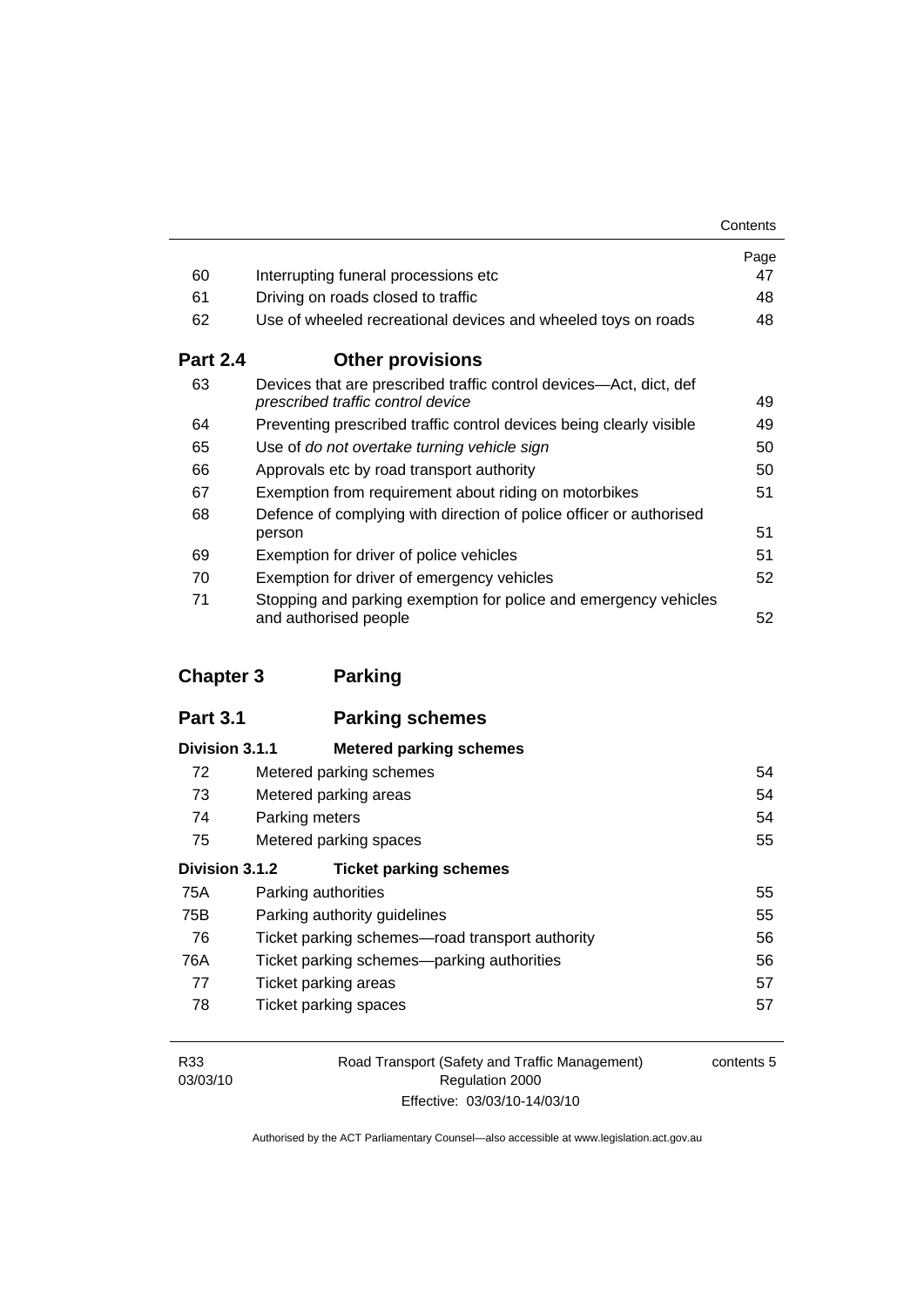| | | Page |
|---|---|---|
| 60 | Interrupting funeral processions etc | 47 |
| 61 | Driving on roads closed to traffic | 48 |
| 62 | Use of wheeled recreational devices and wheeled toys on roads | 48 |

## Part 2.4 Other provisions

| | | |
|---|---|---|
| 63 | Devices that are prescribed traffic control devices—Act, dict, def *prescribed traffic control device* | 49 |
| 64 | Preventing prescribed traffic control devices being clearly visible | 49 |
| 65 | Use of *do not overtake turning vehicle sign* | 50 |
| 66 | Approvals etc by road transport authority | 50 |
| 67 | Exemption from requirement about riding on motorbikes | 51 |
| 68 | Defence of complying with direction of police officer or authorised person | 51 |
| 69 | Exemption for driver of police vehicles | 51 |
| 70 | Exemption for driver of emergency vehicles | 52 |
| 71 | Stopping and parking exemption for police and emergency vehicles and authorised people | 52 |

# Chapter 3 Parking

## Part 3.1 Parking schemes

### Division 3.1.1 Metered parking schemes

| | | |
|---|---|---|
| 72 | Metered parking schemes | 54 |
| 73 | Metered parking areas | 54 |
| 74 | Parking meters | 54 |
| 75 | Metered parking spaces | 55 |

### Division 3.1.2 Ticket parking schemes

| | | |
|---|---|---|
| 75A | Parking authorities | 55 |
| 75B | Parking authority guidelines | 55 |
| 76 | Ticket parking schemes—road transport authority | 56 |
| 76A | Ticket parking schemes—parking authorities | 56 |
| 77 | Ticket parking areas | 57 |
| 78 | Ticket parking spaces | 57 |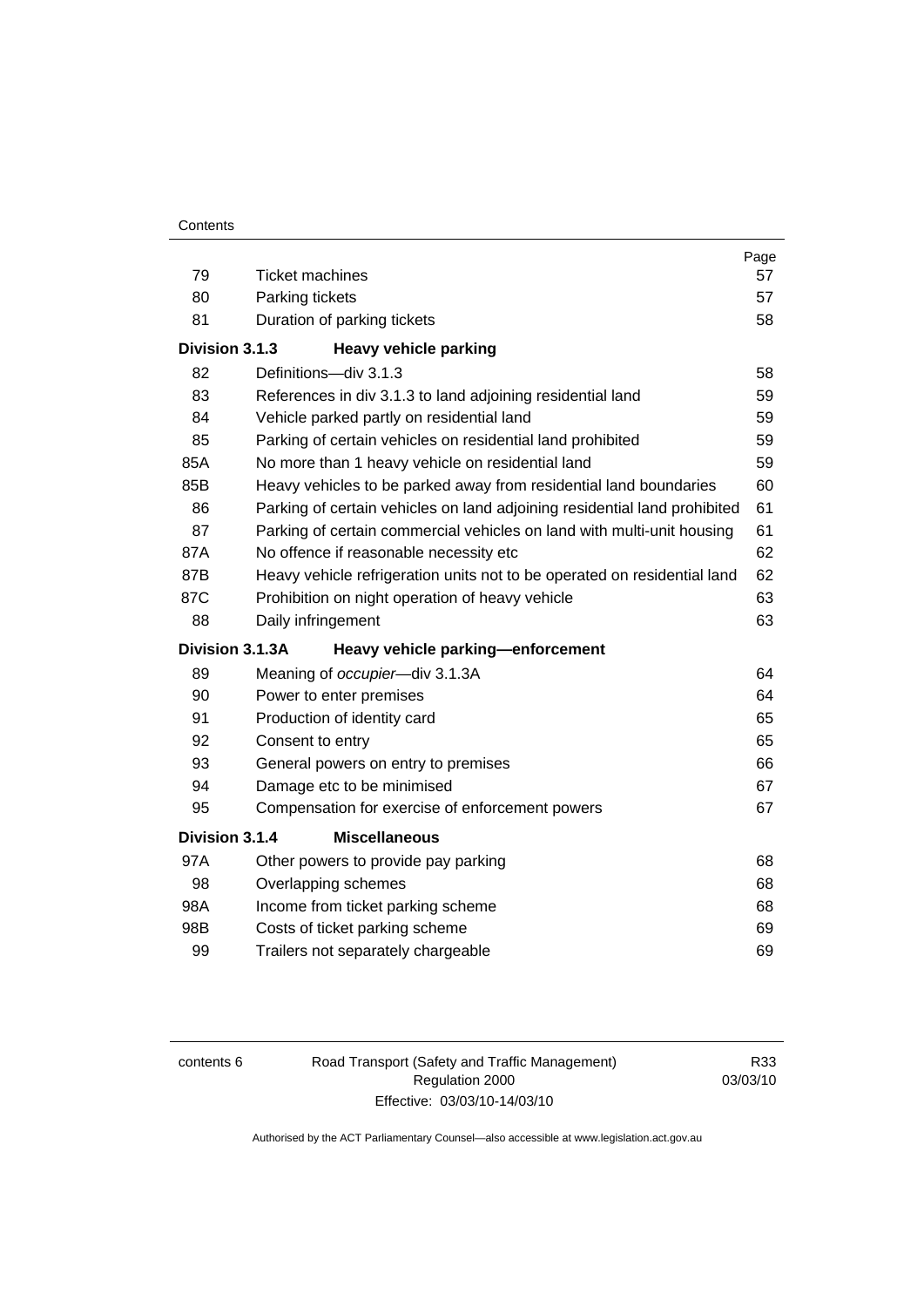| | | Page |
|---|---|---|
| 79 | Ticket machines | 57 |
| 80 | Parking tickets | 57 |
| 81 | Duration of parking tickets | 58 |
| **Division 3.1.3** | **Heavy vehicle parking** | |
| 82 | Definitions—div 3.1.3 | 58 |
| 83 | References in div 3.1.3 to land adjoining residential land | 59 |
| 84 | Vehicle parked partly on residential land | 59 |
| 85 | Parking of certain vehicles on residential land prohibited | 59 |
| 85A | No more than 1 heavy vehicle on residential land | 59 |
| 85B | Heavy vehicles to be parked away from residential land boundaries | 60 |
| 86 | Parking of certain vehicles on land adjoining residential land prohibited | 61 |
| 87 | Parking of certain commercial vehicles on land with multi-unit housing | 61 |
| 87A | No offence if reasonable necessity etc | 62 |
| 87B | Heavy vehicle refrigeration units not to be operated on residential land | 62 |
| 87C | Prohibition on night operation of heavy vehicle | 63 |
| 88 | Daily infringement | 63 |
| **Division 3.1.3A** | **Heavy vehicle parking—enforcement** | |
| 89 | Meaning of *occupier*—div 3.1.3A | 64 |
| 90 | Power to enter premises | 64 |
| 91 | Production of identity card | 65 |
| 92 | Consent to entry | 65 |
| 93 | General powers on entry to premises | 66 |
| 94 | Damage etc to be minimised | 67 |
| 95 | Compensation for exercise of enforcement powers | 67 |
| **Division 3.1.4** | **Miscellaneous** | |
| 97A | Other powers to provide pay parking | 68 |
| 98 | Overlapping schemes | 68 |
| 98A | Income from ticket parking scheme | 68 |
| 98B | Costs of ticket parking scheme | 69 |
| 99 | Trailers not separately chargeable | 69 |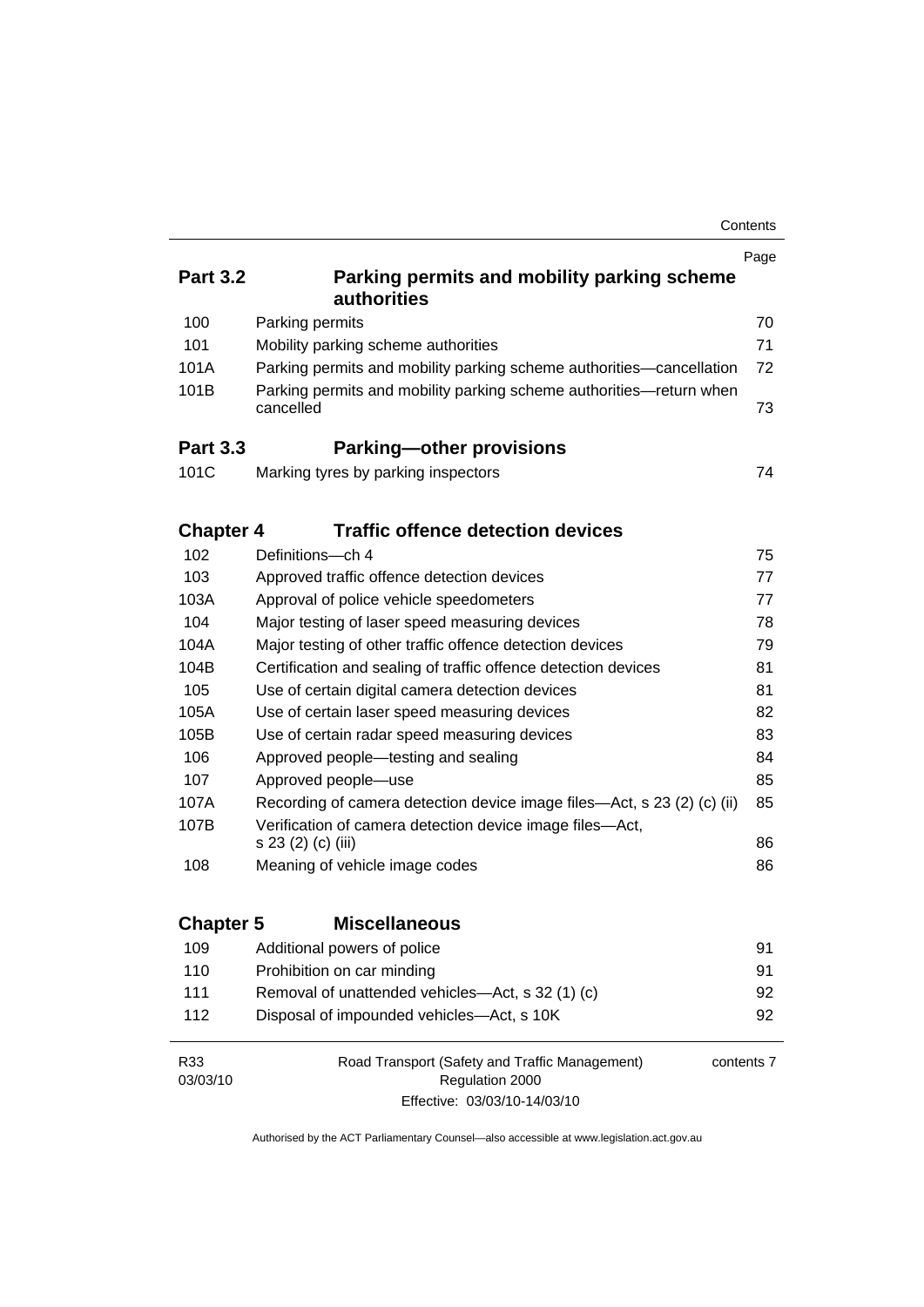| | | Page |
|---|---|---|
| **Part 3.2** | **Parking permits and mobility parking scheme authorities** | |
| 100 | Parking permits | 70 |
| 101 | Mobility parking scheme authorities | 71 |
| 101A | Parking permits and mobility parking scheme authorities—cancellation | 72 |
| 101B | Parking permits and mobility parking scheme authorities—return when cancelled | 73 |
| **Part 3.3** | **Parking—other provisions** | |
| 101C | Marking tyres by parking inspectors | 74 |
| **Chapter 4** | **Traffic offence detection devices** | |
| 102 | Definitions—ch 4 | 75 |
| 103 | Approved traffic offence detection devices | 77 |
| 103A | Approval of police vehicle speedometers | 77 |
| 104 | Major testing of laser speed measuring devices | 78 |
| 104A | Major testing of other traffic offence detection devices | 79 |
| 104B | Certification and sealing of traffic offence detection devices | 81 |
| 105 | Use of certain digital camera detection devices | 81 |
| 105A | Use of certain laser speed measuring devices | 82 |
| 105B | Use of certain radar speed measuring devices | 83 |
| 106 | Approved people—testing and sealing | 84 |
| 107 | Approved people—use | 85 |
| 107A | Recording of camera detection device image files—Act, s 23 (2) (c) (ii) | 85 |
| 107B | Verification of camera detection device image files—Act, s 23 (2) (c) (iii) | 86 |
| 108 | Meaning of vehicle image codes | 86 |
| **Chapter 5** | **Miscellaneous** | |
| 109 | Additional powers of police | 91 |
| 110 | Prohibition on car minding | 91 |
| 111 | Removal of unattended vehicles—Act, s 32 (1) (c) | 92 |
| 112 | Disposal of impounded vehicles—Act, s 10K | 92 |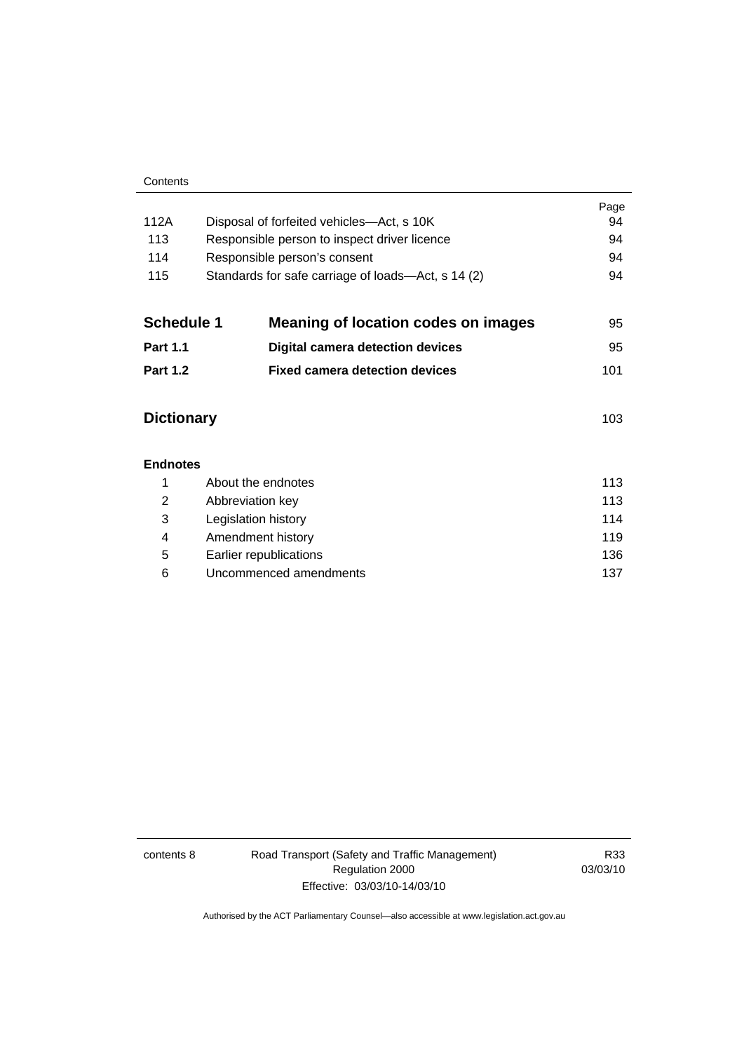| | | Page |
|---|---|---|
| 112A | Disposal of forfeited vehicles—Act, s 10K | 94 |
| 113 | Responsible person to inspect driver licence | 94 |
| 114 | Responsible person's consent | 94 |
| 115 | Standards for safe carriage of loads—Act, s 14 (2) | 94 |

| | | |
|---|---|---|
| **Schedule 1** | **Meaning of location codes on images** | 95 |
| **Part 1.1** | **Digital camera detection devices** | 95 |
| **Part 1.2** | **Fixed camera detection devices** | 101 |

| | |
|---|---|
| **Dictionary** | 103 |

**Endnotes**

| | | |
|---|---|---|
| 1 | About the endnotes | 113 |
| 2 | Abbreviation key | 113 |
| 3 | Legislation history | 114 |
| 4 | Amendment history | 119 |
| 5 | Earlier republications | 136 |
| 6 | Uncommenced amendments | 137 |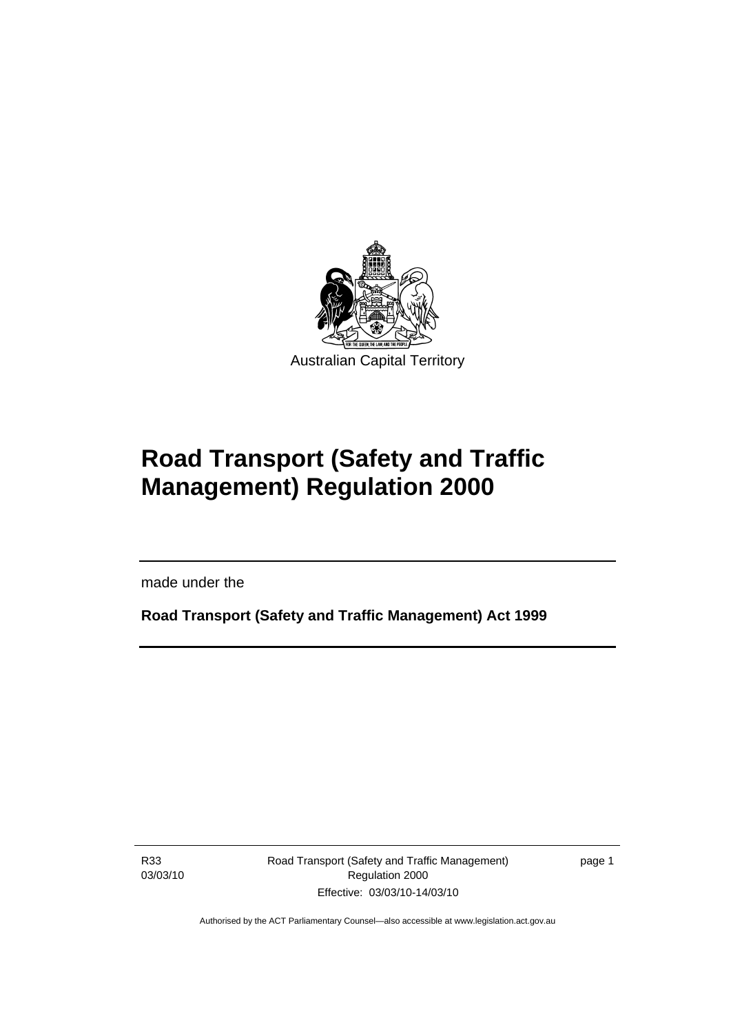Australian Capital Territory

# Road Transport (Safety and Traffic Management) Regulation 2000

made under the

**Road Transport (Safety and Traffic Management) Act 1999**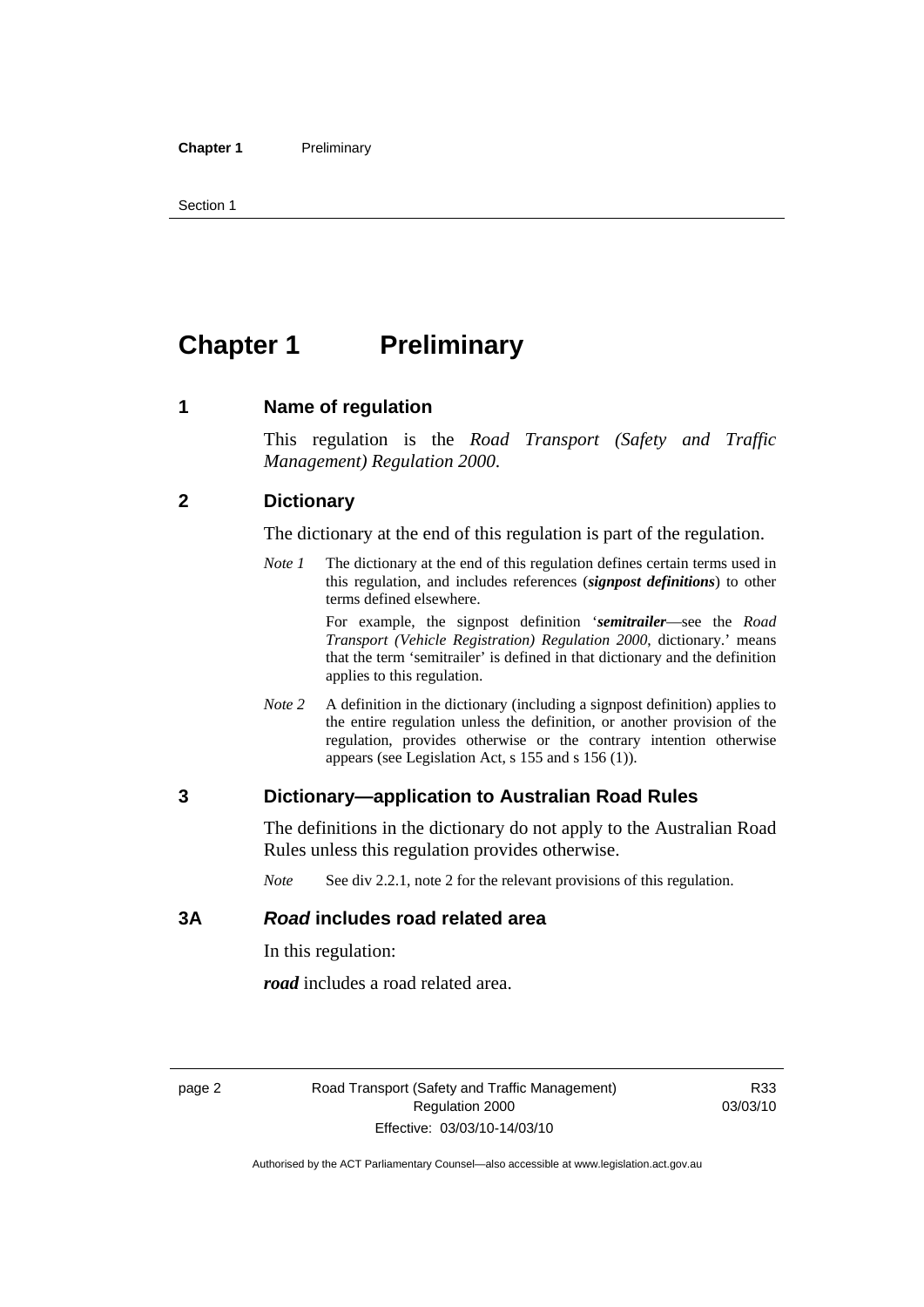# Chapter 1 Preliminary

## 1 Name of regulation

This regulation is the *Road Transport (Safety and Traffic Management) Regulation 2000*.

## 2 Dictionary

The dictionary at the end of this regulation is part of the regulation.

*Note 1* The dictionary at the end of this regulation defines certain terms used in this regulation, and includes references (***signpost definitions***) to other terms defined elsewhere.

For example, the signpost definition '***semitrailer***—see the *Road Transport (Vehicle Registration) Regulation 2000*, dictionary.' means that the term 'semitrailer' is defined in that dictionary and the definition applies to this regulation.

*Note 2* A definition in the dictionary (including a signpost definition) applies to the entire regulation unless the definition, or another provision of the regulation, provides otherwise or the contrary intention otherwise appears (see Legislation Act, s 155 and s 156 (1)).

## 3 Dictionary—application to Australian Road Rules

The definitions in the dictionary do not apply to the Australian Road Rules unless this regulation provides otherwise.

*Note* See div 2.2.1, note 2 for the relevant provisions of this regulation.

## 3A *Road* includes road related area

In this regulation:

***road*** includes a road related area.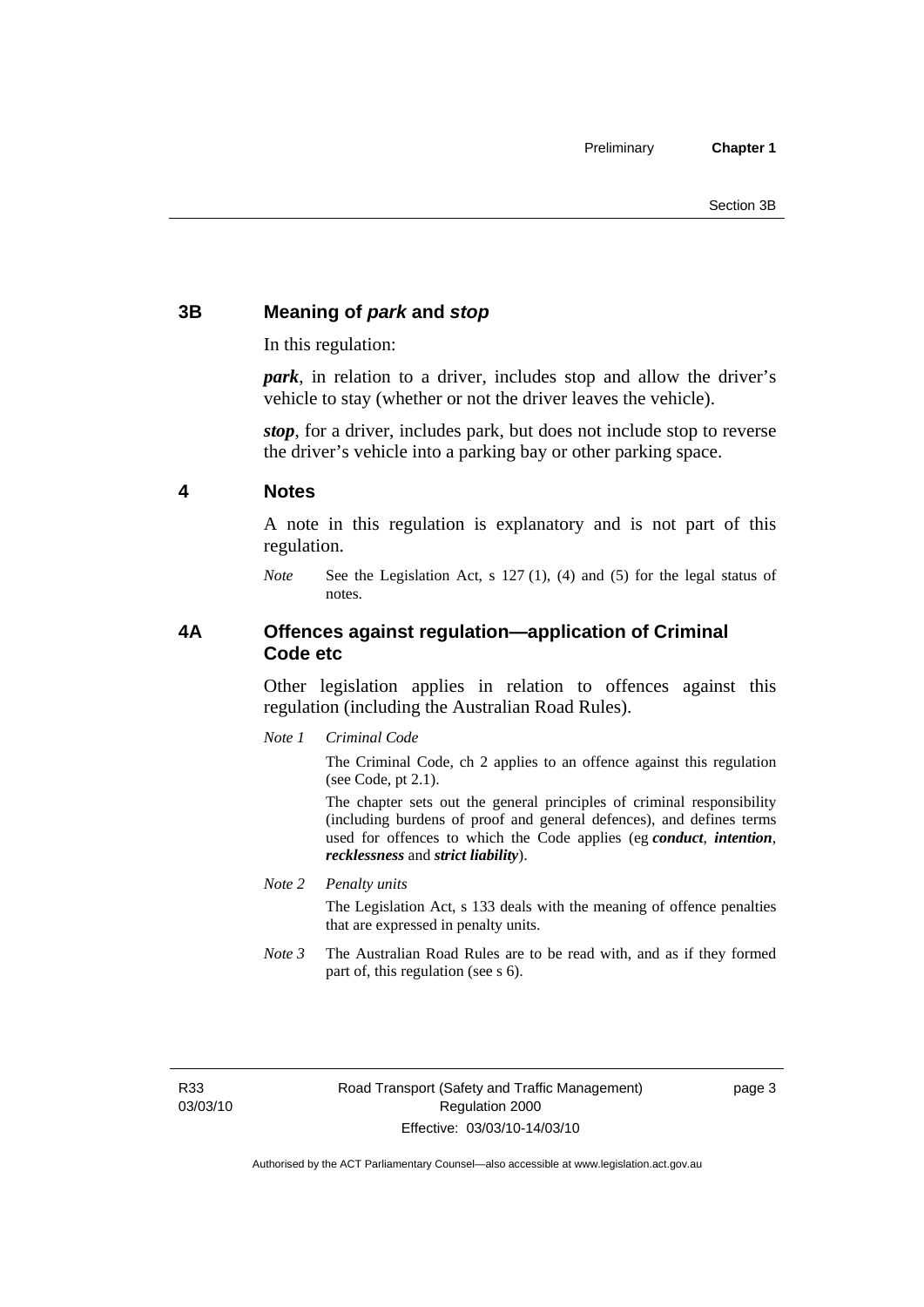## 3B Meaning of *park* and *stop*

In this regulation:

***park***, in relation to a driver, includes stop and allow the driver's vehicle to stay (whether or not the driver leaves the vehicle).

***stop***, for a driver, includes park, but does not include stop to reverse the driver's vehicle into a parking bay or other parking space.

## 4 Notes

A note in this regulation is explanatory and is not part of this regulation.

*Note* See the Legislation Act, s 127 (1), (4) and (5) for the legal status of notes.

## 4A Offences against regulation—application of Criminal Code etc

Other legislation applies in relation to offences against this regulation (including the Australian Road Rules).

*Note 1* *Criminal Code*

The Criminal Code, ch 2 applies to an offence against this regulation (see Code, pt 2.1).

The chapter sets out the general principles of criminal responsibility (including burdens of proof and general defences), and defines terms used for offences to which the Code applies (eg ***conduct***, ***intention***, ***recklessness*** and ***strict liability***).

*Note 2* *Penalty units*

The Legislation Act, s 133 deals with the meaning of offence penalties that are expressed in penalty units.

*Note 3* The Australian Road Rules are to be read with, and as if they formed part of, this regulation (see s 6).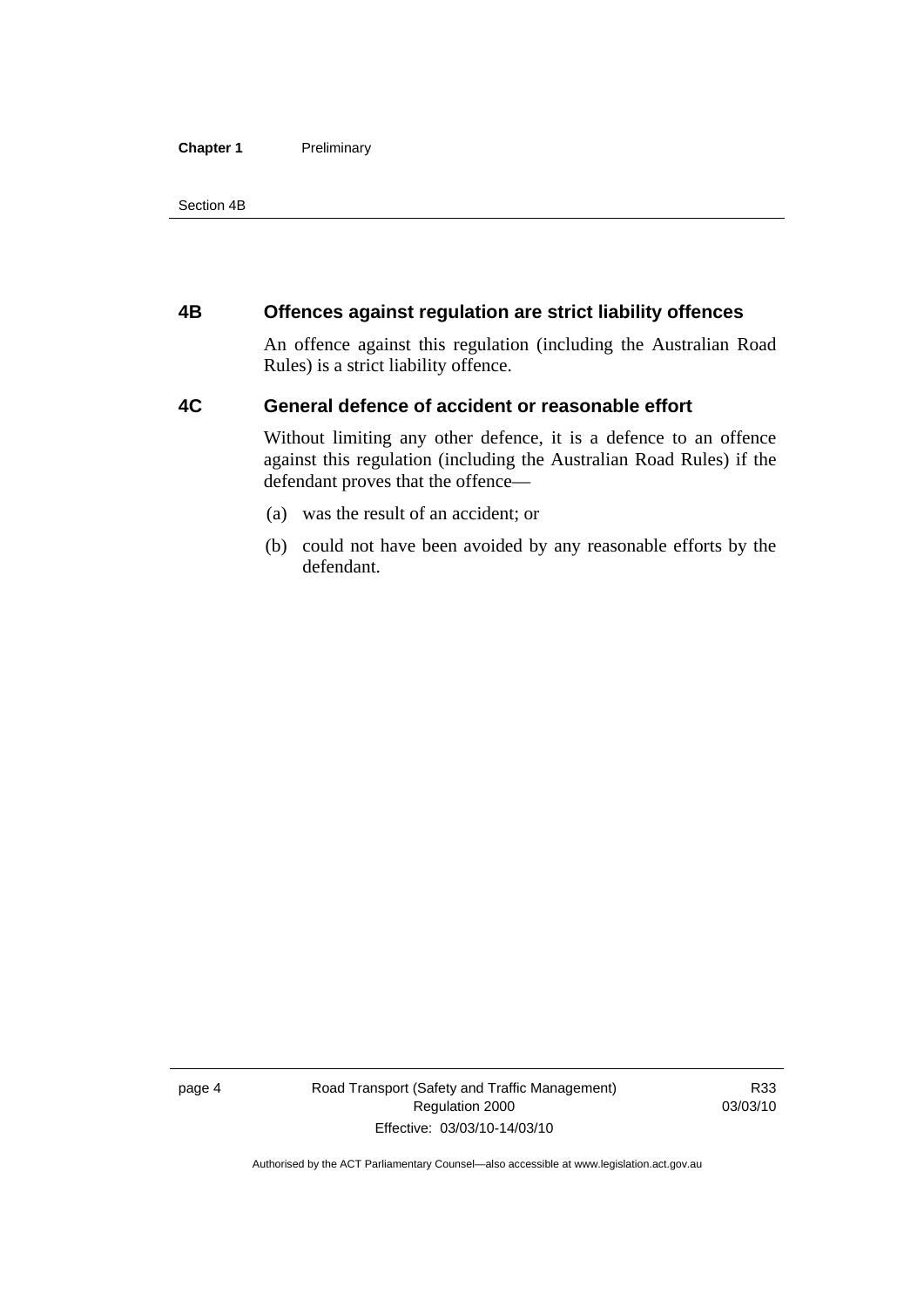## 4B Offences against regulation are strict liability offences

An offence against this regulation (including the Australian Road Rules) is a strict liability offence.

## 4C General defence of accident or reasonable effort

Without limiting any other defence, it is a defence to an offence against this regulation (including the Australian Road Rules) if the defendant proves that the offence—

(a) was the result of an accident; or

(b) could not have been avoided by any reasonable efforts by the defendant.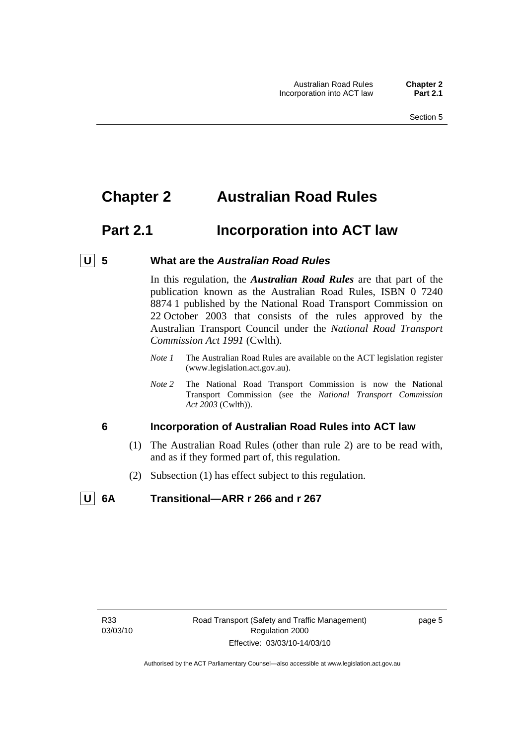# Chapter 2 Australian Road Rules

## Part 2.1 Incorporation into ACT law

### U 5 What are the *Australian Road Rules*

In this regulation, the ***Australian Road Rules*** are that part of the publication known as the Australian Road Rules, ISBN 0 7240 8874 1 published by the National Road Transport Commission on 22 October 2003 that consists of the rules approved by the Australian Transport Council under the *National Road Transport Commission Act 1991* (Cwlth).

*Note 1* The Australian Road Rules are available on the ACT legislation register (www.legislation.act.gov.au).

*Note 2* The National Road Transport Commission is now the National Transport Commission (see the *National Transport Commission Act 2003* (Cwlth)).

### 6 Incorporation of Australian Road Rules into ACT law

(1) The Australian Road Rules (other than rule 2) are to be read with, and as if they formed part of, this regulation.

(2) Subsection (1) has effect subject to this regulation.

### U 6A Transitional—ARR r 266 and r 267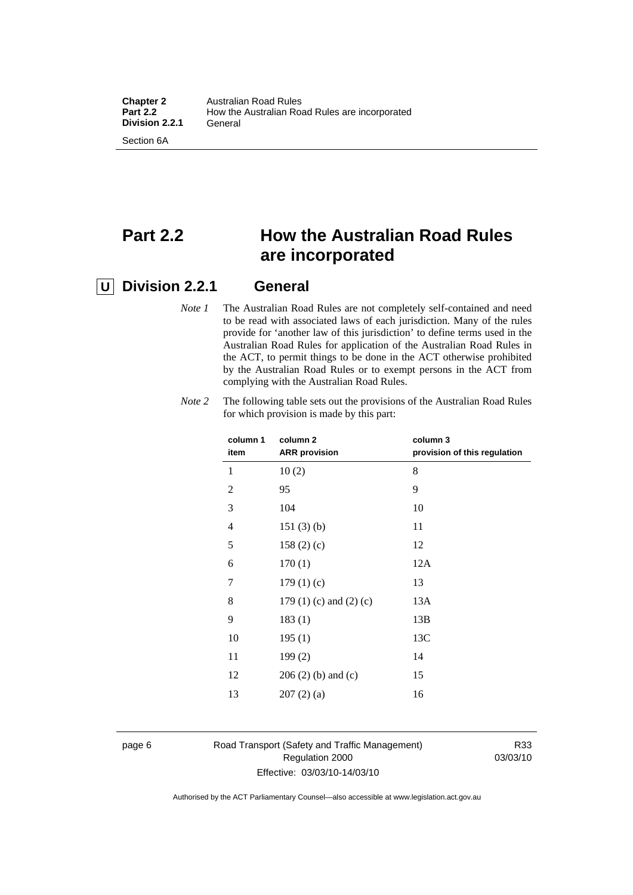# Part 2.2 How the Australian Road Rules are incorporated

## U Division 2.2.1 General

*Note 1* The Australian Road Rules are not completely self-contained and need to be read with associated laws of each jurisdiction. Many of the rules provide for 'another law of this jurisdiction' to define terms used in the Australian Road Rules for application of the Australian Road Rules in the ACT, to permit things to be done in the ACT otherwise prohibited by the Australian Road Rules or to exempt persons in the ACT from complying with the Australian Road Rules.

*Note 2* The following table sets out the provisions of the Australian Road Rules for which provision is made by this part:

| column 1 item | column 2 ARR provision | column 3 provision of this regulation |
|---|---|---|
| 1 | 10 (2) | 8 |
| 2 | 95 | 9 |
| 3 | 104 | 10 |
| 4 | 151 (3) (b) | 11 |
| 5 | 158 (2) (c) | 12 |
| 6 | 170 (1) | 12A |
| 7 | 179 (1) (c) | 13 |
| 8 | 179 (1) (c) and (2) (c) | 13A |
| 9 | 183 (1) | 13B |
| 10 | 195 (1) | 13C |
| 11 | 199 (2) | 14 |
| 12 | 206 (2) (b) and (c) | 15 |
| 13 | 207 (2) (a) | 16 |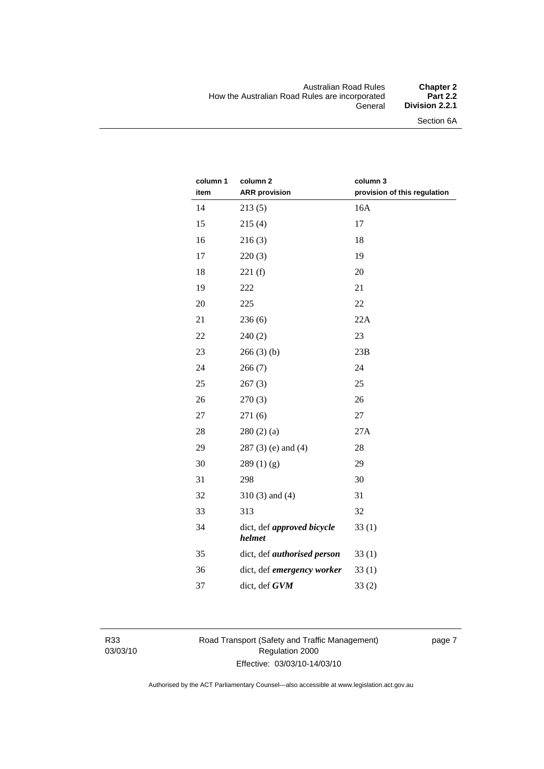| column 1 item | column 2 ARR provision | column 3 provision of this regulation |
|---|---|---|
| 14 | 213 (5) | 16A |
| 15 | 215 (4) | 17 |
| 16 | 216 (3) | 18 |
| 17 | 220 (3) | 19 |
| 18 | 221 (f) | 20 |
| 19 | 222 | 21 |
| 20 | 225 | 22 |
| 21 | 236 (6) | 22A |
| 22 | 240 (2) | 23 |
| 23 | 266 (3) (b) | 23B |
| 24 | 266 (7) | 24 |
| 25 | 267 (3) | 25 |
| 26 | 270 (3) | 26 |
| 27 | 271 (6) | 27 |
| 28 | 280 (2) (a) | 27A |
| 29 | 287 (3) (e) and (4) | 28 |
| 30 | 289 (1) (g) | 29 |
| 31 | 298 | 30 |
| 32 | 310 (3) and (4) | 31 |
| 33 | 313 | 32 |
| 34 | dict, def ***approved bicycle helmet*** | 33 (1) |
| 35 | dict, def ***authorised person*** | 33 (1) |
| 36 | dict, def ***emergency worker*** | 33 (1) |
| 37 | dict, def ***GVM*** | 33 (2) |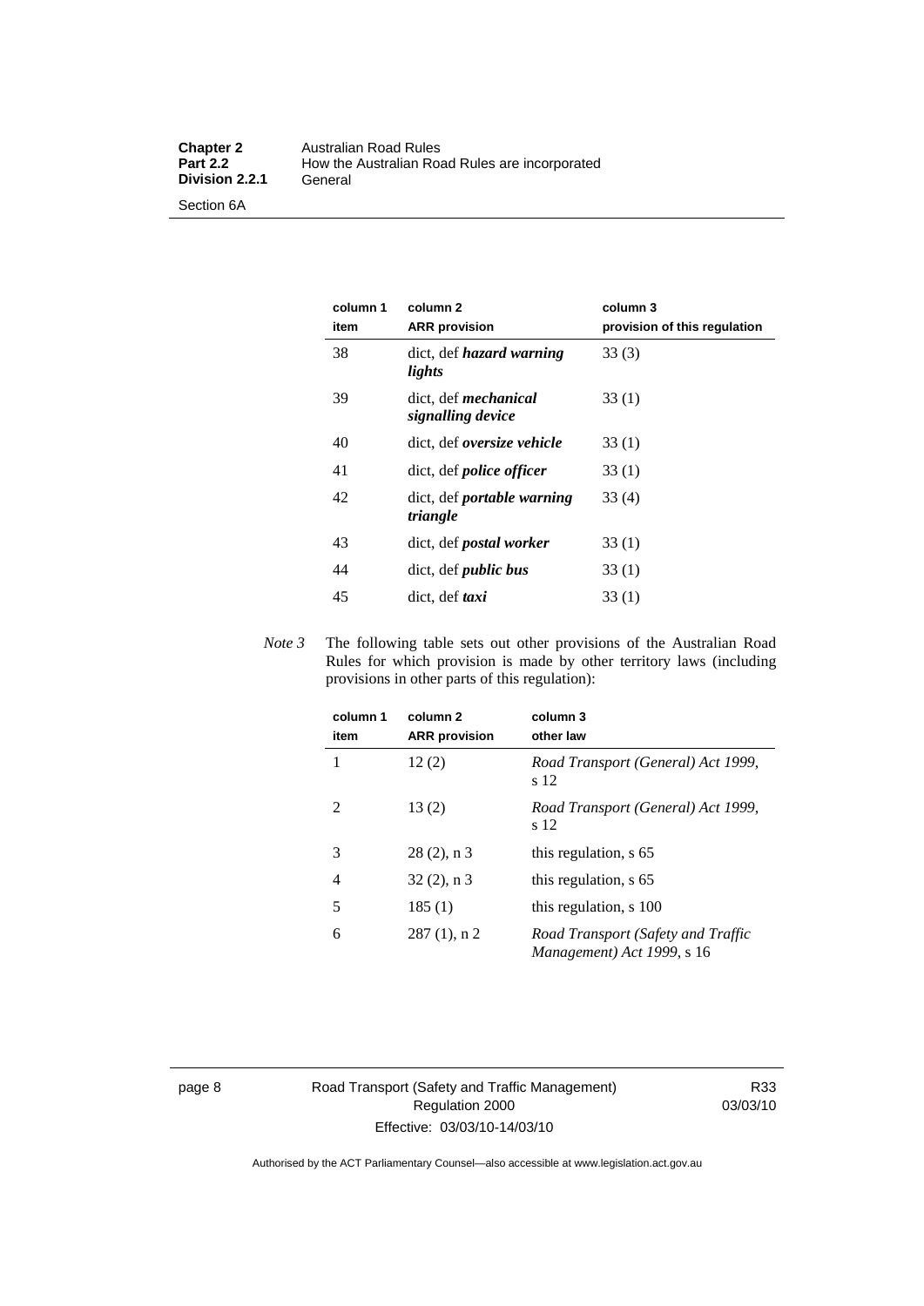| column 1 item | column 2 ARR provision | column 3 provision of this regulation |
|---|---|---|
| 38 | dict, def ***hazard warning lights*** | 33 (3) |
| 39 | dict, def ***mechanical signalling device*** | 33 (1) |
| 40 | dict, def ***oversize vehicle*** | 33 (1) |
| 41 | dict, def ***police officer*** | 33 (1) |
| 42 | dict, def ***portable warning triangle*** | 33 (4) |
| 43 | dict, def ***postal worker*** | 33 (1) |
| 44 | dict, def ***public bus*** | 33 (1) |
| 45 | dict, def ***taxi*** | 33 (1) |

*Note 3* The following table sets out other provisions of the Australian Road Rules for which provision is made by other territory laws (including provisions in other parts of this regulation):

| column 1 item | column 2 ARR provision | column 3 other law |
|---|---|---|
| 1 | 12 (2) | *Road Transport (General) Act 1999*, s 12 |
| 2 | 13 (2) | *Road Transport (General) Act 1999*, s 12 |
| 3 | 28 (2), n 3 | this regulation, s 65 |
| 4 | 32 (2), n 3 | this regulation, s 65 |
| 5 | 185 (1) | this regulation, s 100 |
| 6 | 287 (1), n 2 | *Road Transport (Safety and Traffic Management) Act 1999*, s 16 |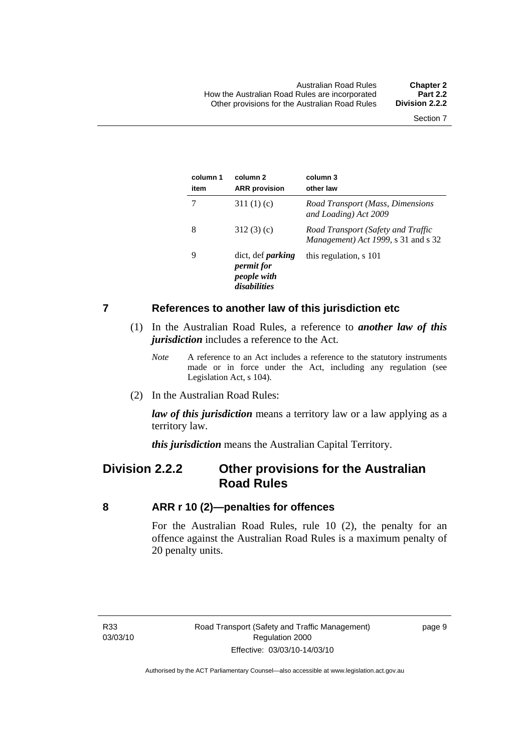| column 1 item | column 2 ARR provision | column 3 other law |
|---|---|---|
| 7 | 311 (1) (c) | *Road Transport (Mass, Dimensions and Loading) Act 2009* |
| 8 | 312 (3) (c) | *Road Transport (Safety and Traffic Management) Act 1999*, s 31 and s 32 |
| 9 | dict, def ***parking permit for people with disabilities*** | this regulation, s 101 |

## 7 References to another law of this jurisdiction etc

(1) In the Australian Road Rules, a reference to ***another law of this jurisdiction*** includes a reference to the Act.

*Note* A reference to an Act includes a reference to the statutory instruments made or in force under the Act, including any regulation (see Legislation Act, s 104).

(2) In the Australian Road Rules:

***law of this jurisdiction*** means a territory law or a law applying as a territory law.

***this jurisdiction*** means the Australian Capital Territory.

# Division 2.2.2 Other provisions for the Australian Road Rules

## 8 ARR r 10 (2)—penalties for offences

For the Australian Road Rules, rule 10 (2), the penalty for an offence against the Australian Road Rules is a maximum penalty of 20 penalty units.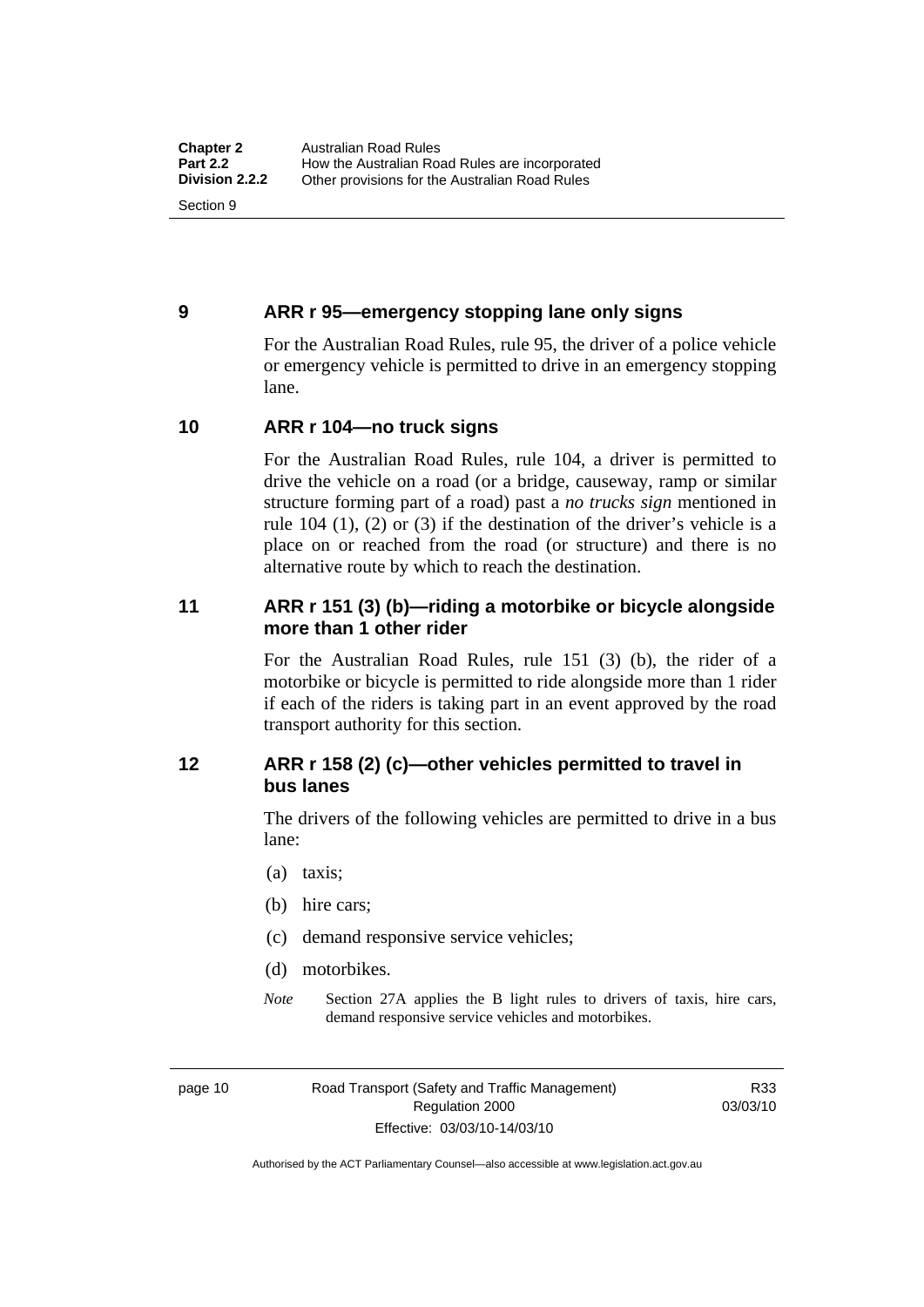## 9 ARR r 95—emergency stopping lane only signs

For the Australian Road Rules, rule 95, the driver of a police vehicle or emergency vehicle is permitted to drive in an emergency stopping lane.

## 10 ARR r 104—no truck signs

For the Australian Road Rules, rule 104, a driver is permitted to drive the vehicle on a road (or a bridge, causeway, ramp or similar structure forming part of a road) past a *no trucks sign* mentioned in rule 104 (1), (2) or (3) if the destination of the driver's vehicle is a place on or reached from the road (or structure) and there is no alternative route by which to reach the destination.

## 11 ARR r 151 (3) (b)—riding a motorbike or bicycle alongside more than 1 other rider

For the Australian Road Rules, rule 151 (3) (b), the rider of a motorbike or bicycle is permitted to ride alongside more than 1 rider if each of the riders is taking part in an event approved by the road transport authority for this section.

## 12 ARR r 158 (2) (c)—other vehicles permitted to travel in bus lanes

The drivers of the following vehicles are permitted to drive in a bus lane:

(a) taxis;

(b) hire cars;

(c) demand responsive service vehicles;

(d) motorbikes.

*Note* Section 27A applies the B light rules to drivers of taxis, hire cars, demand responsive service vehicles and motorbikes.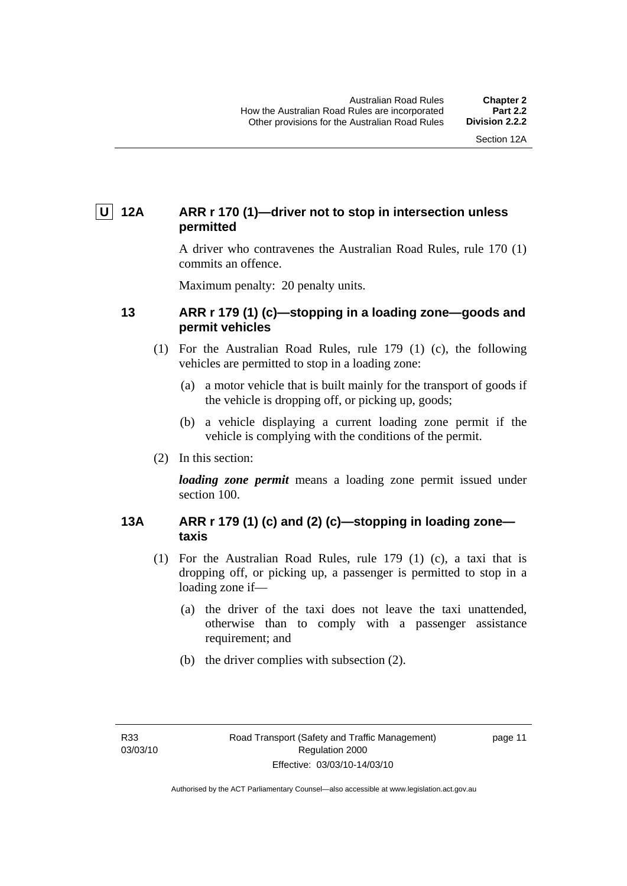### U 12A ARR r 170 (1)—driver not to stop in intersection unless permitted

A driver who contravenes the Australian Road Rules, rule 170 (1) commits an offence.

Maximum penalty: 20 penalty units.

### 13 ARR r 179 (1) (c)—stopping in a loading zone—goods and permit vehicles

(1) For the Australian Road Rules, rule 179 (1) (c), the following vehicles are permitted to stop in a loading zone:

(a) a motor vehicle that is built mainly for the transport of goods if the vehicle is dropping off, or picking up, goods;

(b) a vehicle displaying a current loading zone permit if the vehicle is complying with the conditions of the permit.

(2) In this section:

***loading zone permit*** means a loading zone permit issued under section 100.

### 13A ARR r 179 (1) (c) and (2) (c)—stopping in loading zone—taxis

(1) For the Australian Road Rules, rule 179 (1) (c), a taxi that is dropping off, or picking up, a passenger is permitted to stop in a loading zone if—

(a) the driver of the taxi does not leave the taxi unattended, otherwise than to comply with a passenger assistance requirement; and

(b) the driver complies with subsection (2).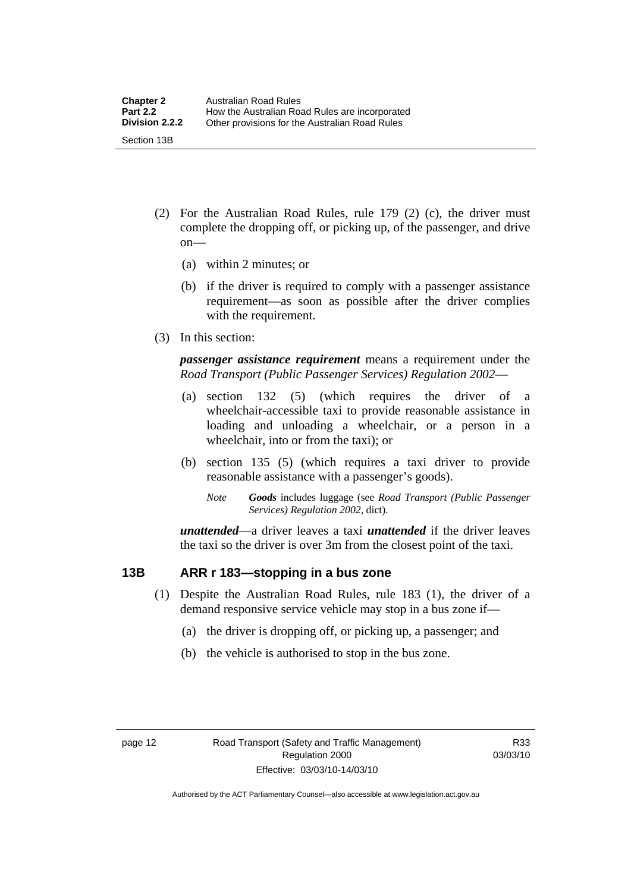(2) For the Australian Road Rules, rule 179 (2) (c), the driver must complete the dropping off, or picking up, of the passenger, and drive on—

(a) within 2 minutes; or

(b) if the driver is required to comply with a passenger assistance requirement—as soon as possible after the driver complies with the requirement.

(3) In this section:

***passenger assistance requirement*** means a requirement under the *Road Transport (Public Passenger Services) Regulation 2002*—

(a) section 132 (5) (which requires the driver of a wheelchair-accessible taxi to provide reasonable assistance in loading and unloading a wheelchair, or a person in a wheelchair, into or from the taxi); or

(b) section 135 (5) (which requires a taxi driver to provide reasonable assistance with a passenger's goods).

*Note* ***Goods*** includes luggage (see *Road Transport (Public Passenger Services) Regulation 2002*, dict).

***unattended***—a driver leaves a taxi ***unattended*** if the driver leaves the taxi so the driver is over 3m from the closest point of the taxi.

## 13B ARR r 183—stopping in a bus zone

(1) Despite the Australian Road Rules, rule 183 (1), the driver of a demand responsive service vehicle may stop in a bus zone if—

(a) the driver is dropping off, or picking up, a passenger; and

(b) the vehicle is authorised to stop in the bus zone.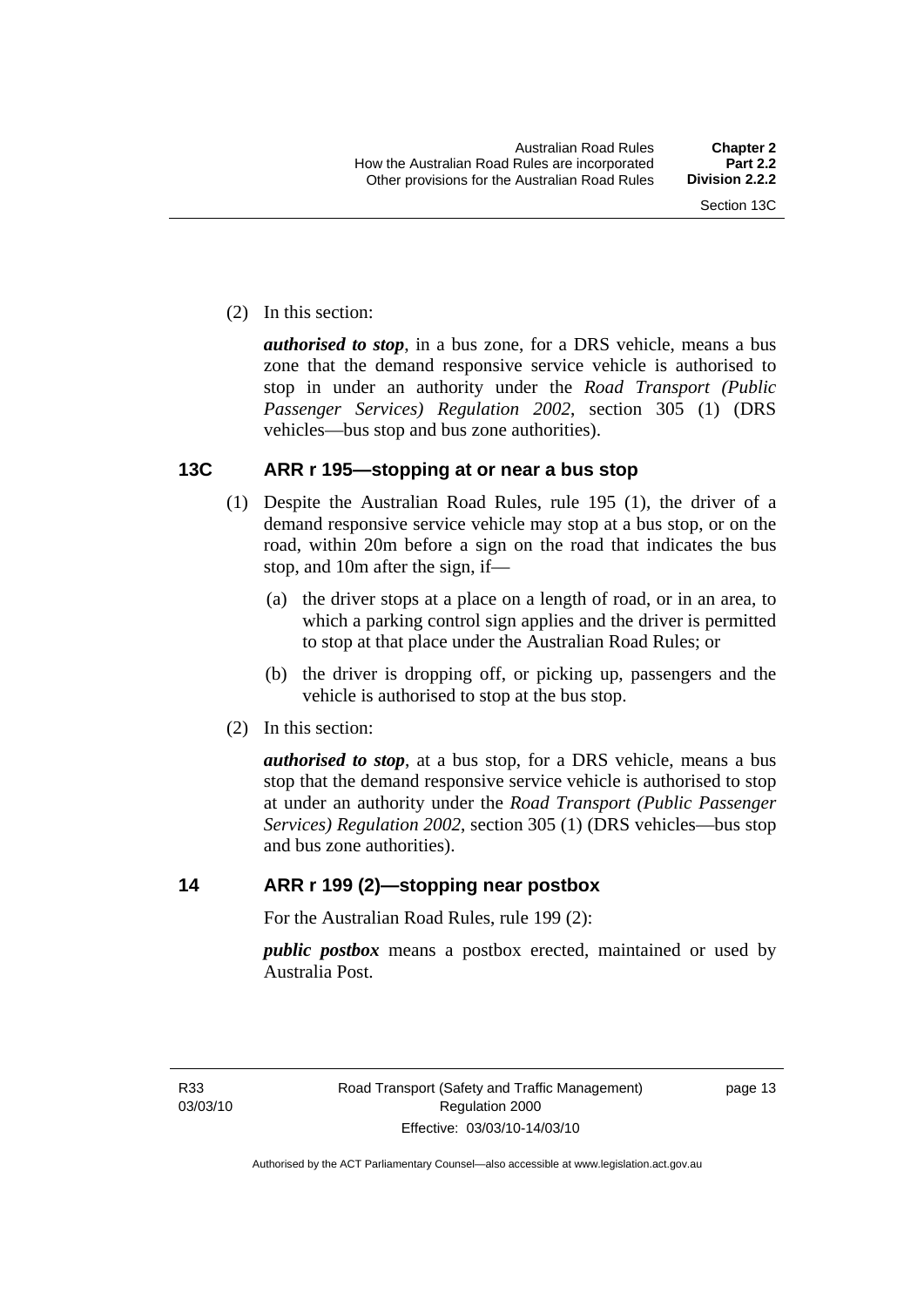(2) In this section:

***authorised to stop***, in a bus zone, for a DRS vehicle, means a bus zone that the demand responsive service vehicle is authorised to stop in under an authority under the *Road Transport (Public Passenger Services) Regulation 2002*, section 305 (1) (DRS vehicles—bus stop and bus zone authorities).

## 13C ARR r 195—stopping at or near a bus stop

(1) Despite the Australian Road Rules, rule 195 (1), the driver of a demand responsive service vehicle may stop at a bus stop, or on the road, within 20m before a sign on the road that indicates the bus stop, and 10m after the sign, if—

(a) the driver stops at a place on a length of road, or in an area, to which a parking control sign applies and the driver is permitted to stop at that place under the Australian Road Rules; or

(b) the driver is dropping off, or picking up, passengers and the vehicle is authorised to stop at the bus stop.

(2) In this section:

***authorised to stop***, at a bus stop, for a DRS vehicle, means a bus stop that the demand responsive service vehicle is authorised to stop at under an authority under the *Road Transport (Public Passenger Services) Regulation 2002*, section 305 (1) (DRS vehicles—bus stop and bus zone authorities).

## 14 ARR r 199 (2)—stopping near postbox

For the Australian Road Rules, rule 199 (2):

***public postbox*** means a postbox erected, maintained or used by Australia Post.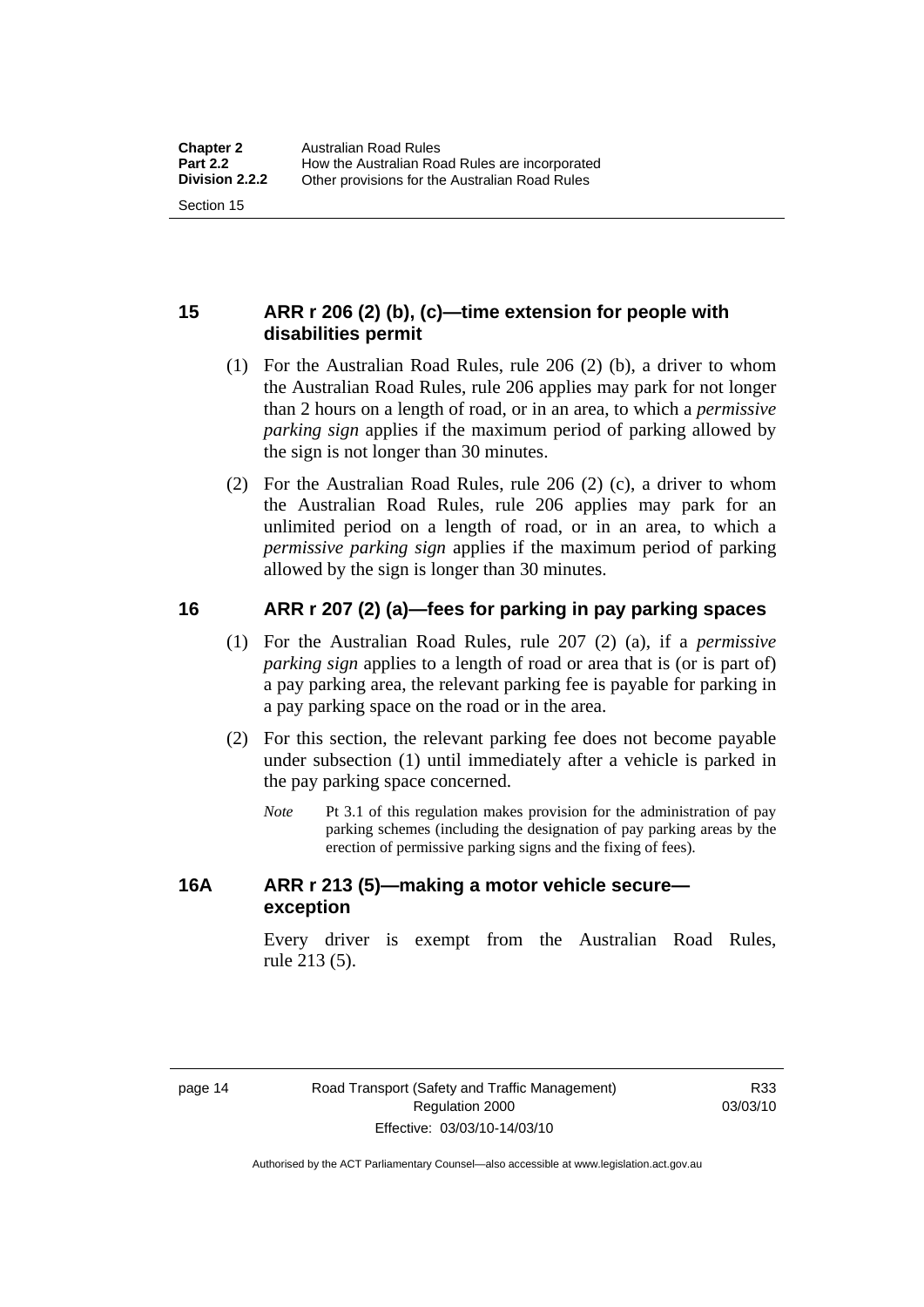## 15 ARR r 206 (2) (b), (c)—time extension for people with disabilities permit

(1) For the Australian Road Rules, rule 206 (2) (b), a driver to whom the Australian Road Rules, rule 206 applies may park for not longer than 2 hours on a length of road, or in an area, to which a *permissive parking sign* applies if the maximum period of parking allowed by the sign is not longer than 30 minutes.

(2) For the Australian Road Rules, rule 206 (2) (c), a driver to whom the Australian Road Rules, rule 206 applies may park for an unlimited period on a length of road, or in an area, to which a *permissive parking sign* applies if the maximum period of parking allowed by the sign is longer than 30 minutes.

## 16 ARR r 207 (2) (a)—fees for parking in pay parking spaces

(1) For the Australian Road Rules, rule 207 (2) (a), if a *permissive parking sign* applies to a length of road or area that is (or is part of) a pay parking area, the relevant parking fee is payable for parking in a pay parking space on the road or in the area.

(2) For this section, the relevant parking fee does not become payable under subsection (1) until immediately after a vehicle is parked in the pay parking space concerned.

*Note* Pt 3.1 of this regulation makes provision for the administration of pay parking schemes (including the designation of pay parking areas by the erection of permissive parking signs and the fixing of fees).

## 16A ARR r 213 (5)—making a motor vehicle secure—exception

Every driver is exempt from the Australian Road Rules, rule 213 (5).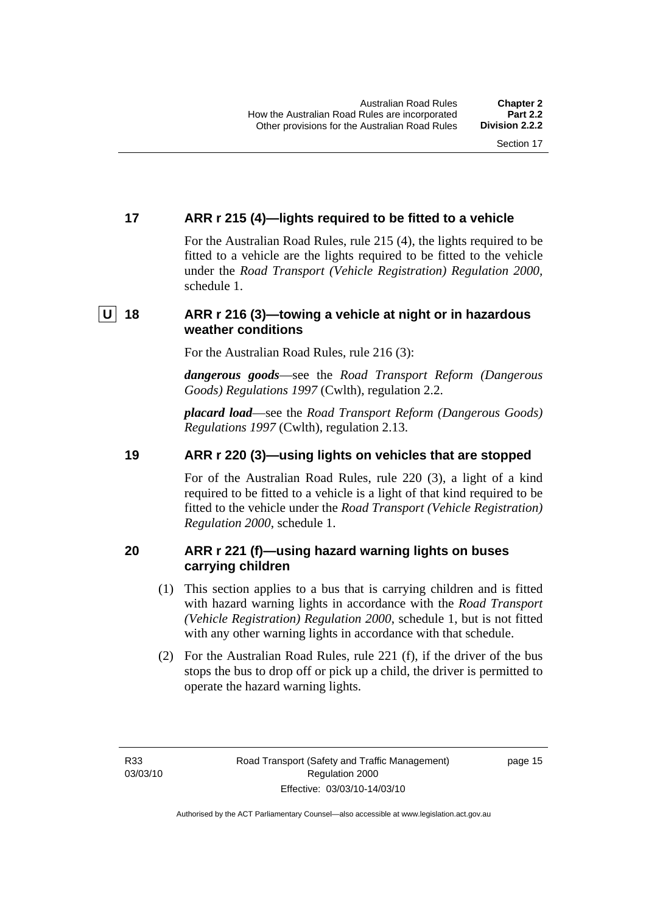## 17 ARR r 215 (4)—lights required to be fitted to a vehicle

For the Australian Road Rules, rule 215 (4), the lights required to be fitted to a vehicle are the lights required to be fitted to the vehicle under the *Road Transport (Vehicle Registration) Regulation 2000*, schedule 1.

## U 18 ARR r 216 (3)—towing a vehicle at night or in hazardous weather conditions

For the Australian Road Rules, rule 216 (3):

***dangerous goods***—see the *Road Transport Reform (Dangerous Goods) Regulations 1997* (Cwlth), regulation 2.2.

***placard load***—see the *Road Transport Reform (Dangerous Goods) Regulations 1997* (Cwlth), regulation 2.13.

## 19 ARR r 220 (3)—using lights on vehicles that are stopped

For of the Australian Road Rules, rule 220 (3), a light of a kind required to be fitted to a vehicle is a light of that kind required to be fitted to the vehicle under the *Road Transport (Vehicle Registration) Regulation 2000*, schedule 1.

## 20 ARR r 221 (f)—using hazard warning lights on buses carrying children

(1) This section applies to a bus that is carrying children and is fitted with hazard warning lights in accordance with the *Road Transport (Vehicle Registration) Regulation 2000*, schedule 1, but is not fitted with any other warning lights in accordance with that schedule.

(2) For the Australian Road Rules, rule 221 (f), if the driver of the bus stops the bus to drop off or pick up a child, the driver is permitted to operate the hazard warning lights.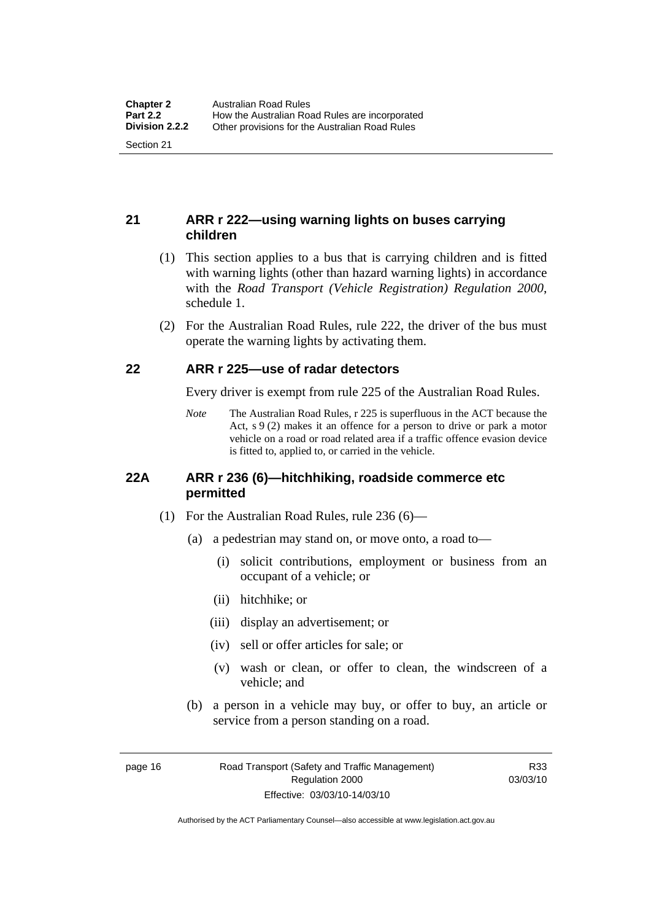## 21 ARR r 222—using warning lights on buses carrying children

(1) This section applies to a bus that is carrying children and is fitted with warning lights (other than hazard warning lights) in accordance with the *Road Transport (Vehicle Registration) Regulation 2000*, schedule 1.

(2) For the Australian Road Rules, rule 222, the driver of the bus must operate the warning lights by activating them.

## 22 ARR r 225—use of radar detectors

Every driver is exempt from rule 225 of the Australian Road Rules.

*Note* The Australian Road Rules, r 225 is superfluous in the ACT because the Act, s 9 (2) makes it an offence for a person to drive or park a motor vehicle on a road or road related area if a traffic offence evasion device is fitted to, applied to, or carried in the vehicle.

## 22A ARR r 236 (6)—hitchhiking, roadside commerce etc permitted

(1) For the Australian Road Rules, rule 236 (6)—

(a) a pedestrian may stand on, or move onto, a road to—

(i) solicit contributions, employment or business from an occupant of a vehicle; or

(ii) hitchhike; or

(iii) display an advertisement; or

(iv) sell or offer articles for sale; or

(v) wash or clean, or offer to clean, the windscreen of a vehicle; and

(b) a person in a vehicle may buy, or offer to buy, an article or service from a person standing on a road.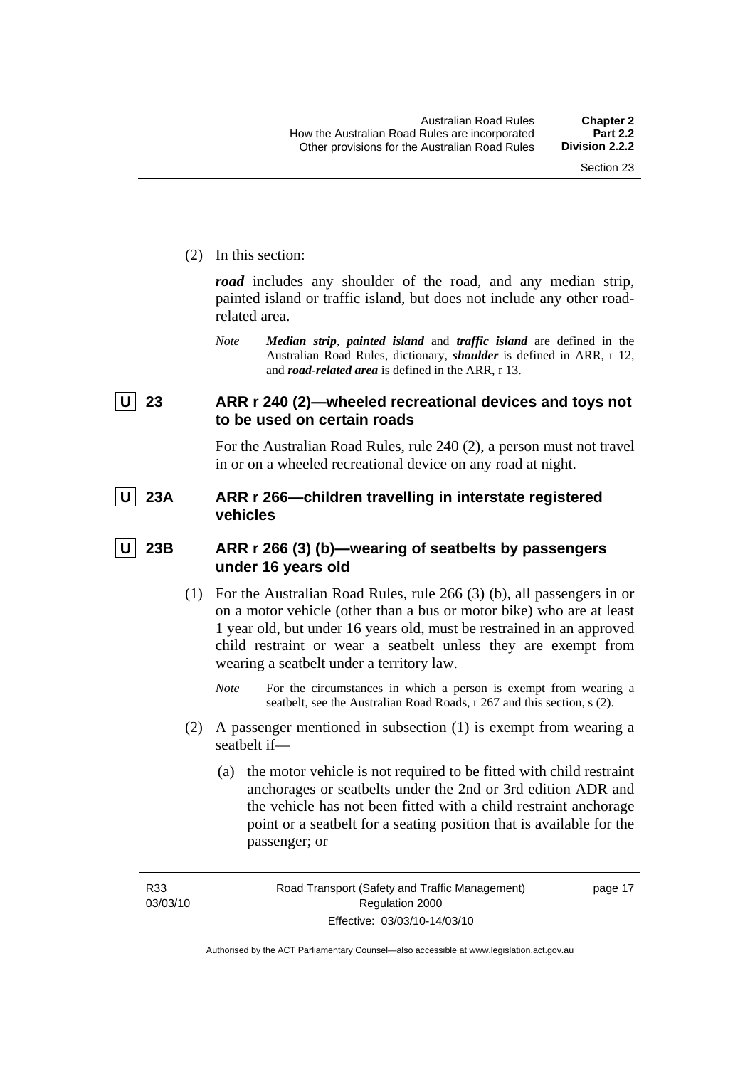(2) In this section:

***road*** includes any shoulder of the road, and any median strip, painted island or traffic island, but does not include any other road-related area.

*Note* ***Median strip***, ***painted island*** and ***traffic island*** are defined in the Australian Road Rules, dictionary, ***shoulder*** is defined in ARR, r 12, and ***road-related area*** is defined in the ARR, r 13.

### U 23 ARR r 240 (2)—wheeled recreational devices and toys not to be used on certain roads

For the Australian Road Rules, rule 240 (2), a person must not travel in or on a wheeled recreational device on any road at night.

### U 23A ARR r 266—children travelling in interstate registered vehicles

### U 23B ARR r 266 (3) (b)—wearing of seatbelts by passengers under 16 years old

(1) For the Australian Road Rules, rule 266 (3) (b), all passengers in or on a motor vehicle (other than a bus or motor bike) who are at least 1 year old, but under 16 years old, must be restrained in an approved child restraint or wear a seatbelt unless they are exempt from wearing a seatbelt under a territory law.

*Note* For the circumstances in which a person is exempt from wearing a seatbelt, see the Australian Road Roads, r 267 and this section, s (2).

(2) A passenger mentioned in subsection (1) is exempt from wearing a seatbelt if—

(a) the motor vehicle is not required to be fitted with child restraint anchorages or seatbelts under the 2nd or 3rd edition ADR and the vehicle has not been fitted with a child restraint anchorage point or a seatbelt for a seating position that is available for the passenger; or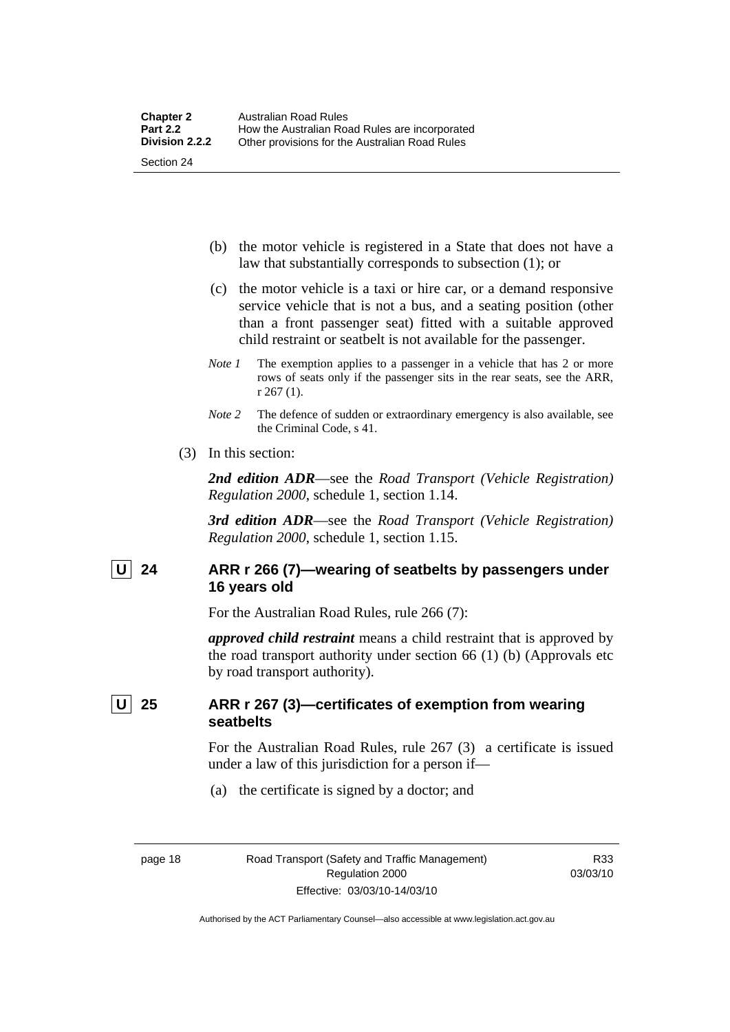(b) the motor vehicle is registered in a State that does not have a law that substantially corresponds to subsection (1); or

(c) the motor vehicle is a taxi or hire car, or a demand responsive service vehicle that is not a bus, and a seating position (other than a front passenger seat) fitted with a suitable approved child restraint or seatbelt is not available for the passenger.

*Note 1* The exemption applies to a passenger in a vehicle that has 2 or more rows of seats only if the passenger sits in the rear seats, see the ARR, r 267 (1).

*Note 2* The defence of sudden or extraordinary emergency is also available, see the Criminal Code, s 41.

(3) In this section:

***2nd edition ADR***—see the *Road Transport (Vehicle Registration) Regulation 2000*, schedule 1, section 1.14.

***3rd edition ADR***—see the *Road Transport (Vehicle Registration) Regulation 2000*, schedule 1, section 1.15.

### U 24 ARR r 266 (7)—wearing of seatbelts by passengers under 16 years old

For the Australian Road Rules, rule 266 (7):

***approved child restraint*** means a child restraint that is approved by the road transport authority under section 66 (1) (b) (Approvals etc by road transport authority).

### U 25 ARR r 267 (3)—certificates of exemption from wearing seatbelts

For the Australian Road Rules, rule 267 (3) a certificate is issued under a law of this jurisdiction for a person if—

(a) the certificate is signed by a doctor; and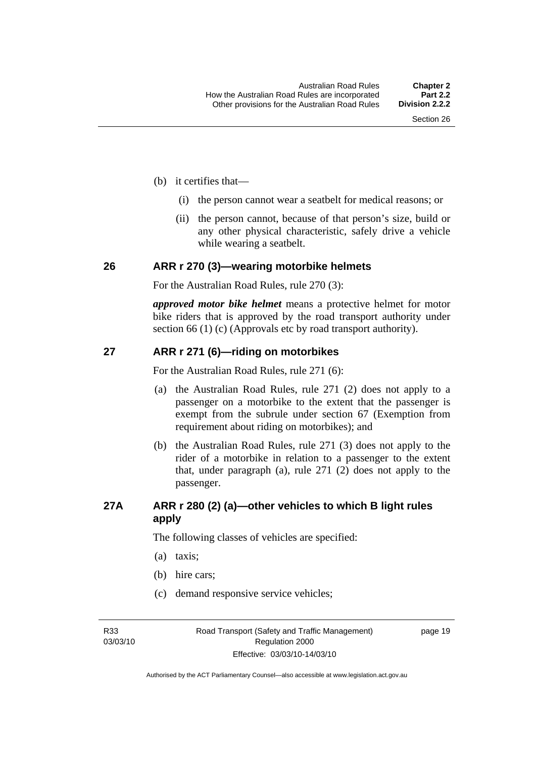(b) it certifies that—

(i) the person cannot wear a seatbelt for medical reasons; or

(ii) the person cannot, because of that person's size, build or any other physical characteristic, safely drive a vehicle while wearing a seatbelt.

## 26 ARR r 270 (3)—wearing motorbike helmets

For the Australian Road Rules, rule 270 (3):

***approved motor bike helmet*** means a protective helmet for motor bike riders that is approved by the road transport authority under section 66 (1) (c) (Approvals etc by road transport authority).

## 27 ARR r 271 (6)—riding on motorbikes

For the Australian Road Rules, rule 271 (6):

(a) the Australian Road Rules, rule 271 (2) does not apply to a passenger on a motorbike to the extent that the passenger is exempt from the subrule under section 67 (Exemption from requirement about riding on motorbikes); and

(b) the Australian Road Rules, rule 271 (3) does not apply to the rider of a motorbike in relation to a passenger to the extent that, under paragraph (a), rule 271 (2) does not apply to the passenger.

## 27A ARR r 280 (2) (a)—other vehicles to which B light rules apply

The following classes of vehicles are specified:

(a) taxis;

(b) hire cars;

(c) demand responsive service vehicles;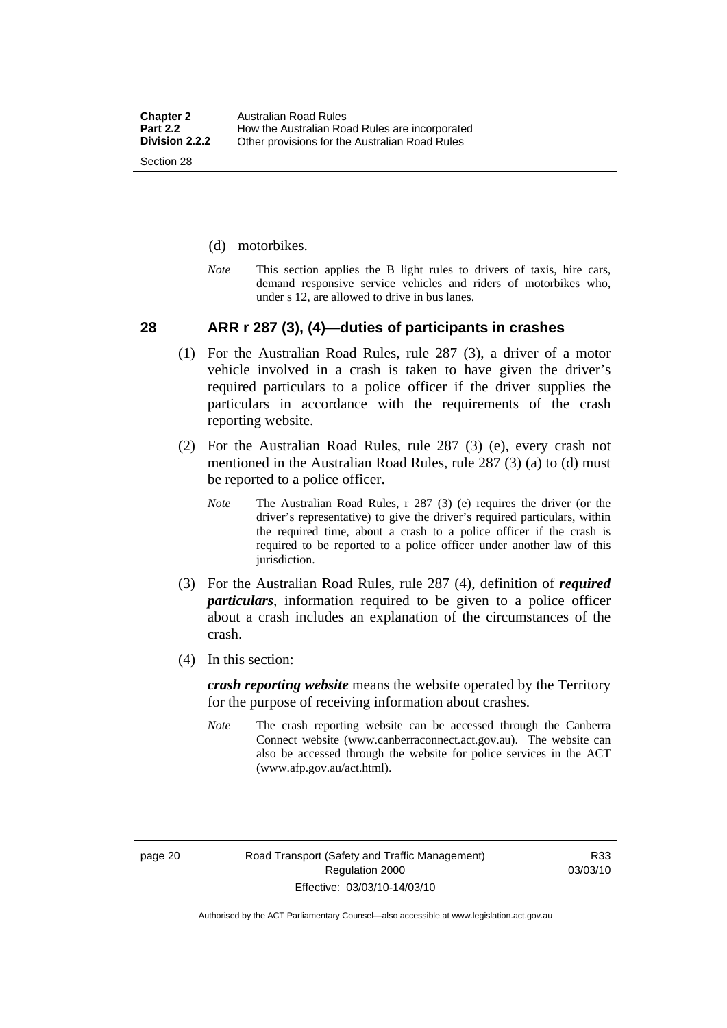(d) motorbikes.

*Note* This section applies the B light rules to drivers of taxis, hire cars, demand responsive service vehicles and riders of motorbikes who, under s 12, are allowed to drive in bus lanes.

## 28 ARR r 287 (3), (4)—duties of participants in crashes

(1) For the Australian Road Rules, rule 287 (3), a driver of a motor vehicle involved in a crash is taken to have given the driver's required particulars to a police officer if the driver supplies the particulars in accordance with the requirements of the crash reporting website.

(2) For the Australian Road Rules, rule 287 (3) (e), every crash not mentioned in the Australian Road Rules, rule 287 (3) (a) to (d) must be reported to a police officer.

*Note* The Australian Road Rules, r 287 (3) (e) requires the driver (or the driver's representative) to give the driver's required particulars, within the required time, about a crash to a police officer if the crash is required to be reported to a police officer under another law of this jurisdiction.

(3) For the Australian Road Rules, rule 287 (4), definition of ***required particulars***, information required to be given to a police officer about a crash includes an explanation of the circumstances of the crash.

(4) In this section:

***crash reporting website*** means the website operated by the Territory for the purpose of receiving information about crashes.

*Note* The crash reporting website can be accessed through the Canberra Connect website (www.canberraconnect.act.gov.au). The website can also be accessed through the website for police services in the ACT (www.afp.gov.au/act.html).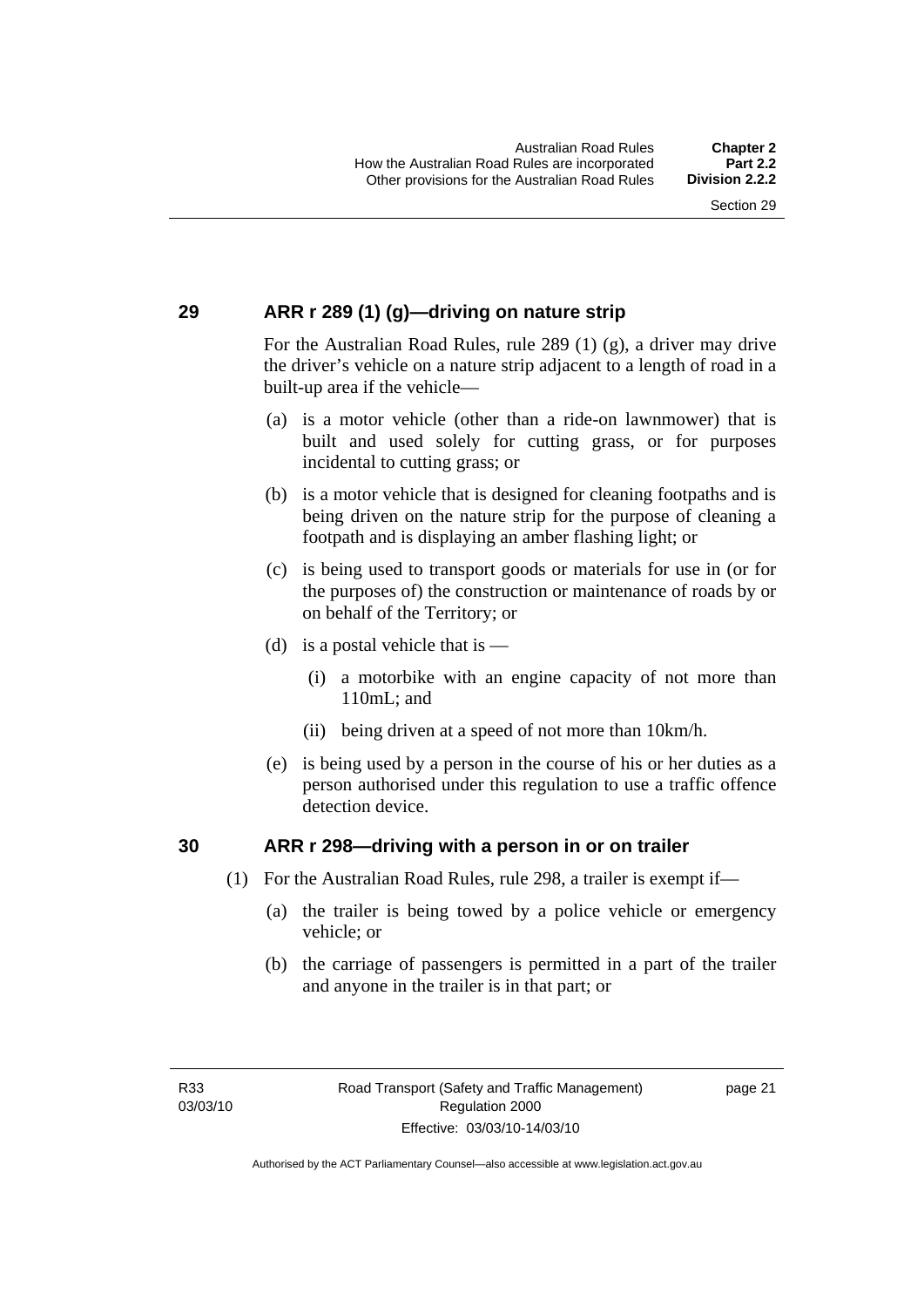## 29 ARR r 289 (1) (g)—driving on nature strip

For the Australian Road Rules, rule 289 (1) (g), a driver may drive the driver's vehicle on a nature strip adjacent to a length of road in a built-up area if the vehicle—

(a) is a motor vehicle (other than a ride-on lawnmower) that is built and used solely for cutting grass, or for purposes incidental to cutting grass; or

(b) is a motor vehicle that is designed for cleaning footpaths and is being driven on the nature strip for the purpose of cleaning a footpath and is displaying an amber flashing light; or

(c) is being used to transport goods or materials for use in (or for the purposes of) the construction or maintenance of roads by or on behalf of the Territory; or

(d) is a postal vehicle that is —

(i) a motorbike with an engine capacity of not more than 110mL; and

(ii) being driven at a speed of not more than 10km/h.

(e) is being used by a person in the course of his or her duties as a person authorised under this regulation to use a traffic offence detection device.

## 30 ARR r 298—driving with a person in or on trailer

(1) For the Australian Road Rules, rule 298, a trailer is exempt if—

(a) the trailer is being towed by a police vehicle or emergency vehicle; or

(b) the carriage of passengers is permitted in a part of the trailer and anyone in the trailer is in that part; or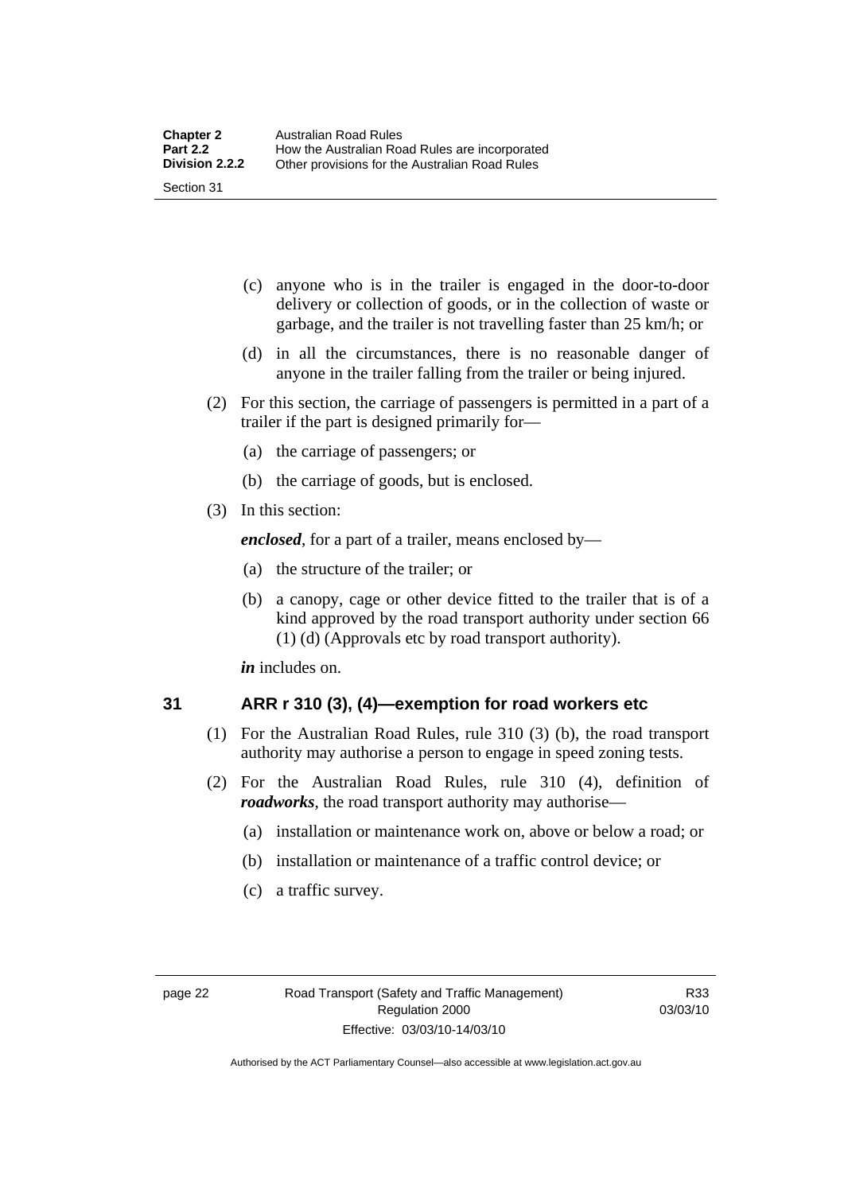(c) anyone who is in the trailer is engaged in the door-to-door delivery or collection of goods, or in the collection of waste or garbage, and the trailer is not travelling faster than 25 km/h; or

(d) in all the circumstances, there is no reasonable danger of anyone in the trailer falling from the trailer or being injured.

(2) For this section, the carriage of passengers is permitted in a part of a trailer if the part is designed primarily for—

(a) the carriage of passengers; or

(b) the carriage of goods, but is enclosed.

(3) In this section:

***enclosed***, for a part of a trailer, means enclosed by—

(a) the structure of the trailer; or

(b) a canopy, cage or other device fitted to the trailer that is of a kind approved by the road transport authority under section 66 (1) (d) (Approvals etc by road transport authority).

***in*** includes on.

## 31 ARR r 310 (3), (4)—exemption for road workers etc

(1) For the Australian Road Rules, rule 310 (3) (b), the road transport authority may authorise a person to engage in speed zoning tests.

(2) For the Australian Road Rules, rule 310 (4), definition of ***roadworks***, the road transport authority may authorise—

(a) installation or maintenance work on, above or below a road; or

(b) installation or maintenance of a traffic control device; or

(c) a traffic survey.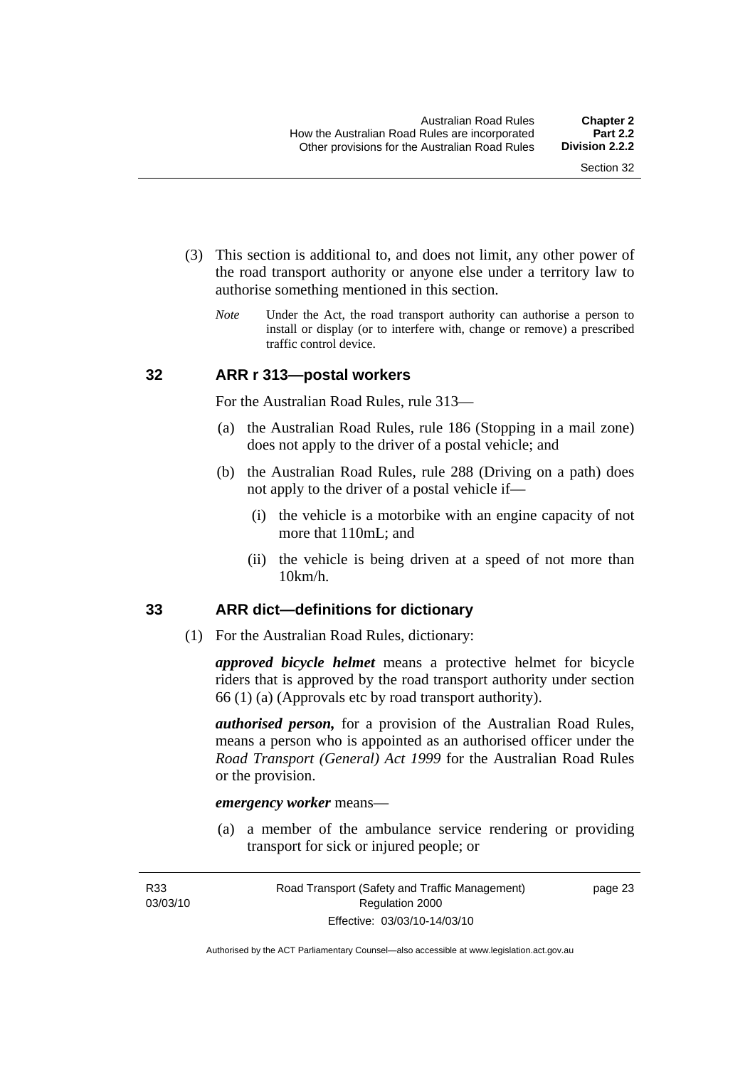(3) This section is additional to, and does not limit, any other power of the road transport authority or anyone else under a territory law to authorise something mentioned in this section.

*Note* Under the Act, the road transport authority can authorise a person to install or display (or to interfere with, change or remove) a prescribed traffic control device.

## 32 ARR r 313—postal workers

For the Australian Road Rules, rule 313—

(a) the Australian Road Rules, rule 186 (Stopping in a mail zone) does not apply to the driver of a postal vehicle; and

(b) the Australian Road Rules, rule 288 (Driving on a path) does not apply to the driver of a postal vehicle if—

(i) the vehicle is a motorbike with an engine capacity of not more that 110mL; and

(ii) the vehicle is being driven at a speed of not more than 10km/h.

## 33 ARR dict—definitions for dictionary

(1) For the Australian Road Rules, dictionary:

***approved bicycle helmet*** means a protective helmet for bicycle riders that is approved by the road transport authority under section 66 (1) (a) (Approvals etc by road transport authority).

***authorised person,*** for a provision of the Australian Road Rules, means a person who is appointed as an authorised officer under the *Road Transport (General) Act 1999* for the Australian Road Rules or the provision.

***emergency worker*** means—

(a) a member of the ambulance service rendering or providing transport for sick or injured people; or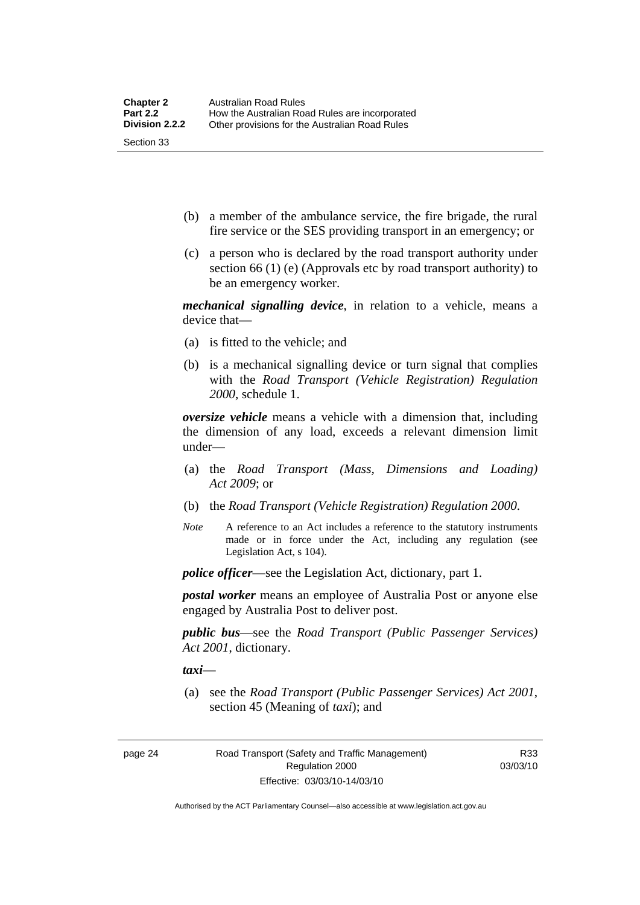(b) a member of the ambulance service, the fire brigade, the rural fire service or the SES providing transport in an emergency; or

(c) a person who is declared by the road transport authority under section 66 (1) (e) (Approvals etc by road transport authority) to be an emergency worker.

***mechanical signalling device***, in relation to a vehicle, means a device that—

(a) is fitted to the vehicle; and

(b) is a mechanical signalling device or turn signal that complies with the *Road Transport (Vehicle Registration) Regulation 2000*, schedule 1.

***oversize vehicle*** means a vehicle with a dimension that, including the dimension of any load, exceeds a relevant dimension limit under—

(a) the *Road Transport (Mass, Dimensions and Loading) Act 2009*; or

(b) the *Road Transport (Vehicle Registration) Regulation 2000*.

*Note* A reference to an Act includes a reference to the statutory instruments made or in force under the Act, including any regulation (see Legislation Act, s 104).

***police officer***—see the Legislation Act, dictionary, part 1.

***postal worker*** means an employee of Australia Post or anyone else engaged by Australia Post to deliver post.

***public bus***—see the *Road Transport (Public Passenger Services) Act 2001*, dictionary.

***taxi***—

(a) see the *Road Transport (Public Passenger Services) Act 2001*, section 45 (Meaning of *taxi*); and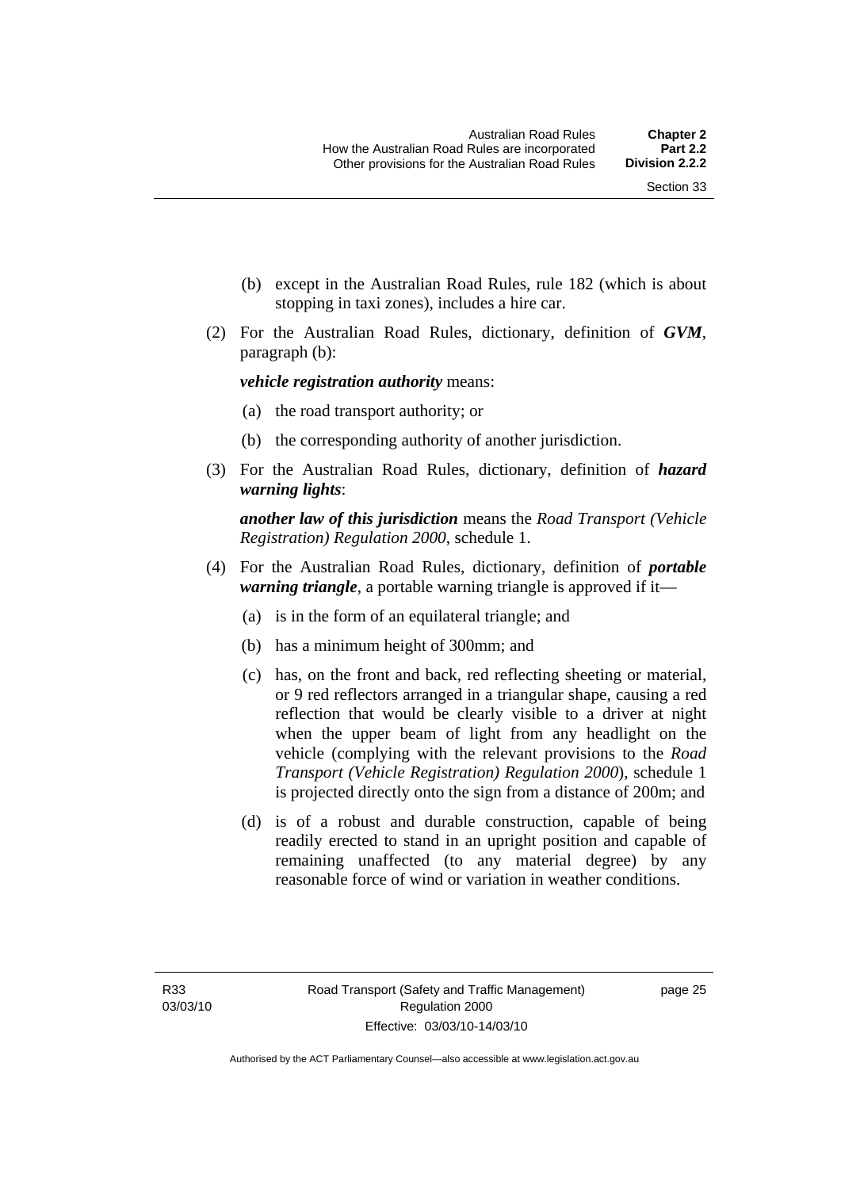(b) except in the Australian Road Rules, rule 182 (which is about stopping in taxi zones), includes a hire car.

(2) For the Australian Road Rules, dictionary, definition of ***GVM***, paragraph (b):

***vehicle registration authority*** means:

(a) the road transport authority; or

(b) the corresponding authority of another jurisdiction.

(3) For the Australian Road Rules, dictionary, definition of ***hazard warning lights***:

***another law of this jurisdiction*** means the *Road Transport (Vehicle Registration) Regulation 2000*, schedule 1.

(4) For the Australian Road Rules, dictionary, definition of ***portable warning triangle***, a portable warning triangle is approved if it—

(a) is in the form of an equilateral triangle; and

(b) has a minimum height of 300mm; and

(c) has, on the front and back, red reflecting sheeting or material, or 9 red reflectors arranged in a triangular shape, causing a red reflection that would be clearly visible to a driver at night when the upper beam of light from any headlight on the vehicle (complying with the relevant provisions to the *Road Transport (Vehicle Registration) Regulation 2000*), schedule 1 is projected directly onto the sign from a distance of 200m; and

(d) is of a robust and durable construction, capable of being readily erected to stand in an upright position and capable of remaining unaffected (to any material degree) by any reasonable force of wind or variation in weather conditions.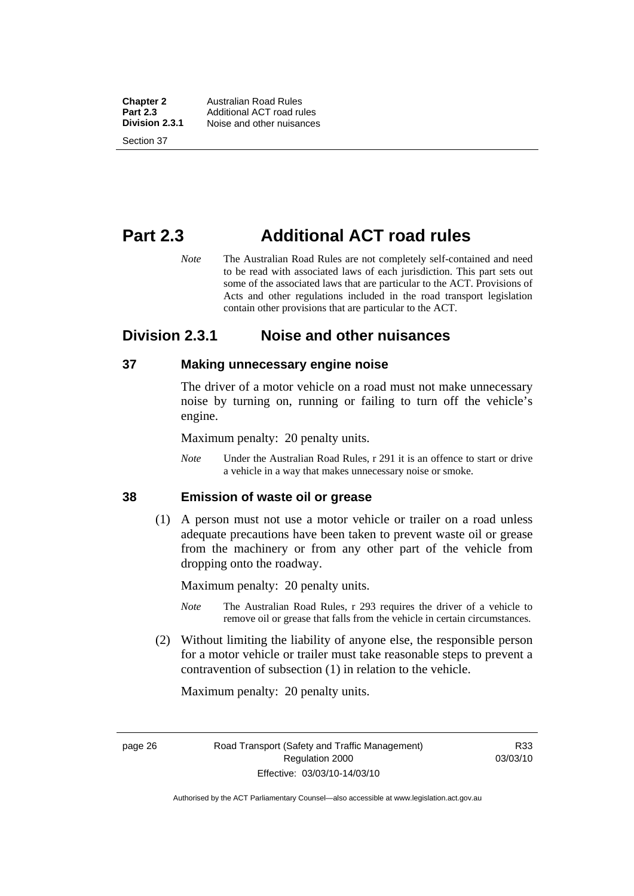# Part 2.3 Additional ACT road rules

*Note* The Australian Road Rules are not completely self-contained and need to be read with associated laws of each jurisdiction. This part sets out some of the associated laws that are particular to the ACT. Provisions of Acts and other regulations included in the road transport legislation contain other provisions that are particular to the ACT.

## Division 2.3.1 Noise and other nuisances

### 37 Making unnecessary engine noise

The driver of a motor vehicle on a road must not make unnecessary noise by turning on, running or failing to turn off the vehicle's engine.

Maximum penalty: 20 penalty units.

*Note* Under the Australian Road Rules, r 291 it is an offence to start or drive a vehicle in a way that makes unnecessary noise or smoke.

### 38 Emission of waste oil or grease

(1) A person must not use a motor vehicle or trailer on a road unless adequate precautions have been taken to prevent waste oil or grease from the machinery or from any other part of the vehicle from dropping onto the roadway.

Maximum penalty: 20 penalty units.

*Note* The Australian Road Rules, r 293 requires the driver of a vehicle to remove oil or grease that falls from the vehicle in certain circumstances.

(2) Without limiting the liability of anyone else, the responsible person for a motor vehicle or trailer must take reasonable steps to prevent a contravention of subsection (1) in relation to the vehicle.

Maximum penalty: 20 penalty units.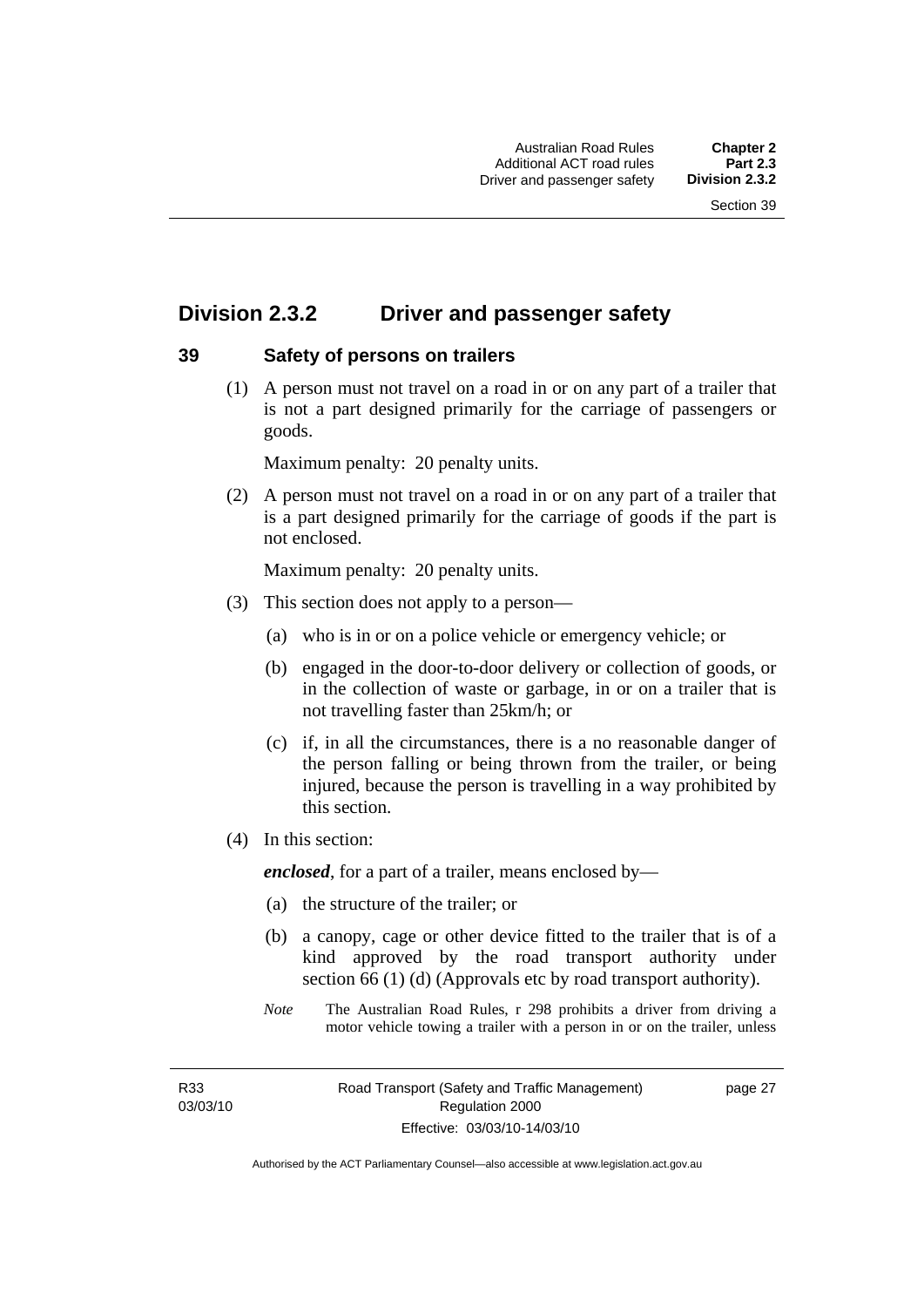## Division 2.3.2 Driver and passenger safety

### 39 Safety of persons on trailers

(1) A person must not travel on a road in or on any part of a trailer that is not a part designed primarily for the carriage of passengers or goods.

Maximum penalty: 20 penalty units.

(2) A person must not travel on a road in or on any part of a trailer that is a part designed primarily for the carriage of goods if the part is not enclosed.

Maximum penalty: 20 penalty units.

(3) This section does not apply to a person—

(a) who is in or on a police vehicle or emergency vehicle; or

(b) engaged in the door-to-door delivery or collection of goods, or in the collection of waste or garbage, in or on a trailer that is not travelling faster than 25km/h; or

(c) if, in all the circumstances, there is a no reasonable danger of the person falling or being thrown from the trailer, or being injured, because the person is travelling in a way prohibited by this section.

(4) In this section:

***enclosed***, for a part of a trailer, means enclosed by—

(a) the structure of the trailer; or

(b) a canopy, cage or other device fitted to the trailer that is of a kind approved by the road transport authority under section 66 (1) (d) (Approvals etc by road transport authority).

*Note* The Australian Road Rules, r 298 prohibits a driver from driving a motor vehicle towing a trailer with a person in or on the trailer, unless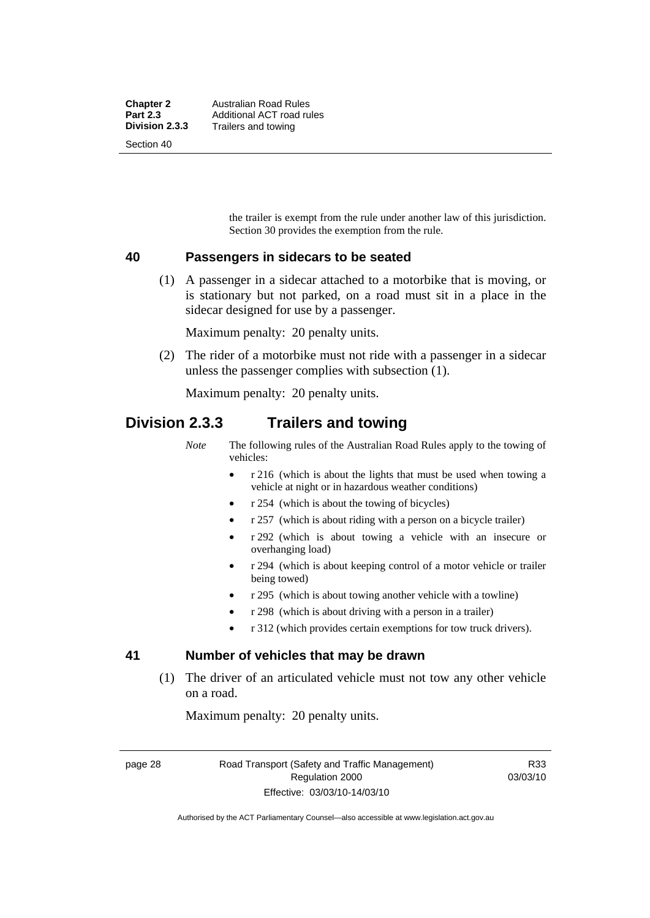the trailer is exempt from the rule under another law of this jurisdiction. Section 30 provides the exemption from the rule.

### 40 Passengers in sidecars to be seated

(1) A passenger in a sidecar attached to a motorbike that is moving, or is stationary but not parked, on a road must sit in a place in the sidecar designed for use by a passenger.

Maximum penalty: 20 penalty units.

(2) The rider of a motorbike must not ride with a passenger in a sidecar unless the passenger complies with subsection (1).

Maximum penalty: 20 penalty units.

## Division 2.3.3 Trailers and towing

*Note* The following rules of the Australian Road Rules apply to the towing of vehicles:

- r 216 (which is about the lights that must be used when towing a vehicle at night or in hazardous weather conditions)
- r 254 (which is about the towing of bicycles)
- r 257 (which is about riding with a person on a bicycle trailer)
- r 292 (which is about towing a vehicle with an insecure or overhanging load)
- r 294 (which is about keeping control of a motor vehicle or trailer being towed)
- r 295 (which is about towing another vehicle with a towline)
- r 298 (which is about driving with a person in a trailer)
- r 312 (which provides certain exemptions for tow truck drivers).

### 41 Number of vehicles that may be drawn

(1) The driver of an articulated vehicle must not tow any other vehicle on a road.

Maximum penalty: 20 penalty units.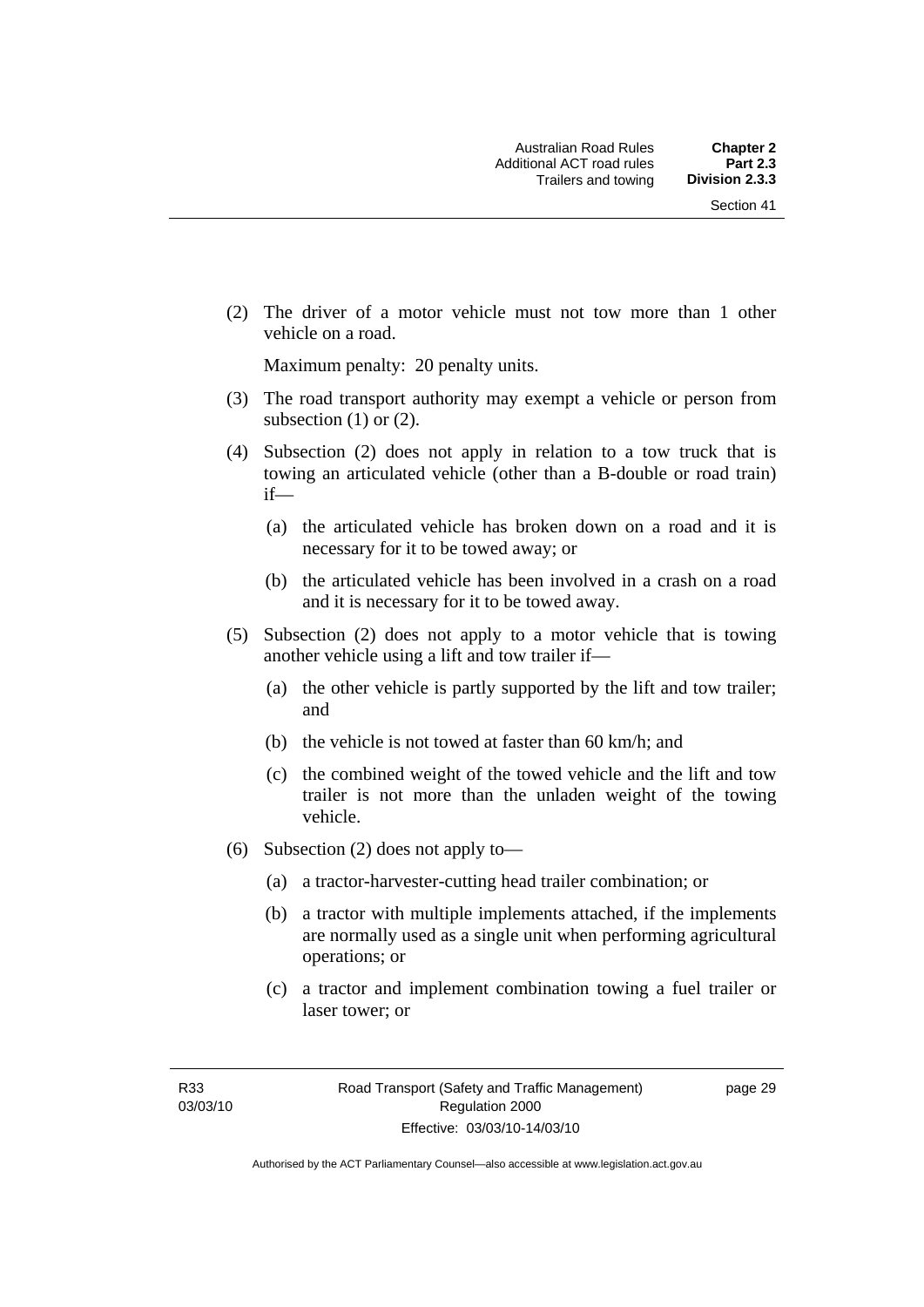(2) The driver of a motor vehicle must not tow more than 1 other vehicle on a road.

Maximum penalty: 20 penalty units.

(3) The road transport authority may exempt a vehicle or person from subsection (1) or (2).

(4) Subsection (2) does not apply in relation to a tow truck that is towing an articulated vehicle (other than a B-double or road train) if—

(a) the articulated vehicle has broken down on a road and it is necessary for it to be towed away; or

(b) the articulated vehicle has been involved in a crash on a road and it is necessary for it to be towed away.

(5) Subsection (2) does not apply to a motor vehicle that is towing another vehicle using a lift and tow trailer if—

(a) the other vehicle is partly supported by the lift and tow trailer; and

(b) the vehicle is not towed at faster than 60 km/h; and

(c) the combined weight of the towed vehicle and the lift and tow trailer is not more than the unladen weight of the towing vehicle.

(6) Subsection (2) does not apply to—

(a) a tractor-harvester-cutting head trailer combination; or

(b) a tractor with multiple implements attached, if the implements are normally used as a single unit when performing agricultural operations; or

(c) a tractor and implement combination towing a fuel trailer or laser tower; or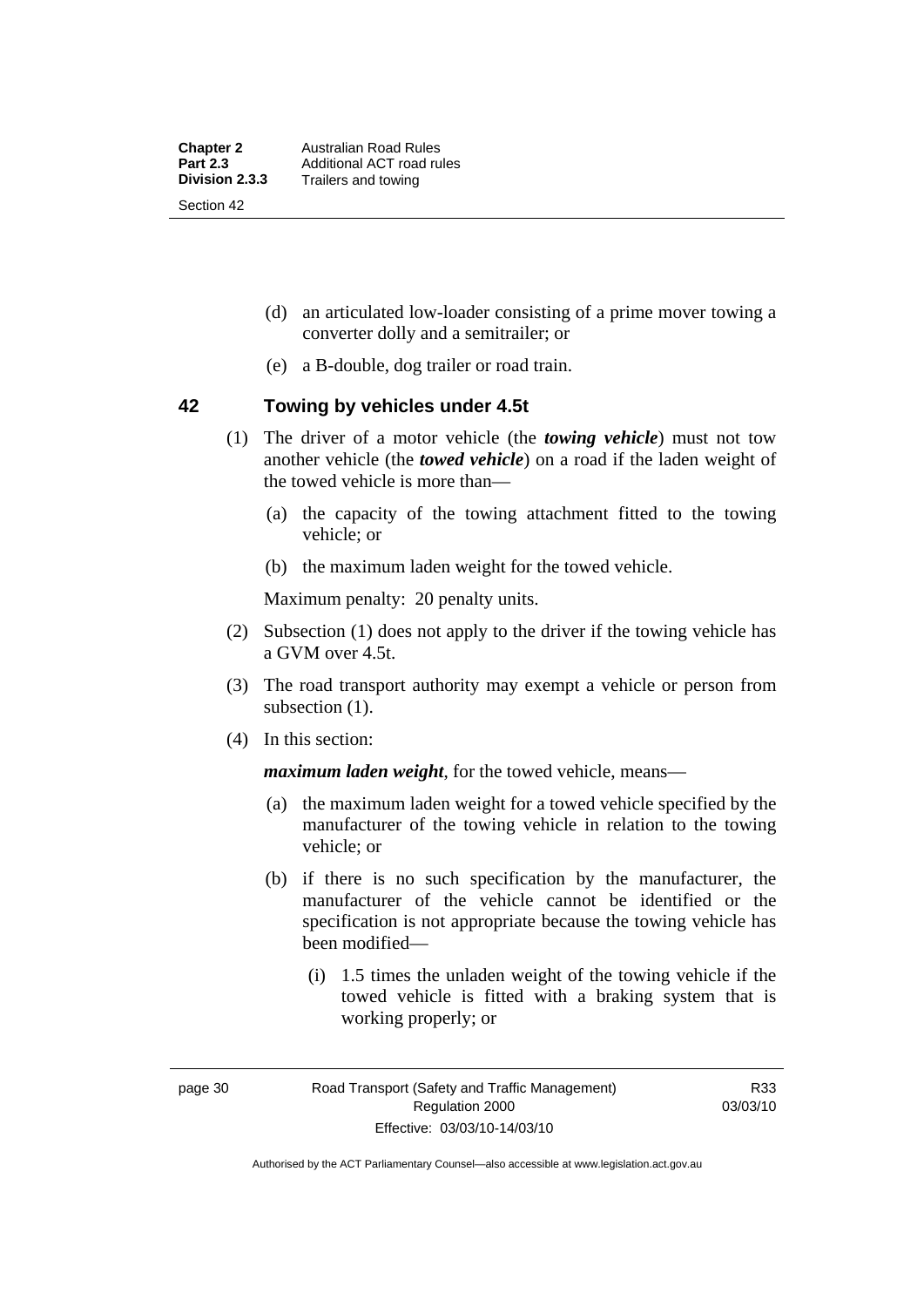(d) an articulated low-loader consisting of a prime mover towing a converter dolly and a semitrailer; or

(e) a B-double, dog trailer or road train.

## 42 Towing by vehicles under 4.5t

(1) The driver of a motor vehicle (the ***towing vehicle***) must not tow another vehicle (the ***towed vehicle***) on a road if the laden weight of the towed vehicle is more than—

(a) the capacity of the towing attachment fitted to the towing vehicle; or

(b) the maximum laden weight for the towed vehicle.

Maximum penalty: 20 penalty units.

(2) Subsection (1) does not apply to the driver if the towing vehicle has a GVM over 4.5t.

(3) The road transport authority may exempt a vehicle or person from subsection (1).

(4) In this section:

***maximum laden weight***, for the towed vehicle, means—

(a) the maximum laden weight for a towed vehicle specified by the manufacturer of the towing vehicle in relation to the towing vehicle; or

(b) if there is no such specification by the manufacturer, the manufacturer of the vehicle cannot be identified or the specification is not appropriate because the towing vehicle has been modified—

(i) 1.5 times the unladen weight of the towing vehicle if the towed vehicle is fitted with a braking system that is working properly; or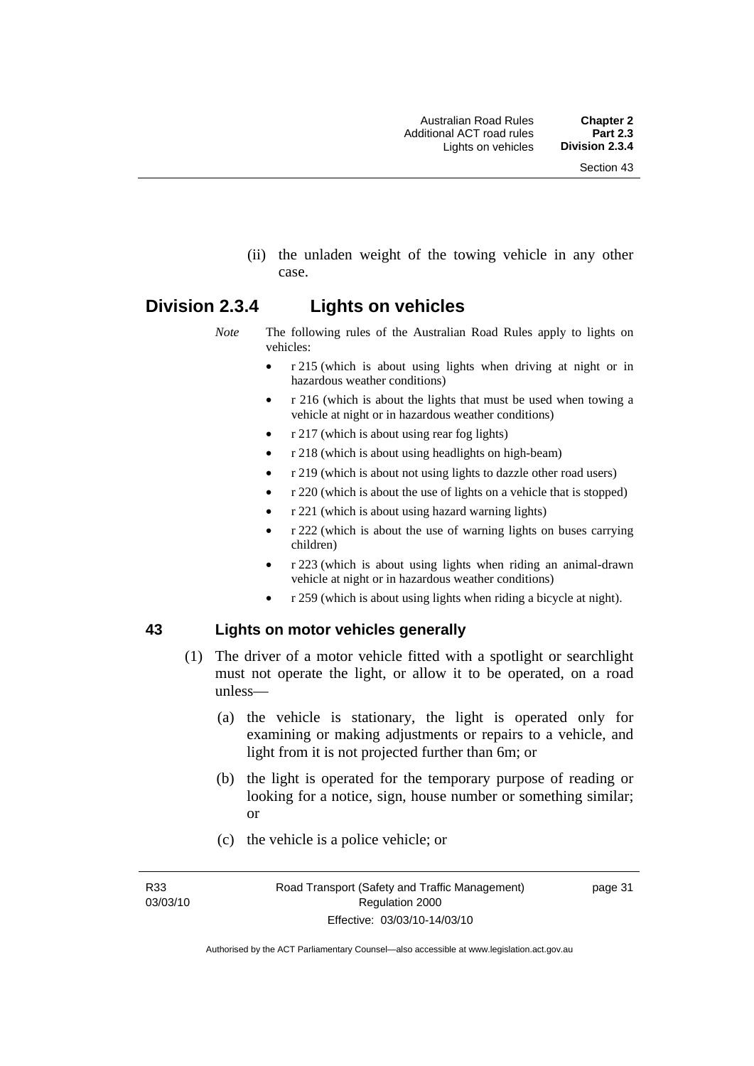(ii) the unladen weight of the towing vehicle in any other case.

## Division 2.3.4 Lights on vehicles

*Note* The following rules of the Australian Road Rules apply to lights on vehicles:

- r 215 (which is about using lights when driving at night or in hazardous weather conditions)
- r 216 (which is about the lights that must be used when towing a vehicle at night or in hazardous weather conditions)
- r 217 (which is about using rear fog lights)
- r 218 (which is about using headlights on high-beam)
- r 219 (which is about not using lights to dazzle other road users)
- r 220 (which is about the use of lights on a vehicle that is stopped)
- r 221 (which is about using hazard warning lights)
- r 222 (which is about the use of warning lights on buses carrying children)
- r 223 (which is about using lights when riding an animal-drawn vehicle at night or in hazardous weather conditions)
- r 259 (which is about using lights when riding a bicycle at night).

### 43 Lights on motor vehicles generally

(1) The driver of a motor vehicle fitted with a spotlight or searchlight must not operate the light, or allow it to be operated, on a road unless—

(a) the vehicle is stationary, the light is operated only for examining or making adjustments or repairs to a vehicle, and light from it is not projected further than 6m; or

(b) the light is operated for the temporary purpose of reading or looking for a notice, sign, house number or something similar; or

(c) the vehicle is a police vehicle; or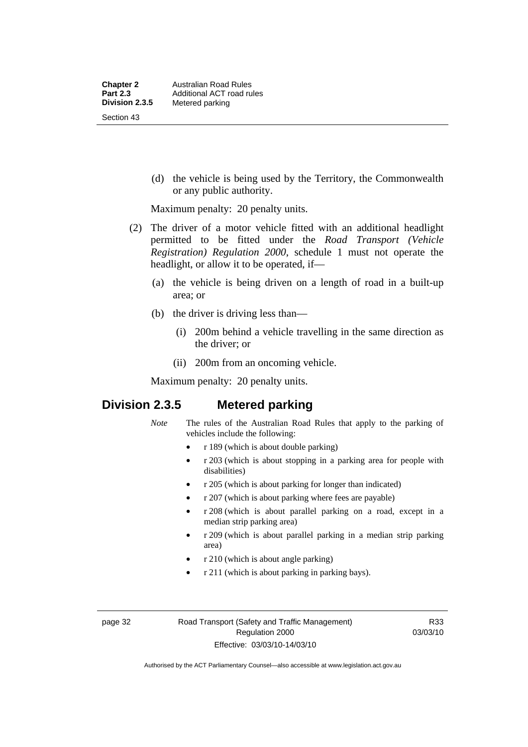(d) the vehicle is being used by the Territory, the Commonwealth or any public authority.

Maximum penalty: 20 penalty units.

(2) The driver of a motor vehicle fitted with an additional headlight permitted to be fitted under the *Road Transport (Vehicle Registration) Regulation 2000*, schedule 1 must not operate the headlight, or allow it to be operated, if—

(a) the vehicle is being driven on a length of road in a built-up area; or

(b) the driver is driving less than—

(i) 200m behind a vehicle travelling in the same direction as the driver; or

(ii) 200m from an oncoming vehicle.

Maximum penalty: 20 penalty units.

## Division 2.3.5 Metered parking

*Note* The rules of the Australian Road Rules that apply to the parking of vehicles include the following:

- r 189 (which is about double parking)
- r 203 (which is about stopping in a parking area for people with disabilities)
- r 205 (which is about parking for longer than indicated)
- r 207 (which is about parking where fees are payable)
- r 208 (which is about parallel parking on a road, except in a median strip parking area)
- r 209 (which is about parallel parking in a median strip parking area)
- r 210 (which is about angle parking)
- r 211 (which is about parking in parking bays).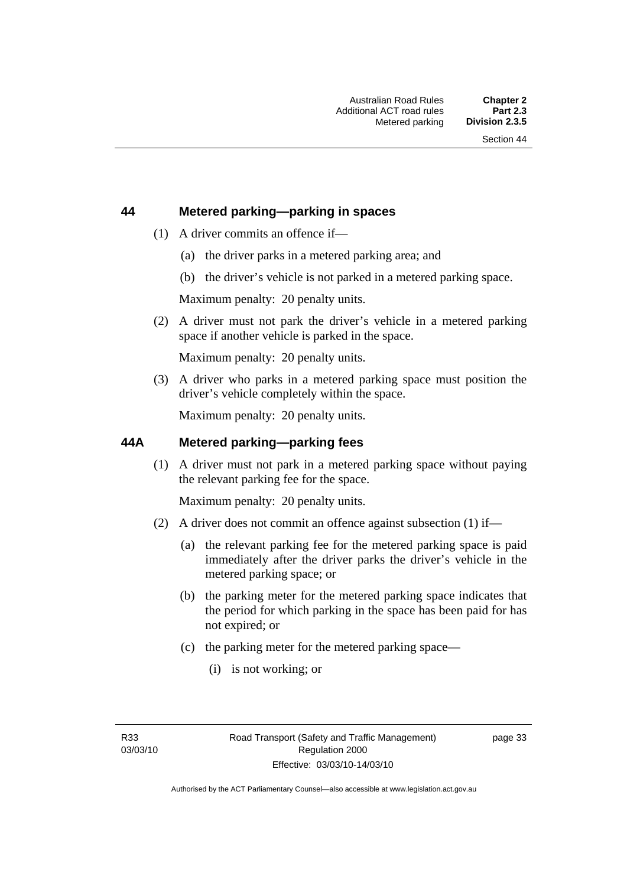## 44 Metered parking—parking in spaces

(1) A driver commits an offence if—

   (a) the driver parks in a metered parking area; and

   (b) the driver's vehicle is not parked in a metered parking space.

   Maximum penalty: 20 penalty units.

(2) A driver must not park the driver's vehicle in a metered parking space if another vehicle is parked in the space.

   Maximum penalty: 20 penalty units.

(3) A driver who parks in a metered parking space must position the driver's vehicle completely within the space.

   Maximum penalty: 20 penalty units.

## 44A Metered parking—parking fees

(1) A driver must not park in a metered parking space without paying the relevant parking fee for the space.

   Maximum penalty: 20 penalty units.

(2) A driver does not commit an offence against subsection (1) if—

   (a) the relevant parking fee for the metered parking space is paid immediately after the driver parks the driver's vehicle in the metered parking space; or

   (b) the parking meter for the metered parking space indicates that the period for which parking in the space has been paid for has not expired; or

   (c) the parking meter for the metered parking space—

      (i) is not working; or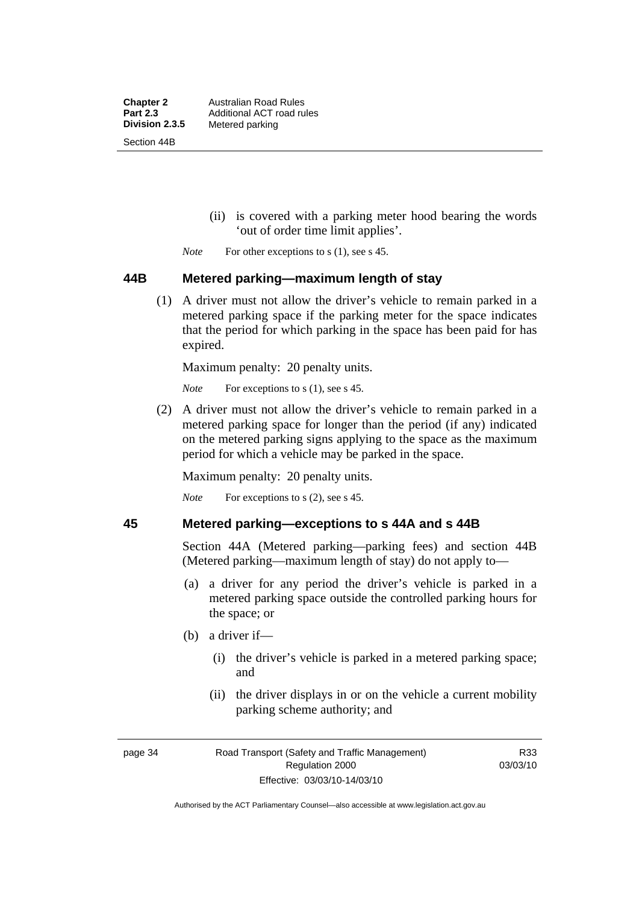(ii) is covered with a parking meter hood bearing the words 'out of order time limit applies'.

*Note* For other exceptions to s (1), see s 45.

### 44B Metered parking—maximum length of stay

(1) A driver must not allow the driver's vehicle to remain parked in a metered parking space if the parking meter for the space indicates that the period for which parking in the space has been paid for has expired.

Maximum penalty: 20 penalty units.

*Note* For exceptions to s (1), see s 45.

(2) A driver must not allow the driver's vehicle to remain parked in a metered parking space for longer than the period (if any) indicated on the metered parking signs applying to the space as the maximum period for which a vehicle may be parked in the space.

Maximum penalty: 20 penalty units.

*Note* For exceptions to s (2), see s 45.

### 45 Metered parking—exceptions to s 44A and s 44B

Section 44A (Metered parking—parking fees) and section 44B (Metered parking—maximum length of stay) do not apply to—

(a) a driver for any period the driver's vehicle is parked in a metered parking space outside the controlled parking hours for the space; or

(b) a driver if—

(i) the driver's vehicle is parked in a metered parking space; and

(ii) the driver displays in or on the vehicle a current mobility parking scheme authority; and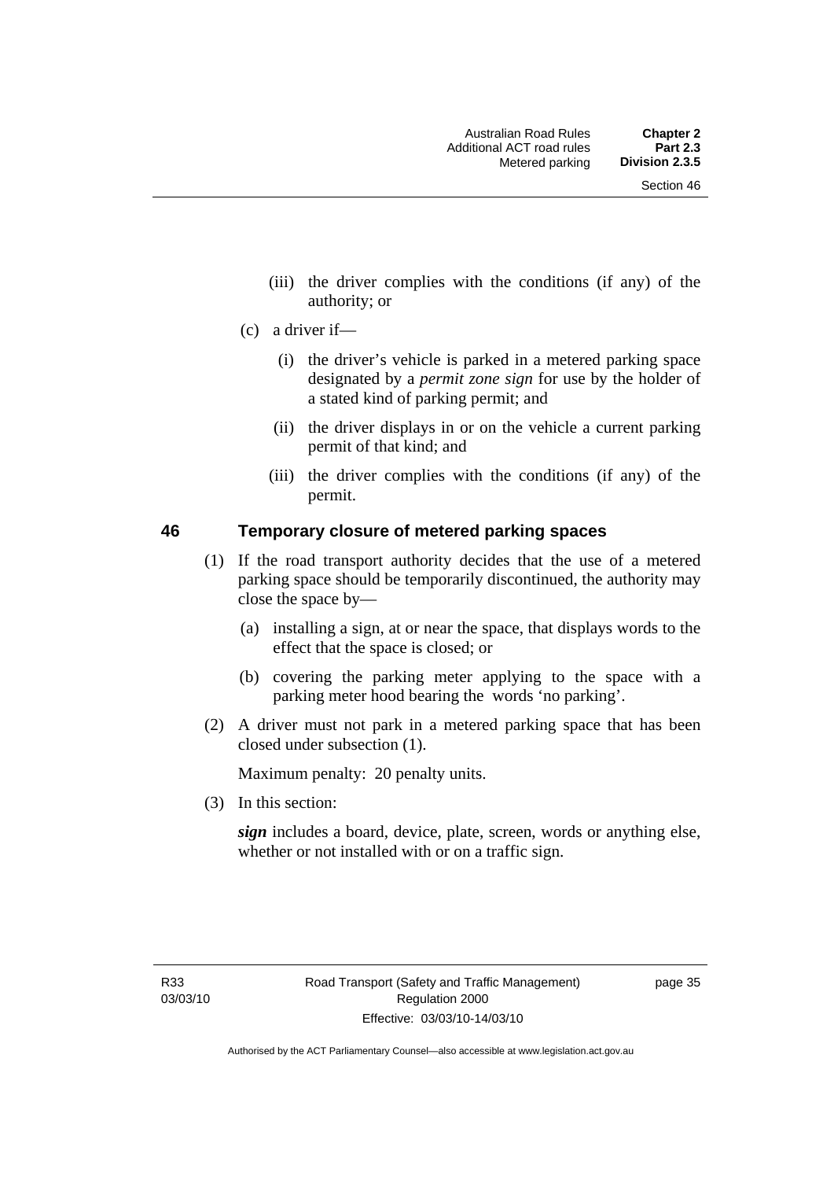(iii) the driver complies with the conditions (if any) of the authority; or

(c) a driver if—

(i) the driver's vehicle is parked in a metered parking space designated by a *permit zone sign* for use by the holder of a stated kind of parking permit; and

(ii) the driver displays in or on the vehicle a current parking permit of that kind; and

(iii) the driver complies with the conditions (if any) of the permit.

## 46 Temporary closure of metered parking spaces

(1) If the road transport authority decides that the use of a metered parking space should be temporarily discontinued, the authority may close the space by—

(a) installing a sign, at or near the space, that displays words to the effect that the space is closed; or

(b) covering the parking meter applying to the space with a parking meter hood bearing the words 'no parking'.

(2) A driver must not park in a metered parking space that has been closed under subsection (1).

Maximum penalty: 20 penalty units.

(3) In this section:

***sign*** includes a board, device, plate, screen, words or anything else, whether or not installed with or on a traffic sign.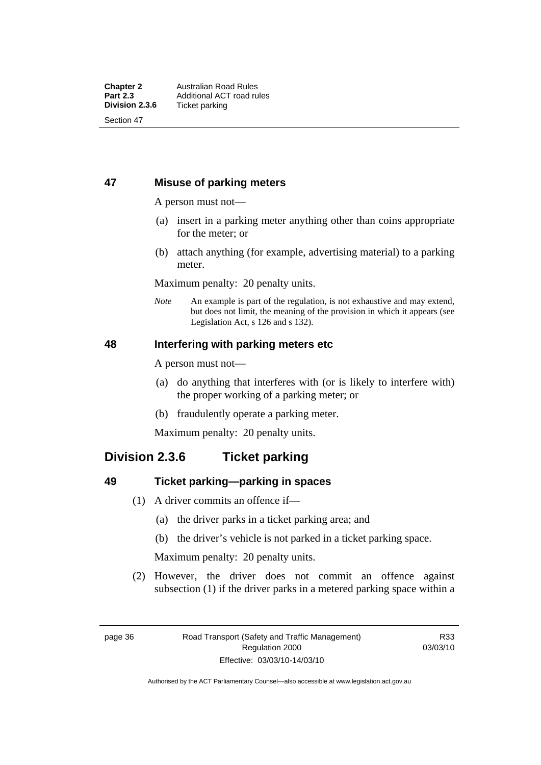### 47 Misuse of parking meters

A person must not—

(a) insert in a parking meter anything other than coins appropriate for the meter; or

(b) attach anything (for example, advertising material) to a parking meter.

Maximum penalty: 20 penalty units.

*Note* An example is part of the regulation, is not exhaustive and may extend, but does not limit, the meaning of the provision in which it appears (see Legislation Act, s 126 and s 132).

### 48 Interfering with parking meters etc

A person must not—

(a) do anything that interferes with (or is likely to interfere with) the proper working of a parking meter; or

(b) fraudulently operate a parking meter.

Maximum penalty: 20 penalty units.

## Division 2.3.6 Ticket parking

### 49 Ticket parking—parking in spaces

(1) A driver commits an offence if—

(a) the driver parks in a ticket parking area; and

(b) the driver's vehicle is not parked in a ticket parking space.

Maximum penalty: 20 penalty units.

(2) However, the driver does not commit an offence against subsection (1) if the driver parks in a metered parking space within a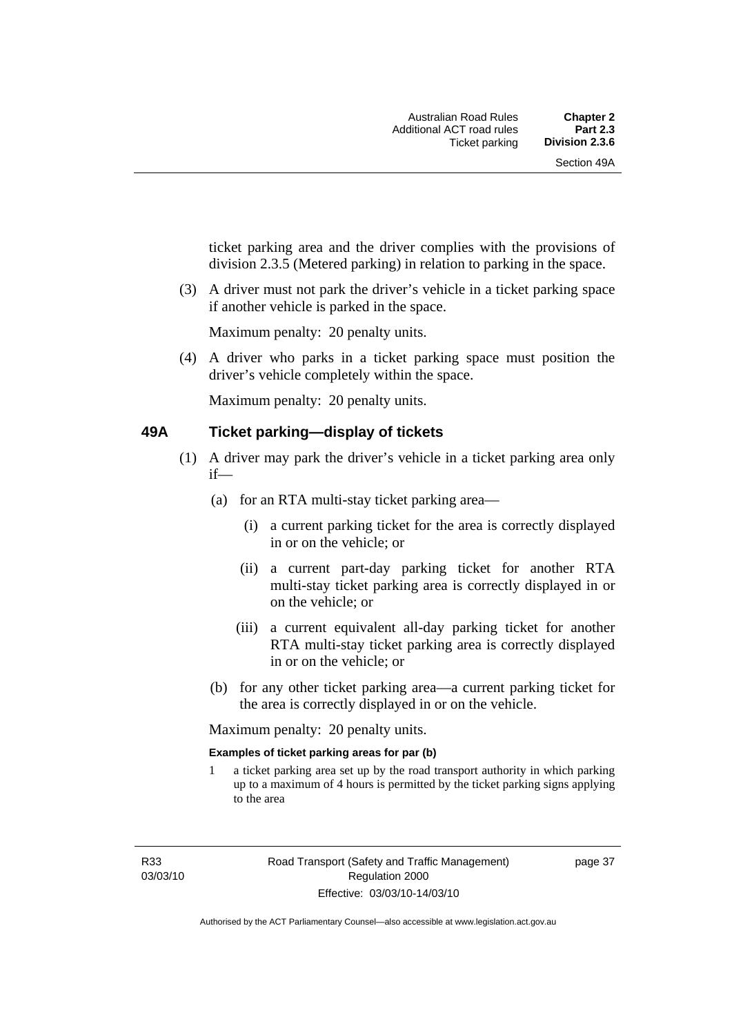ticket parking area and the driver complies with the provisions of division 2.3.5 (Metered parking) in relation to parking in the space.

(3) A driver must not park the driver's vehicle in a ticket parking space if another vehicle is parked in the space.

Maximum penalty: 20 penalty units.

(4) A driver who parks in a ticket parking space must position the driver's vehicle completely within the space.

Maximum penalty: 20 penalty units.

## 49A Ticket parking—display of tickets

(1) A driver may park the driver's vehicle in a ticket parking area only if—

(a) for an RTA multi-stay ticket parking area—

(i) a current parking ticket for the area is correctly displayed in or on the vehicle; or

(ii) a current part-day parking ticket for another RTA multi-stay ticket parking area is correctly displayed in or on the vehicle; or

(iii) a current equivalent all-day parking ticket for another RTA multi-stay ticket parking area is correctly displayed in or on the vehicle; or

(b) for any other ticket parking area—a current parking ticket for the area is correctly displayed in or on the vehicle.

Maximum penalty: 20 penalty units.

**Examples of ticket parking areas for par (b)**

1 a ticket parking area set up by the road transport authority in which parking up to a maximum of 4 hours is permitted by the ticket parking signs applying to the area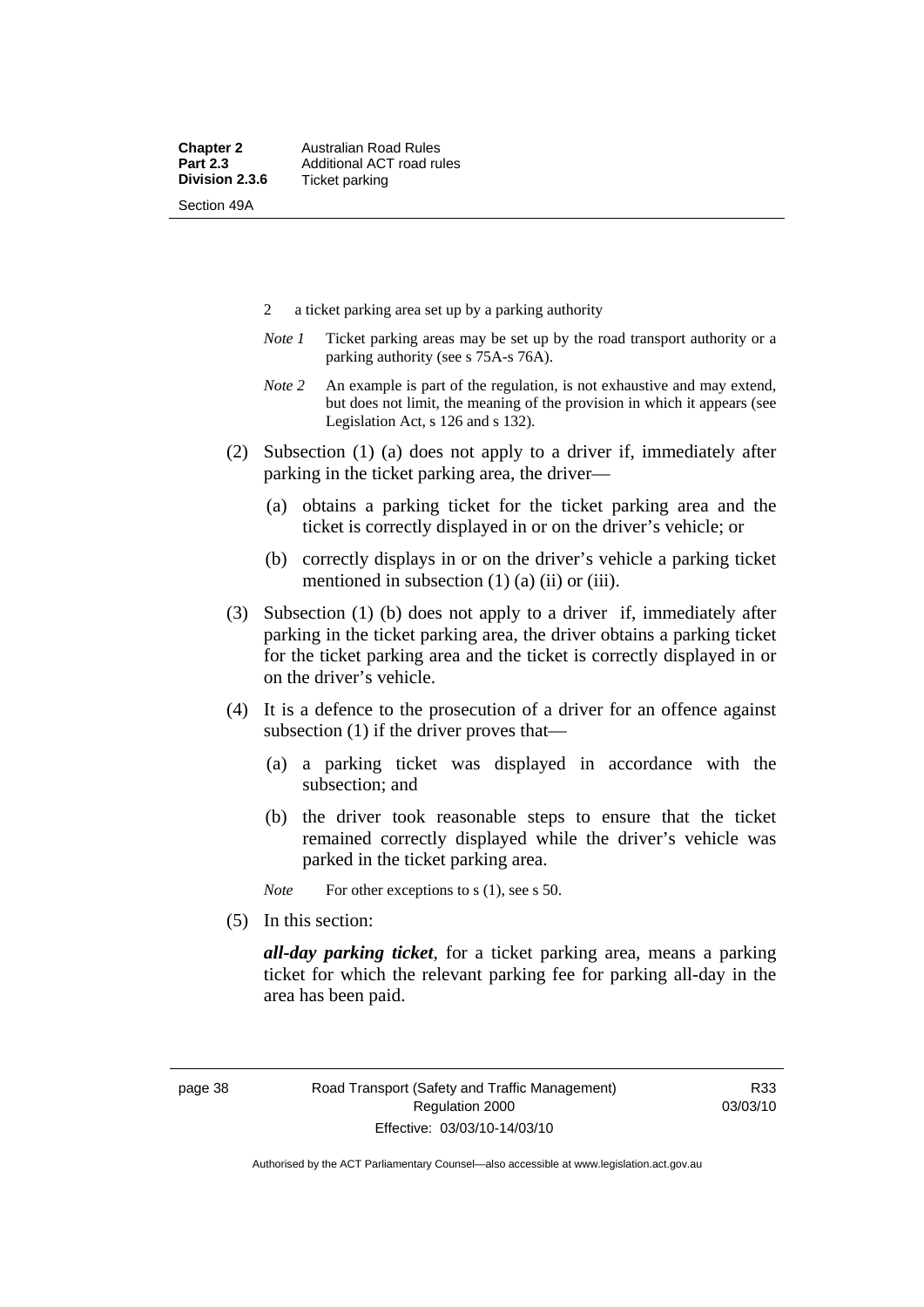2 a ticket parking area set up by a parking authority

*Note 1* Ticket parking areas may be set up by the road transport authority or a parking authority (see s 75A-s 76A).

*Note 2* An example is part of the regulation, is not exhaustive and may extend, but does not limit, the meaning of the provision in which it appears (see Legislation Act, s 126 and s 132).

(2) Subsection (1) (a) does not apply to a driver if, immediately after parking in the ticket parking area, the driver—

(a) obtains a parking ticket for the ticket parking area and the ticket is correctly displayed in or on the driver's vehicle; or

(b) correctly displays in or on the driver's vehicle a parking ticket mentioned in subsection (1) (a) (ii) or (iii).

(3) Subsection (1) (b) does not apply to a driver if, immediately after parking in the ticket parking area, the driver obtains a parking ticket for the ticket parking area and the ticket is correctly displayed in or on the driver's vehicle.

(4) It is a defence to the prosecution of a driver for an offence against subsection (1) if the driver proves that—

(a) a parking ticket was displayed in accordance with the subsection; and

(b) the driver took reasonable steps to ensure that the ticket remained correctly displayed while the driver's vehicle was parked in the ticket parking area.

*Note* For other exceptions to s (1), see s 50.

(5) In this section:

***all-day parking ticket***, for a ticket parking area, means a parking ticket for which the relevant parking fee for parking all-day in the area has been paid.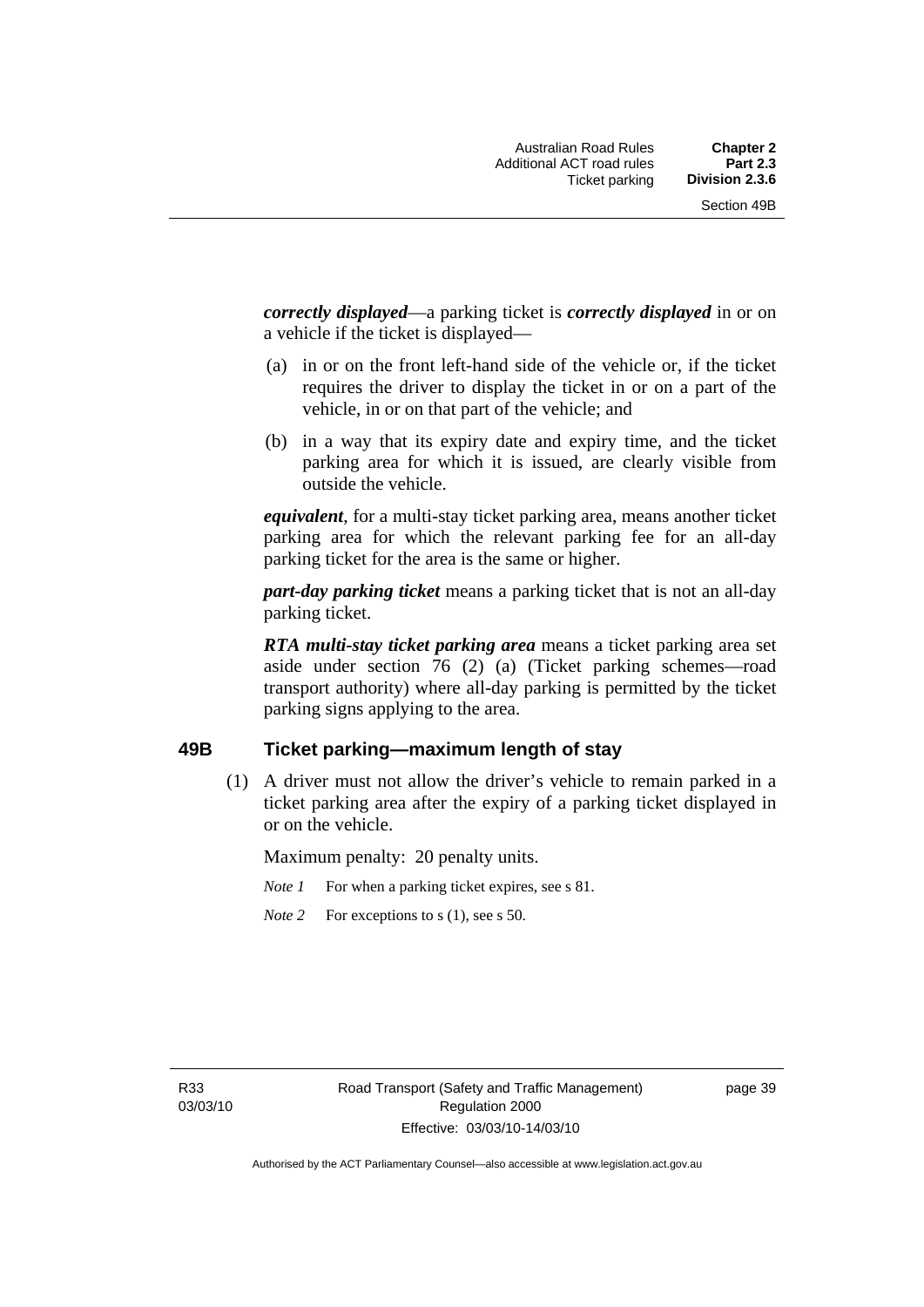***correctly displayed***—a parking ticket is ***correctly displayed*** in or on a vehicle if the ticket is displayed—

(a) in or on the front left-hand side of the vehicle or, if the ticket requires the driver to display the ticket in or on a part of the vehicle, in or on that part of the vehicle; and

(b) in a way that its expiry date and expiry time, and the ticket parking area for which it is issued, are clearly visible from outside the vehicle.

***equivalent***, for a multi-stay ticket parking area, means another ticket parking area for which the relevant parking fee for an all-day parking ticket for the area is the same or higher.

***part-day parking ticket*** means a parking ticket that is not an all-day parking ticket.

***RTA multi-stay ticket parking area*** means a ticket parking area set aside under section 76 (2) (a) (Ticket parking schemes—road transport authority) where all-day parking is permitted by the ticket parking signs applying to the area.

## 49B Ticket parking—maximum length of stay

(1) A driver must not allow the driver's vehicle to remain parked in a ticket parking area after the expiry of a parking ticket displayed in or on the vehicle.

Maximum penalty: 20 penalty units.

*Note 1* For when a parking ticket expires, see s 81.

*Note 2* For exceptions to s (1), see s 50.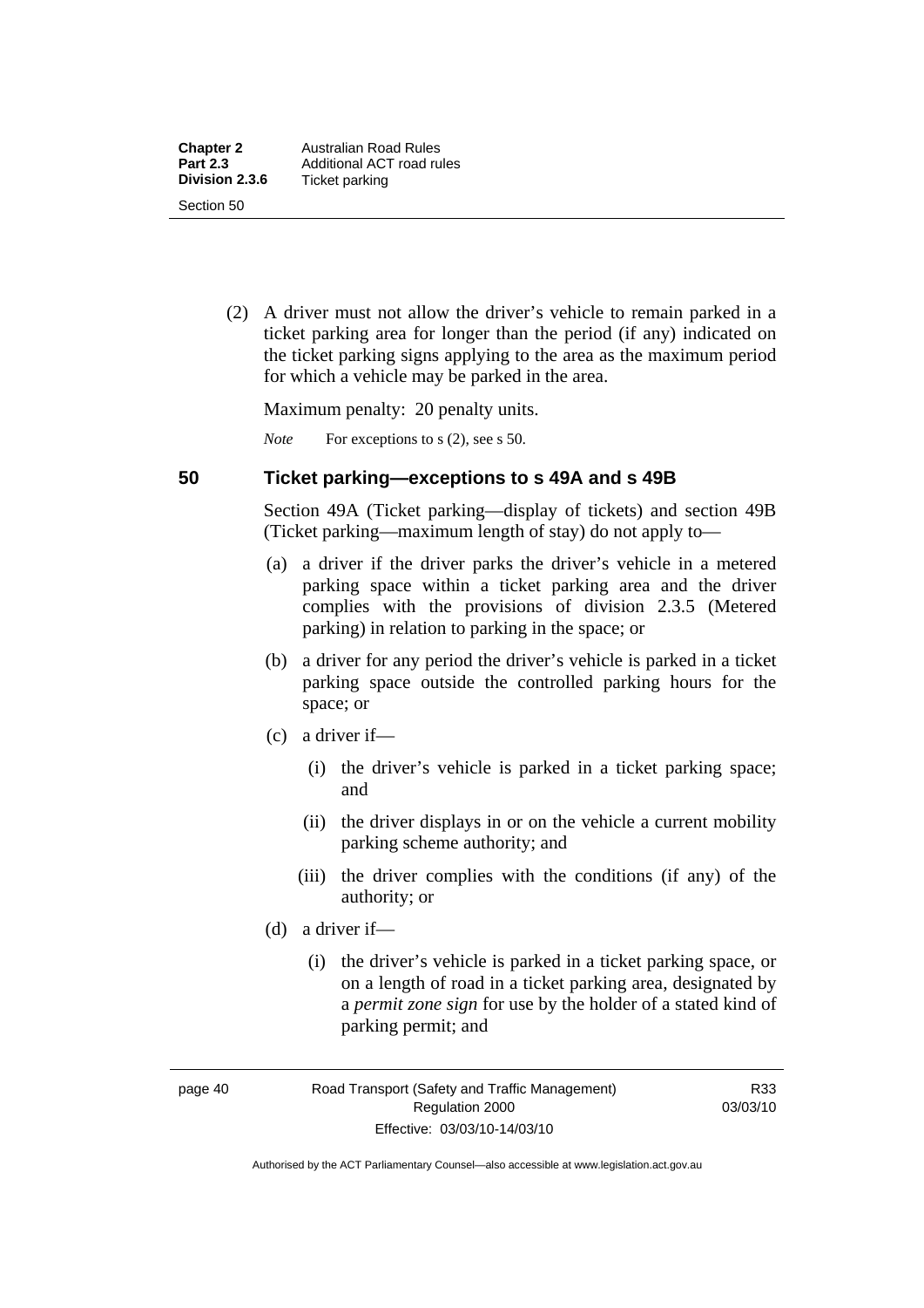(2) A driver must not allow the driver's vehicle to remain parked in a ticket parking area for longer than the period (if any) indicated on the ticket parking signs applying to the area as the maximum period for which a vehicle may be parked in the area.

Maximum penalty: 20 penalty units.

*Note* For exceptions to s (2), see s 50.

## 50 Ticket parking—exceptions to s 49A and s 49B

Section 49A (Ticket parking—display of tickets) and section 49B (Ticket parking—maximum length of stay) do not apply to—

(a) a driver if the driver parks the driver's vehicle in a metered parking space within a ticket parking area and the driver complies with the provisions of division 2.3.5 (Metered parking) in relation to parking in the space; or

(b) a driver for any period the driver's vehicle is parked in a ticket parking space outside the controlled parking hours for the space; or

(c) a driver if—

(i) the driver's vehicle is parked in a ticket parking space; and

(ii) the driver displays in or on the vehicle a current mobility parking scheme authority; and

(iii) the driver complies with the conditions (if any) of the authority; or

(d) a driver if—

(i) the driver's vehicle is parked in a ticket parking space, or on a length of road in a ticket parking area, designated by a ***permit zone sign*** for use by the holder of a stated kind of parking permit; and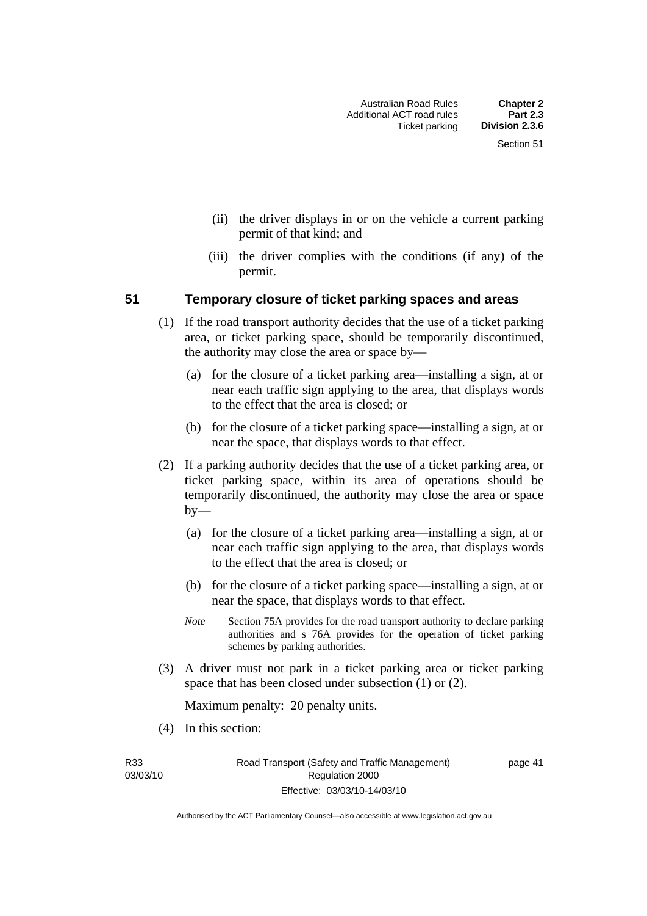(ii) the driver displays in or on the vehicle a current parking permit of that kind; and

(iii) the driver complies with the conditions (if any) of the permit.

### 51 Temporary closure of ticket parking spaces and areas

(1) If the road transport authority decides that the use of a ticket parking area, or ticket parking space, should be temporarily discontinued, the authority may close the area or space by—

(a) for the closure of a ticket parking area—installing a sign, at or near each traffic sign applying to the area, that displays words to the effect that the area is closed; or

(b) for the closure of a ticket parking space—installing a sign, at or near the space, that displays words to that effect.

(2) If a parking authority decides that the use of a ticket parking area, or ticket parking space, within its area of operations should be temporarily discontinued, the authority may close the area or space by—

(a) for the closure of a ticket parking area—installing a sign, at or near each traffic sign applying to the area, that displays words to the effect that the area is closed; or

(b) for the closure of a ticket parking space—installing a sign, at or near the space, that displays words to that effect.

*Note* Section 75A provides for the road transport authority to declare parking authorities and s 76A provides for the operation of ticket parking schemes by parking authorities.

(3) A driver must not park in a ticket parking area or ticket parking space that has been closed under subsection (1) or (2).

Maximum penalty: 20 penalty units.

(4) In this section: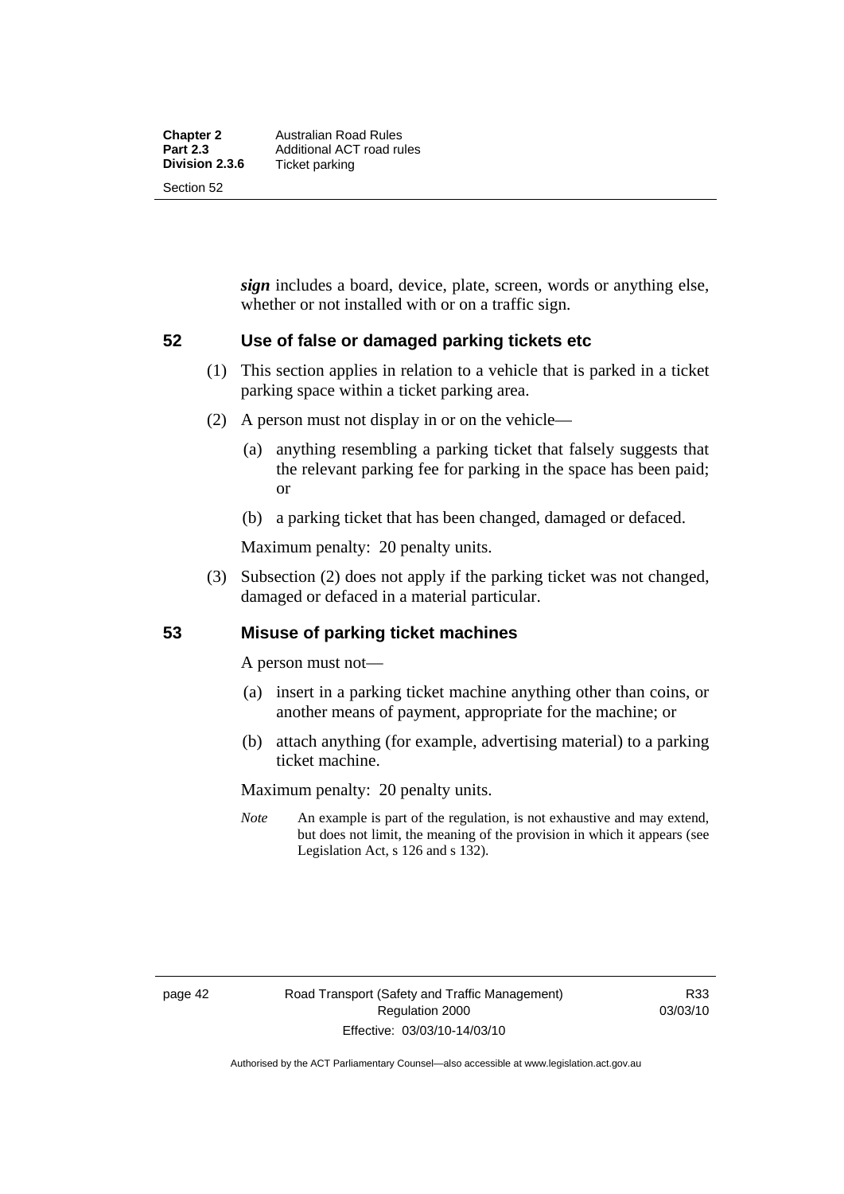***sign*** includes a board, device, plate, screen, words or anything else, whether or not installed with or on a traffic sign.

## 52 Use of false or damaged parking tickets etc

(1) This section applies in relation to a vehicle that is parked in a ticket parking space within a ticket parking area.

(2) A person must not display in or on the vehicle—

(a) anything resembling a parking ticket that falsely suggests that the relevant parking fee for parking in the space has been paid; or

(b) a parking ticket that has been changed, damaged or defaced.

Maximum penalty: 20 penalty units.

(3) Subsection (2) does not apply if the parking ticket was not changed, damaged or defaced in a material particular.

## 53 Misuse of parking ticket machines

A person must not—

(a) insert in a parking ticket machine anything other than coins, or another means of payment, appropriate for the machine; or

(b) attach anything (for example, advertising material) to a parking ticket machine.

Maximum penalty: 20 penalty units.

*Note* An example is part of the regulation, is not exhaustive and may extend, but does not limit, the meaning of the provision in which it appears (see Legislation Act, s 126 and s 132).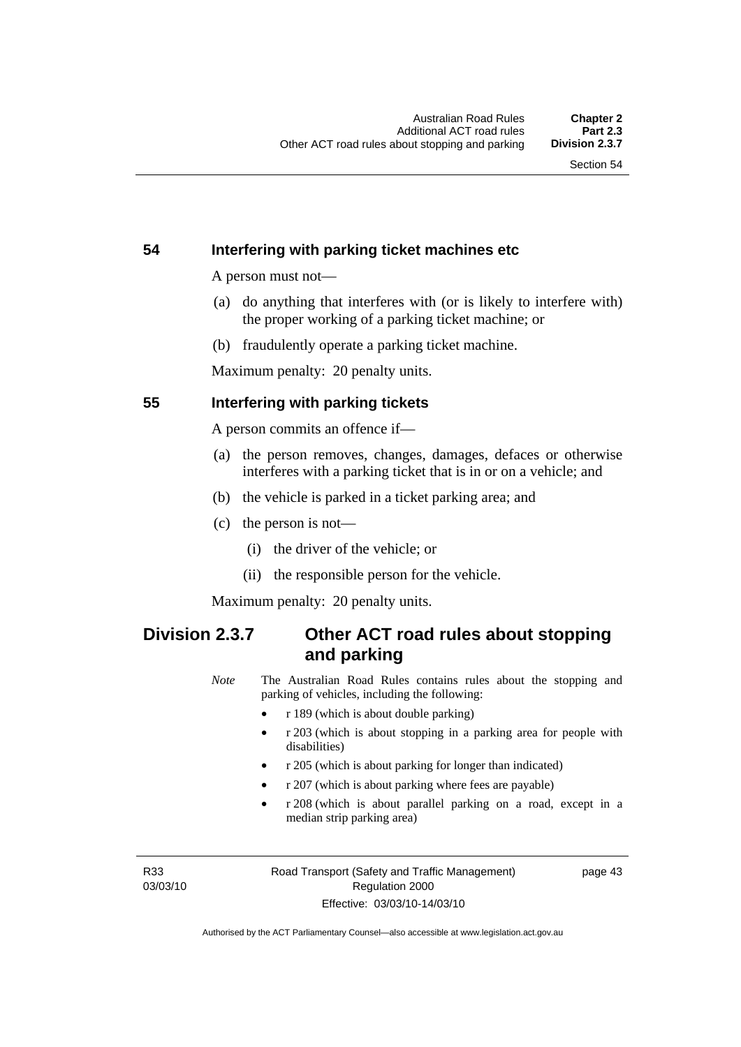## 54 Interfering with parking ticket machines etc

A person must not—

(a) do anything that interferes with (or is likely to interfere with) the proper working of a parking ticket machine; or

(b) fraudulently operate a parking ticket machine.

Maximum penalty: 20 penalty units.

## 55 Interfering with parking tickets

A person commits an offence if—

(a) the person removes, changes, damages, defaces or otherwise interferes with a parking ticket that is in or on a vehicle; and

(b) the vehicle is parked in a ticket parking area; and

(c) the person is not—

(i) the driver of the vehicle; or

(ii) the responsible person for the vehicle.

Maximum penalty: 20 penalty units.

# Division 2.3.7 Other ACT road rules about stopping and parking

*Note* The Australian Road Rules contains rules about the stopping and parking of vehicles, including the following:

- r 189 (which is about double parking)
- r 203 (which is about stopping in a parking area for people with disabilities)
- r 205 (which is about parking for longer than indicated)
- r 207 (which is about parking where fees are payable)
- r 208 (which is about parallel parking on a road, except in a median strip parking area)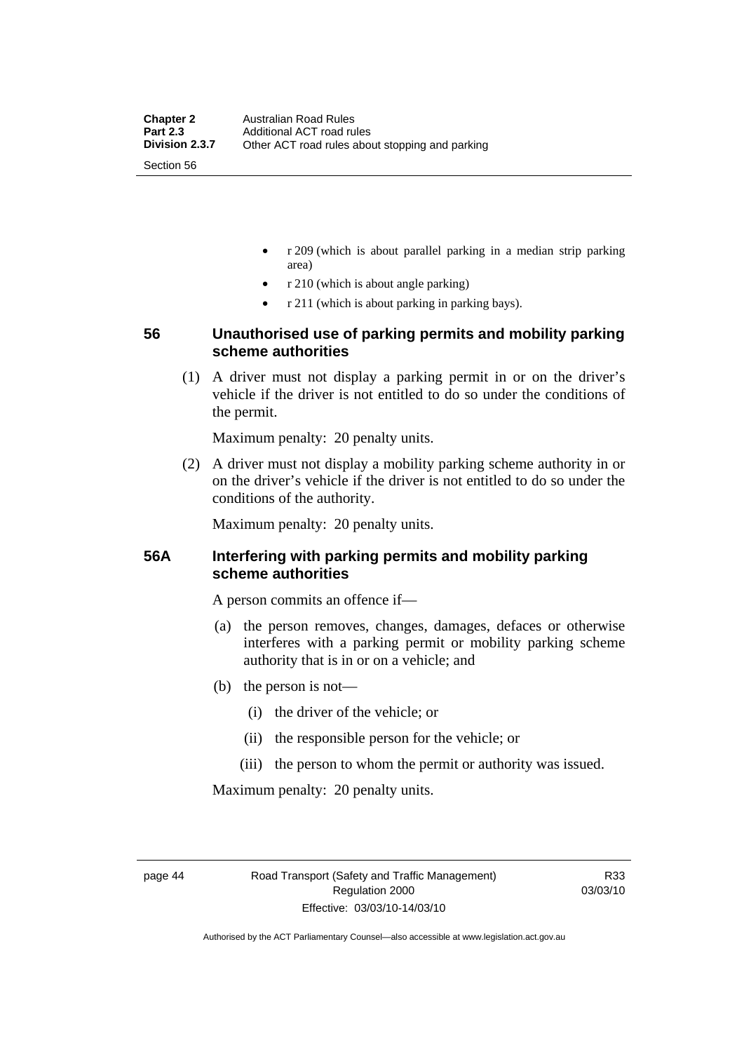- r 209 (which is about parallel parking in a median strip parking area)
- r 210 (which is about angle parking)
- r 211 (which is about parking in parking bays).

## 56 Unauthorised use of parking permits and mobility parking scheme authorities

(1) A driver must not display a parking permit in or on the driver's vehicle if the driver is not entitled to do so under the conditions of the permit.

Maximum penalty: 20 penalty units.

(2) A driver must not display a mobility parking scheme authority in or on the driver's vehicle if the driver is not entitled to do so under the conditions of the authority.

Maximum penalty: 20 penalty units.

## 56A Interfering with parking permits and mobility parking scheme authorities

A person commits an offence if—

(a) the person removes, changes, damages, defaces or otherwise interferes with a parking permit or mobility parking scheme authority that is in or on a vehicle; and

(b) the person is not—

(i) the driver of the vehicle; or

(ii) the responsible person for the vehicle; or

(iii) the person to whom the permit or authority was issued.

Maximum penalty: 20 penalty units.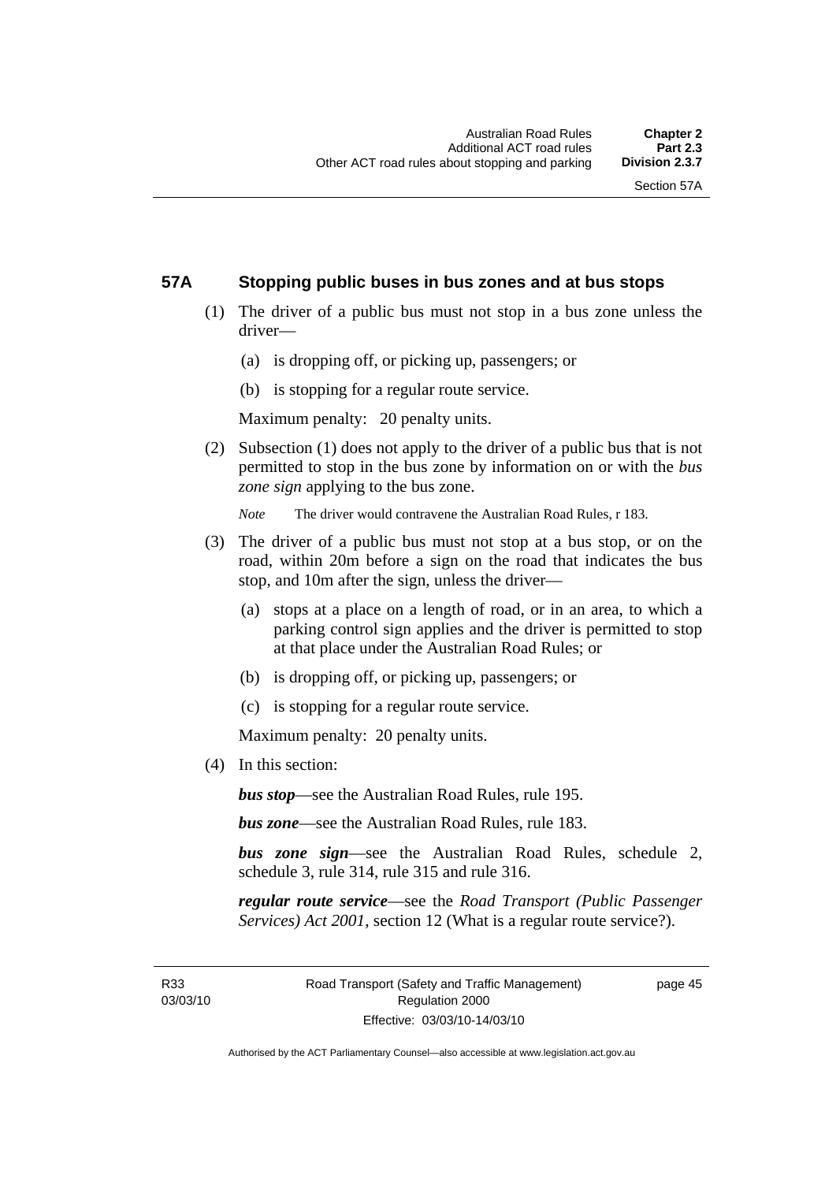## 57A Stopping public buses in bus zones and at bus stops

(1) The driver of a public bus must not stop in a bus zone unless the driver—

   (a) is dropping off, or picking up, passengers; or

   (b) is stopping for a regular route service.

   Maximum penalty: 20 penalty units.

(2) Subsection (1) does not apply to the driver of a public bus that is not permitted to stop in the bus zone by information on or with the *bus zone sign* applying to the bus zone.

   *Note* The driver would contravene the Australian Road Rules, r 183.

(3) The driver of a public bus must not stop at a bus stop, or on the road, within 20m before a sign on the road that indicates the bus stop, and 10m after the sign, unless the driver—

   (a) stops at a place on a length of road, or in an area, to which a parking control sign applies and the driver is permitted to stop at that place under the Australian Road Rules; or

   (b) is dropping off, or picking up, passengers; or

   (c) is stopping for a regular route service.

   Maximum penalty: 20 penalty units.

(4) In this section:

   ***bus stop***—see the Australian Road Rules, rule 195.

   ***bus zone***—see the Australian Road Rules, rule 183.

   ***bus zone sign***—see the Australian Road Rules, schedule 2, schedule 3, rule 314, rule 315 and rule 316.

   ***regular route service***—see the *Road Transport (Public Passenger Services) Act 2001*, section 12 (What is a regular route service?).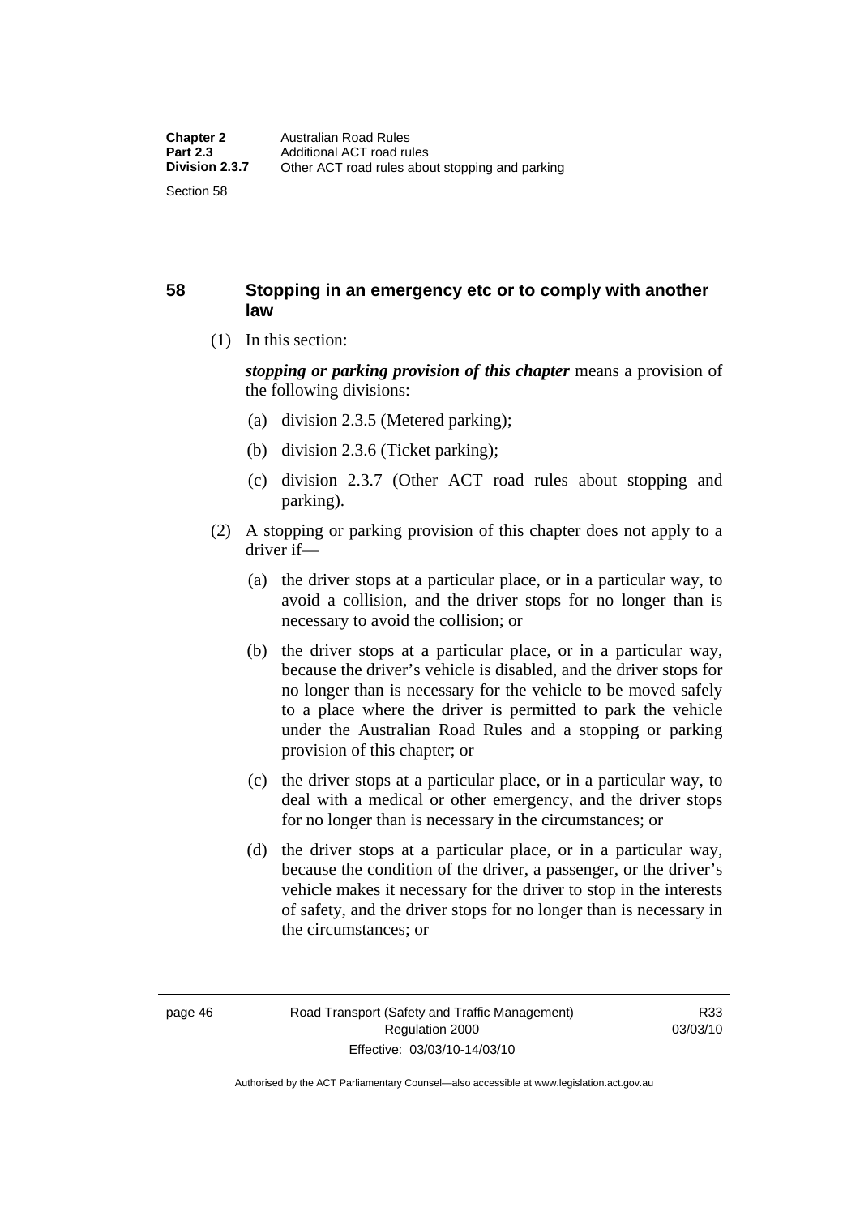## 58 Stopping in an emergency etc or to comply with another law

(1) In this section:

***stopping or parking provision of this chapter*** means a provision of the following divisions:

(a) division 2.3.5 (Metered parking);

(b) division 2.3.6 (Ticket parking);

(c) division 2.3.7 (Other ACT road rules about stopping and parking).

(2) A stopping or parking provision of this chapter does not apply to a driver if—

(a) the driver stops at a particular place, or in a particular way, to avoid a collision, and the driver stops for no longer than is necessary to avoid the collision; or

(b) the driver stops at a particular place, or in a particular way, because the driver's vehicle is disabled, and the driver stops for no longer than is necessary for the vehicle to be moved safely to a place where the driver is permitted to park the vehicle under the Australian Road Rules and a stopping or parking provision of this chapter; or

(c) the driver stops at a particular place, or in a particular way, to deal with a medical or other emergency, and the driver stops for no longer than is necessary in the circumstances; or

(d) the driver stops at a particular place, or in a particular way, because the condition of the driver, a passenger, or the driver's vehicle makes it necessary for the driver to stop in the interests of safety, and the driver stops for no longer than is necessary in the circumstances; or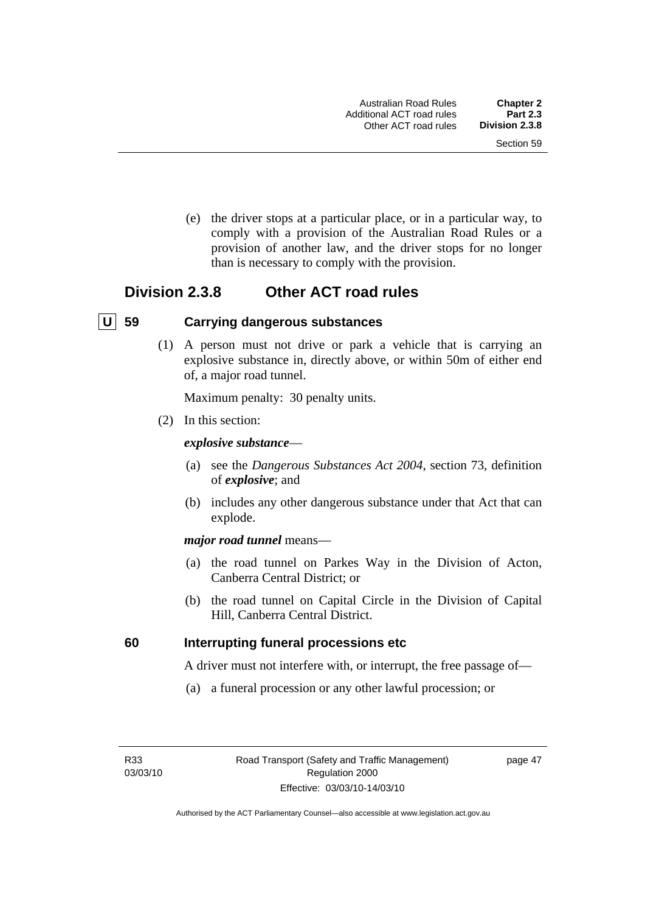(e) the driver stops at a particular place, or in a particular way, to comply with a provision of the Australian Road Rules or a provision of another law, and the driver stops for no longer than is necessary to comply with the provision.

## Division 2.3.8 Other ACT road rules

### U 59 Carrying dangerous substances

(1) A person must not drive or park a vehicle that is carrying an explosive substance in, directly above, or within 50m of either end of, a major road tunnel.

Maximum penalty: 30 penalty units.

(2) In this section:

***explosive substance***—

(a) see the *Dangerous Substances Act 2004*, section 73, definition of ***explosive***; and

(b) includes any other dangerous substance under that Act that can explode.

***major road tunnel*** means—

(a) the road tunnel on Parkes Way in the Division of Acton, Canberra Central District; or

(b) the road tunnel on Capital Circle in the Division of Capital Hill, Canberra Central District.

### 60 Interrupting funeral processions etc

A driver must not interfere with, or interrupt, the free passage of—

(a) a funeral procession or any other lawful procession; or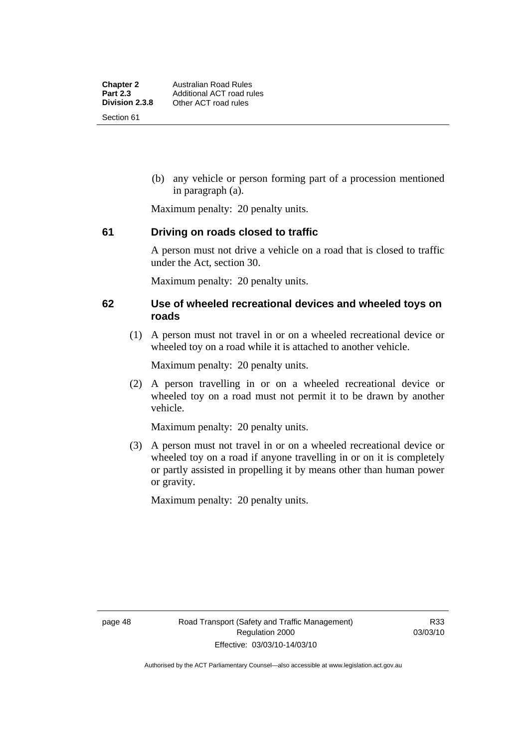(b) any vehicle or person forming part of a procession mentioned in paragraph (a).

Maximum penalty: 20 penalty units.

## 61 Driving on roads closed to traffic

A person must not drive a vehicle on a road that is closed to traffic under the Act, section 30.

Maximum penalty: 20 penalty units.

## 62 Use of wheeled recreational devices and wheeled toys on roads

(1) A person must not travel in or on a wheeled recreational device or wheeled toy on a road while it is attached to another vehicle.

Maximum penalty: 20 penalty units.

(2) A person travelling in or on a wheeled recreational device or wheeled toy on a road must not permit it to be drawn by another vehicle.

Maximum penalty: 20 penalty units.

(3) A person must not travel in or on a wheeled recreational device or wheeled toy on a road if anyone travelling in or on it is completely or partly assisted in propelling it by means other than human power or gravity.

Maximum penalty: 20 penalty units.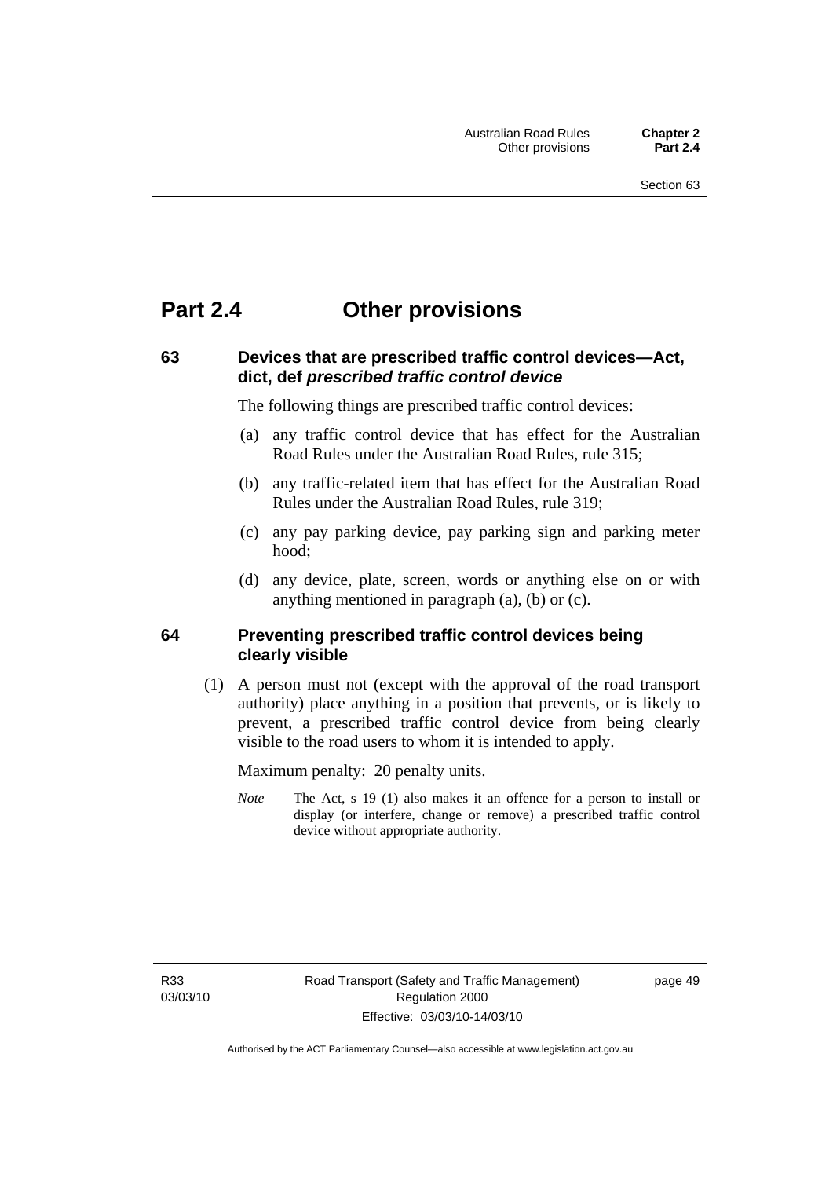# Part 2.4 Other provisions

### 63 Devices that are prescribed traffic control devices—Act, dict, def *prescribed traffic control device*

The following things are prescribed traffic control devices:

(a) any traffic control device that has effect for the Australian Road Rules under the Australian Road Rules, rule 315;

(b) any traffic-related item that has effect for the Australian Road Rules under the Australian Road Rules, rule 319;

(c) any pay parking device, pay parking sign and parking meter hood;

(d) any device, plate, screen, words or anything else on or with anything mentioned in paragraph (a), (b) or (c).

### 64 Preventing prescribed traffic control devices being clearly visible

(1) A person must not (except with the approval of the road transport authority) place anything in a position that prevents, or is likely to prevent, a prescribed traffic control device from being clearly visible to the road users to whom it is intended to apply.

Maximum penalty: 20 penalty units.

*Note* The Act, s 19 (1) also makes it an offence for a person to install or display (or interfere, change or remove) a prescribed traffic control device without appropriate authority.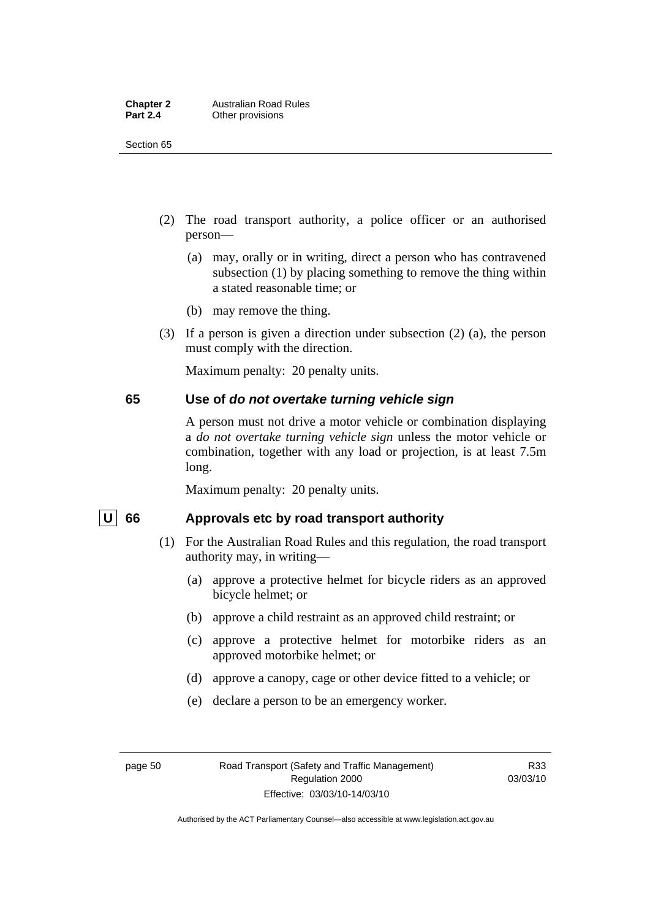(2) The road transport authority, a police officer or an authorised person—

(a) may, orally or in writing, direct a person who has contravened subsection (1) by placing something to remove the thing within a stated reasonable time; or

(b) may remove the thing.

(3) If a person is given a direction under subsection (2) (a), the person must comply with the direction.

Maximum penalty: 20 penalty units.

### 65 Use of *do not overtake turning vehicle sign*

A person must not drive a motor vehicle or combination displaying a *do not overtake turning vehicle sign* unless the motor vehicle or combination, together with any load or projection, is at least 7.5m long.

Maximum penalty: 20 penalty units.

### U 66 Approvals etc by road transport authority

(1) For the Australian Road Rules and this regulation, the road transport authority may, in writing—

(a) approve a protective helmet for bicycle riders as an approved bicycle helmet; or

(b) approve a child restraint as an approved child restraint; or

(c) approve a protective helmet for motorbike riders as an approved motorbike helmet; or

(d) approve a canopy, cage or other device fitted to a vehicle; or

(e) declare a person to be an emergency worker.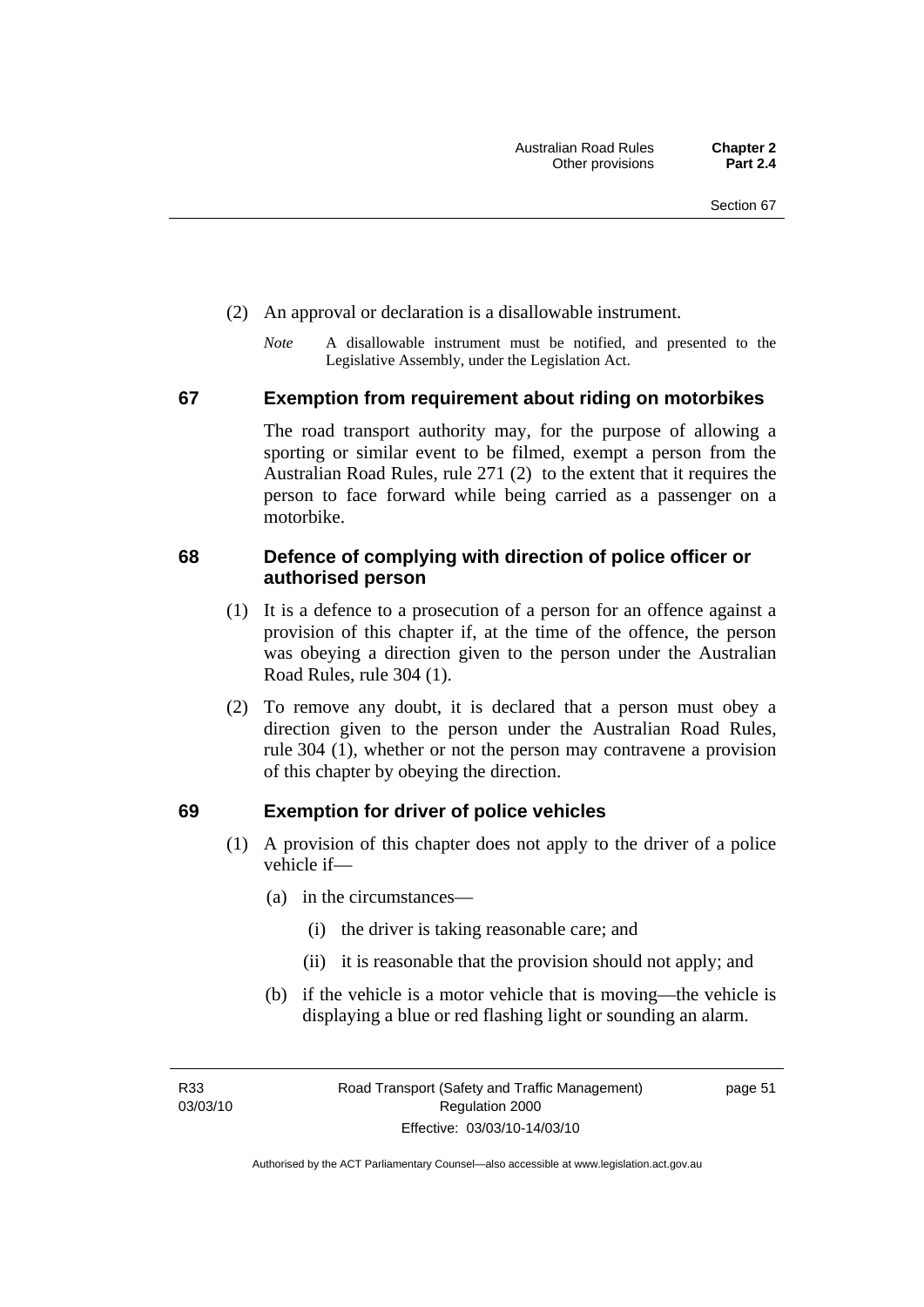(2) An approval or declaration is a disallowable instrument.

*Note* A disallowable instrument must be notified, and presented to the Legislative Assembly, under the Legislation Act.

## 67 Exemption from requirement about riding on motorbikes

The road transport authority may, for the purpose of allowing a sporting or similar event to be filmed, exempt a person from the Australian Road Rules, rule 271 (2) to the extent that it requires the person to face forward while being carried as a passenger on a motorbike.

## 68 Defence of complying with direction of police officer or authorised person

(1) It is a defence to a prosecution of a person for an offence against a provision of this chapter if, at the time of the offence, the person was obeying a direction given to the person under the Australian Road Rules, rule 304 (1).

(2) To remove any doubt, it is declared that a person must obey a direction given to the person under the Australian Road Rules, rule 304 (1), whether or not the person may contravene a provision of this chapter by obeying the direction.

## 69 Exemption for driver of police vehicles

(1) A provision of this chapter does not apply to the driver of a police vehicle if—

(a) in the circumstances—

(i) the driver is taking reasonable care; and

(ii) it is reasonable that the provision should not apply; and

(b) if the vehicle is a motor vehicle that is moving—the vehicle is displaying a blue or red flashing light or sounding an alarm.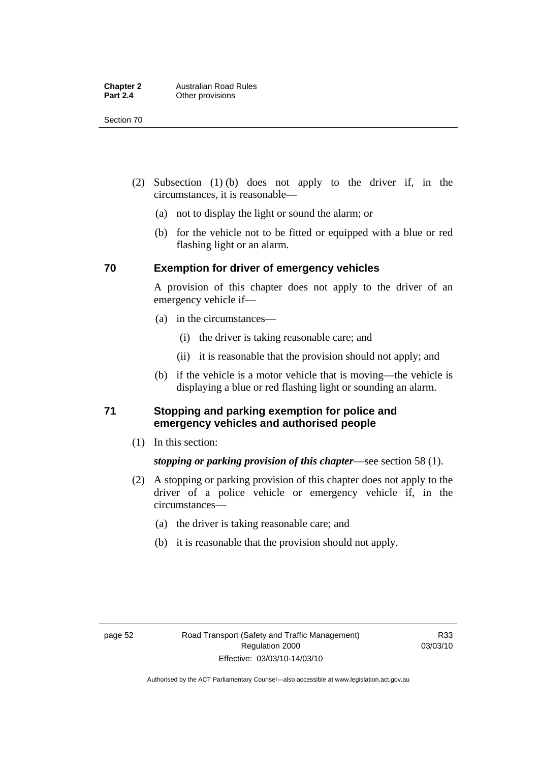(2) Subsection (1) (b) does not apply to the driver if, in the circumstances, it is reasonable—

(a) not to display the light or sound the alarm; or

(b) for the vehicle not to be fitted or equipped with a blue or red flashing light or an alarm.

## 70 Exemption for driver of emergency vehicles

A provision of this chapter does not apply to the driver of an emergency vehicle if—

(a) in the circumstances—

(i) the driver is taking reasonable care; and

(ii) it is reasonable that the provision should not apply; and

(b) if the vehicle is a motor vehicle that is moving—the vehicle is displaying a blue or red flashing light or sounding an alarm.

## 71 Stopping and parking exemption for police and emergency vehicles and authorised people

(1) In this section:

***stopping or parking provision of this chapter***—see section 58 (1).

(2) A stopping or parking provision of this chapter does not apply to the driver of a police vehicle or emergency vehicle if, in the circumstances—

(a) the driver is taking reasonable care; and

(b) it is reasonable that the provision should not apply.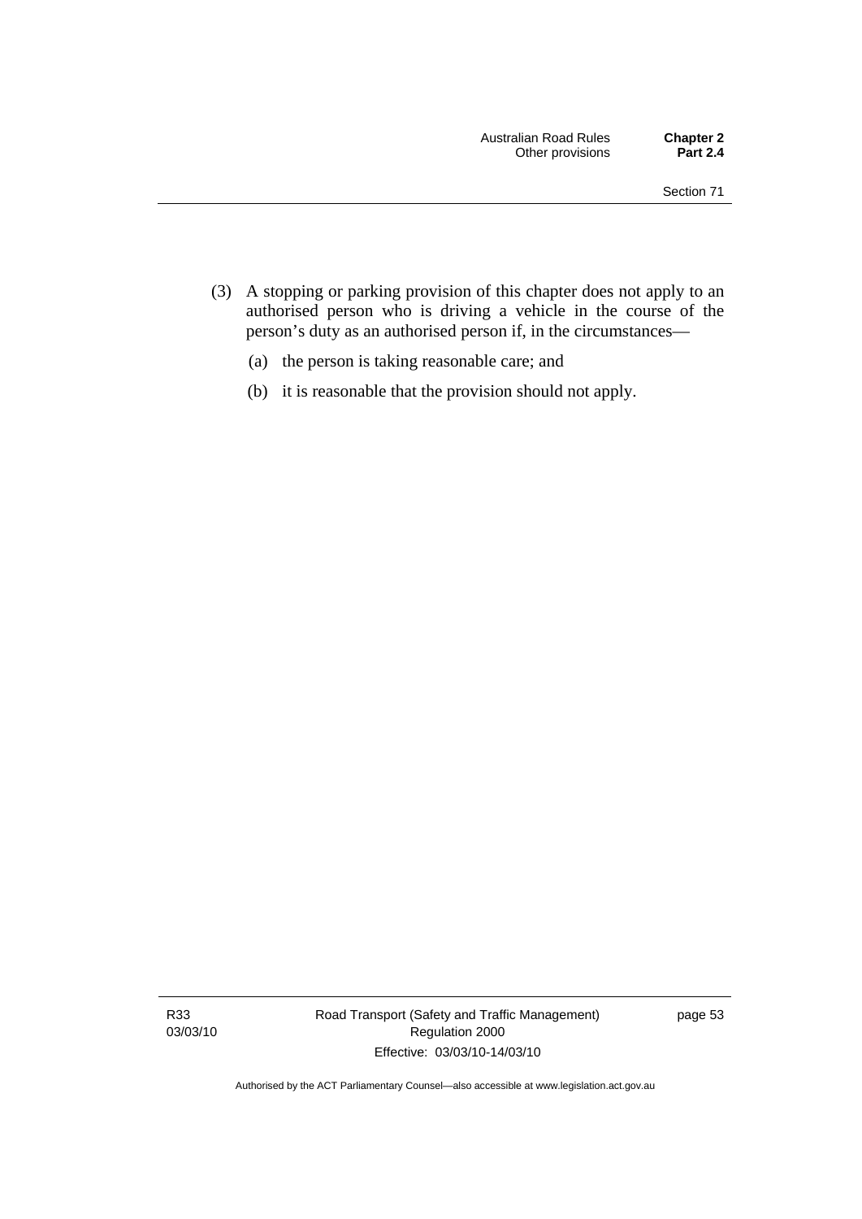(3) A stopping or parking provision of this chapter does not apply to an authorised person who is driving a vehicle in the course of the person's duty as an authorised person if, in the circumstances—

(a) the person is taking reasonable care; and

(b) it is reasonable that the provision should not apply.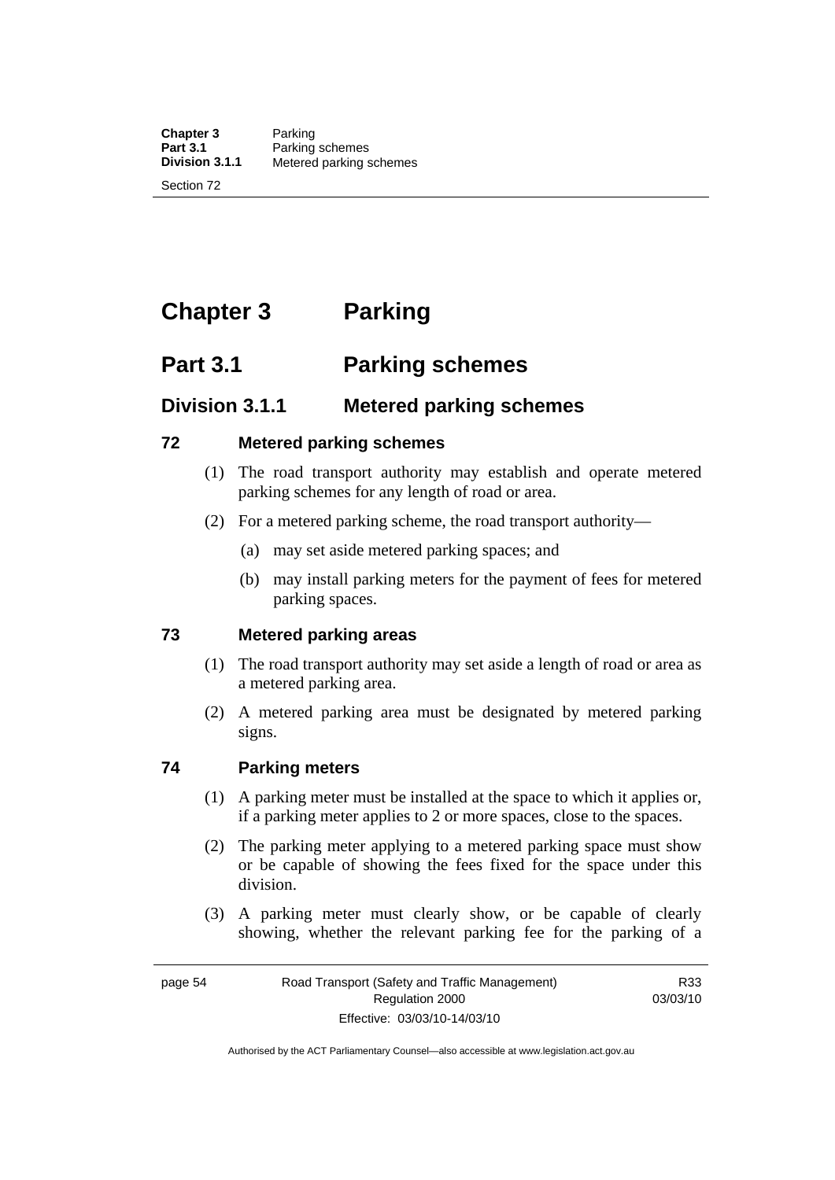# Chapter 3 Parking

## Part 3.1 Parking schemes

### Division 3.1.1 Metered parking schemes

#### 72 Metered parking schemes

(1) The road transport authority may establish and operate metered parking schemes for any length of road or area.

(2) For a metered parking scheme, the road transport authority—

(a) may set aside metered parking spaces; and

(b) may install parking meters for the payment of fees for metered parking spaces.

#### 73 Metered parking areas

(1) The road transport authority may set aside a length of road or area as a metered parking area.

(2) A metered parking area must be designated by metered parking signs.

#### 74 Parking meters

(1) A parking meter must be installed at the space to which it applies or, if a parking meter applies to 2 or more spaces, close to the spaces.

(2) The parking meter applying to a metered parking space must show or be capable of showing the fees fixed for the space under this division.

(3) A parking meter must clearly show, or be capable of clearly showing, whether the relevant parking fee for the parking of a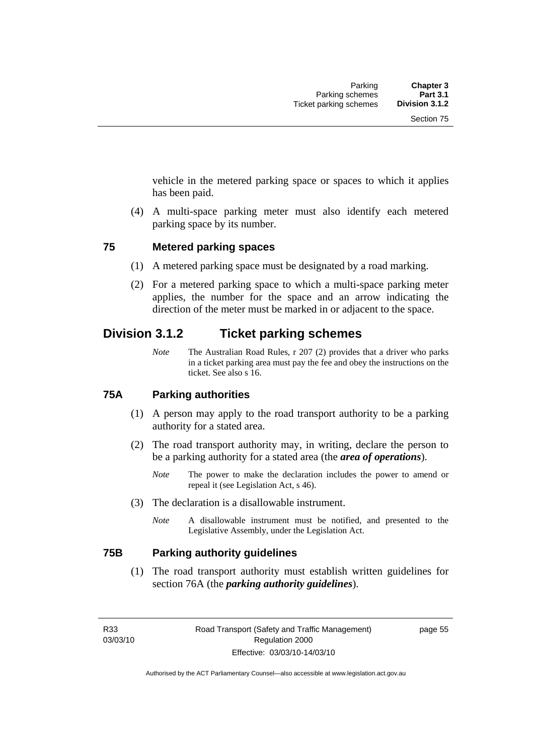vehicle in the metered parking space or spaces to which it applies has been paid.

(4) A multi-space parking meter must also identify each metered parking space by its number.

### 75 Metered parking spaces

(1) A metered parking space must be designated by a road marking.

(2) For a metered parking space to which a multi-space parking meter applies, the number for the space and an arrow indicating the direction of the meter must be marked in or adjacent to the space.

## Division 3.1.2 Ticket parking schemes

*Note* The Australian Road Rules, r 207 (2) provides that a driver who parks in a ticket parking area must pay the fee and obey the instructions on the ticket. See also s 16.

### 75A Parking authorities

(1) A person may apply to the road transport authority to be a parking authority for a stated area.

(2) The road transport authority may, in writing, declare the person to be a parking authority for a stated area (the ***area of operations***).

*Note* The power to make the declaration includes the power to amend or repeal it (see Legislation Act, s 46).

(3) The declaration is a disallowable instrument.

*Note* A disallowable instrument must be notified, and presented to the Legislative Assembly, under the Legislation Act.

### 75B Parking authority guidelines

(1) The road transport authority must establish written guidelines for section 76A (the ***parking authority guidelines***).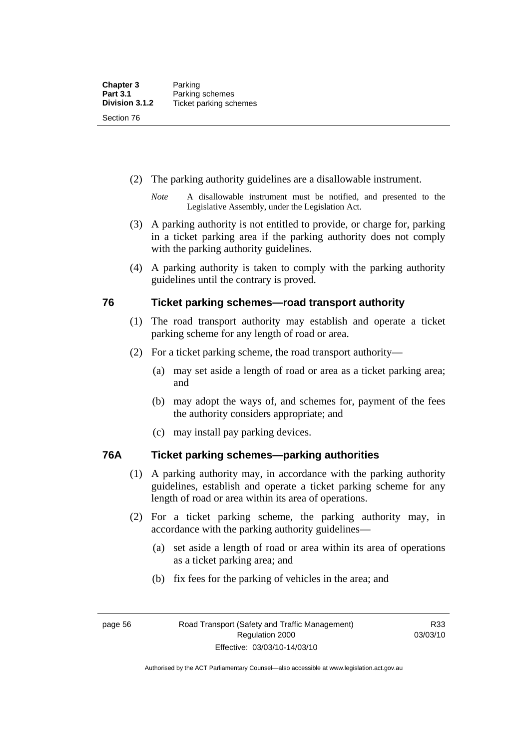(2) The parking authority guidelines are a disallowable instrument.

*Note* A disallowable instrument must be notified, and presented to the Legislative Assembly, under the Legislation Act.

(3) A parking authority is not entitled to provide, or charge for, parking in a ticket parking area if the parking authority does not comply with the parking authority guidelines.

(4) A parking authority is taken to comply with the parking authority guidelines until the contrary is proved.

## 76 Ticket parking schemes—road transport authority

(1) The road transport authority may establish and operate a ticket parking scheme for any length of road or area.

(2) For a ticket parking scheme, the road transport authority—

(a) may set aside a length of road or area as a ticket parking area; and

(b) may adopt the ways of, and schemes for, payment of the fees the authority considers appropriate; and

(c) may install pay parking devices.

## 76A Ticket parking schemes—parking authorities

(1) A parking authority may, in accordance with the parking authority guidelines, establish and operate a ticket parking scheme for any length of road or area within its area of operations.

(2) For a ticket parking scheme, the parking authority may, in accordance with the parking authority guidelines—

(a) set aside a length of road or area within its area of operations as a ticket parking area; and

(b) fix fees for the parking of vehicles in the area; and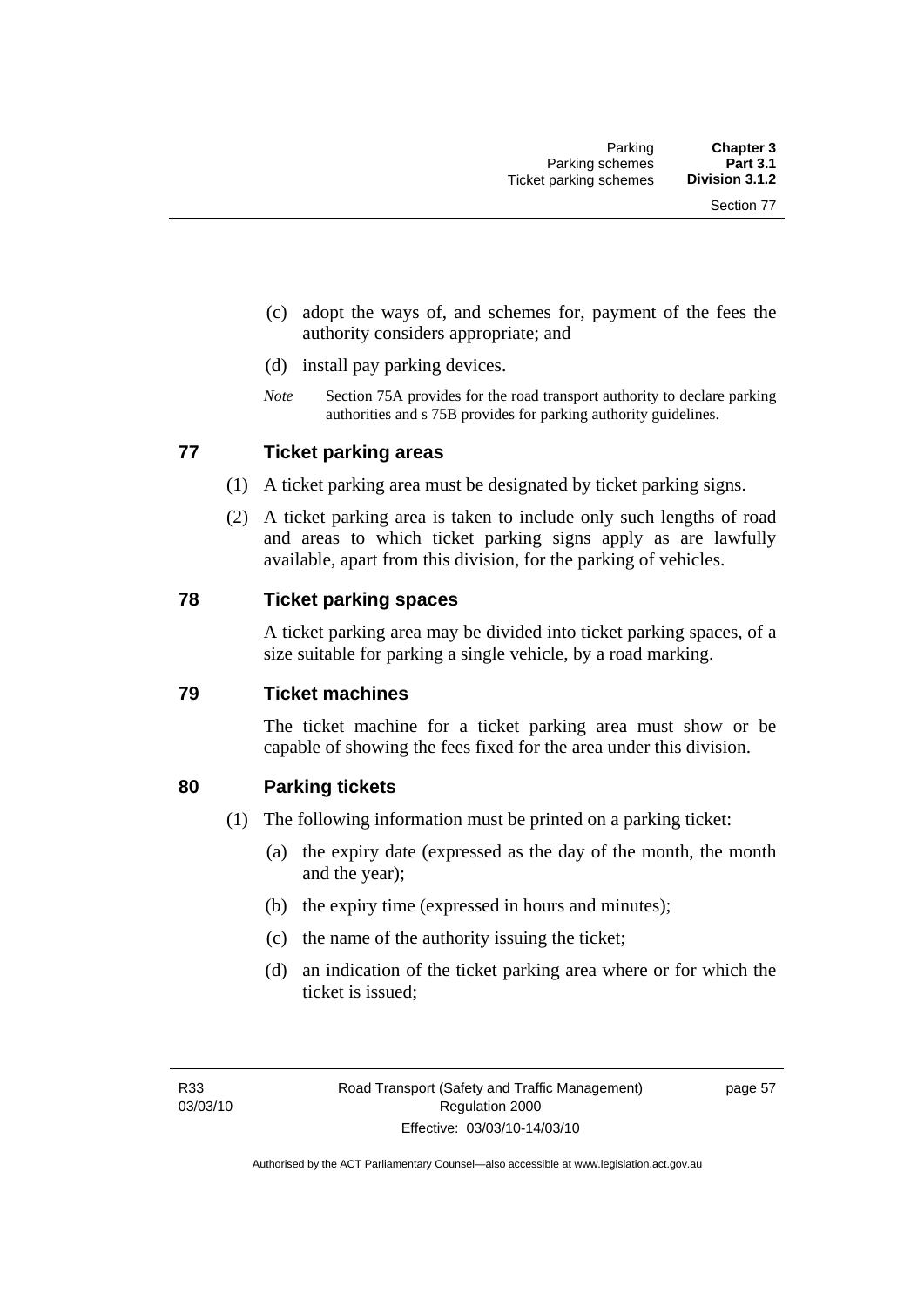(c) adopt the ways of, and schemes for, payment of the fees the authority considers appropriate; and

(d) install pay parking devices.

*Note* Section 75A provides for the road transport authority to declare parking authorities and s 75B provides for parking authority guidelines.

## 77 Ticket parking areas

(1) A ticket parking area must be designated by ticket parking signs.

(2) A ticket parking area is taken to include only such lengths of road and areas to which ticket parking signs apply as are lawfully available, apart from this division, for the parking of vehicles.

## 78 Ticket parking spaces

A ticket parking area may be divided into ticket parking spaces, of a size suitable for parking a single vehicle, by a road marking.

## 79 Ticket machines

The ticket machine for a ticket parking area must show or be capable of showing the fees fixed for the area under this division.

## 80 Parking tickets

(1) The following information must be printed on a parking ticket:

(a) the expiry date (expressed as the day of the month, the month and the year);

(b) the expiry time (expressed in hours and minutes);

(c) the name of the authority issuing the ticket;

(d) an indication of the ticket parking area where or for which the ticket is issued;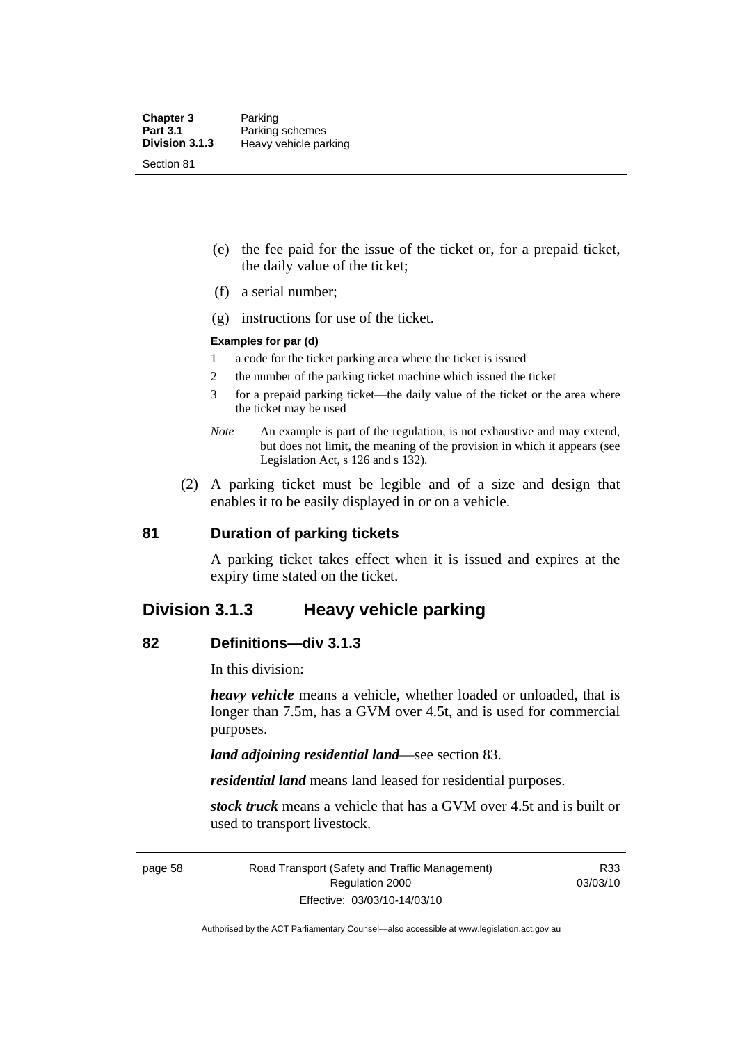(e) the fee paid for the issue of the ticket or, for a prepaid ticket, the daily value of the ticket;

(f) a serial number;

(g) instructions for use of the ticket.

**Examples for par (d)**

1 a code for the ticket parking area where the ticket is issued

2 the number of the parking ticket machine which issued the ticket

3 for a prepaid parking ticket—the daily value of the ticket or the area where the ticket may be used

*Note* An example is part of the regulation, is not exhaustive and may extend, but does not limit, the meaning of the provision in which it appears (see Legislation Act, s 126 and s 132).

(2) A parking ticket must be legible and of a size and design that enables it to be easily displayed in or on a vehicle.

### 81 Duration of parking tickets

A parking ticket takes effect when it is issued and expires at the expiry time stated on the ticket.

## Division 3.1.3 Heavy vehicle parking

### 82 Definitions—div 3.1.3

In this division:

***heavy vehicle*** means a vehicle, whether loaded or unloaded, that is longer than 7.5m, has a GVM over 4.5t, and is used for commercial purposes.

***land adjoining residential land***—see section 83.

***residential land*** means land leased for residential purposes.

***stock truck*** means a vehicle that has a GVM over 4.5t and is built or used to transport livestock.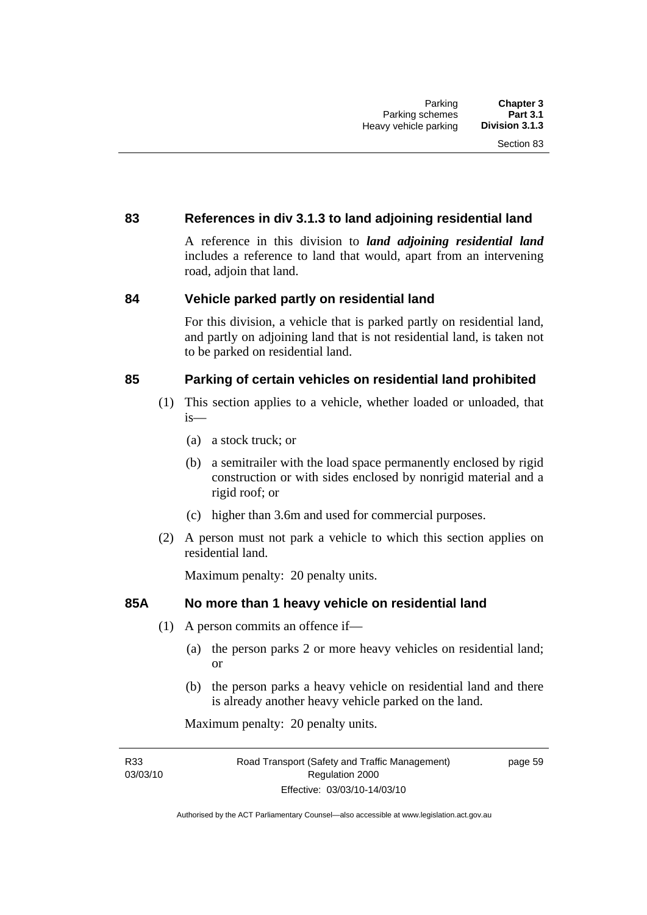### 83 References in div 3.1.3 to land adjoining residential land

A reference in this division to ***land adjoining residential land*** includes a reference to land that would, apart from an intervening road, adjoin that land.

### 84 Vehicle parked partly on residential land

For this division, a vehicle that is parked partly on residential land, and partly on adjoining land that is not residential land, is taken not to be parked on residential land.

### 85 Parking of certain vehicles on residential land prohibited

(1) This section applies to a vehicle, whether loaded or unloaded, that is—

   (a) a stock truck; or

   (b) a semitrailer with the load space permanently enclosed by rigid construction or with sides enclosed by nonrigid material and a rigid roof; or

   (c) higher than 3.6m and used for commercial purposes.

(2) A person must not park a vehicle to which this section applies on residential land.

Maximum penalty: 20 penalty units.

### 85A No more than 1 heavy vehicle on residential land

(1) A person commits an offence if—

   (a) the person parks 2 or more heavy vehicles on residential land; or

   (b) the person parks a heavy vehicle on residential land and there is already another heavy vehicle parked on the land.

Maximum penalty: 20 penalty units.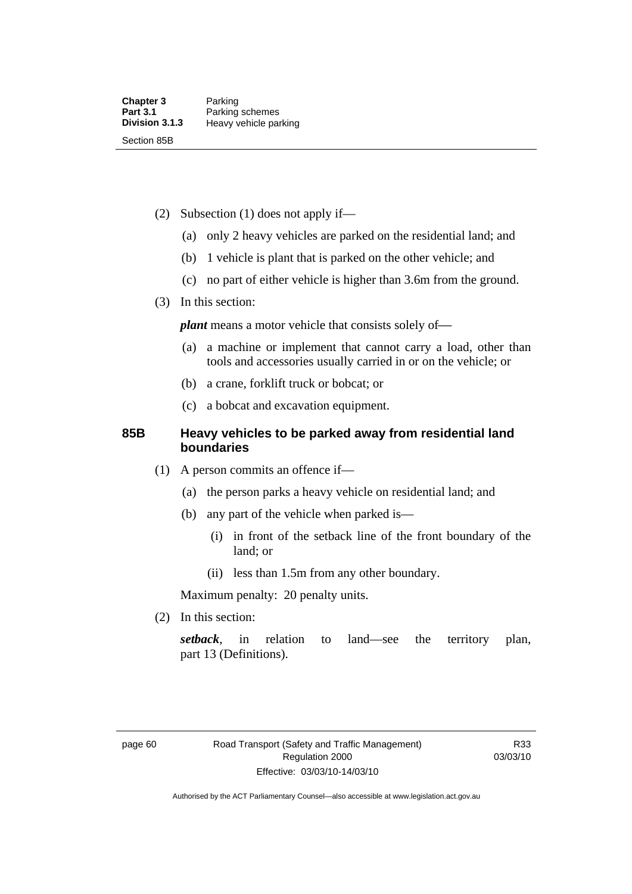(2) Subsection (1) does not apply if—

(a) only 2 heavy vehicles are parked on the residential land; and

(b) 1 vehicle is plant that is parked on the other vehicle; and

(c) no part of either vehicle is higher than 3.6m from the ground.

(3) In this section:

***plant*** means a motor vehicle that consists solely of—

(a) a machine or implement that cannot carry a load, other than tools and accessories usually carried in or on the vehicle; or

(b) a crane, forklift truck or bobcat; or

(c) a bobcat and excavation equipment.

### 85B Heavy vehicles to be parked away from residential land boundaries

(1) A person commits an offence if—

(a) the person parks a heavy vehicle on residential land; and

(b) any part of the vehicle when parked is—

(i) in front of the setback line of the front boundary of the land; or

(ii) less than 1.5m from any other boundary.

Maximum penalty: 20 penalty units.

(2) In this section:

***setback***, in relation to land—see the territory plan, part 13 (Definitions).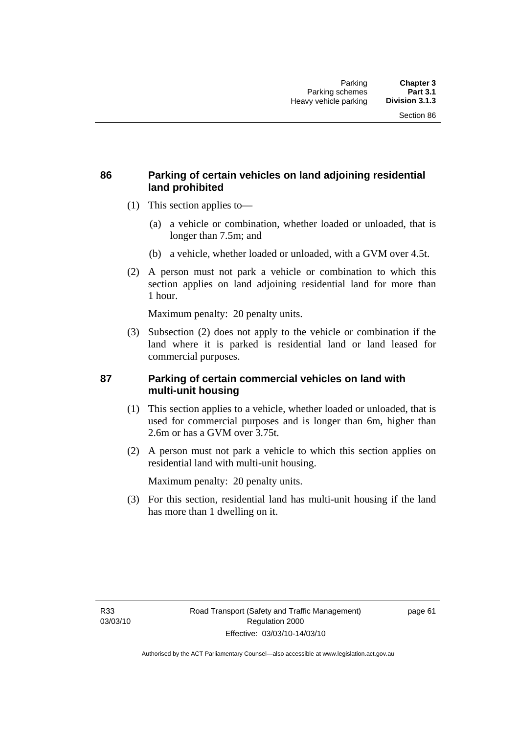## 86 Parking of certain vehicles on land adjoining residential land prohibited

(1) This section applies to—

(a) a vehicle or combination, whether loaded or unloaded, that is longer than 7.5m; and

(b) a vehicle, whether loaded or unloaded, with a GVM over 4.5t.

(2) A person must not park a vehicle or combination to which this section applies on land adjoining residential land for more than 1 hour.

Maximum penalty: 20 penalty units.

(3) Subsection (2) does not apply to the vehicle or combination if the land where it is parked is residential land or land leased for commercial purposes.

## 87 Parking of certain commercial vehicles on land with multi-unit housing

(1) This section applies to a vehicle, whether loaded or unloaded, that is used for commercial purposes and is longer than 6m, higher than 2.6m or has a GVM over 3.75t.

(2) A person must not park a vehicle to which this section applies on residential land with multi-unit housing.

Maximum penalty: 20 penalty units.

(3) For this section, residential land has multi-unit housing if the land has more than 1 dwelling on it.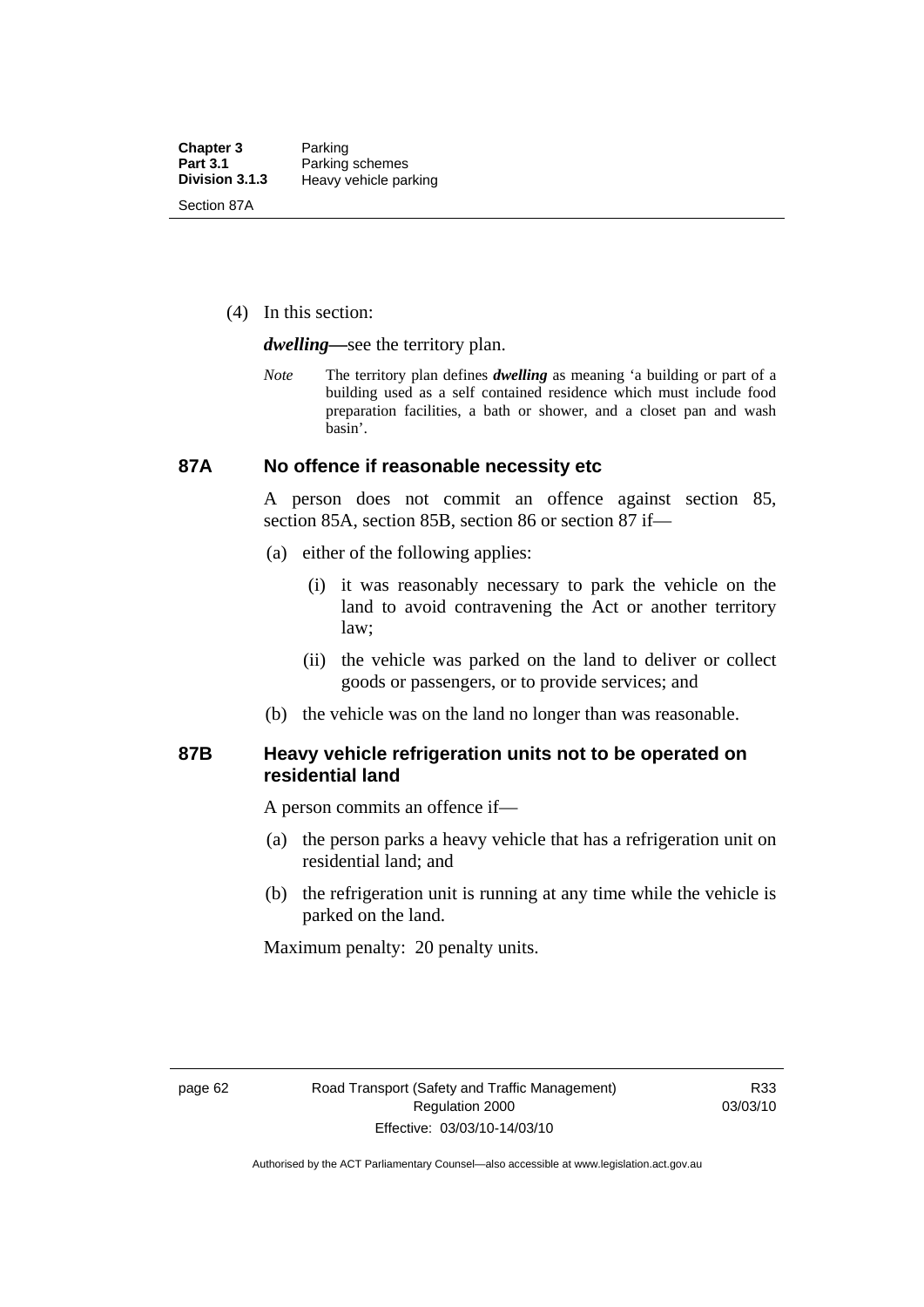(4) In this section:

***dwelling***—see the territory plan.

*Note* The territory plan defines ***dwelling*** as meaning 'a building or part of a building used as a self contained residence which must include food preparation facilities, a bath or shower, and a closet pan and wash basin'.

### 87A No offence if reasonable necessity etc

A person does not commit an offence against section 85, section 85A, section 85B, section 86 or section 87 if—

(a) either of the following applies:

(i) it was reasonably necessary to park the vehicle on the land to avoid contravening the Act or another territory law;

(ii) the vehicle was parked on the land to deliver or collect goods or passengers, or to provide services; and

(b) the vehicle was on the land no longer than was reasonable.

### 87B Heavy vehicle refrigeration units not to be operated on residential land

A person commits an offence if—

(a) the person parks a heavy vehicle that has a refrigeration unit on residential land; and

(b) the refrigeration unit is running at any time while the vehicle is parked on the land.

Maximum penalty: 20 penalty units.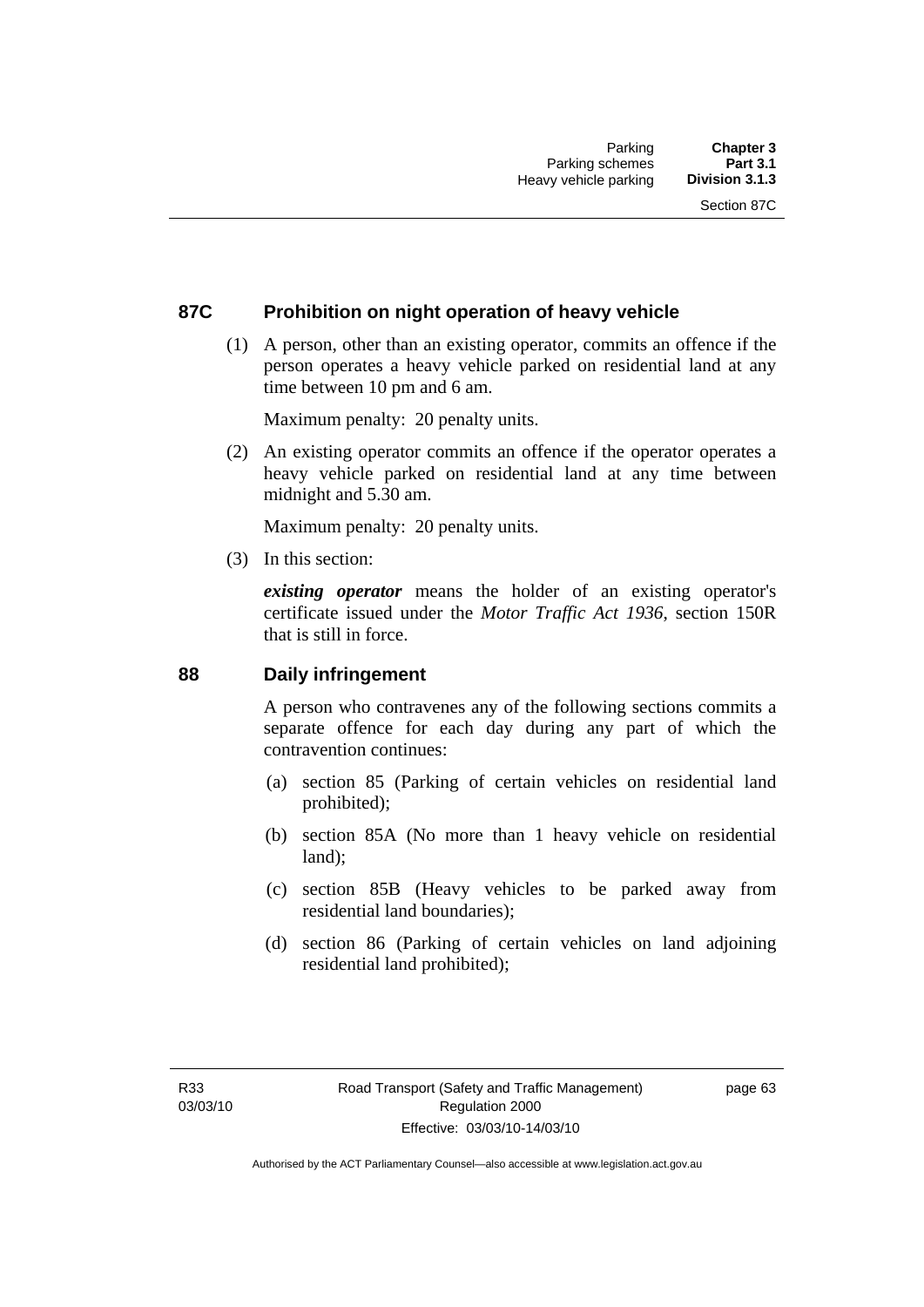## 87C Prohibition on night operation of heavy vehicle

(1) A person, other than an existing operator, commits an offence if the person operates a heavy vehicle parked on residential land at any time between 10 pm and 6 am.

Maximum penalty: 20 penalty units.

(2) An existing operator commits an offence if the operator operates a heavy vehicle parked on residential land at any time between midnight and 5.30 am.

Maximum penalty: 20 penalty units.

(3) In this section:

***existing operator*** means the holder of an existing operator's certificate issued under the *Motor Traffic Act 1936*, section 150R that is still in force.

## 88 Daily infringement

A person who contravenes any of the following sections commits a separate offence for each day during any part of which the contravention continues:

(a) section 85 (Parking of certain vehicles on residential land prohibited);

(b) section 85A (No more than 1 heavy vehicle on residential land);

(c) section 85B (Heavy vehicles to be parked away from residential land boundaries);

(d) section 86 (Parking of certain vehicles on land adjoining residential land prohibited);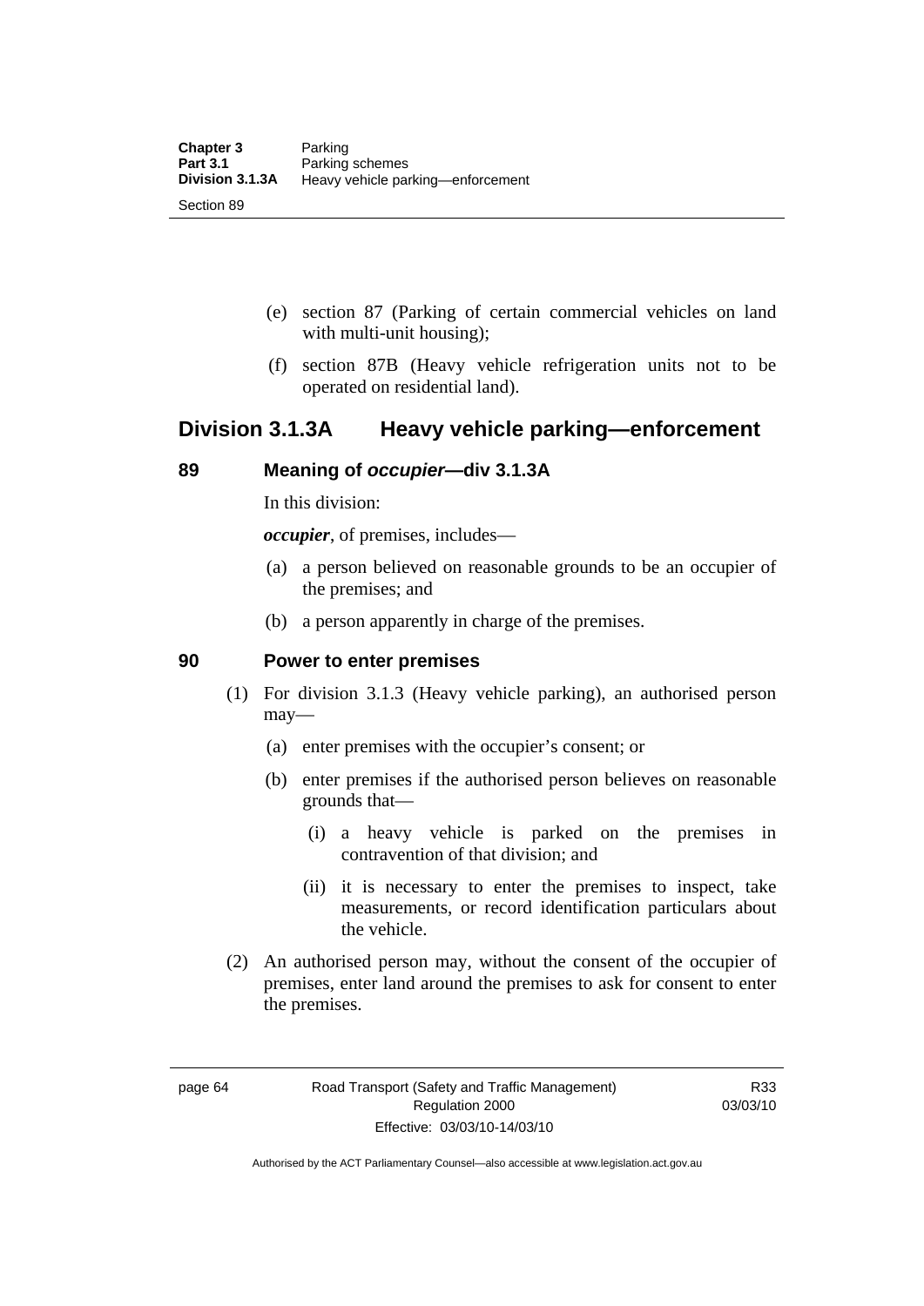(e) section 87 (Parking of certain commercial vehicles on land with multi-unit housing);

(f) section 87B (Heavy vehicle refrigeration units not to be operated on residential land).

## Division 3.1.3A Heavy vehicle parking—enforcement

### 89 Meaning of *occupier*—div 3.1.3A

In this division:

***occupier***, of premises, includes—

(a) a person believed on reasonable grounds to be an occupier of the premises; and

(b) a person apparently in charge of the premises.

### 90 Power to enter premises

(1) For division 3.1.3 (Heavy vehicle parking), an authorised person may—

(a) enter premises with the occupier's consent; or

(b) enter premises if the authorised person believes on reasonable grounds that—

(i) a heavy vehicle is parked on the premises in contravention of that division; and

(ii) it is necessary to enter the premises to inspect, take measurements, or record identification particulars about the vehicle.

(2) An authorised person may, without the consent of the occupier of premises, enter land around the premises to ask for consent to enter the premises.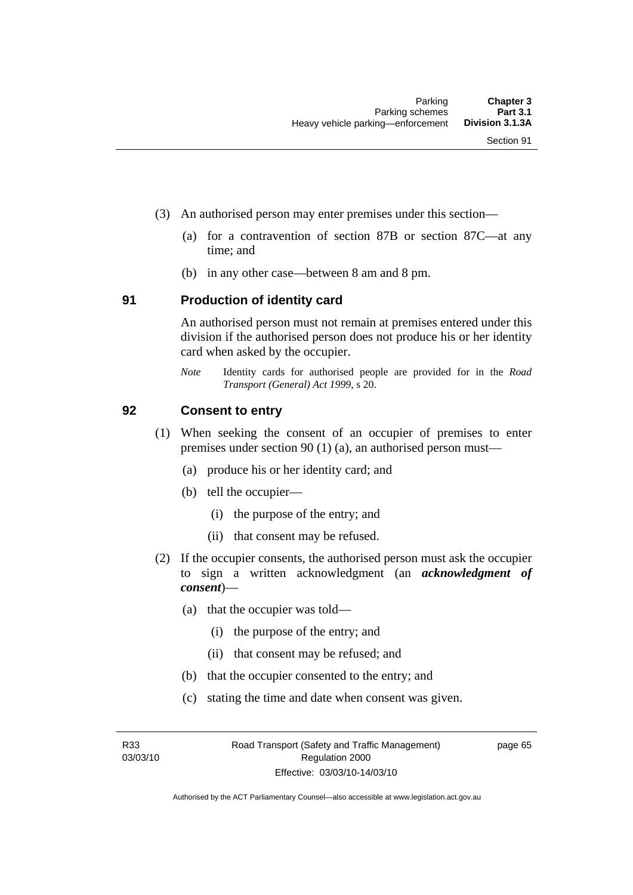(3) An authorised person may enter premises under this section—

(a) for a contravention of section 87B or section 87C—at any time; and

(b) in any other case—between 8 am and 8 pm.

## 91 Production of identity card

An authorised person must not remain at premises entered under this division if the authorised person does not produce his or her identity card when asked by the occupier.

*Note* Identity cards for authorised people are provided for in the *Road Transport (General) Act 1999*, s 20.

## 92 Consent to entry

(1) When seeking the consent of an occupier of premises to enter premises under section 90 (1) (a), an authorised person must—

(a) produce his or her identity card; and

(b) tell the occupier—

(i) the purpose of the entry; and

(ii) that consent may be refused.

(2) If the occupier consents, the authorised person must ask the occupier to sign a written acknowledgment (an ***acknowledgment of consent***)—

(a) that the occupier was told—

(i) the purpose of the entry; and

(ii) that consent may be refused; and

(b) that the occupier consented to the entry; and

(c) stating the time and date when consent was given.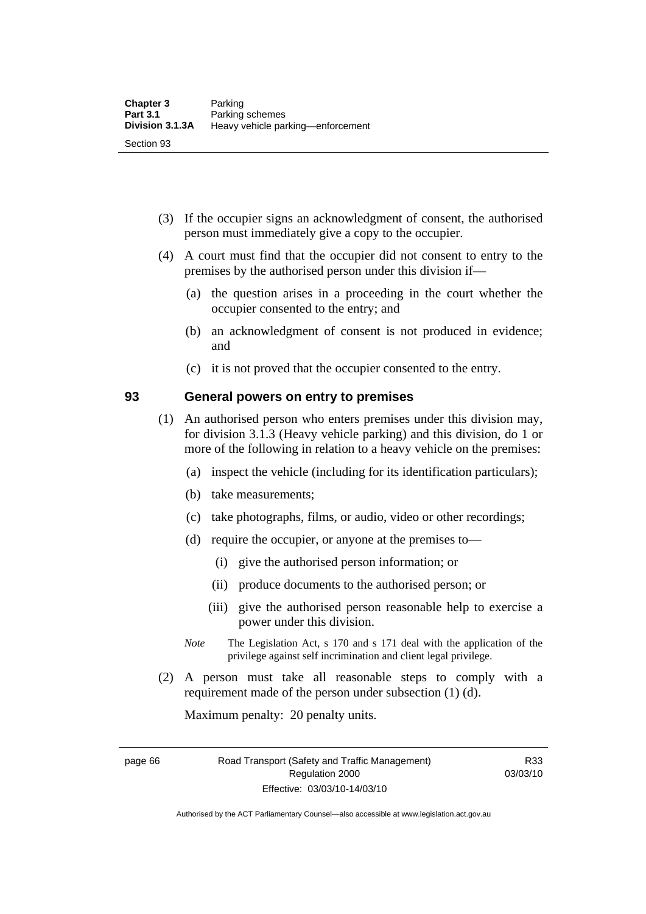(3) If the occupier signs an acknowledgment of consent, the authorised person must immediately give a copy to the occupier.

(4) A court must find that the occupier did not consent to entry to the premises by the authorised person under this division if—

(a) the question arises in a proceeding in the court whether the occupier consented to the entry; and

(b) an acknowledgment of consent is not produced in evidence; and

(c) it is not proved that the occupier consented to the entry.

## 93 General powers on entry to premises

(1) An authorised person who enters premises under this division may, for division 3.1.3 (Heavy vehicle parking) and this division, do 1 or more of the following in relation to a heavy vehicle on the premises:

(a) inspect the vehicle (including for its identification particulars);

(b) take measurements;

(c) take photographs, films, or audio, video or other recordings;

(d) require the occupier, or anyone at the premises to—

(i) give the authorised person information; or

(ii) produce documents to the authorised person; or

(iii) give the authorised person reasonable help to exercise a power under this division.

*Note* The Legislation Act, s 170 and s 171 deal with the application of the privilege against self incrimination and client legal privilege.

(2) A person must take all reasonable steps to comply with a requirement made of the person under subsection (1) (d).

Maximum penalty: 20 penalty units.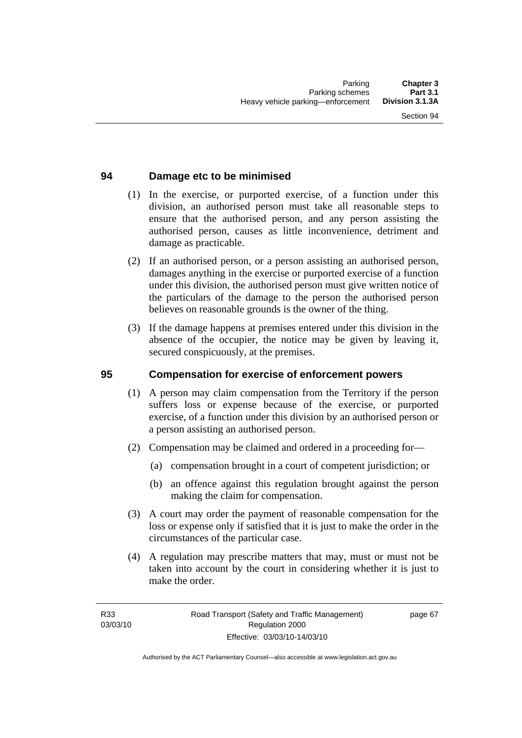## 94 Damage etc to be minimised

(1) In the exercise, or purported exercise, of a function under this division, an authorised person must take all reasonable steps to ensure that the authorised person, and any person assisting the authorised person, causes as little inconvenience, detriment and damage as practicable.

(2) If an authorised person, or a person assisting an authorised person, damages anything in the exercise or purported exercise of a function under this division, the authorised person must give written notice of the particulars of the damage to the person the authorised person believes on reasonable grounds is the owner of the thing.

(3) If the damage happens at premises entered under this division in the absence of the occupier, the notice may be given by leaving it, secured conspicuously, at the premises.

## 95 Compensation for exercise of enforcement powers

(1) A person may claim compensation from the Territory if the person suffers loss or expense because of the exercise, or purported exercise, of a function under this division by an authorised person or a person assisting an authorised person.

(2) Compensation may be claimed and ordered in a proceeding for—

(a) compensation brought in a court of competent jurisdiction; or

(b) an offence against this regulation brought against the person making the claim for compensation.

(3) A court may order the payment of reasonable compensation for the loss or expense only if satisfied that it is just to make the order in the circumstances of the particular case.

(4) A regulation may prescribe matters that may, must or must not be taken into account by the court in considering whether it is just to make the order.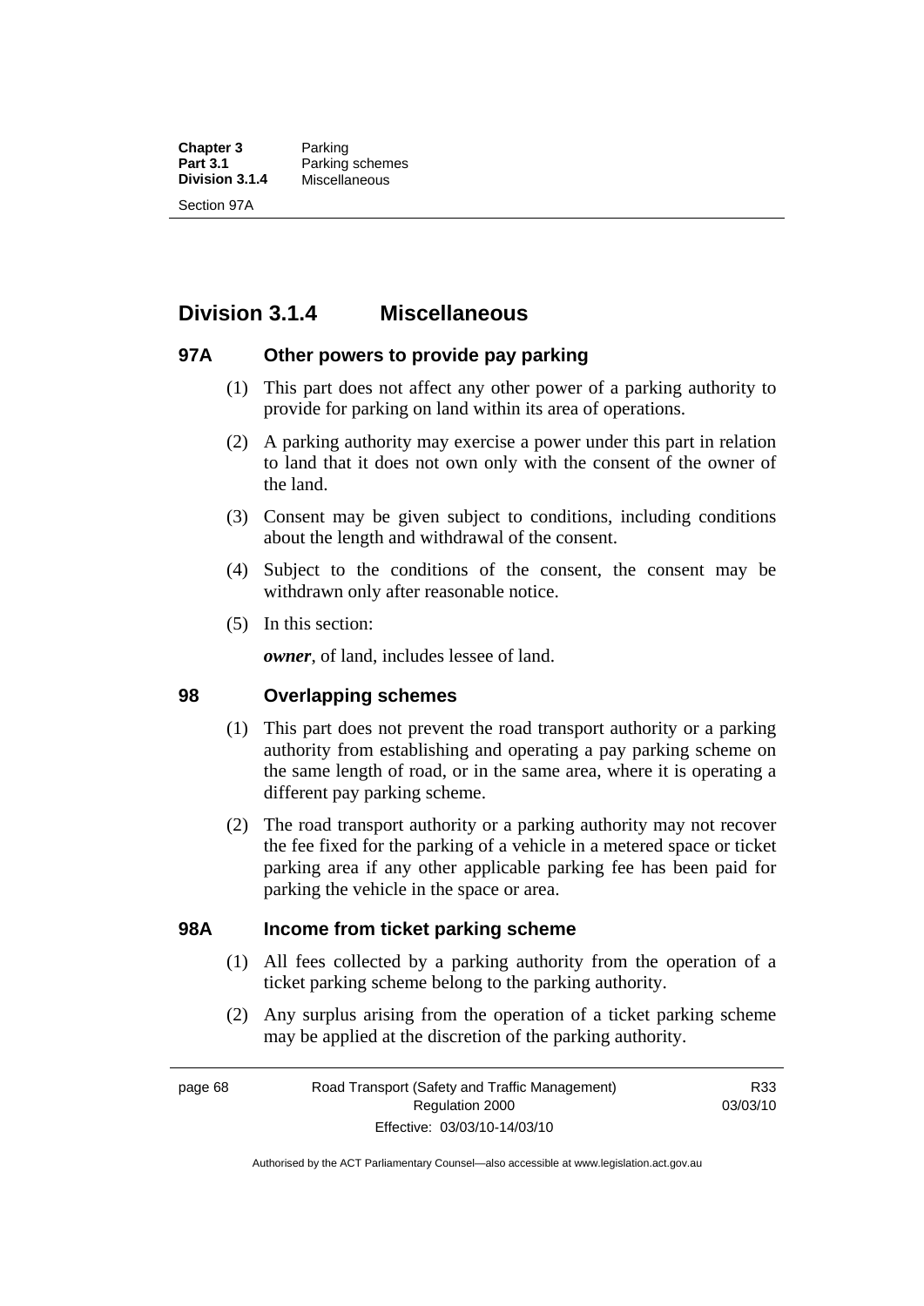## Division 3.1.4 Miscellaneous

### 97A Other powers to provide pay parking

(1) This part does not affect any other power of a parking authority to provide for parking on land within its area of operations.

(2) A parking authority may exercise a power under this part in relation to land that it does not own only with the consent of the owner of the land.

(3) Consent may be given subject to conditions, including conditions about the length and withdrawal of the consent.

(4) Subject to the conditions of the consent, the consent may be withdrawn only after reasonable notice.

(5) In this section:

***owner***, of land, includes lessee of land.

### 98 Overlapping schemes

(1) This part does not prevent the road transport authority or a parking authority from establishing and operating a pay parking scheme on the same length of road, or in the same area, where it is operating a different pay parking scheme.

(2) The road transport authority or a parking authority may not recover the fee fixed for the parking of a vehicle in a metered space or ticket parking area if any other applicable parking fee has been paid for parking the vehicle in the space or area.

### 98A Income from ticket parking scheme

(1) All fees collected by a parking authority from the operation of a ticket parking scheme belong to the parking authority.

(2) Any surplus arising from the operation of a ticket parking scheme may be applied at the discretion of the parking authority.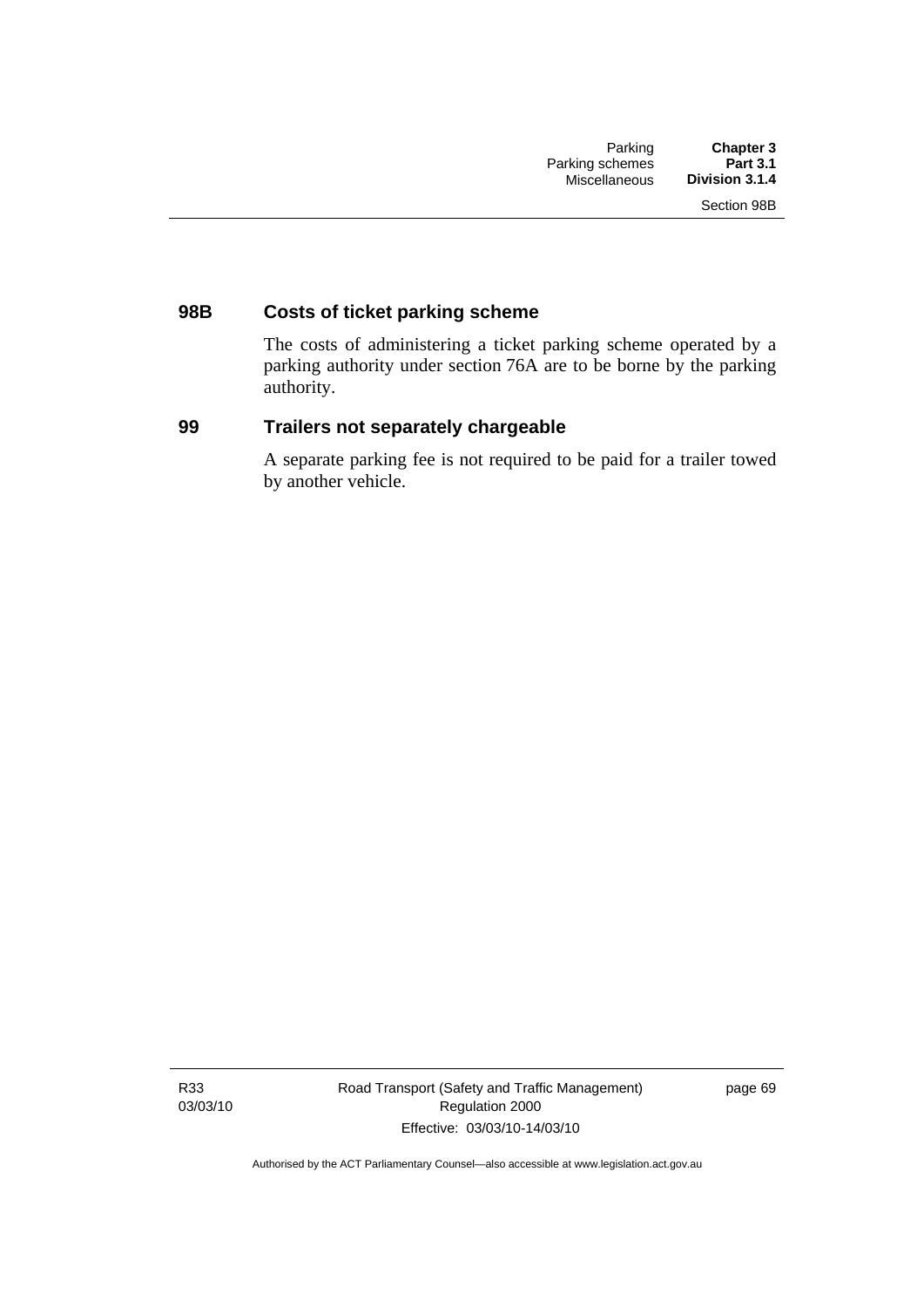## 98B Costs of ticket parking scheme

The costs of administering a ticket parking scheme operated by a parking authority under section 76A are to be borne by the parking authority.

## 99 Trailers not separately chargeable

A separate parking fee is not required to be paid for a trailer towed by another vehicle.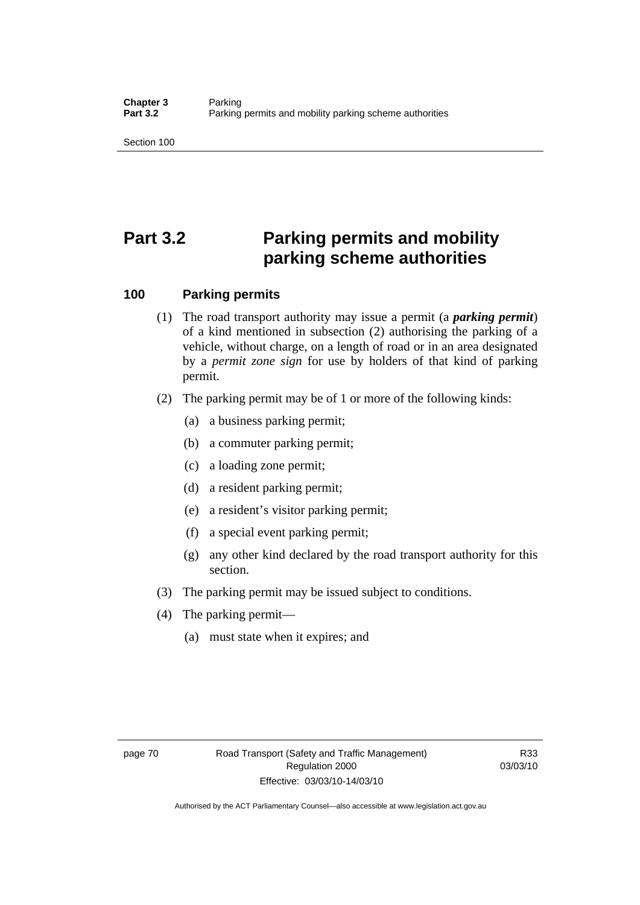# Part 3.2 Parking permits and mobility parking scheme authorities

## 100 Parking permits

(1) The road transport authority may issue a permit (a ***parking permit***) of a kind mentioned in subsection (2) authorising the parking of a vehicle, without charge, on a length of road or in an area designated by a *permit zone sign* for use by holders of that kind of parking permit.

(2) The parking permit may be of 1 or more of the following kinds:

(a) a business parking permit;

(b) a commuter parking permit;

(c) a loading zone permit;

(d) a resident parking permit;

(e) a resident's visitor parking permit;

(f) a special event parking permit;

(g) any other kind declared by the road transport authority for this section.

(3) The parking permit may be issued subject to conditions.

(4) The parking permit—

(a) must state when it expires; and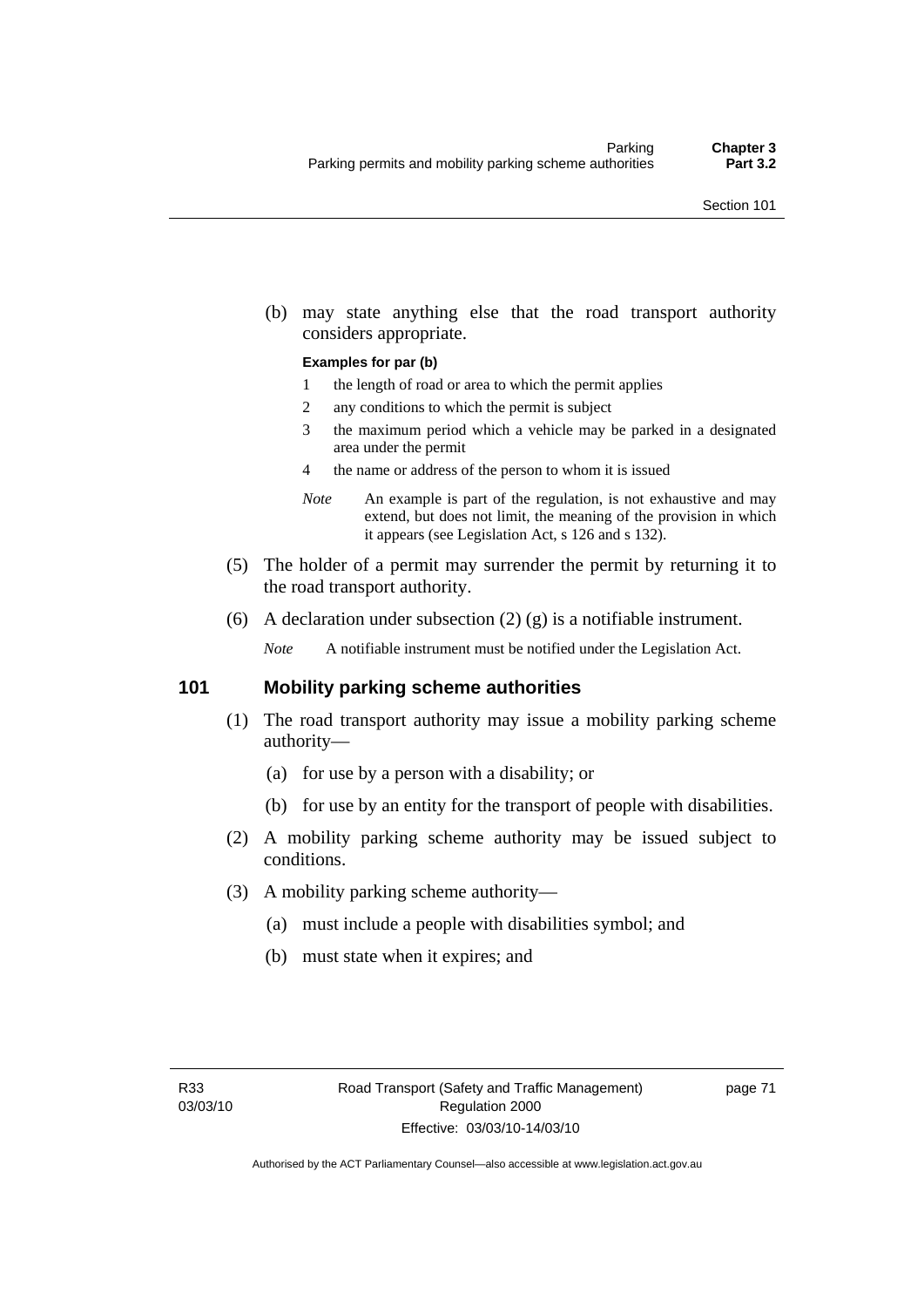(b) may state anything else that the road transport authority considers appropriate.

**Examples for par (b)**

1 the length of road or area to which the permit applies

2 any conditions to which the permit is subject

3 the maximum period which a vehicle may be parked in a designated area under the permit

4 the name or address of the person to whom it is issued

*Note* An example is part of the regulation, is not exhaustive and may extend, but does not limit, the meaning of the provision in which it appears (see Legislation Act, s 126 and s 132).

(5) The holder of a permit may surrender the permit by returning it to the road transport authority.

(6) A declaration under subsection (2) (g) is a notifiable instrument.

*Note* A notifiable instrument must be notified under the Legislation Act.

## 101 Mobility parking scheme authorities

(1) The road transport authority may issue a mobility parking scheme authority—

(a) for use by a person with a disability; or

(b) for use by an entity for the transport of people with disabilities.

(2) A mobility parking scheme authority may be issued subject to conditions.

(3) A mobility parking scheme authority—

(a) must include a people with disabilities symbol; and

(b) must state when it expires; and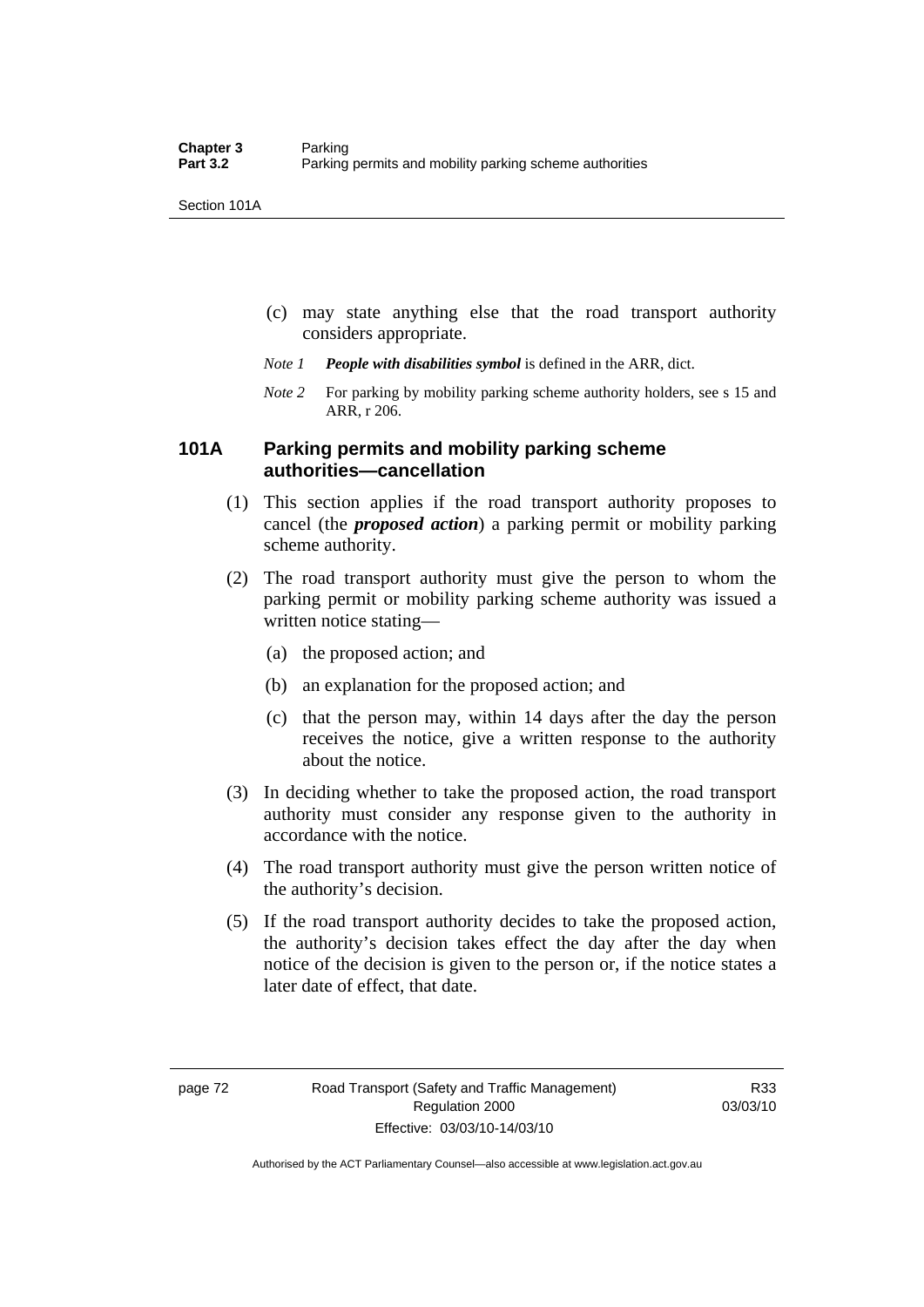(c) may state anything else that the road transport authority considers appropriate.

*Note 1* ***People with disabilities symbol*** is defined in the ARR, dict.

*Note 2* For parking by mobility parking scheme authority holders, see s 15 and ARR, r 206.

### 101A Parking permits and mobility parking scheme authorities—cancellation

(1) This section applies if the road transport authority proposes to cancel (the ***proposed action***) a parking permit or mobility parking scheme authority.

(2) The road transport authority must give the person to whom the parking permit or mobility parking scheme authority was issued a written notice stating—

(a) the proposed action; and

(b) an explanation for the proposed action; and

(c) that the person may, within 14 days after the day the person receives the notice, give a written response to the authority about the notice.

(3) In deciding whether to take the proposed action, the road transport authority must consider any response given to the authority in accordance with the notice.

(4) The road transport authority must give the person written notice of the authority's decision.

(5) If the road transport authority decides to take the proposed action, the authority's decision takes effect the day after the day when notice of the decision is given to the person or, if the notice states a later date of effect, that date.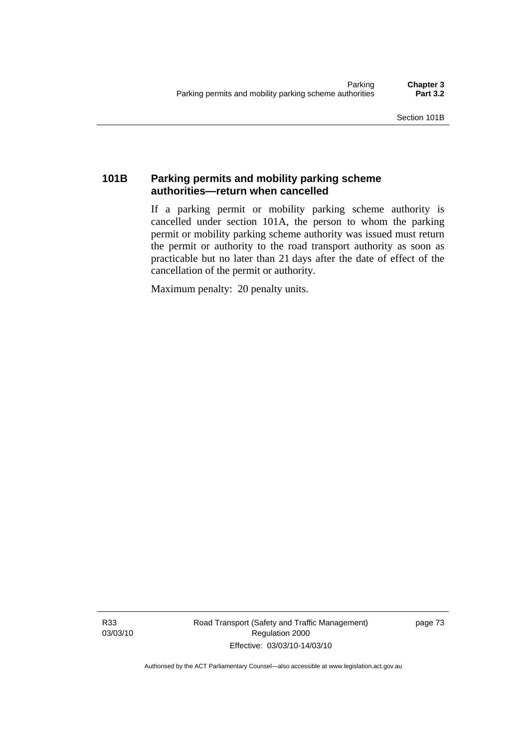### 101B Parking permits and mobility parking scheme authorities—return when cancelled

If a parking permit or mobility parking scheme authority is cancelled under section 101A, the person to whom the parking permit or mobility parking scheme authority was issued must return the permit or authority to the road transport authority as soon as practicable but no later than 21 days after the date of effect of the cancellation of the permit or authority.

Maximum penalty: 20 penalty units.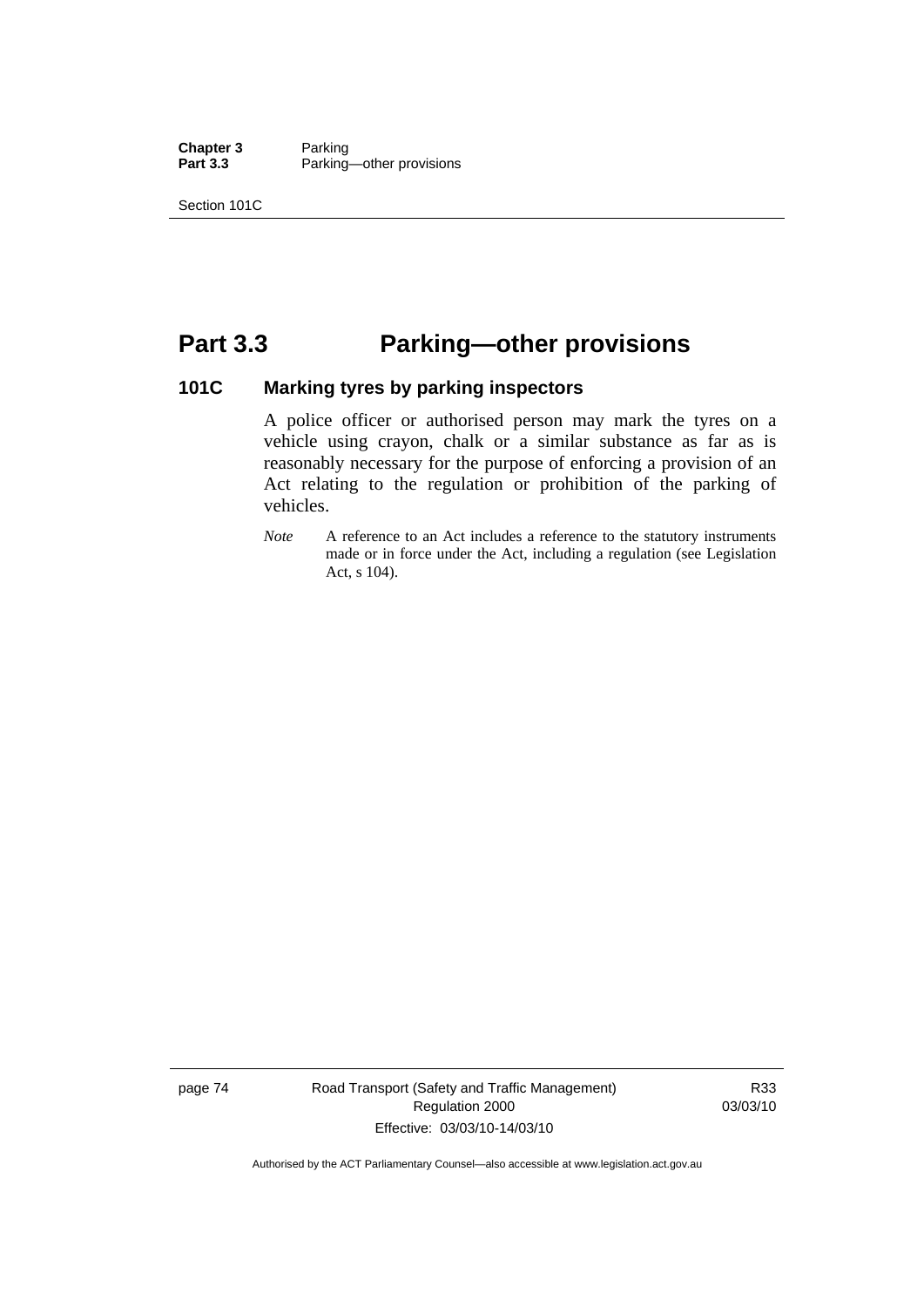# Part 3.3 Parking—other provisions

### 101C Marking tyres by parking inspectors

A police officer or authorised person may mark the tyres on a vehicle using crayon, chalk or a similar substance as far as is reasonably necessary for the purpose of enforcing a provision of an Act relating to the regulation or prohibition of the parking of vehicles.

*Note* A reference to an Act includes a reference to the statutory instruments made or in force under the Act, including a regulation (see Legislation Act, s 104).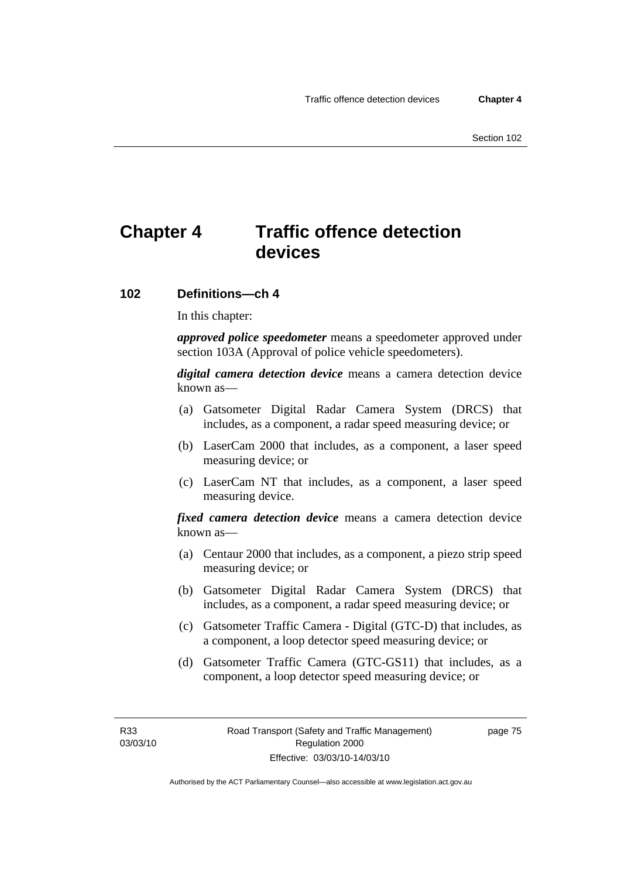# Chapter 4 Traffic offence detection devices

## 102 Definitions—ch 4

In this chapter:

***approved police speedometer*** means a speedometer approved under section 103A (Approval of police vehicle speedometers).

***digital camera detection device*** means a camera detection device known as—

(a) Gatsometer Digital Radar Camera System (DRCS) that includes, as a component, a radar speed measuring device; or

(b) LaserCam 2000 that includes, as a component, a laser speed measuring device; or

(c) LaserCam NT that includes, as a component, a laser speed measuring device.

***fixed camera detection device*** means a camera detection device known as—

(a) Centaur 2000 that includes, as a component, a piezo strip speed measuring device; or

(b) Gatsometer Digital Radar Camera System (DRCS) that includes, as a component, a radar speed measuring device; or

(c) Gatsometer Traffic Camera - Digital (GTC-D) that includes, as a component, a loop detector speed measuring device; or

(d) Gatsometer Traffic Camera (GTC-GS11) that includes, as a component, a loop detector speed measuring device; or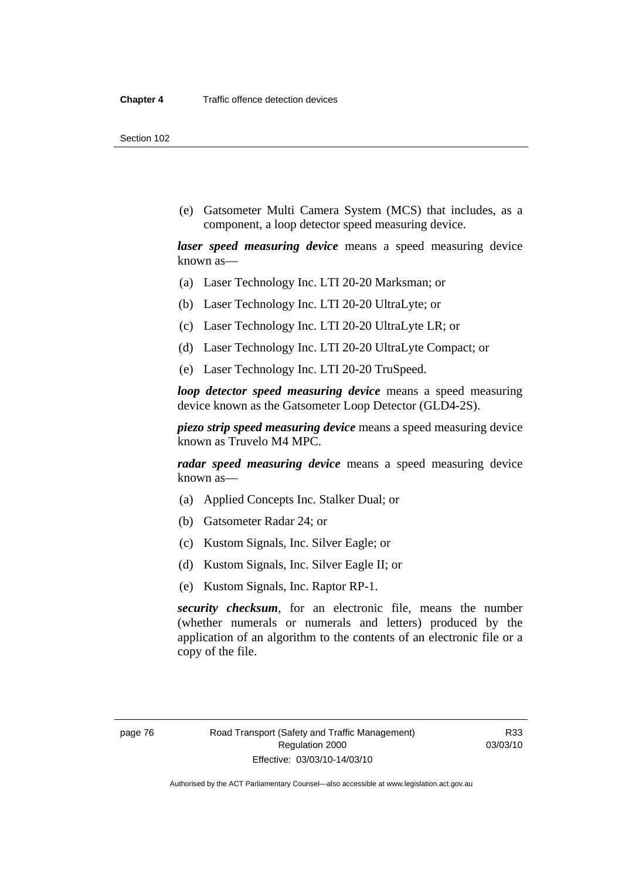(e) Gatsometer Multi Camera System (MCS) that includes, as a component, a loop detector speed measuring device.

***laser speed measuring device*** means a speed measuring device known as—

(a) Laser Technology Inc. LTI 20-20 Marksman; or

(b) Laser Technology Inc. LTI 20-20 UltraLyte; or

(c) Laser Technology Inc. LTI 20-20 UltraLyte LR; or

(d) Laser Technology Inc. LTI 20-20 UltraLyte Compact; or

(e) Laser Technology Inc. LTI 20-20 TruSpeed.

***loop detector speed measuring device*** means a speed measuring device known as the Gatsometer Loop Detector (GLD4-2S).

***piezo strip speed measuring device*** means a speed measuring device known as Truvelo M4 MPC.

***radar speed measuring device*** means a speed measuring device known as—

(a) Applied Concepts Inc. Stalker Dual; or

(b) Gatsometer Radar 24; or

(c) Kustom Signals, Inc. Silver Eagle; or

(d) Kustom Signals, Inc. Silver Eagle II; or

(e) Kustom Signals, Inc. Raptor RP-1.

***security checksum***, for an electronic file, means the number (whether numerals or numerals and letters) produced by the application of an algorithm to the contents of an electronic file or a copy of the file.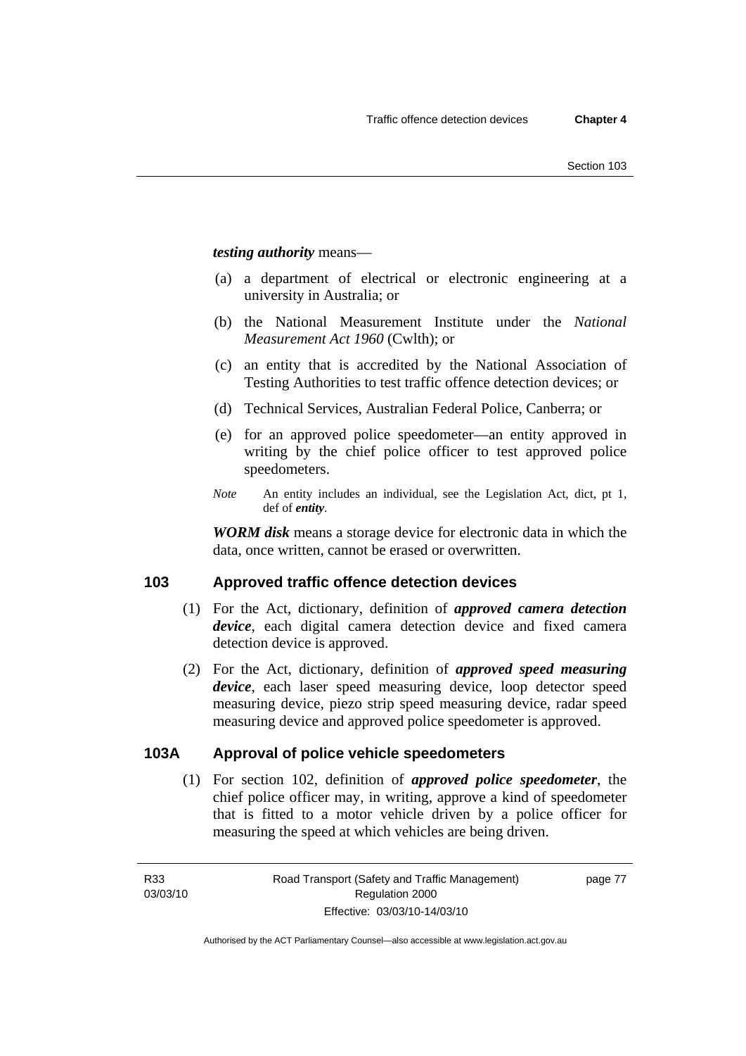***testing authority*** means—

(a) a department of electrical or electronic engineering at a university in Australia; or

(b) the National Measurement Institute under the *National Measurement Act 1960* (Cwlth); or

(c) an entity that is accredited by the National Association of Testing Authorities to test traffic offence detection devices; or

(d) Technical Services, Australian Federal Police, Canberra; or

(e) for an approved police speedometer—an entity approved in writing by the chief police officer to test approved police speedometers.

*Note* An entity includes an individual, see the Legislation Act, dict, pt 1, def of ***entity***.

***WORM disk*** means a storage device for electronic data in which the data, once written, cannot be erased or overwritten.

## 103 Approved traffic offence detection devices

(1) For the Act, dictionary, definition of ***approved camera detection device***, each digital camera detection device and fixed camera detection device is approved.

(2) For the Act, dictionary, definition of ***approved speed measuring device***, each laser speed measuring device, loop detector speed measuring device, piezo strip speed measuring device, radar speed measuring device and approved police speedometer is approved.

## 103A Approval of police vehicle speedometers

(1) For section 102, definition of ***approved police speedometer***, the chief police officer may, in writing, approve a kind of speedometer that is fitted to a motor vehicle driven by a police officer for measuring the speed at which vehicles are being driven.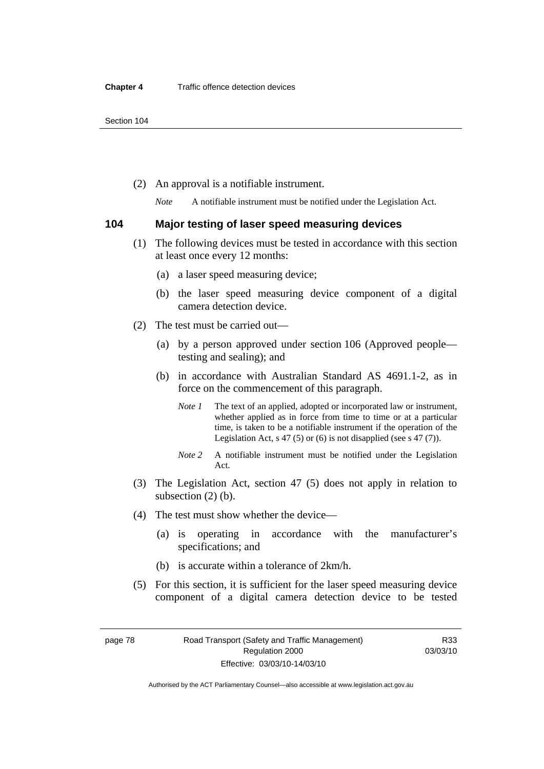(2) An approval is a notifiable instrument.

*Note* A notifiable instrument must be notified under the Legislation Act.

### 104 Major testing of laser speed measuring devices

(1) The following devices must be tested in accordance with this section at least once every 12 months:

(a) a laser speed measuring device;

(b) the laser speed measuring device component of a digital camera detection device.

(2) The test must be carried out—

(a) by a person approved under section 106 (Approved people—testing and sealing); and

(b) in accordance with Australian Standard AS 4691.1-2, as in force on the commencement of this paragraph.

*Note 1* The text of an applied, adopted or incorporated law or instrument, whether applied as in force from time to time or at a particular time, is taken to be a notifiable instrument if the operation of the Legislation Act, s 47 (5) or (6) is not disapplied (see s 47 (7)).

*Note 2* A notifiable instrument must be notified under the Legislation Act.

(3) The Legislation Act, section 47 (5) does not apply in relation to subsection (2) (b).

(4) The test must show whether the device—

(a) is operating in accordance with the manufacturer's specifications; and

(b) is accurate within a tolerance of 2km/h.

(5) For this section, it is sufficient for the laser speed measuring device component of a digital camera detection device to be tested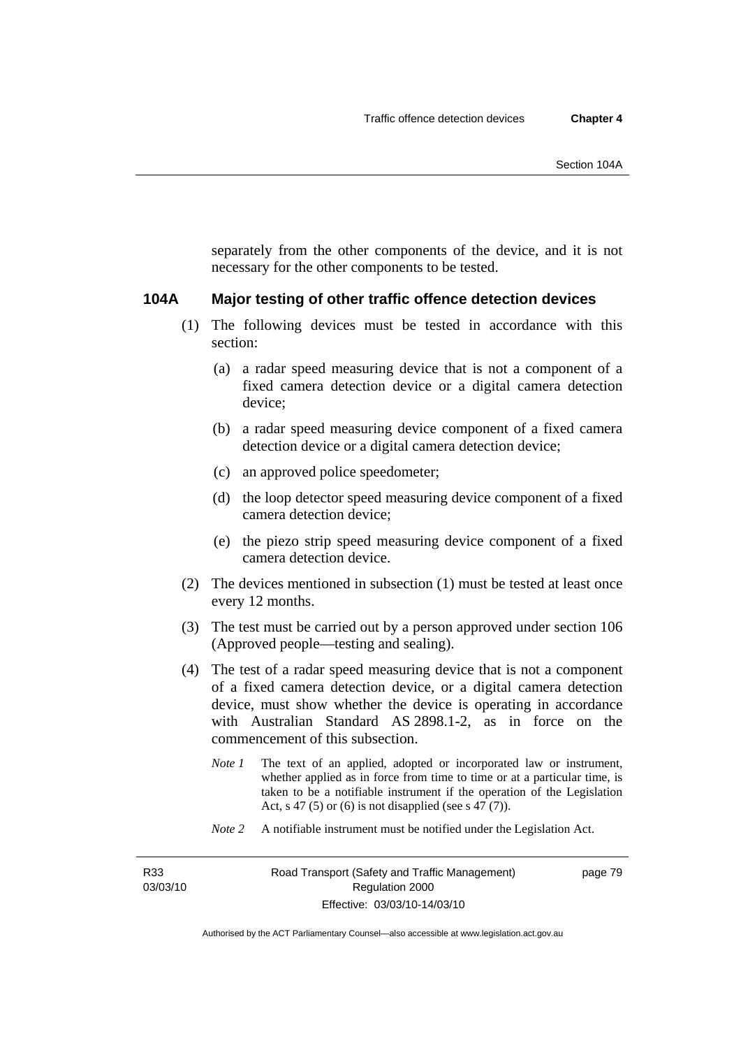separately from the other components of the device, and it is not necessary for the other components to be tested.

### 104A Major testing of other traffic offence detection devices

(1) The following devices must be tested in accordance with this section:

(a) a radar speed measuring device that is not a component of a fixed camera detection device or a digital camera detection device;

(b) a radar speed measuring device component of a fixed camera detection device or a digital camera detection device;

(c) an approved police speedometer;

(d) the loop detector speed measuring device component of a fixed camera detection device;

(e) the piezo strip speed measuring device component of a fixed camera detection device.

(2) The devices mentioned in subsection (1) must be tested at least once every 12 months.

(3) The test must be carried out by a person approved under section 106 (Approved people—testing and sealing).

(4) The test of a radar speed measuring device that is not a component of a fixed camera detection device, or a digital camera detection device, must show whether the device is operating in accordance with Australian Standard AS 2898.1-2, as in force on the commencement of this subsection.

*Note 1* The text of an applied, adopted or incorporated law or instrument, whether applied as in force from time to time or at a particular time, is taken to be a notifiable instrument if the operation of the Legislation Act, s 47 (5) or (6) is not disapplied (see s 47 (7)).

*Note 2* A notifiable instrument must be notified under the Legislation Act.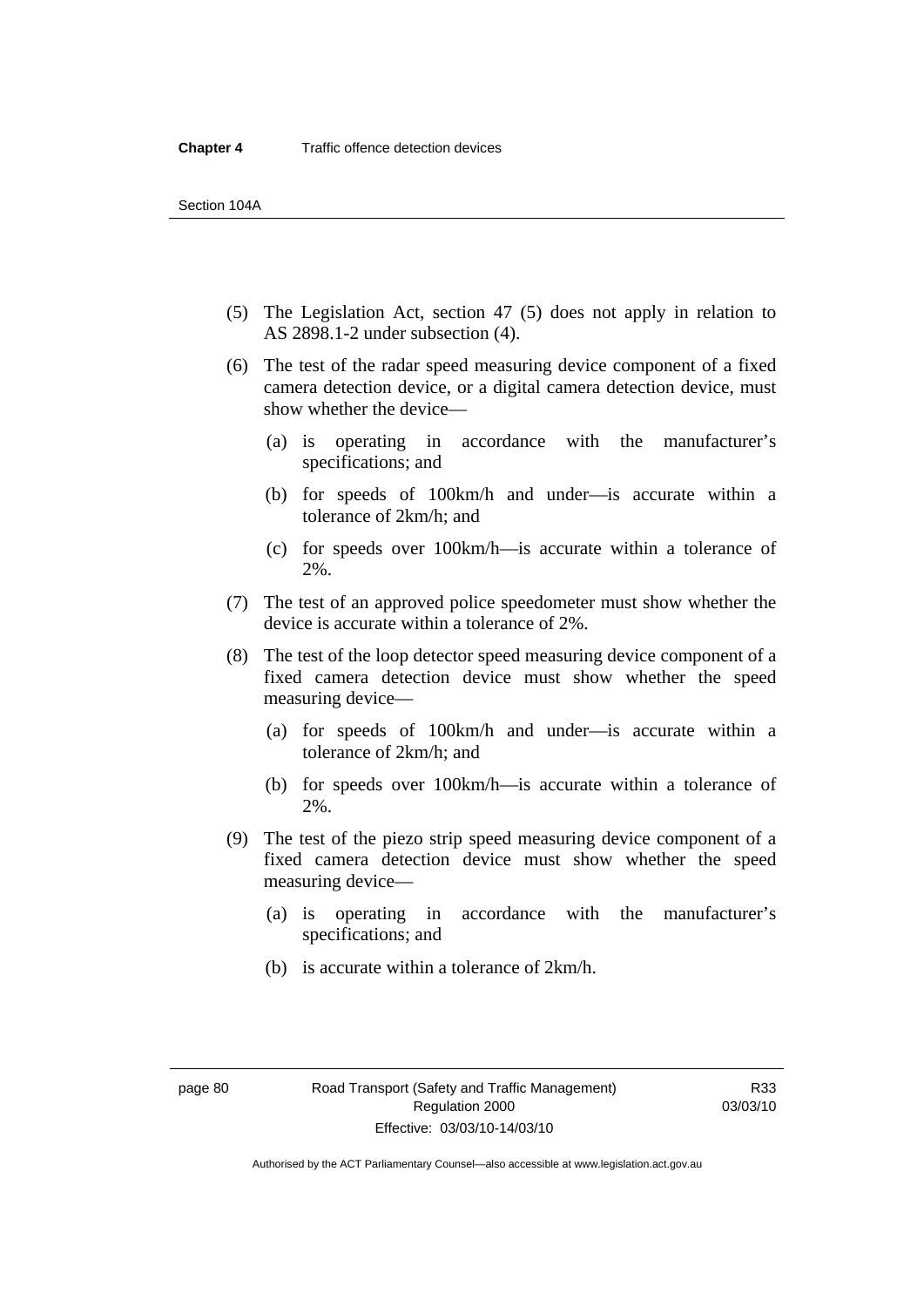(5) The Legislation Act, section 47 (5) does not apply in relation to AS 2898.1-2 under subsection (4).

(6) The test of the radar speed measuring device component of a fixed camera detection device, or a digital camera detection device, must show whether the device—

  (a) is operating in accordance with the manufacturer's specifications; and

  (b) for speeds of 100km/h and under—is accurate within a tolerance of 2km/h; and

  (c) for speeds over 100km/h—is accurate within a tolerance of 2%.

(7) The test of an approved police speedometer must show whether the device is accurate within a tolerance of 2%.

(8) The test of the loop detector speed measuring device component of a fixed camera detection device must show whether the speed measuring device—

  (a) for speeds of 100km/h and under—is accurate within a tolerance of 2km/h; and

  (b) for speeds over 100km/h—is accurate within a tolerance of 2%.

(9) The test of the piezo strip speed measuring device component of a fixed camera detection device must show whether the speed measuring device—

  (a) is operating in accordance with the manufacturer's specifications; and

  (b) is accurate within a tolerance of 2km/h.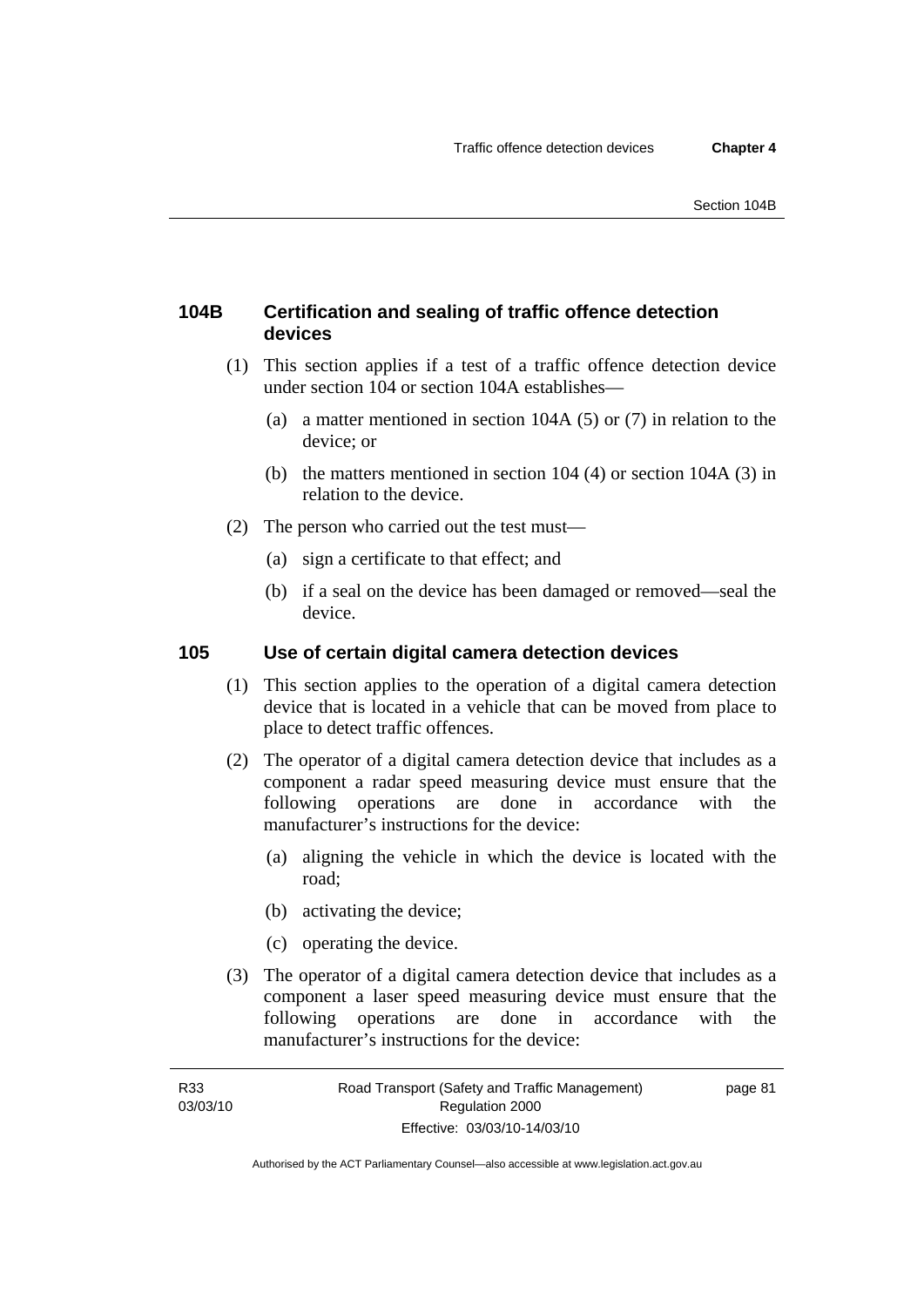## 104B Certification and sealing of traffic offence detection devices

(1) This section applies if a test of a traffic offence detection device under section 104 or section 104A establishes—

(a) a matter mentioned in section 104A (5) or (7) in relation to the device; or

(b) the matters mentioned in section 104 (4) or section 104A (3) in relation to the device.

(2) The person who carried out the test must—

(a) sign a certificate to that effect; and

(b) if a seal on the device has been damaged or removed—seal the device.

## 105 Use of certain digital camera detection devices

(1) This section applies to the operation of a digital camera detection device that is located in a vehicle that can be moved from place to place to detect traffic offences.

(2) The operator of a digital camera detection device that includes as a component a radar speed measuring device must ensure that the following operations are done in accordance with the manufacturer's instructions for the device:

(a) aligning the vehicle in which the device is located with the road;

(b) activating the device;

(c) operating the device.

(3) The operator of a digital camera detection device that includes as a component a laser speed measuring device must ensure that the following operations are done in accordance with the manufacturer's instructions for the device: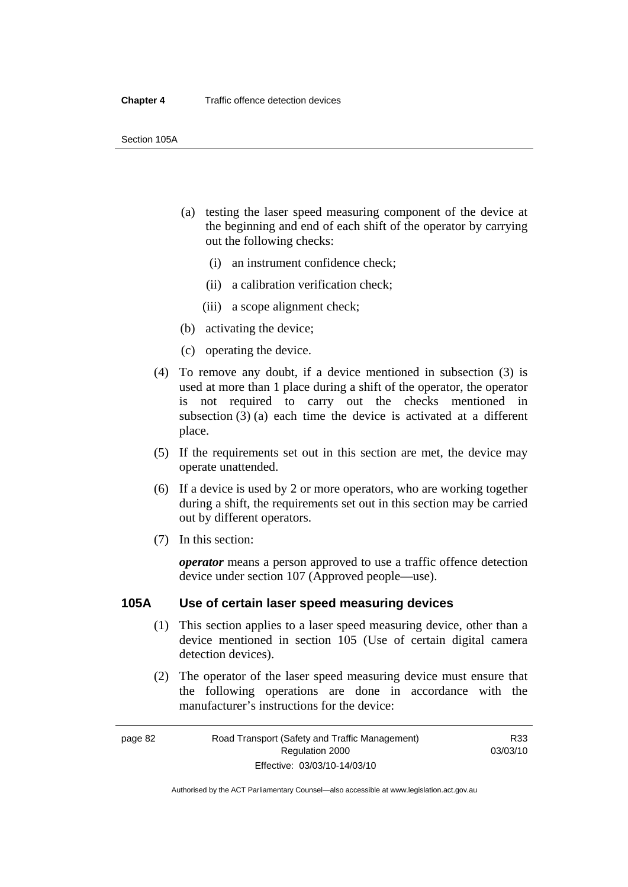- (a) testing the laser speed measuring component of the device at the beginning and end of each shift of the operator by carrying out the following checks:
  - (i) an instrument confidence check;
  - (ii) a calibration verification check;
  - (iii) a scope alignment check;
- (b) activating the device;
- (c) operating the device.

(4) To remove any doubt, if a device mentioned in subsection (3) is used at more than 1 place during a shift of the operator, the operator is not required to carry out the checks mentioned in subsection (3) (a) each time the device is activated at a different place.

(5) If the requirements set out in this section are met, the device may operate unattended.

(6) If a device is used by 2 or more operators, who are working together during a shift, the requirements set out in this section may be carried out by different operators.

(7) In this section:

***operator*** means a person approved to use a traffic offence detection device under section 107 (Approved people—use).

### 105A Use of certain laser speed measuring devices

(1) This section applies to a laser speed measuring device, other than a device mentioned in section 105 (Use of certain digital camera detection devices).

(2) The operator of the laser speed measuring device must ensure that the following operations are done in accordance with the manufacturer's instructions for the device: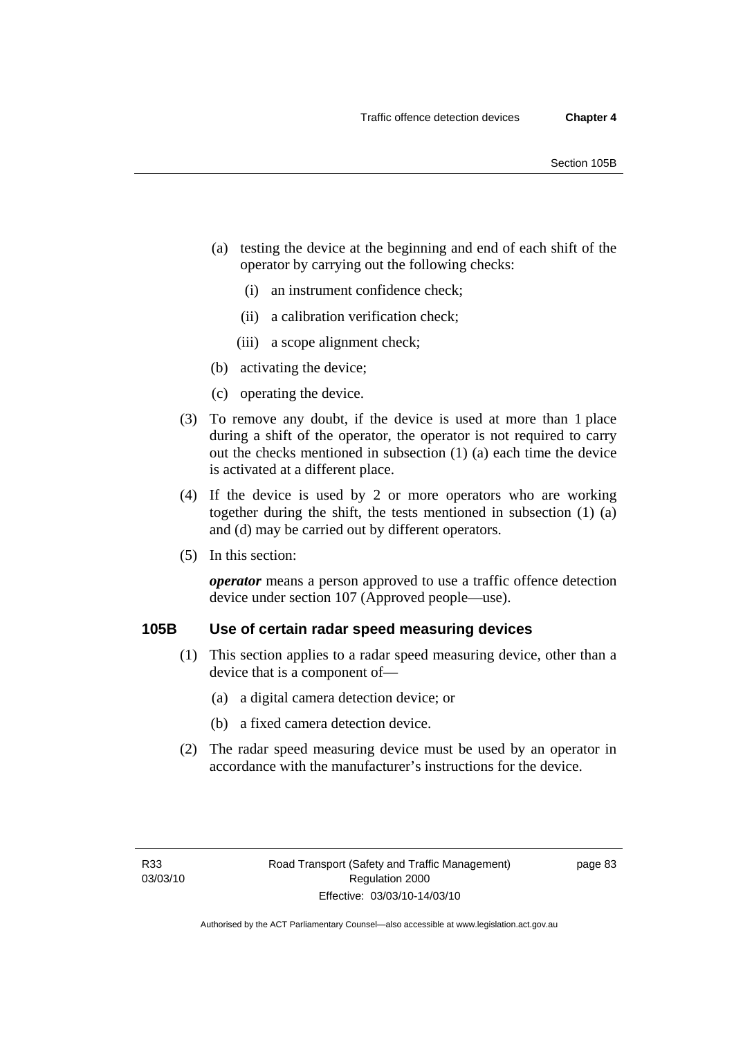(a) testing the device at the beginning and end of each shift of the operator by carrying out the following checks:

(i) an instrument confidence check;

(ii) a calibration verification check;

(iii) a scope alignment check;

(b) activating the device;

(c) operating the device.

(3) To remove any doubt, if the device is used at more than 1 place during a shift of the operator, the operator is not required to carry out the checks mentioned in subsection (1) (a) each time the device is activated at a different place.

(4) If the device is used by 2 or more operators who are working together during the shift, the tests mentioned in subsection (1) (a) and (d) may be carried out by different operators.

(5) In this section:

***operator*** means a person approved to use a traffic offence detection device under section 107 (Approved people—use).

### 105B Use of certain radar speed measuring devices

(1) This section applies to a radar speed measuring device, other than a device that is a component of—

(a) a digital camera detection device; or

(b) a fixed camera detection device.

(2) The radar speed measuring device must be used by an operator in accordance with the manufacturer's instructions for the device.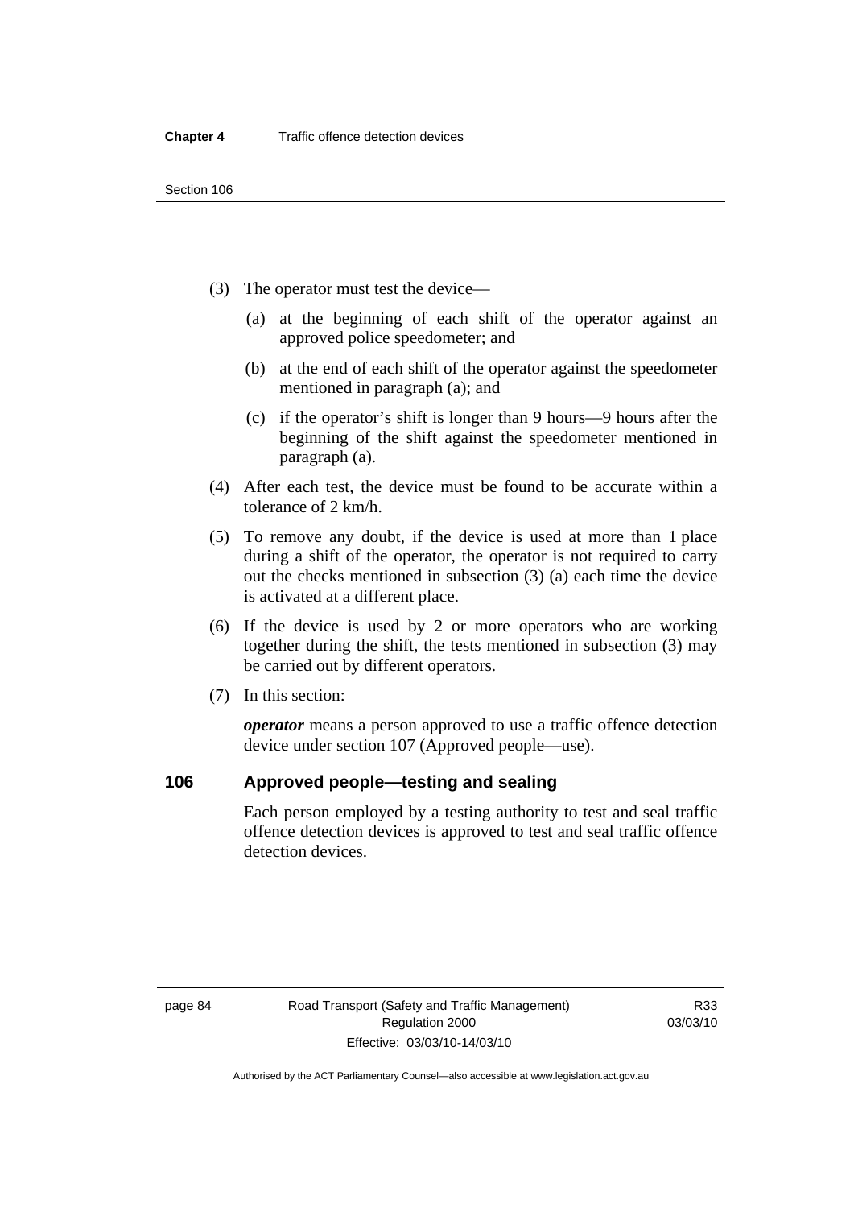(3) The operator must test the device—

  (a) at the beginning of each shift of the operator against an approved police speedometer; and

  (b) at the end of each shift of the operator against the speedometer mentioned in paragraph (a); and

  (c) if the operator's shift is longer than 9 hours—9 hours after the beginning of the shift against the speedometer mentioned in paragraph (a).

(4) After each test, the device must be found to be accurate within a tolerance of 2 km/h.

(5) To remove any doubt, if the device is used at more than 1 place during a shift of the operator, the operator is not required to carry out the checks mentioned in subsection (3) (a) each time the device is activated at a different place.

(6) If the device is used by 2 or more operators who are working together during the shift, the tests mentioned in subsection (3) may be carried out by different operators.

(7) In this section:

***operator*** means a person approved to use a traffic offence detection device under section 107 (Approved people—use).

## 106 Approved people—testing and sealing

Each person employed by a testing authority to test and seal traffic offence detection devices is approved to test and seal traffic offence detection devices.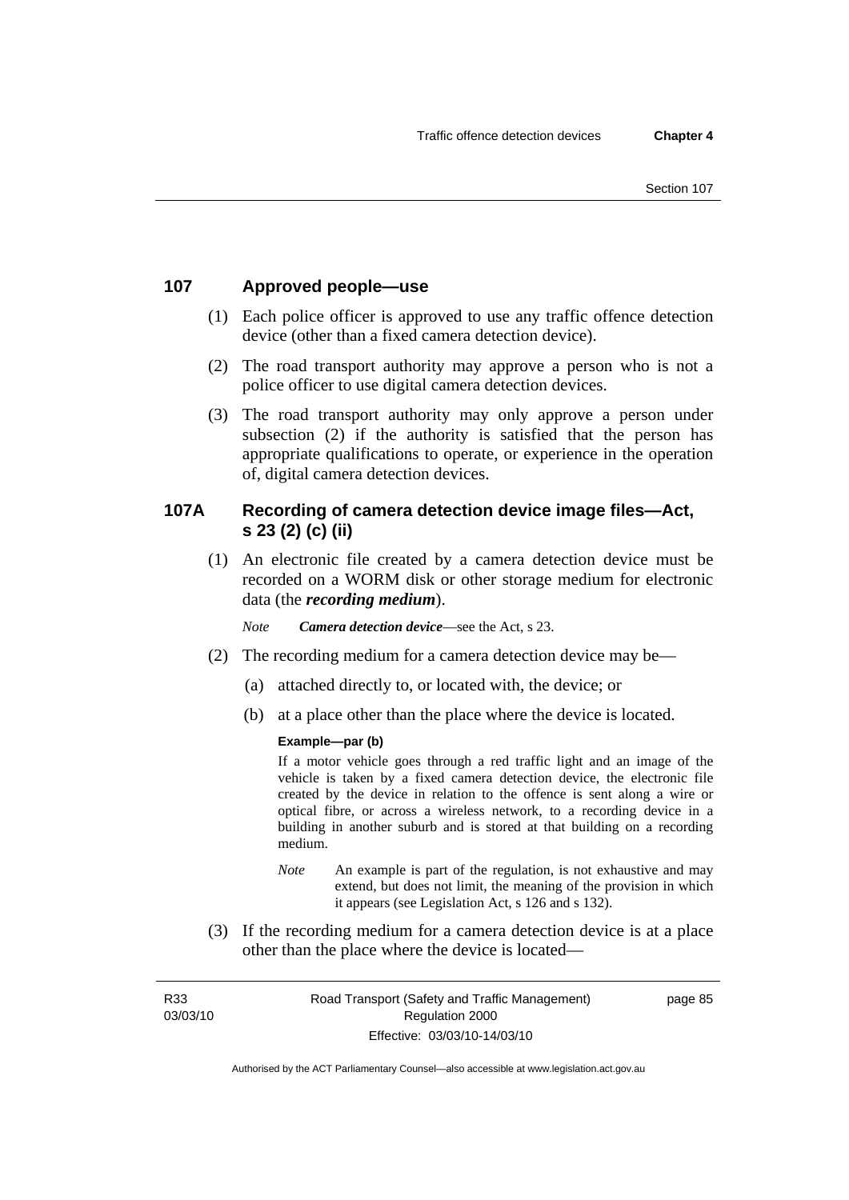## 107 Approved people—use

(1) Each police officer is approved to use any traffic offence detection device (other than a fixed camera detection device).

(2) The road transport authority may approve a person who is not a police officer to use digital camera detection devices.

(3) The road transport authority may only approve a person under subsection (2) if the authority is satisfied that the person has appropriate qualifications to operate, or experience in the operation of, digital camera detection devices.

## 107A Recording of camera detection device image files—Act, s 23 (2) (c) (ii)

(1) An electronic file created by a camera detection device must be recorded on a WORM disk or other storage medium for electronic data (the ***recording medium***).

*Note* ***Camera detection device***—see the Act, s 23.

(2) The recording medium for a camera detection device may be—

(a) attached directly to, or located with, the device; or

(b) at a place other than the place where the device is located.

**Example—par (b)**

If a motor vehicle goes through a red traffic light and an image of the vehicle is taken by a fixed camera detection device, the electronic file created by the device in relation to the offence is sent along a wire or optical fibre, or across a wireless network, to a recording device in a building in another suburb and is stored at that building on a recording medium.

*Note* An example is part of the regulation, is not exhaustive and may extend, but does not limit, the meaning of the provision in which it appears (see Legislation Act, s 126 and s 132).

(3) If the recording medium for a camera detection device is at a place other than the place where the device is located—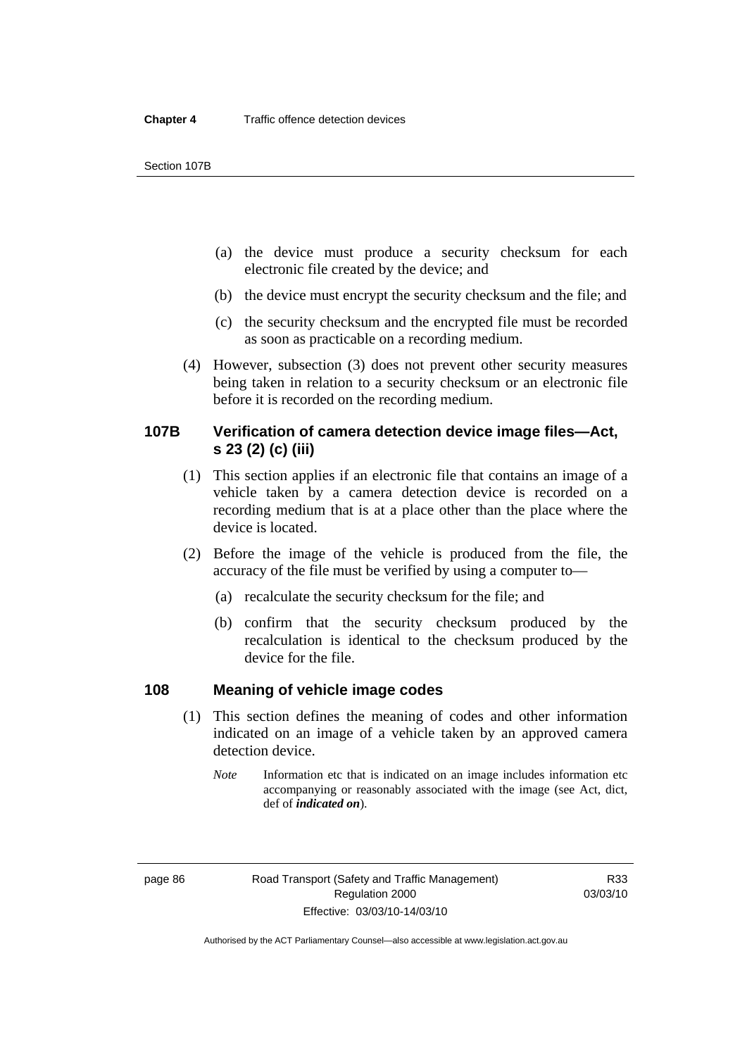(a) the device must produce a security checksum for each electronic file created by the device; and

(b) the device must encrypt the security checksum and the file; and

(c) the security checksum and the encrypted file must be recorded as soon as practicable on a recording medium.

(4) However, subsection (3) does not prevent other security measures being taken in relation to a security checksum or an electronic file before it is recorded on the recording medium.

### 107B Verification of camera detection device image files—Act, s 23 (2) (c) (iii)

(1) This section applies if an electronic file that contains an image of a vehicle taken by a camera detection device is recorded on a recording medium that is at a place other than the place where the device is located.

(2) Before the image of the vehicle is produced from the file, the accuracy of the file must be verified by using a computer to—

(a) recalculate the security checksum for the file; and

(b) confirm that the security checksum produced by the recalculation is identical to the checksum produced by the device for the file.

### 108 Meaning of vehicle image codes

(1) This section defines the meaning of codes and other information indicated on an image of a vehicle taken by an approved camera detection device.

*Note* Information etc that is indicated on an image includes information etc accompanying or reasonably associated with the image (see Act, dict, def of ***indicated on***).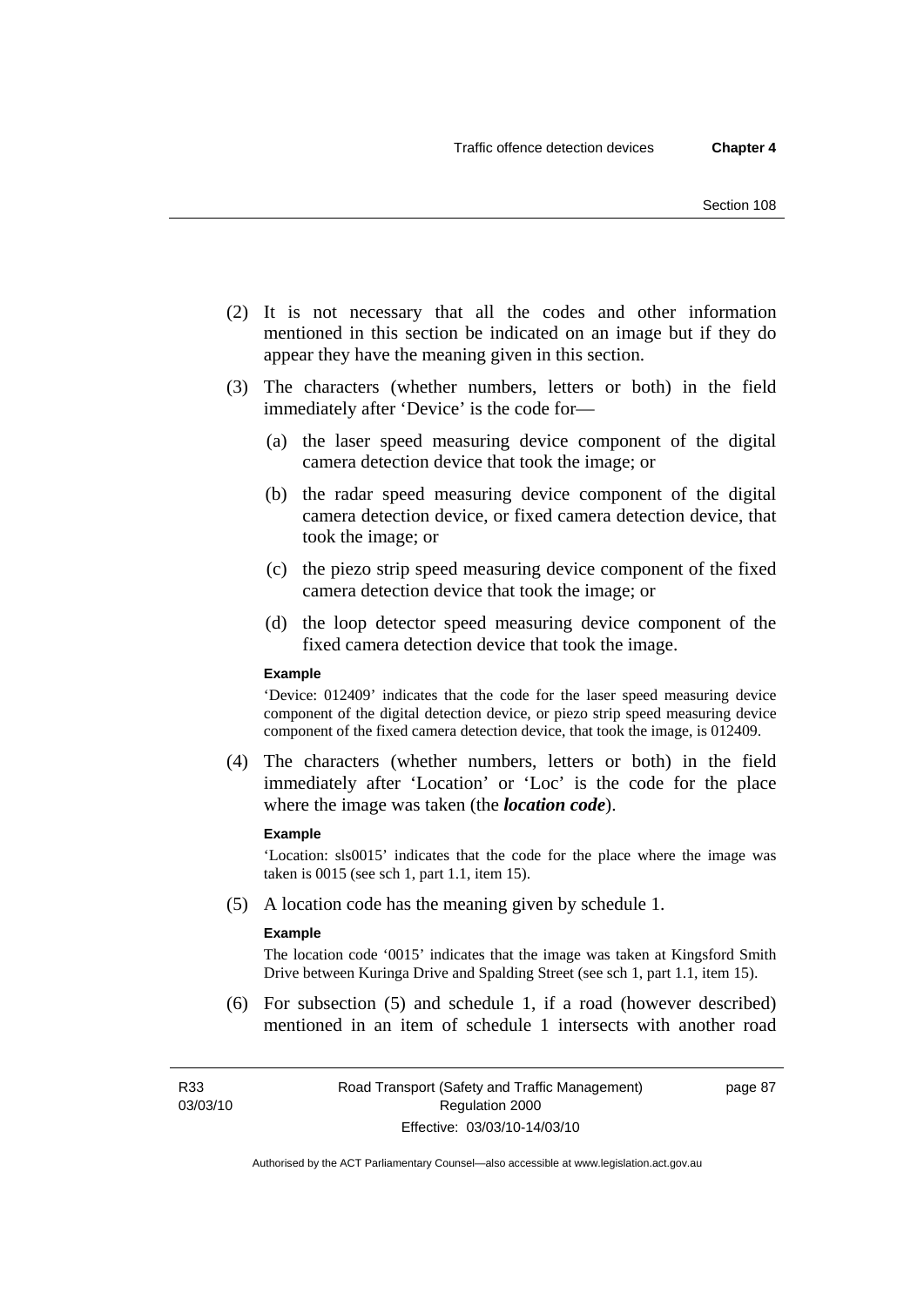(2) It is not necessary that all the codes and other information mentioned in this section be indicated on an image but if they do appear they have the meaning given in this section.

(3) The characters (whether numbers, letters or both) in the field immediately after 'Device' is the code for—

  (a) the laser speed measuring device component of the digital camera detection device that took the image; or

  (b) the radar speed measuring device component of the digital camera detection device, or fixed camera detection device, that took the image; or

  (c) the piezo strip speed measuring device component of the fixed camera detection device that took the image; or

  (d) the loop detector speed measuring device component of the fixed camera detection device that took the image.

**Example**

'Device: 012409' indicates that the code for the laser speed measuring device component of the digital detection device, or piezo strip speed measuring device component of the fixed camera detection device, that took the image, is 012409.

(4) The characters (whether numbers, letters or both) in the field immediately after 'Location' or 'Loc' is the code for the place where the image was taken (the ***location code***).

**Example**

'Location: sls0015' indicates that the code for the place where the image was taken is 0015 (see sch 1, part 1.1, item 15).

(5) A location code has the meaning given by schedule 1.

**Example**

The location code '0015' indicates that the image was taken at Kingsford Smith Drive between Kuringa Drive and Spalding Street (see sch 1, part 1.1, item 15).

(6) For subsection (5) and schedule 1, if a road (however described) mentioned in an item of schedule 1 intersects with another road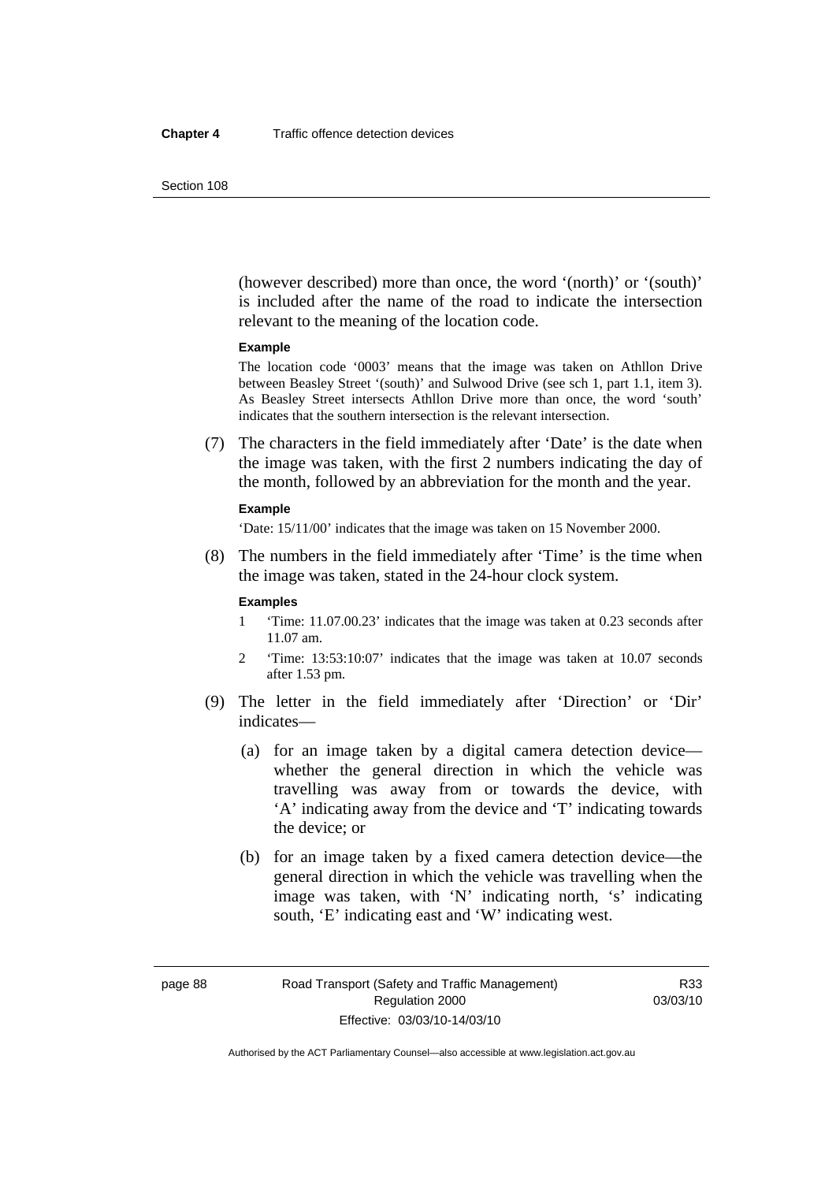(however described) more than once, the word '(north)' or '(south)' is included after the name of the road to indicate the intersection relevant to the meaning of the location code.

**Example**

The location code '0003' means that the image was taken on Athllon Drive between Beasley Street '(south)' and Sulwood Drive (see sch 1, part 1.1, item 3). As Beasley Street intersects Athllon Drive more than once, the word 'south' indicates that the southern intersection is the relevant intersection.

(7) The characters in the field immediately after 'Date' is the date when the image was taken, with the first 2 numbers indicating the day of the month, followed by an abbreviation for the month and the year.

**Example**

'Date: 15/11/00' indicates that the image was taken on 15 November 2000.

(8) The numbers in the field immediately after 'Time' is the time when the image was taken, stated in the 24-hour clock system.

**Examples**

1 'Time: 11.07.00.23' indicates that the image was taken at 0.23 seconds after 11.07 am.

2 'Time: 13:53:10:07' indicates that the image was taken at 10.07 seconds after 1.53 pm.

(9) The letter in the field immediately after 'Direction' or 'Dir' indicates—

(a) for an image taken by a digital camera detection device—whether the general direction in which the vehicle was travelling was away from or towards the device, with 'A' indicating away from the device and 'T' indicating towards the device; or

(b) for an image taken by a fixed camera detection device—the general direction in which the vehicle was travelling when the image was taken, with 'N' indicating north, 's' indicating south, 'E' indicating east and 'W' indicating west.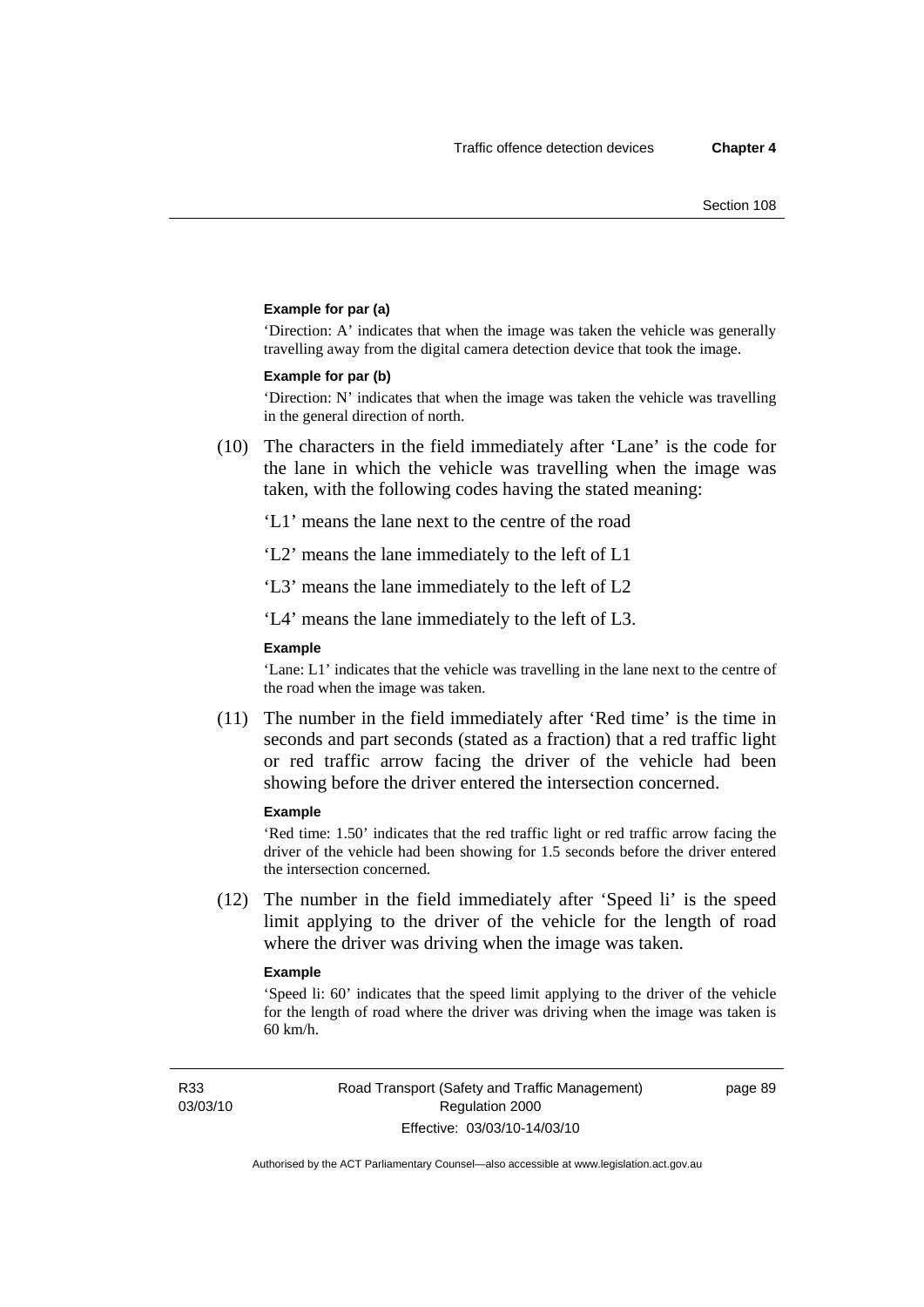**Example for par (a)**

'Direction: A' indicates that when the image was taken the vehicle was generally travelling away from the digital camera detection device that took the image.

**Example for par (b)**

'Direction: N' indicates that when the image was taken the vehicle was travelling in the general direction of north.

(10) The characters in the field immediately after 'Lane' is the code for the lane in which the vehicle was travelling when the image was taken, with the following codes having the stated meaning:

'L1' means the lane next to the centre of the road

'L2' means the lane immediately to the left of L1

'L3' means the lane immediately to the left of L2

'L4' means the lane immediately to the left of L3.

**Example**

'Lane: L1' indicates that the vehicle was travelling in the lane next to the centre of the road when the image was taken.

(11) The number in the field immediately after 'Red time' is the time in seconds and part seconds (stated as a fraction) that a red traffic light or red traffic arrow facing the driver of the vehicle had been showing before the driver entered the intersection concerned.

**Example**

'Red time: 1.50' indicates that the red traffic light or red traffic arrow facing the driver of the vehicle had been showing for 1.5 seconds before the driver entered the intersection concerned.

(12) The number in the field immediately after 'Speed li' is the speed limit applying to the driver of the vehicle for the length of road where the driver was driving when the image was taken.

**Example**

'Speed li: 60' indicates that the speed limit applying to the driver of the vehicle for the length of road where the driver was driving when the image was taken is 60 km/h.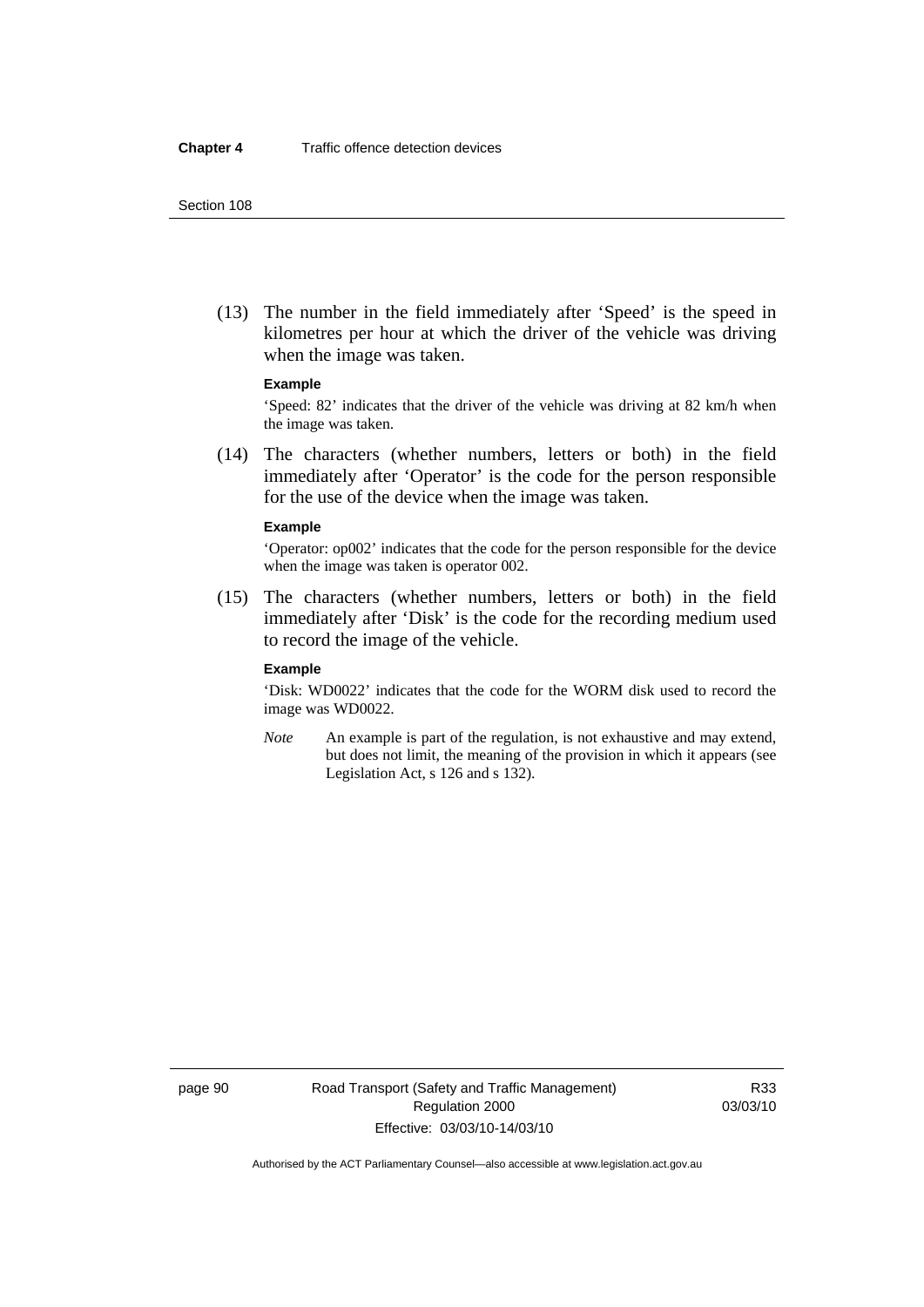(13) The number in the field immediately after 'Speed' is the speed in kilometres per hour at which the driver of the vehicle was driving when the image was taken.

**Example**

'Speed: 82' indicates that the driver of the vehicle was driving at 82 km/h when the image was taken.

(14) The characters (whether numbers, letters or both) in the field immediately after 'Operator' is the code for the person responsible for the use of the device when the image was taken.

**Example**

'Operator: op002' indicates that the code for the person responsible for the device when the image was taken is operator 002.

(15) The characters (whether numbers, letters or both) in the field immediately after 'Disk' is the code for the recording medium used to record the image of the vehicle.

**Example**

'Disk: WD0022' indicates that the code for the WORM disk used to record the image was WD0022.

*Note* An example is part of the regulation, is not exhaustive and may extend, but does not limit, the meaning of the provision in which it appears (see Legislation Act, s 126 and s 132).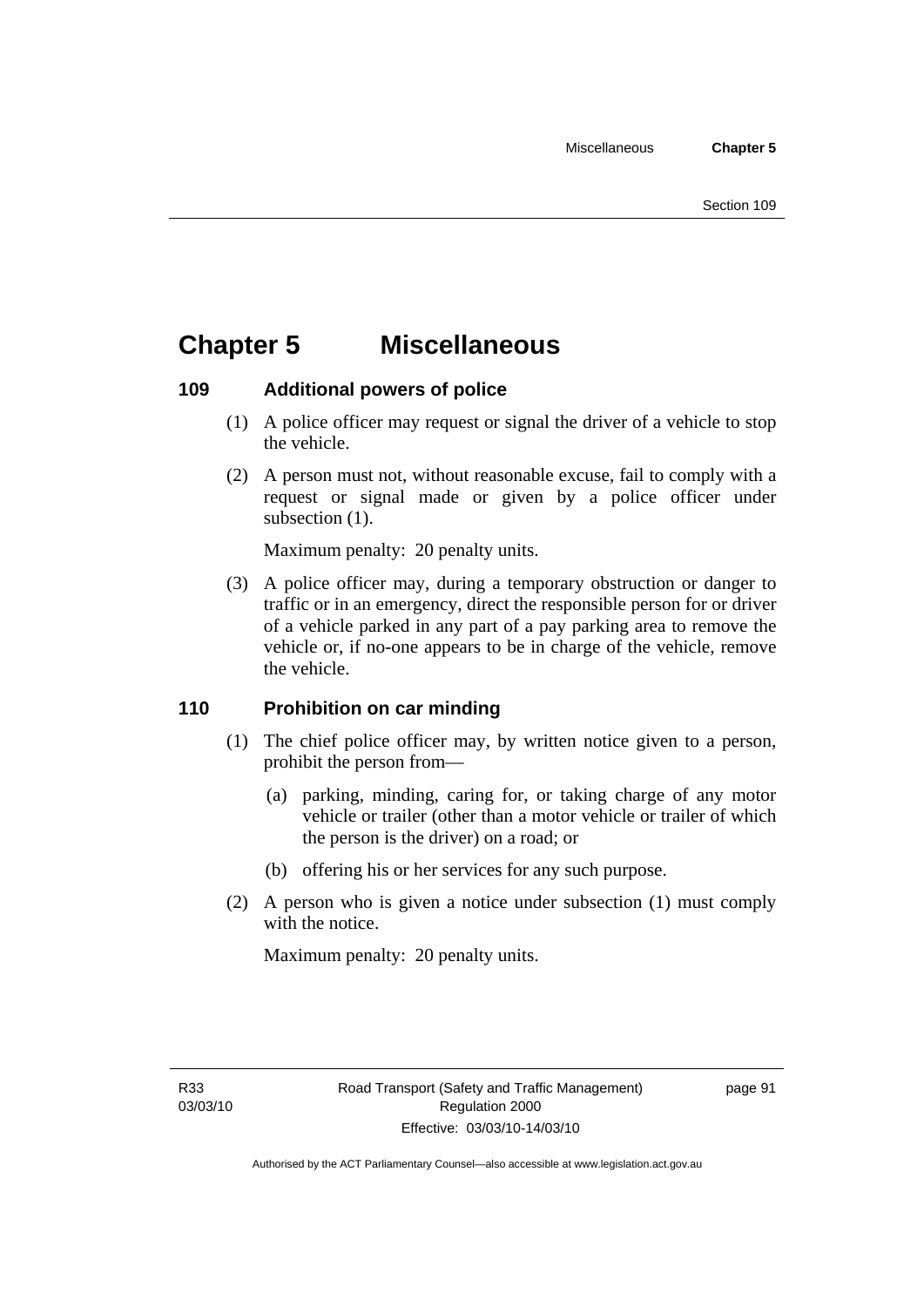# Chapter 5 Miscellaneous

## 109 Additional powers of police

(1) A police officer may request or signal the driver of a vehicle to stop the vehicle.

(2) A person must not, without reasonable excuse, fail to comply with a request or signal made or given by a police officer under subsection (1).

Maximum penalty: 20 penalty units.

(3) A police officer may, during a temporary obstruction or danger to traffic or in an emergency, direct the responsible person for or driver of a vehicle parked in any part of a pay parking area to remove the vehicle or, if no-one appears to be in charge of the vehicle, remove the vehicle.

## 110 Prohibition on car minding

(1) The chief police officer may, by written notice given to a person, prohibit the person from—

(a) parking, minding, caring for, or taking charge of any motor vehicle or trailer (other than a motor vehicle or trailer of which the person is the driver) on a road; or

(b) offering his or her services for any such purpose.

(2) A person who is given a notice under subsection (1) must comply with the notice.

Maximum penalty: 20 penalty units.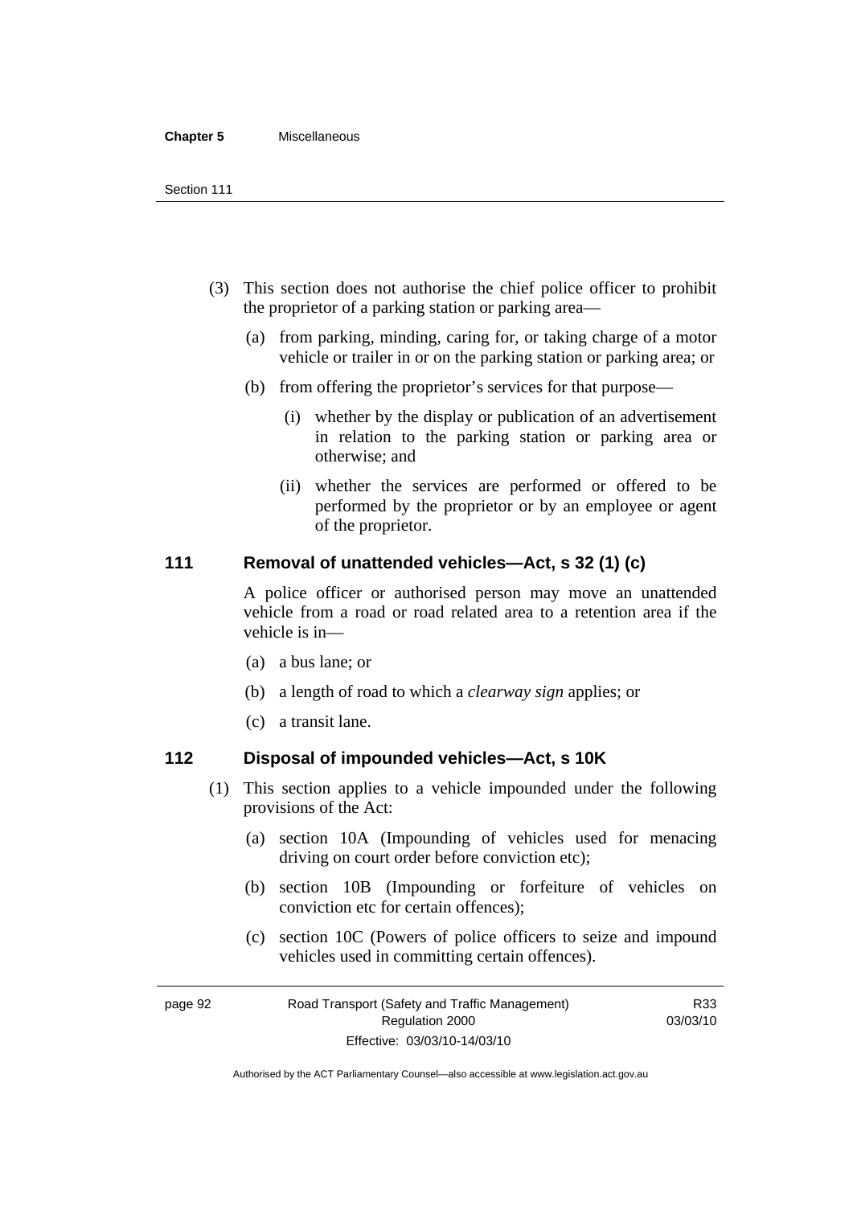(3) This section does not authorise the chief police officer to prohibit the proprietor of a parking station or parking area—

(a) from parking, minding, caring for, or taking charge of a motor vehicle or trailer in or on the parking station or parking area; or

(b) from offering the proprietor's services for that purpose—

(i) whether by the display or publication of an advertisement in relation to the parking station or parking area or otherwise; and

(ii) whether the services are performed or offered to be performed by the proprietor or by an employee or agent of the proprietor.

## 111 Removal of unattended vehicles—Act, s 32 (1) (c)

A police officer or authorised person may move an unattended vehicle from a road or road related area to a retention area if the vehicle is in—

(a) a bus lane; or

(b) a length of road to which a *clearway sign* applies; or

(c) a transit lane.

## 112 Disposal of impounded vehicles—Act, s 10K

(1) This section applies to a vehicle impounded under the following provisions of the Act:

(a) section 10A (Impounding of vehicles used for menacing driving on court order before conviction etc);

(b) section 10B (Impounding or forfeiture of vehicles on conviction etc for certain offences);

(c) section 10C (Powers of police officers to seize and impound vehicles used in committing certain offences).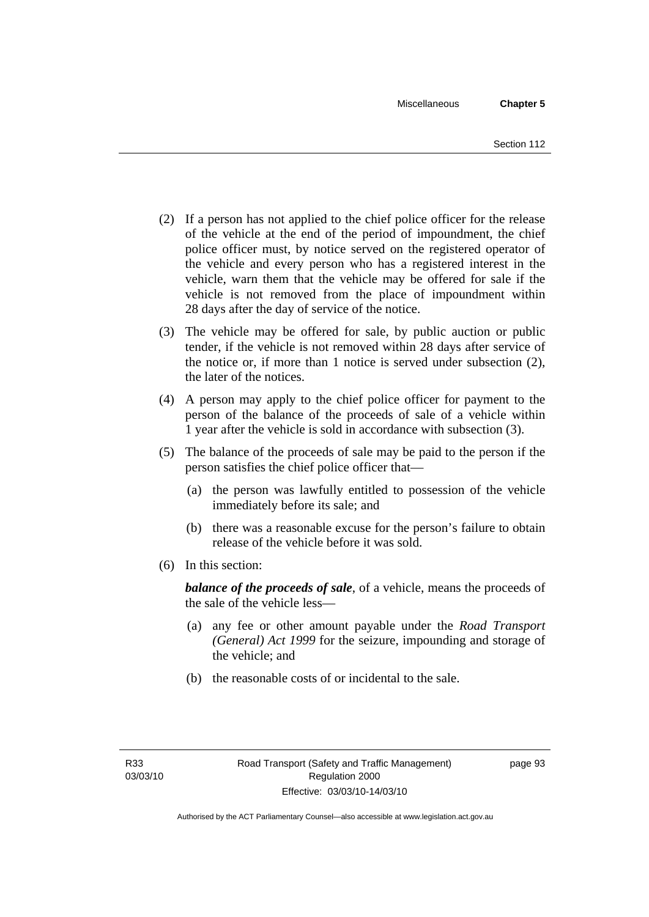(2) If a person has not applied to the chief police officer for the release of the vehicle at the end of the period of impoundment, the chief police officer must, by notice served on the registered operator of the vehicle and every person who has a registered interest in the vehicle, warn them that the vehicle may be offered for sale if the vehicle is not removed from the place of impoundment within 28 days after the day of service of the notice.

(3) The vehicle may be offered for sale, by public auction or public tender, if the vehicle is not removed within 28 days after service of the notice or, if more than 1 notice is served under subsection (2), the later of the notices.

(4) A person may apply to the chief police officer for payment to the person of the balance of the proceeds of sale of a vehicle within 1 year after the vehicle is sold in accordance with subsection (3).

(5) The balance of the proceeds of sale may be paid to the person if the person satisfies the chief police officer that—

(a) the person was lawfully entitled to possession of the vehicle immediately before its sale; and

(b) there was a reasonable excuse for the person's failure to obtain release of the vehicle before it was sold.

(6) In this section:

***balance of the proceeds of sale***, of a vehicle, means the proceeds of the sale of the vehicle less—

(a) any fee or other amount payable under the *Road Transport (General) Act 1999* for the seizure, impounding and storage of the vehicle; and

(b) the reasonable costs of or incidental to the sale.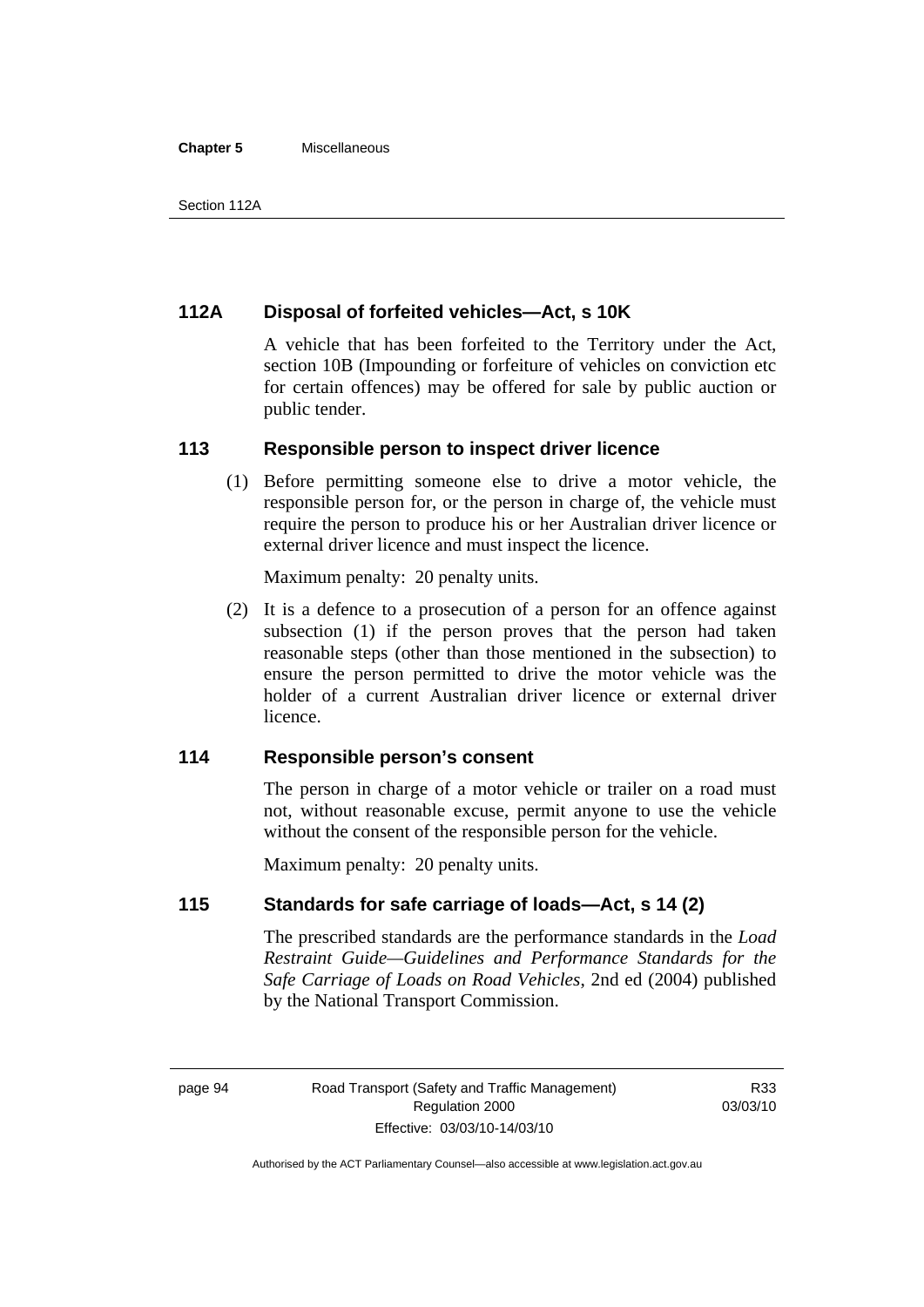### 112A Disposal of forfeited vehicles—Act, s 10K

A vehicle that has been forfeited to the Territory under the Act, section 10B (Impounding or forfeiture of vehicles on conviction etc for certain offences) may be offered for sale by public auction or public tender.

### 113 Responsible person to inspect driver licence

(1) Before permitting someone else to drive a motor vehicle, the responsible person for, or the person in charge of, the vehicle must require the person to produce his or her Australian driver licence or external driver licence and must inspect the licence.

Maximum penalty: 20 penalty units.

(2) It is a defence to a prosecution of a person for an offence against subsection (1) if the person proves that the person had taken reasonable steps (other than those mentioned in the subsection) to ensure the person permitted to drive the motor vehicle was the holder of a current Australian driver licence or external driver licence.

### 114 Responsible person's consent

The person in charge of a motor vehicle or trailer on a road must not, without reasonable excuse, permit anyone to use the vehicle without the consent of the responsible person for the vehicle.

Maximum penalty: 20 penalty units.

### 115 Standards for safe carriage of loads—Act, s 14 (2)

The prescribed standards are the performance standards in the *Load Restraint Guide—Guidelines and Performance Standards for the Safe Carriage of Loads on Road Vehicles*, 2nd ed (2004) published by the National Transport Commission.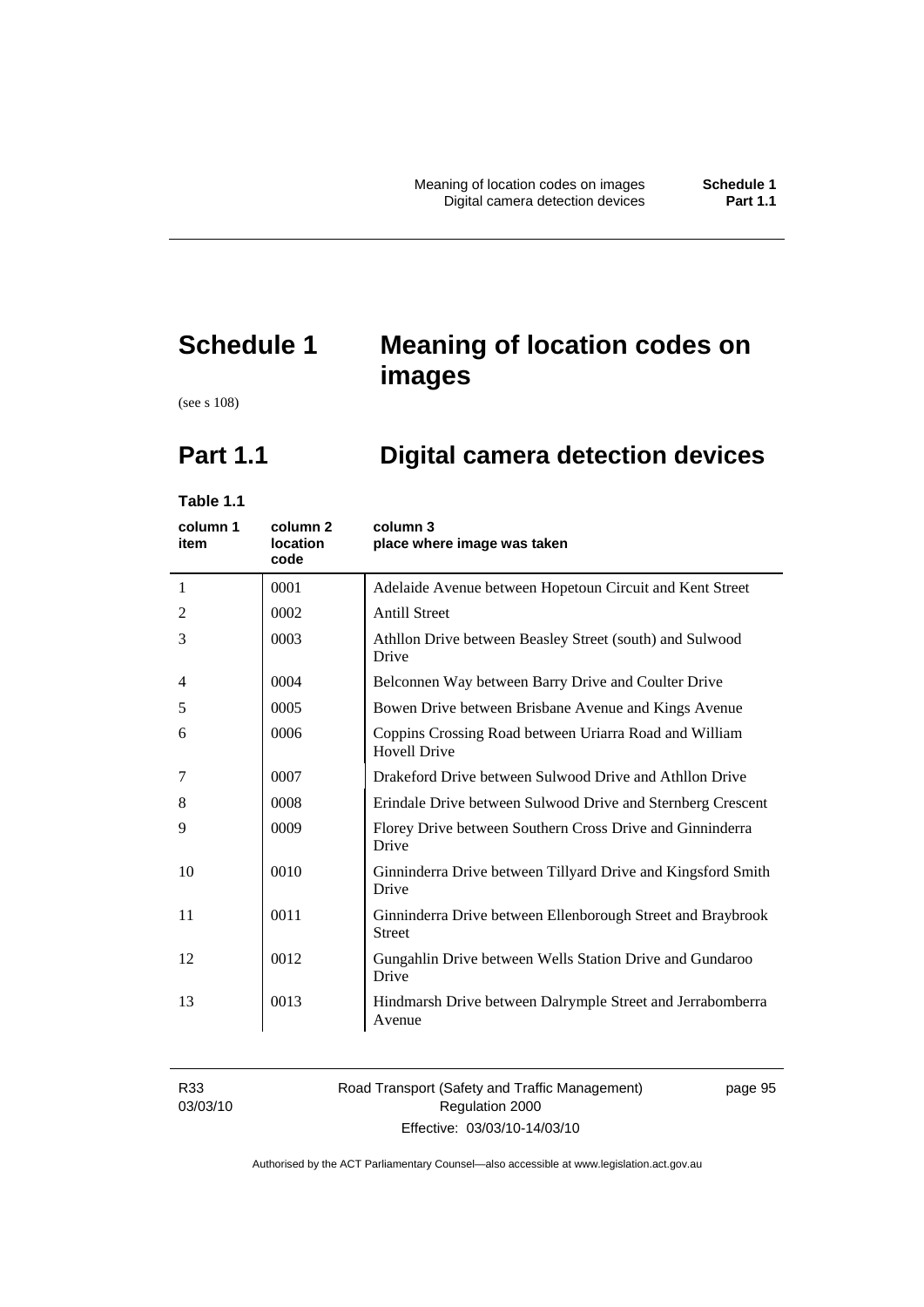# Schedule 1 Meaning of location codes on images

(see s 108)

## Part 1.1 Digital camera detection devices

**Table 1.1**

| column 1 item | column 2 location code | column 3 place where image was taken |
|---|---|---|
| 1 | 0001 | Adelaide Avenue between Hopetoun Circuit and Kent Street |
| 2 | 0002 | Antill Street |
| 3 | 0003 | Athllon Drive between Beasley Street (south) and Sulwood Drive |
| 4 | 0004 | Belconnen Way between Barry Drive and Coulter Drive |
| 5 | 0005 | Bowen Drive between Brisbane Avenue and Kings Avenue |
| 6 | 0006 | Coppins Crossing Road between Uriarra Road and William Hovell Drive |
| 7 | 0007 | Drakeford Drive between Sulwood Drive and Athllon Drive |
| 8 | 0008 | Erindale Drive between Sulwood Drive and Sternberg Crescent |
| 9 | 0009 | Florey Drive between Southern Cross Drive and Ginninderra Drive |
| 10 | 0010 | Ginninderra Drive between Tillyard Drive and Kingsford Smith Drive |
| 11 | 0011 | Ginninderra Drive between Ellenborough Street and Braybrook Street |
| 12 | 0012 | Gungahlin Drive between Wells Station Drive and Gundaroo Drive |
| 13 | 0013 | Hindmarsh Drive between Dalrymple Street and Jerrabomberra Avenue |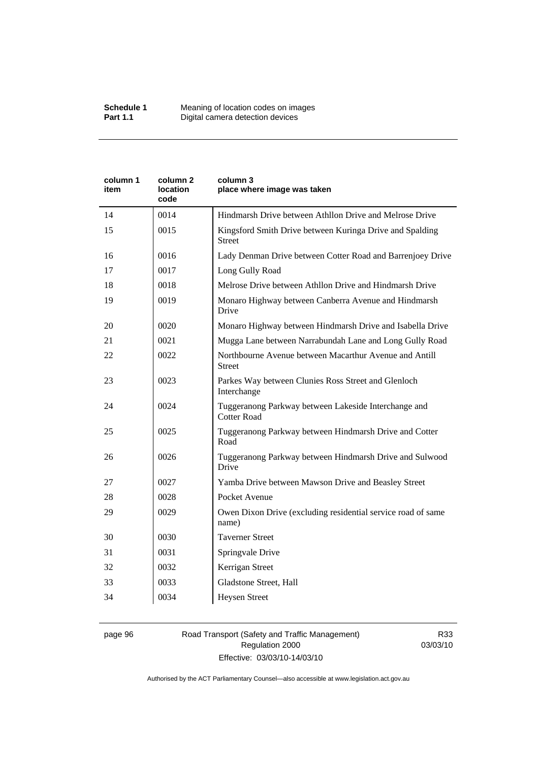| column 1 item | column 2 location code | column 3 place where image was taken |
|---|---|---|
| 14 | 0014 | Hindmarsh Drive between Athllon Drive and Melrose Drive |
| 15 | 0015 | Kingsford Smith Drive between Kuringa Drive and Spalding Street |
| 16 | 0016 | Lady Denman Drive between Cotter Road and Barrenjoey Drive |
| 17 | 0017 | Long Gully Road |
| 18 | 0018 | Melrose Drive between Athllon Drive and Hindmarsh Drive |
| 19 | 0019 | Monaro Highway between Canberra Avenue and Hindmarsh Drive |
| 20 | 0020 | Monaro Highway between Hindmarsh Drive and Isabella Drive |
| 21 | 0021 | Mugga Lane between Narrabundah Lane and Long Gully Road |
| 22 | 0022 | Northbourne Avenue between Macarthur Avenue and Antill Street |
| 23 | 0023 | Parkes Way between Clunies Ross Street and Glenloch Interchange |
| 24 | 0024 | Tuggeranong Parkway between Lakeside Interchange and Cotter Road |
| 25 | 0025 | Tuggeranong Parkway between Hindmarsh Drive and Cotter Road |
| 26 | 0026 | Tuggeranong Parkway between Hindmarsh Drive and Sulwood Drive |
| 27 | 0027 | Yamba Drive between Mawson Drive and Beasley Street |
| 28 | 0028 | Pocket Avenue |
| 29 | 0029 | Owen Dixon Drive (excluding residential service road of same name) |
| 30 | 0030 | Taverner Street |
| 31 | 0031 | Springvale Drive |
| 32 | 0032 | Kerrigan Street |
| 33 | 0033 | Gladstone Street, Hall |
| 34 | 0034 | Heysen Street |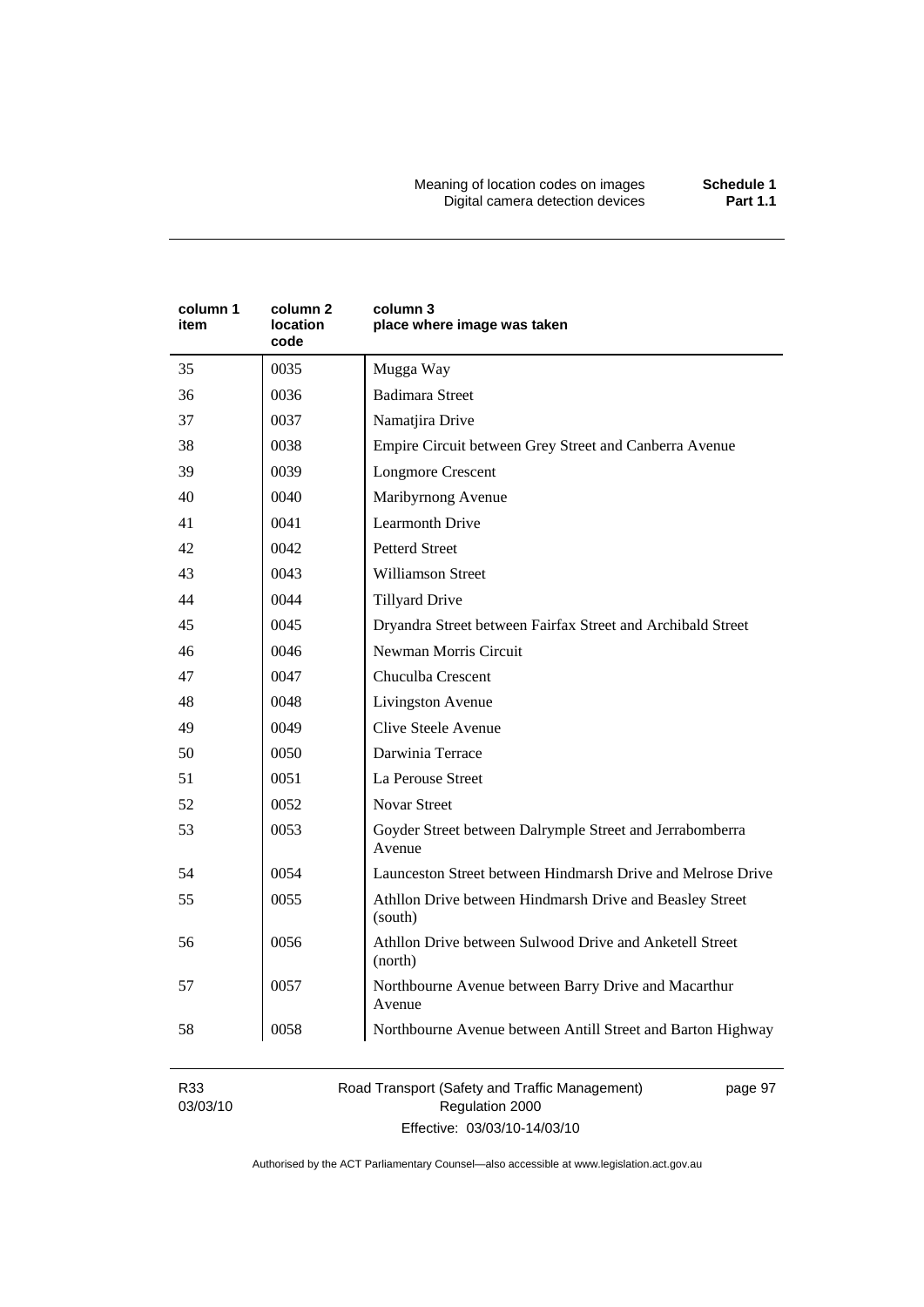| column 1 item | column 2 location code | column 3 place where image was taken |
|---|---|---|
| 35 | 0035 | Mugga Way |
| 36 | 0036 | Badimara Street |
| 37 | 0037 | Namatjira Drive |
| 38 | 0038 | Empire Circuit between Grey Street and Canberra Avenue |
| 39 | 0039 | Longmore Crescent |
| 40 | 0040 | Maribyrnong Avenue |
| 41 | 0041 | Learmonth Drive |
| 42 | 0042 | Petterd Street |
| 43 | 0043 | Williamson Street |
| 44 | 0044 | Tillyard Drive |
| 45 | 0045 | Dryandra Street between Fairfax Street and Archibald Street |
| 46 | 0046 | Newman Morris Circuit |
| 47 | 0047 | Chuculba Crescent |
| 48 | 0048 | Livingston Avenue |
| 49 | 0049 | Clive Steele Avenue |
| 50 | 0050 | Darwinia Terrace |
| 51 | 0051 | La Perouse Street |
| 52 | 0052 | Novar Street |
| 53 | 0053 | Goyder Street between Dalrymple Street and Jerrabomberra Avenue |
| 54 | 0054 | Launceston Street between Hindmarsh Drive and Melrose Drive |
| 55 | 0055 | Athllon Drive between Hindmarsh Drive and Beasley Street (south) |
| 56 | 0056 | Athllon Drive between Sulwood Drive and Anketell Street (north) |
| 57 | 0057 | Northbourne Avenue between Barry Drive and Macarthur Avenue |
| 58 | 0058 | Northbourne Avenue between Antill Street and Barton Highway |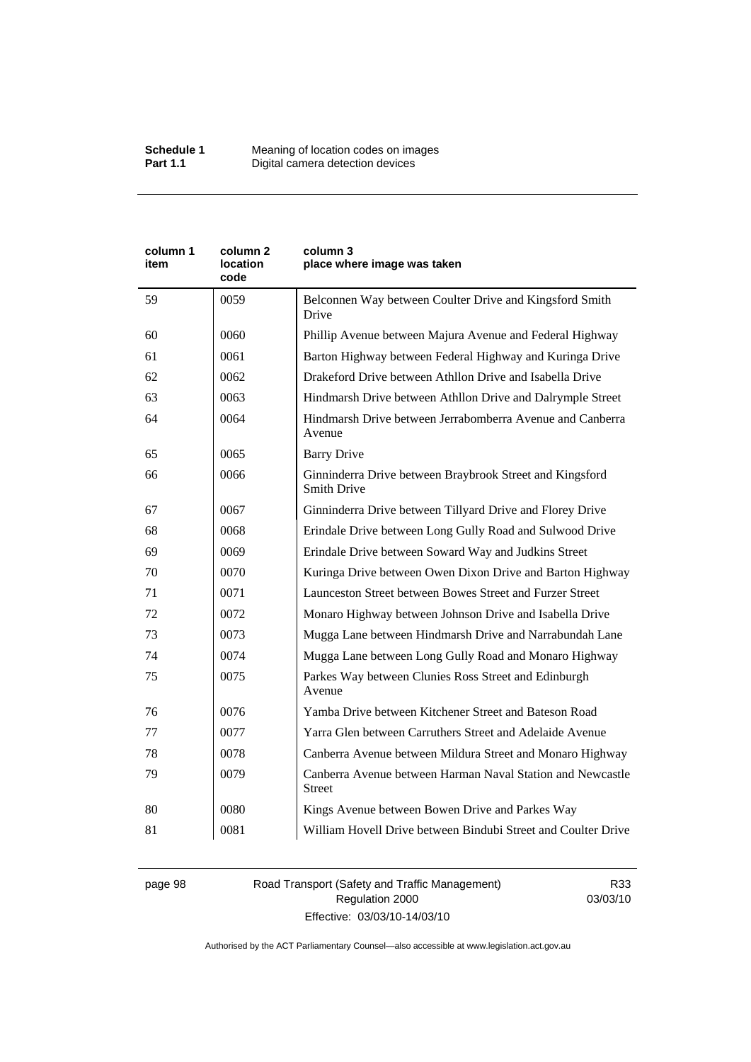| column 1 item | column 2 location code | column 3 place where image was taken |
|---|---|---|
| 59 | 0059 | Belconnen Way between Coulter Drive and Kingsford Smith Drive |
| 60 | 0060 | Phillip Avenue between Majura Avenue and Federal Highway |
| 61 | 0061 | Barton Highway between Federal Highway and Kuringa Drive |
| 62 | 0062 | Drakeford Drive between Athllon Drive and Isabella Drive |
| 63 | 0063 | Hindmarsh Drive between Athllon Drive and Dalrymple Street |
| 64 | 0064 | Hindmarsh Drive between Jerrabomberra Avenue and Canberra Avenue |
| 65 | 0065 | Barry Drive |
| 66 | 0066 | Ginninderra Drive between Braybrook Street and Kingsford Smith Drive |
| 67 | 0067 | Ginninderra Drive between Tillyard Drive and Florey Drive |
| 68 | 0068 | Erindale Drive between Long Gully Road and Sulwood Drive |
| 69 | 0069 | Erindale Drive between Soward Way and Judkins Street |
| 70 | 0070 | Kuringa Drive between Owen Dixon Drive and Barton Highway |
| 71 | 0071 | Launceston Street between Bowes Street and Furzer Street |
| 72 | 0072 | Monaro Highway between Johnson Drive and Isabella Drive |
| 73 | 0073 | Mugga Lane between Hindmarsh Drive and Narrabundah Lane |
| 74 | 0074 | Mugga Lane between Long Gully Road and Monaro Highway |
| 75 | 0075 | Parkes Way between Clunies Ross Street and Edinburgh Avenue |
| 76 | 0076 | Yamba Drive between Kitchener Street and Bateson Road |
| 77 | 0077 | Yarra Glen between Carruthers Street and Adelaide Avenue |
| 78 | 0078 | Canberra Avenue between Mildura Street and Monaro Highway |
| 79 | 0079 | Canberra Avenue between Harman Naval Station and Newcastle Street |
| 80 | 0080 | Kings Avenue between Bowen Drive and Parkes Way |
| 81 | 0081 | William Hovell Drive between Bindubi Street and Coulter Drive |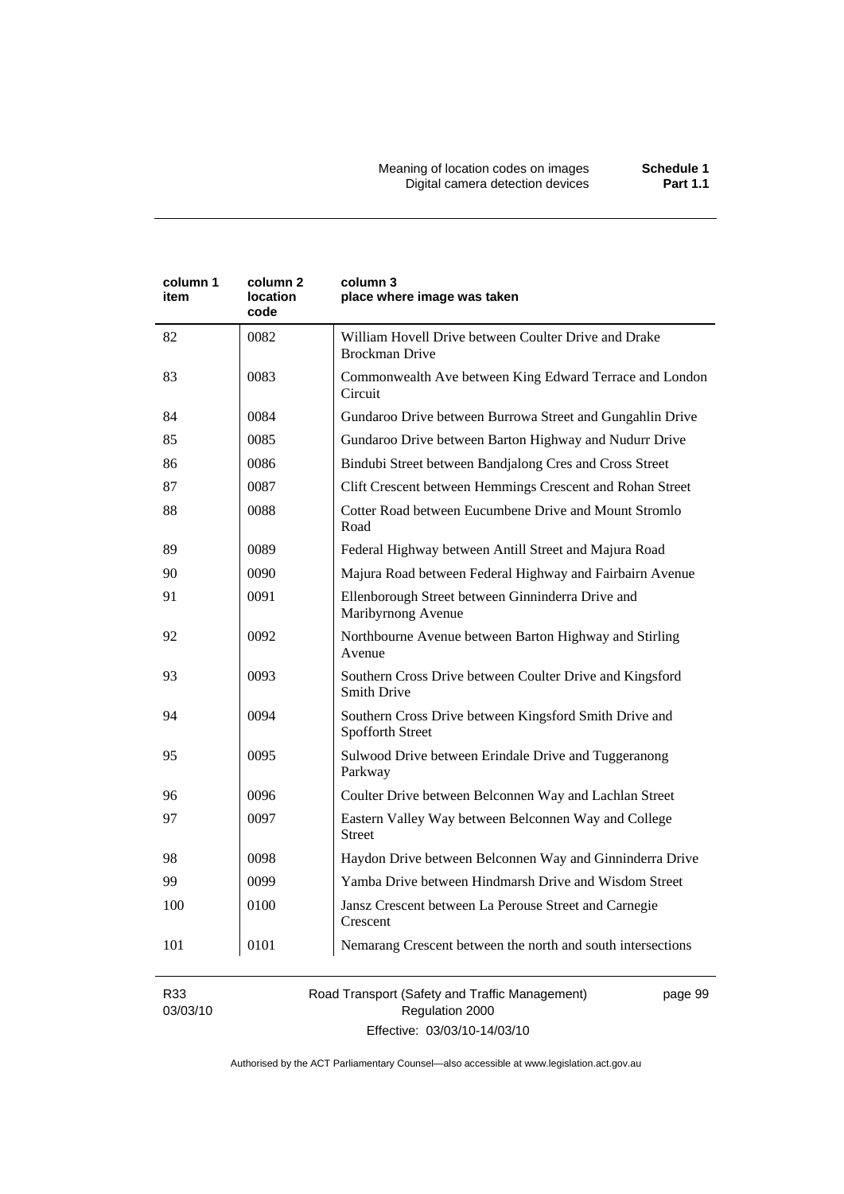| column 1 item | column 2 location code | column 3 place where image was taken |
|---|---|---|
| 82 | 0082 | William Hovell Drive between Coulter Drive and Drake Brockman Drive |
| 83 | 0083 | Commonwealth Ave between King Edward Terrace and London Circuit |
| 84 | 0084 | Gundaroo Drive between Burrowa Street and Gungahlin Drive |
| 85 | 0085 | Gundaroo Drive between Barton Highway and Nudurr Drive |
| 86 | 0086 | Bindubi Street between Bandjalong Cres and Cross Street |
| 87 | 0087 | Clift Crescent between Hemmings Crescent and Rohan Street |
| 88 | 0088 | Cotter Road between Eucumbene Drive and Mount Stromlo Road |
| 89 | 0089 | Federal Highway between Antill Street and Majura Road |
| 90 | 0090 | Majura Road between Federal Highway and Fairbairn Avenue |
| 91 | 0091 | Ellenborough Street between Ginninderra Drive and Maribyrnong Avenue |
| 92 | 0092 | Northbourne Avenue between Barton Highway and Stirling Avenue |
| 93 | 0093 | Southern Cross Drive between Coulter Drive and Kingsford Smith Drive |
| 94 | 0094 | Southern Cross Drive between Kingsford Smith Drive and Spofforth Street |
| 95 | 0095 | Sulwood Drive between Erindale Drive and Tuggeranong Parkway |
| 96 | 0096 | Coulter Drive between Belconnen Way and Lachlan Street |
| 97 | 0097 | Eastern Valley Way between Belconnen Way and College Street |
| 98 | 0098 | Haydon Drive between Belconnen Way and Ginninderra Drive |
| 99 | 0099 | Yamba Drive between Hindmarsh Drive and Wisdom Street |
| 100 | 0100 | Jansz Crescent between La Perouse Street and Carnegie Crescent |
| 101 | 0101 | Nemarang Crescent between the north and south intersections |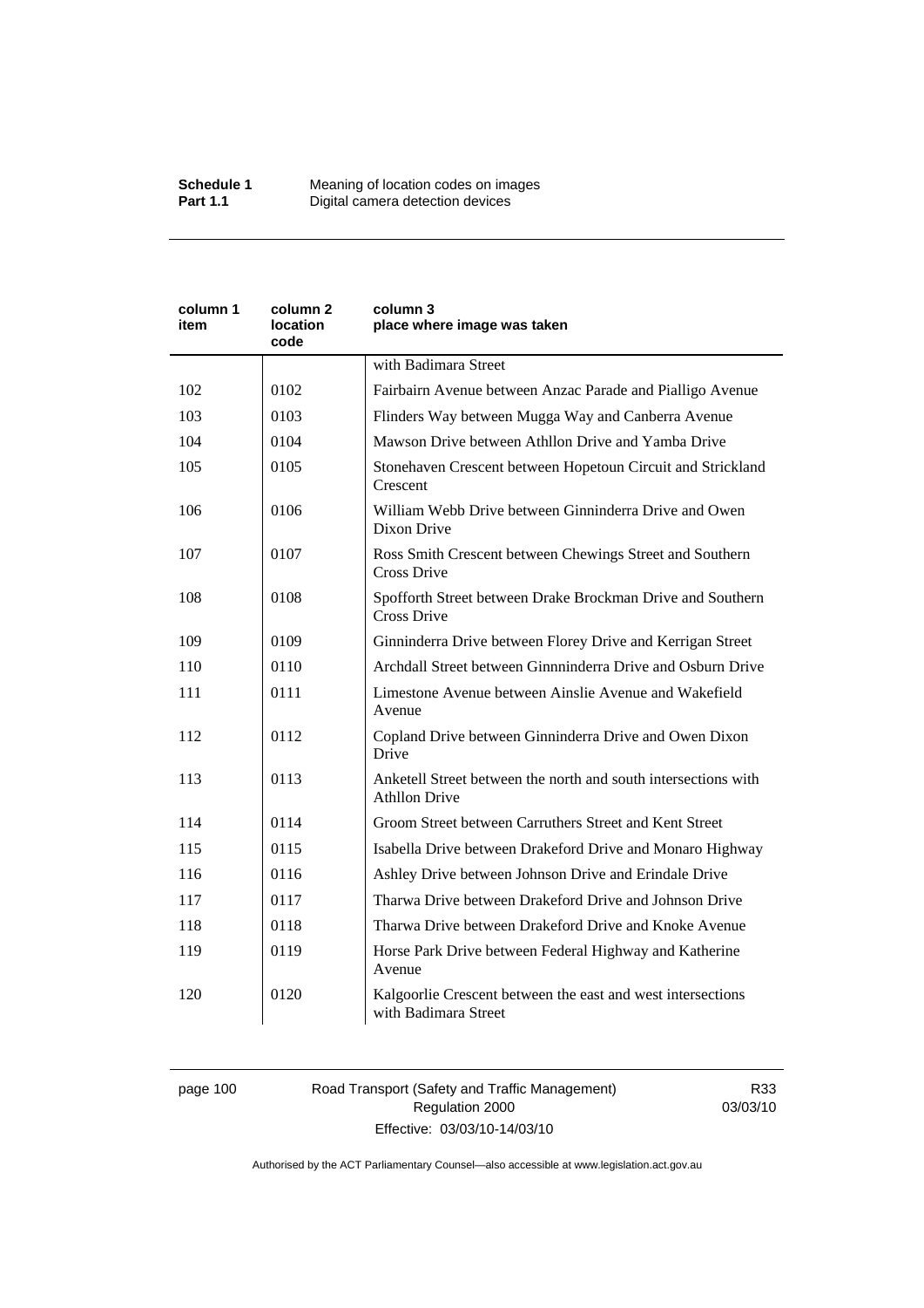| column 1 item | column 2 location code | column 3 place where image was taken |
|---|---|---|
| | | with Badimara Street |
| 102 | 0102 | Fairbairn Avenue between Anzac Parade and Pialligo Avenue |
| 103 | 0103 | Flinders Way between Mugga Way and Canberra Avenue |
| 104 | 0104 | Mawson Drive between Athllon Drive and Yamba Drive |
| 105 | 0105 | Stonehaven Crescent between Hopetoun Circuit and Strickland Crescent |
| 106 | 0106 | William Webb Drive between Ginninderra Drive and Owen Dixon Drive |
| 107 | 0107 | Ross Smith Crescent between Chewings Street and Southern Cross Drive |
| 108 | 0108 | Spofforth Street between Drake Brockman Drive and Southern Cross Drive |
| 109 | 0109 | Ginninderra Drive between Florey Drive and Kerrigan Street |
| 110 | 0110 | Archdall Street between Ginnninderra Drive and Osburn Drive |
| 111 | 0111 | Limestone Avenue between Ainslie Avenue and Wakefield Avenue |
| 112 | 0112 | Copland Drive between Ginninderra Drive and Owen Dixon Drive |
| 113 | 0113 | Anketell Street between the north and south intersections with Athllon Drive |
| 114 | 0114 | Groom Street between Carruthers Street and Kent Street |
| 115 | 0115 | Isabella Drive between Drakeford Drive and Monaro Highway |
| 116 | 0116 | Ashley Drive between Johnson Drive and Erindale Drive |
| 117 | 0117 | Tharwa Drive between Drakeford Drive and Johnson Drive |
| 118 | 0118 | Tharwa Drive between Drakeford Drive and Knoke Avenue |
| 119 | 0119 | Horse Park Drive between Federal Highway and Katherine Avenue |
| 120 | 0120 | Kalgoorlie Crescent between the east and west intersections with Badimara Street |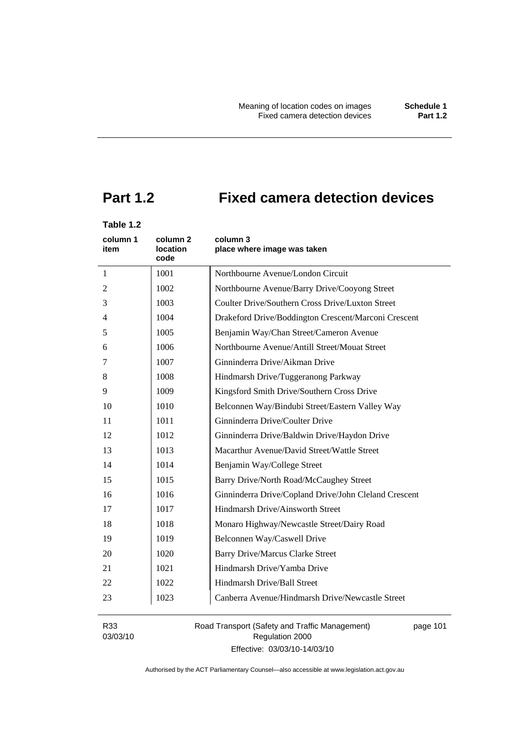# Part 1.2 Fixed camera detection devices

**Table 1.2**

| column 1 item | column 2 location code | column 3 place where image was taken |
|---|---|---|
| 1 | 1001 | Northbourne Avenue/London Circuit |
| 2 | 1002 | Northbourne Avenue/Barry Drive/Cooyong Street |
| 3 | 1003 | Coulter Drive/Southern Cross Drive/Luxton Street |
| 4 | 1004 | Drakeford Drive/Boddington Crescent/Marconi Crescent |
| 5 | 1005 | Benjamin Way/Chan Street/Cameron Avenue |
| 6 | 1006 | Northbourne Avenue/Antill Street/Mouat Street |
| 7 | 1007 | Ginninderra Drive/Aikman Drive |
| 8 | 1008 | Hindmarsh Drive/Tuggeranong Parkway |
| 9 | 1009 | Kingsford Smith Drive/Southern Cross Drive |
| 10 | 1010 | Belconnen Way/Bindubi Street/Eastern Valley Way |
| 11 | 1011 | Ginninderra Drive/Coulter Drive |
| 12 | 1012 | Ginninderra Drive/Baldwin Drive/Haydon Drive |
| 13 | 1013 | Macarthur Avenue/David Street/Wattle Street |
| 14 | 1014 | Benjamin Way/College Street |
| 15 | 1015 | Barry Drive/North Road/McCaughey Street |
| 16 | 1016 | Ginninderra Drive/Copland Drive/John Cleland Crescent |
| 17 | 1017 | Hindmarsh Drive/Ainsworth Street |
| 18 | 1018 | Monaro Highway/Newcastle Street/Dairy Road |
| 19 | 1019 | Belconnen Way/Caswell Drive |
| 20 | 1020 | Barry Drive/Marcus Clarke Street |
| 21 | 1021 | Hindmarsh Drive/Yamba Drive |
| 22 | 1022 | Hindmarsh Drive/Ball Street |
| 23 | 1023 | Canberra Avenue/Hindmarsh Drive/Newcastle Street |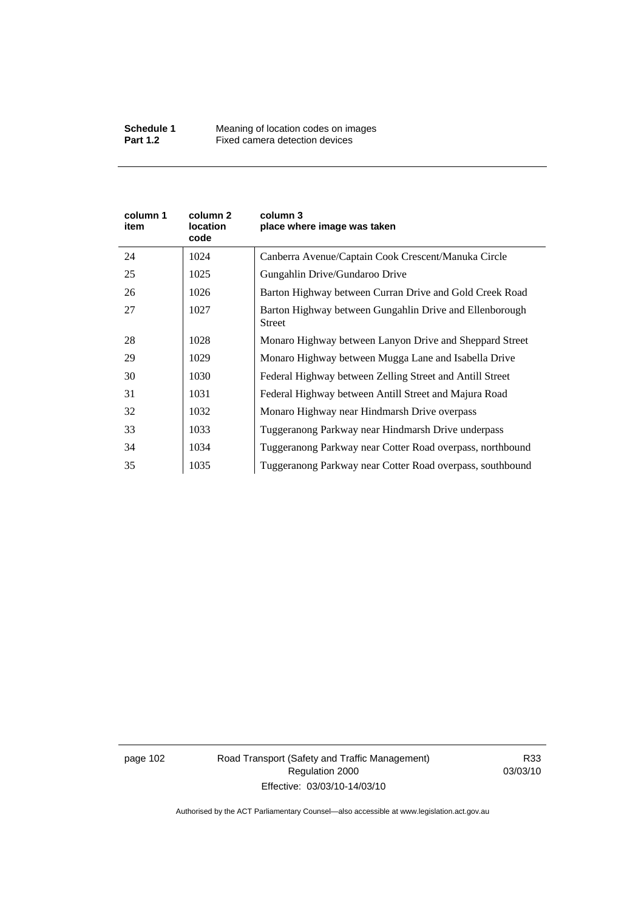| column 1 item | column 2 location code | column 3 place where image was taken |
|---|---|---|
| 24 | 1024 | Canberra Avenue/Captain Cook Crescent/Manuka Circle |
| 25 | 1025 | Gungahlin Drive/Gundaroo Drive |
| 26 | 1026 | Barton Highway between Curran Drive and Gold Creek Road |
| 27 | 1027 | Barton Highway between Gungahlin Drive and Ellenborough Street |
| 28 | 1028 | Monaro Highway between Lanyon Drive and Sheppard Street |
| 29 | 1029 | Monaro Highway between Mugga Lane and Isabella Drive |
| 30 | 1030 | Federal Highway between Zelling Street and Antill Street |
| 31 | 1031 | Federal Highway between Antill Street and Majura Road |
| 32 | 1032 | Monaro Highway near Hindmarsh Drive overpass |
| 33 | 1033 | Tuggeranong Parkway near Hindmarsh Drive underpass |
| 34 | 1034 | Tuggeranong Parkway near Cotter Road overpass, northbound |
| 35 | 1035 | Tuggeranong Parkway near Cotter Road overpass, southbound |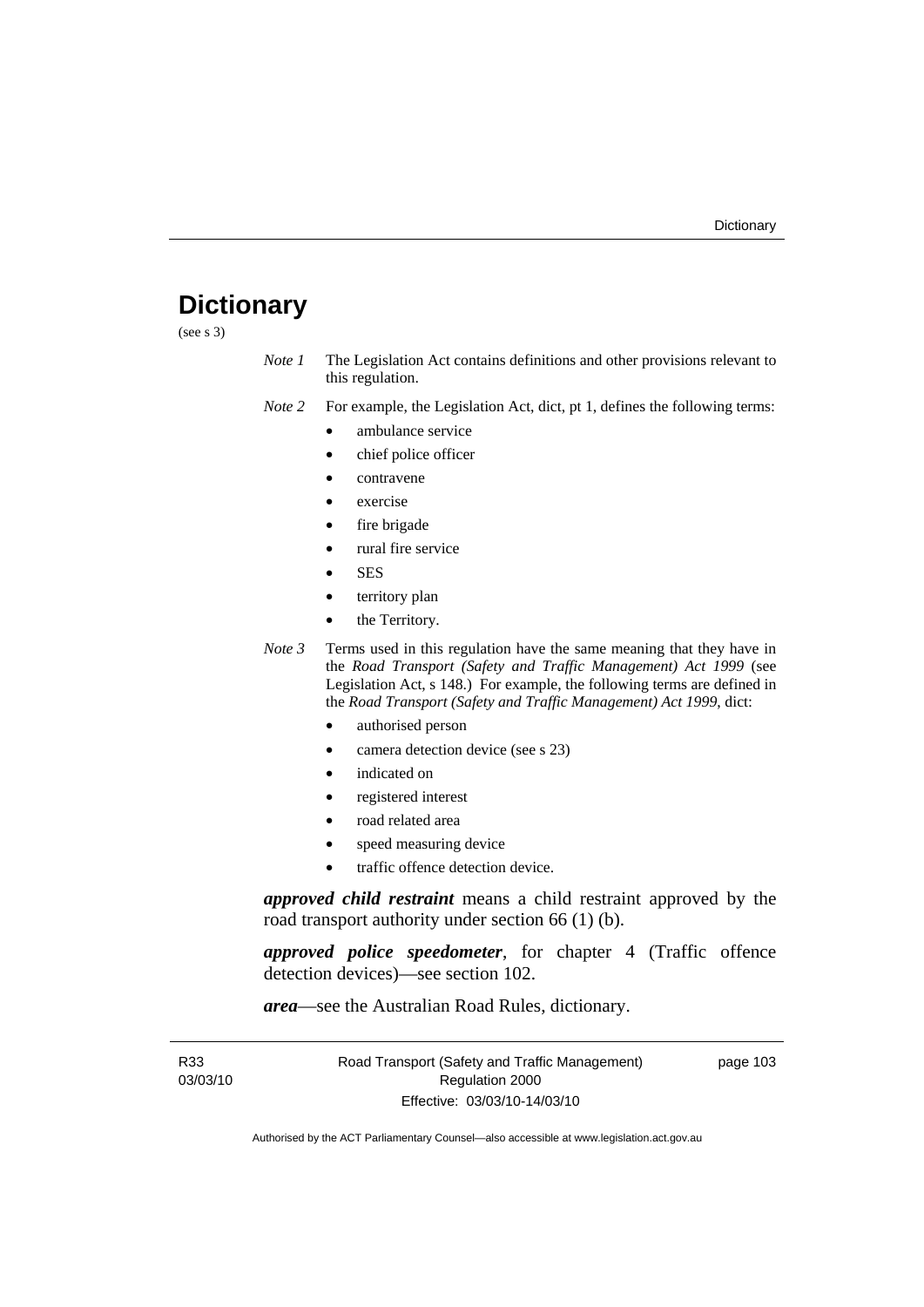# Dictionary

(see s 3)

*Note 1* The Legislation Act contains definitions and other provisions relevant to this regulation.

*Note 2* For example, the Legislation Act, dict, pt 1, defines the following terms:

- ambulance service
- chief police officer
- contravene
- exercise
- fire brigade
- rural fire service
- SES
- territory plan
- the Territory.

*Note 3* Terms used in this regulation have the same meaning that they have in the *Road Transport (Safety and Traffic Management) Act 1999* (see Legislation Act, s 148.) For example, the following terms are defined in the *Road Transport (Safety and Traffic Management) Act 1999*, dict:

- authorised person
- camera detection device (see s 23)
- indicated on
- registered interest
- road related area
- speed measuring device
- traffic offence detection device.

***approved child restraint*** means a child restraint approved by the road transport authority under section 66 (1) (b).

***approved police speedometer***, for chapter 4 (Traffic offence detection devices)—see section 102.

***area***—see the Australian Road Rules, dictionary.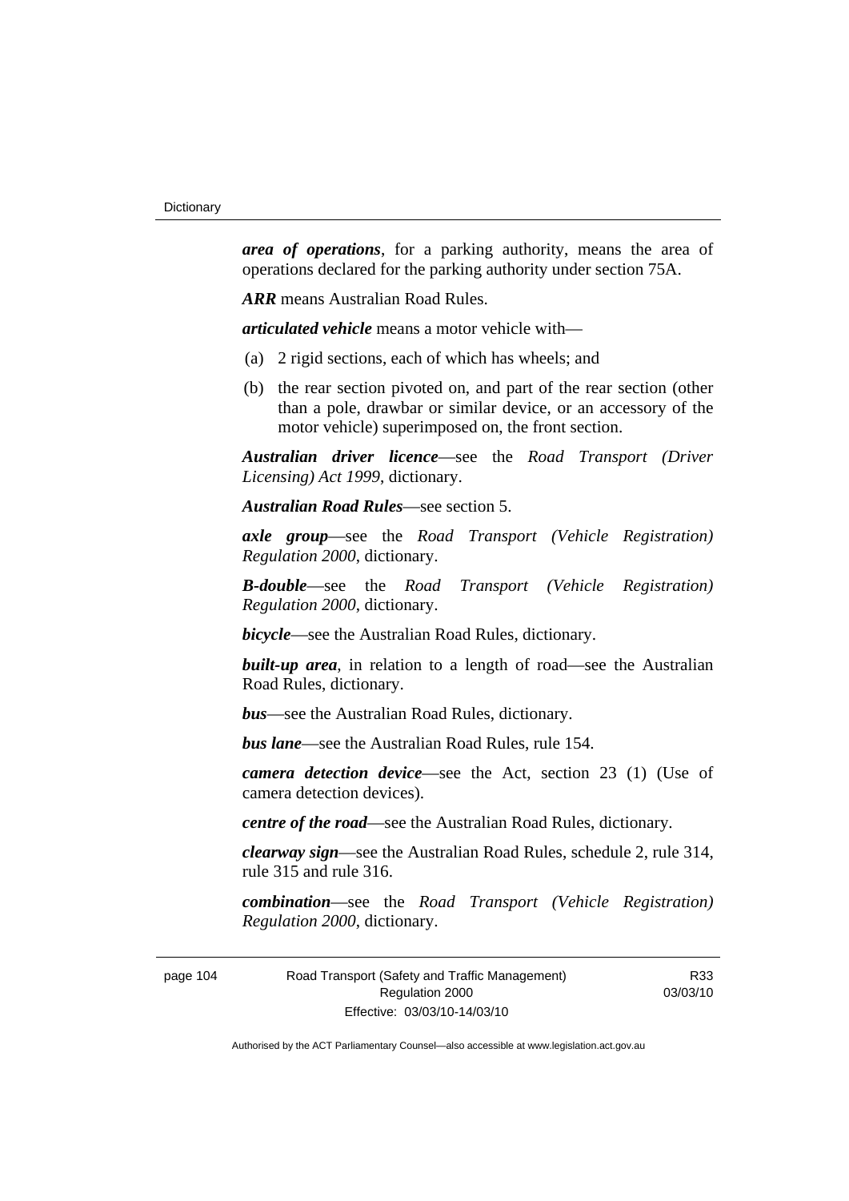***area of operations***, for a parking authority, means the area of operations declared for the parking authority under section 75A.

***ARR*** means Australian Road Rules.

***articulated vehicle*** means a motor vehicle with—

(a) 2 rigid sections, each of which has wheels; and

(b) the rear section pivoted on, and part of the rear section (other than a pole, drawbar or similar device, or an accessory of the motor vehicle) superimposed on, the front section.

***Australian driver licence***—see the *Road Transport (Driver Licensing) Act 1999*, dictionary.

***Australian Road Rules***—see section 5.

***axle group***—see the *Road Transport (Vehicle Registration) Regulation 2000*, dictionary.

***B-double***—see the *Road Transport (Vehicle Registration) Regulation 2000*, dictionary.

***bicycle***—see the Australian Road Rules, dictionary.

***built-up area***, in relation to a length of road—see the Australian Road Rules, dictionary.

***bus***—see the Australian Road Rules, dictionary.

***bus lane***—see the Australian Road Rules, rule 154.

***camera detection device***—see the Act, section 23 (1) (Use of camera detection devices).

***centre of the road***—see the Australian Road Rules, dictionary.

***clearway sign***—see the Australian Road Rules, schedule 2, rule 314, rule 315 and rule 316.

***combination***—see the *Road Transport (Vehicle Registration) Regulation 2000*, dictionary.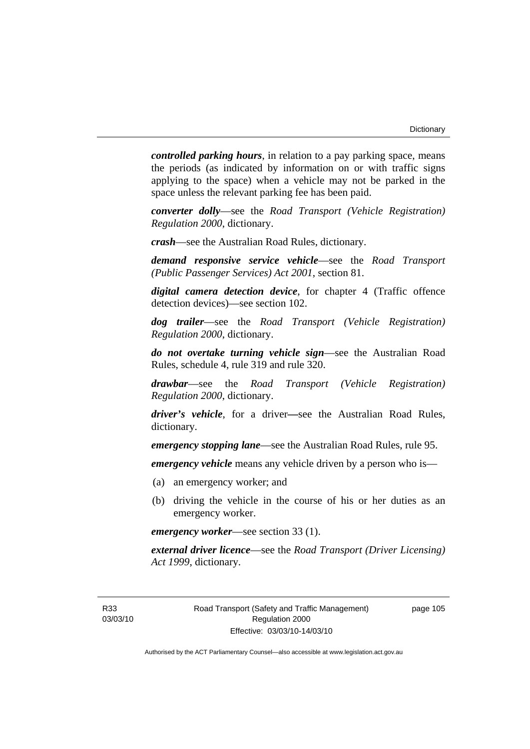***controlled parking hours***, in relation to a pay parking space, means the periods (as indicated by information on or with traffic signs applying to the space) when a vehicle may not be parked in the space unless the relevant parking fee has been paid.

***converter dolly***—see the *Road Transport (Vehicle Registration) Regulation 2000*, dictionary.

***crash***—see the Australian Road Rules, dictionary.

***demand responsive service vehicle***—see the *Road Transport (Public Passenger Services) Act 2001*, section 81.

***digital camera detection device***, for chapter 4 (Traffic offence detection devices)—see section 102.

***dog trailer***—see the *Road Transport (Vehicle Registration) Regulation 2000*, dictionary.

***do not overtake turning vehicle sign***—see the Australian Road Rules, schedule 4, rule 319 and rule 320.

***drawbar***—see the *Road Transport (Vehicle Registration) Regulation 2000*, dictionary.

***driver's vehicle***, for a driver—see the Australian Road Rules, dictionary.

***emergency stopping lane***—see the Australian Road Rules, rule 95.

***emergency vehicle*** means any vehicle driven by a person who is—

(a) an emergency worker; and

(b) driving the vehicle in the course of his or her duties as an emergency worker.

***emergency worker***—see section 33 (1).

***external driver licence***—see the *Road Transport (Driver Licensing) Act 1999*, dictionary.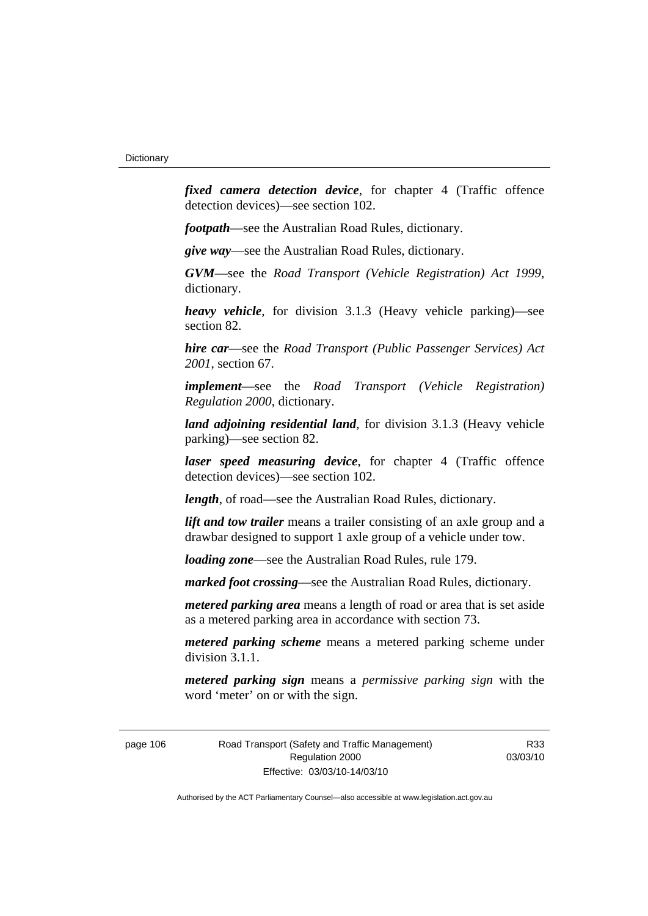***fixed camera detection device***, for chapter 4 (Traffic offence detection devices)—see section 102.

***footpath***—see the Australian Road Rules, dictionary.

***give way***—see the Australian Road Rules, dictionary.

***GVM***—see the *Road Transport (Vehicle Registration) Act 1999*, dictionary.

***heavy vehicle***, for division 3.1.3 (Heavy vehicle parking)—see section 82.

***hire car***—see the *Road Transport (Public Passenger Services) Act 2001*, section 67.

***implement***—see the *Road Transport (Vehicle Registration) Regulation 2000*, dictionary.

***land adjoining residential land***, for division 3.1.3 (Heavy vehicle parking)—see section 82.

***laser speed measuring device***, for chapter 4 (Traffic offence detection devices)—see section 102.

***length***, of road—see the Australian Road Rules, dictionary.

***lift and tow trailer*** means a trailer consisting of an axle group and a drawbar designed to support 1 axle group of a vehicle under tow.

***loading zone***—see the Australian Road Rules, rule 179.

***marked foot crossing***—see the Australian Road Rules, dictionary.

***metered parking area*** means a length of road or area that is set aside as a metered parking area in accordance with section 73.

***metered parking scheme*** means a metered parking scheme under division 3.1.1.

***metered parking sign*** means a *permissive parking sign* with the word 'meter' on or with the sign.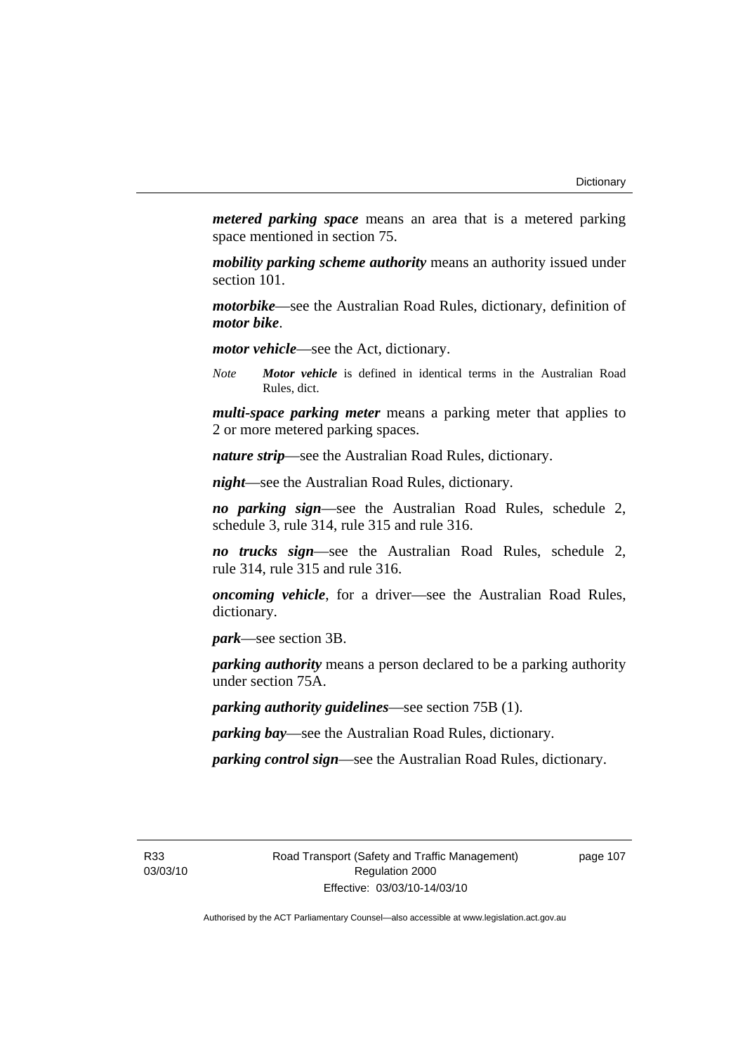***metered parking space*** means an area that is a metered parking space mentioned in section 75.

***mobility parking scheme authority*** means an authority issued under section 101.

***motorbike***—see the Australian Road Rules, dictionary, definition of ***motor bike***.

***motor vehicle***—see the Act, dictionary.

*Note* ***Motor vehicle*** is defined in identical terms in the Australian Road Rules, dict.

***multi-space parking meter*** means a parking meter that applies to 2 or more metered parking spaces.

***nature strip***—see the Australian Road Rules, dictionary.

***night***—see the Australian Road Rules, dictionary.

***no parking sign***—see the Australian Road Rules, schedule 2, schedule 3, rule 314, rule 315 and rule 316.

***no trucks sign***—see the Australian Road Rules, schedule 2, rule 314, rule 315 and rule 316.

***oncoming vehicle***, for a driver—see the Australian Road Rules, dictionary.

***park***—see section 3B.

***parking authority*** means a person declared to be a parking authority under section 75A.

***parking authority guidelines***—see section 75B (1).

***parking bay***—see the Australian Road Rules, dictionary.

***parking control sign***—see the Australian Road Rules, dictionary.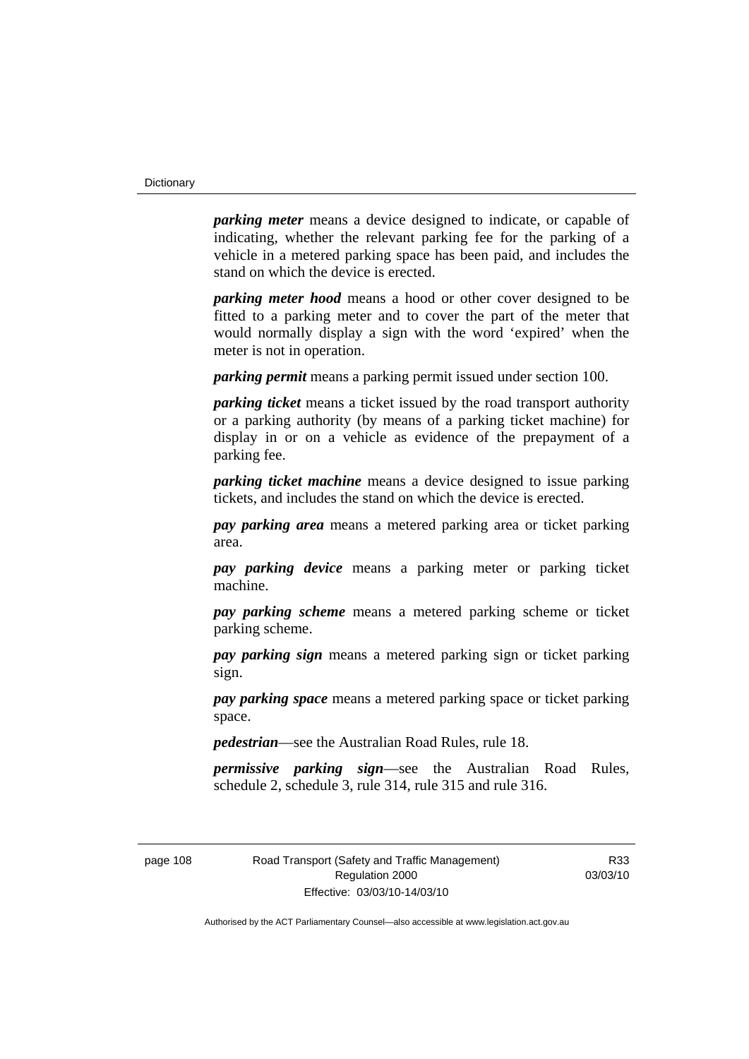***parking meter*** means a device designed to indicate, or capable of indicating, whether the relevant parking fee for the parking of a vehicle in a metered parking space has been paid, and includes the stand on which the device is erected.

***parking meter hood*** means a hood or other cover designed to be fitted to a parking meter and to cover the part of the meter that would normally display a sign with the word 'expired' when the meter is not in operation.

***parking permit*** means a parking permit issued under section 100.

***parking ticket*** means a ticket issued by the road transport authority or a parking authority (by means of a parking ticket machine) for display in or on a vehicle as evidence of the prepayment of a parking fee.

***parking ticket machine*** means a device designed to issue parking tickets, and includes the stand on which the device is erected.

***pay parking area*** means a metered parking area or ticket parking area.

***pay parking device*** means a parking meter or parking ticket machine.

***pay parking scheme*** means a metered parking scheme or ticket parking scheme.

***pay parking sign*** means a metered parking sign or ticket parking sign.

***pay parking space*** means a metered parking space or ticket parking space.

***pedestrian***—see the Australian Road Rules, rule 18.

***permissive parking sign***—see the Australian Road Rules, schedule 2, schedule 3, rule 314, rule 315 and rule 316.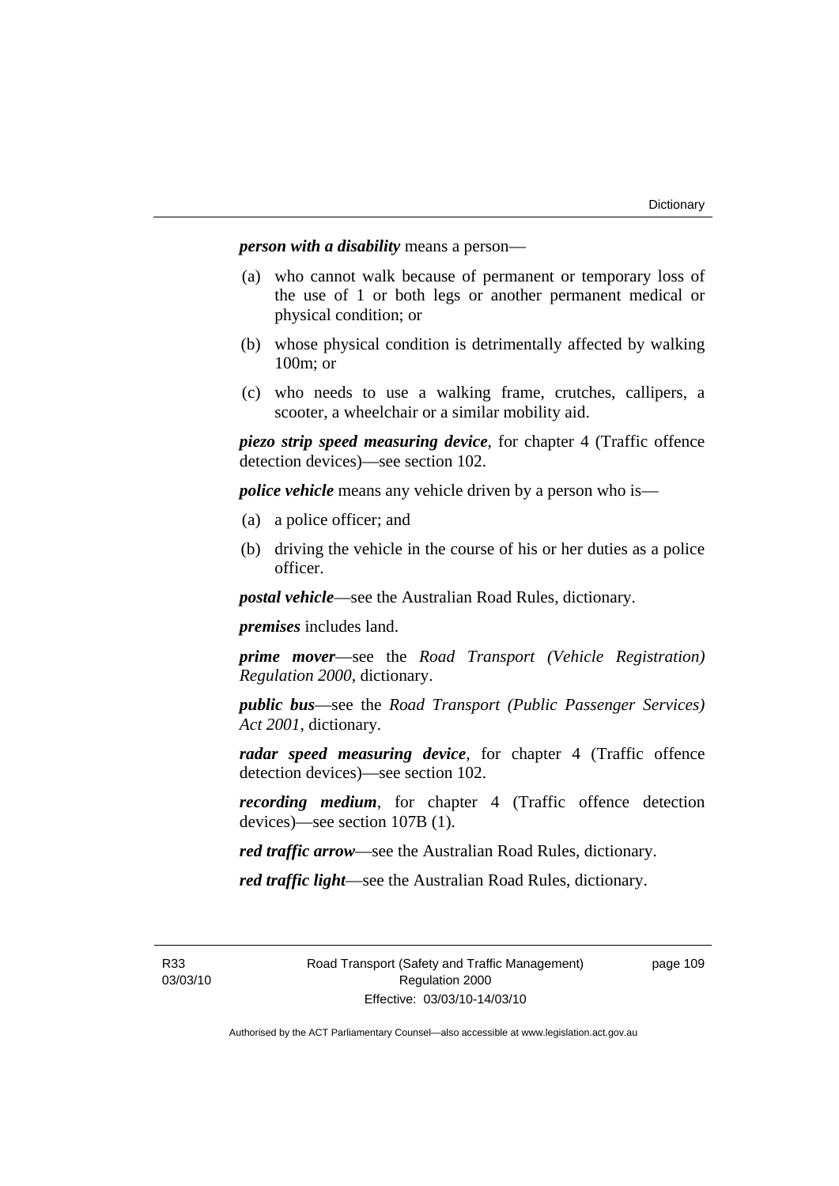***person with a disability*** means a person—

(a) who cannot walk because of permanent or temporary loss of the use of 1 or both legs or another permanent medical or physical condition; or

(b) whose physical condition is detrimentally affected by walking 100m; or

(c) who needs to use a walking frame, crutches, callipers, a scooter, a wheelchair or a similar mobility aid.

***piezo strip speed measuring device***, for chapter 4 (Traffic offence detection devices)—see section 102.

***police vehicle*** means any vehicle driven by a person who is—

(a) a police officer; and

(b) driving the vehicle in the course of his or her duties as a police officer.

***postal vehicle***—see the Australian Road Rules, dictionary.

***premises*** includes land.

***prime mover***—see the *Road Transport (Vehicle Registration) Regulation 2000*, dictionary.

***public bus***—see the *Road Transport (Public Passenger Services) Act 2001*, dictionary.

***radar speed measuring device***, for chapter 4 (Traffic offence detection devices)—see section 102.

***recording medium***, for chapter 4 (Traffic offence detection devices)—see section 107B (1).

***red traffic arrow***—see the Australian Road Rules, dictionary.

***red traffic light***—see the Australian Road Rules, dictionary.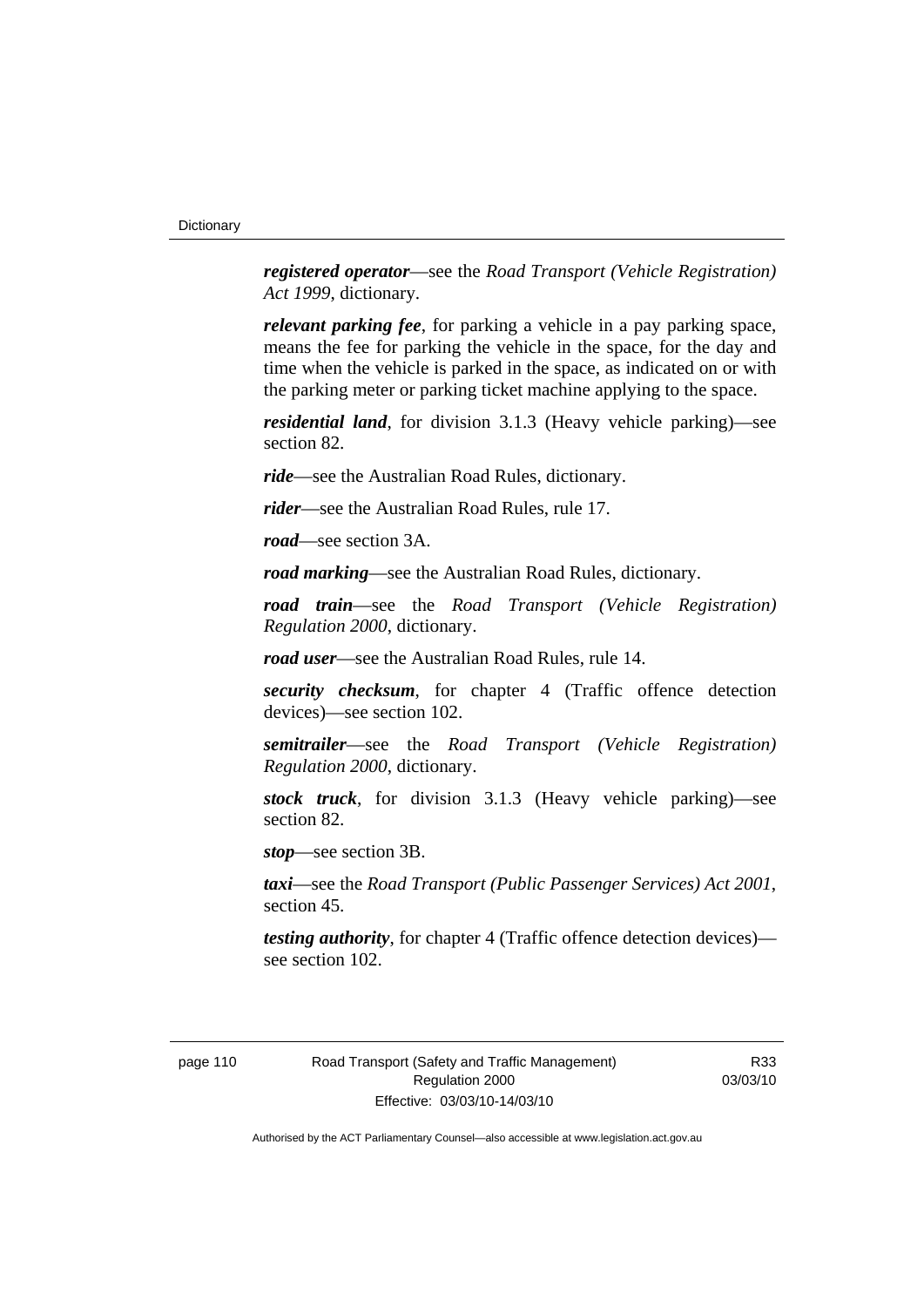***registered operator***—see the *Road Transport (Vehicle Registration) Act 1999*, dictionary.

***relevant parking fee***, for parking a vehicle in a pay parking space, means the fee for parking the vehicle in the space, for the day and time when the vehicle is parked in the space, as indicated on or with the parking meter or parking ticket machine applying to the space.

***residential land***, for division 3.1.3 (Heavy vehicle parking)—see section 82.

***ride***—see the Australian Road Rules, dictionary.

***rider***—see the Australian Road Rules, rule 17.

***road***—see section 3A.

***road marking***—see the Australian Road Rules, dictionary.

***road train***—see the *Road Transport (Vehicle Registration) Regulation 2000*, dictionary.

***road user***—see the Australian Road Rules, rule 14.

***security checksum***, for chapter 4 (Traffic offence detection devices)—see section 102.

***semitrailer***—see the *Road Transport (Vehicle Registration) Regulation 2000*, dictionary.

***stock truck***, for division 3.1.3 (Heavy vehicle parking)—see section 82.

***stop***—see section 3B.

***taxi***—see the *Road Transport (Public Passenger Services) Act 2001*, section 45.

***testing authority***, for chapter 4 (Traffic offence detection devices)—see section 102.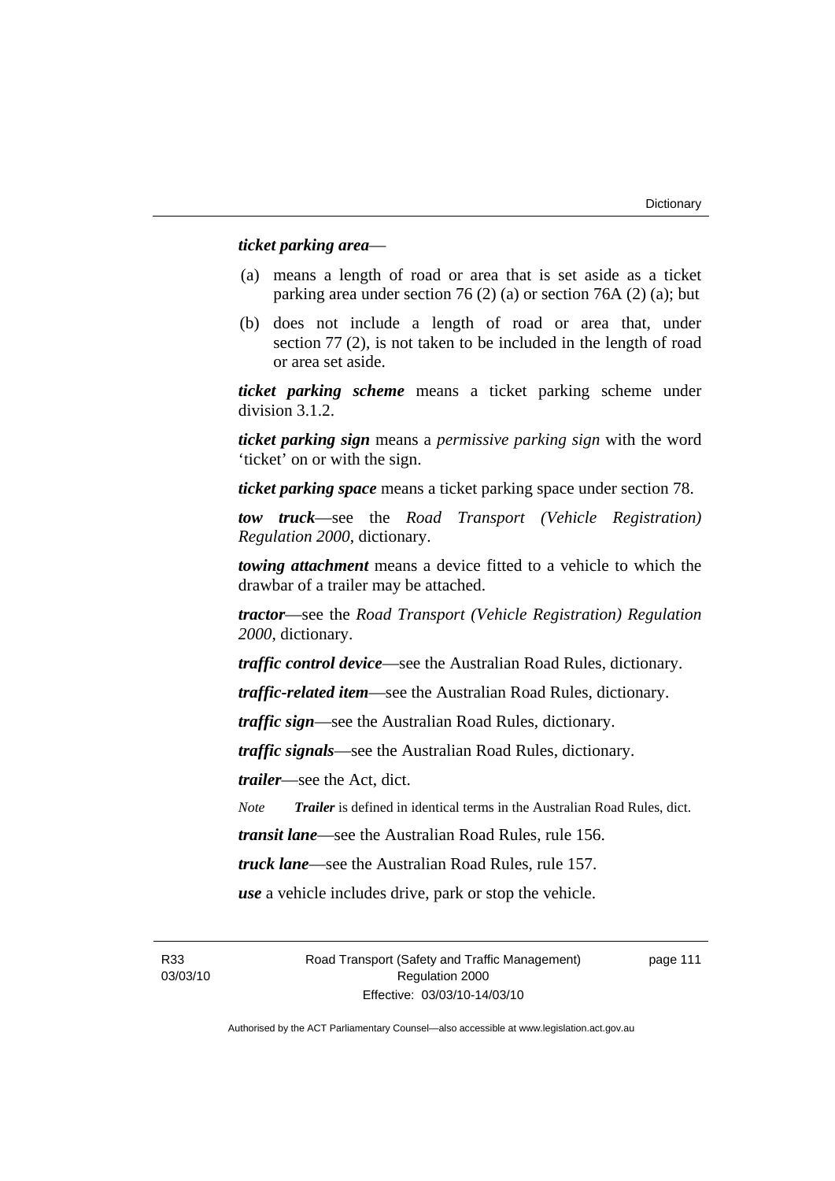***ticket parking area***—

(a) means a length of road or area that is set aside as a ticket parking area under section 76 (2) (a) or section 76A (2) (a); but

(b) does not include a length of road or area that, under section 77 (2), is not taken to be included in the length of road or area set aside.

***ticket parking scheme*** means a ticket parking scheme under division 3.1.2.

***ticket parking sign*** means a *permissive parking sign* with the word 'ticket' on or with the sign.

***ticket parking space*** means a ticket parking space under section 78.

***tow truck***—see the *Road Transport (Vehicle Registration) Regulation 2000*, dictionary.

***towing attachment*** means a device fitted to a vehicle to which the drawbar of a trailer may be attached.

***tractor***—see the *Road Transport (Vehicle Registration) Regulation 2000*, dictionary.

***traffic control device***—see the Australian Road Rules, dictionary.

***traffic-related item***—see the Australian Road Rules, dictionary.

***traffic sign***—see the Australian Road Rules, dictionary.

***traffic signals***—see the Australian Road Rules, dictionary.

***trailer***—see the Act, dict.

*Note* ***Trailer*** is defined in identical terms in the Australian Road Rules, dict.

***transit lane***—see the Australian Road Rules, rule 156.

***truck lane***—see the Australian Road Rules, rule 157.

***use*** a vehicle includes drive, park or stop the vehicle.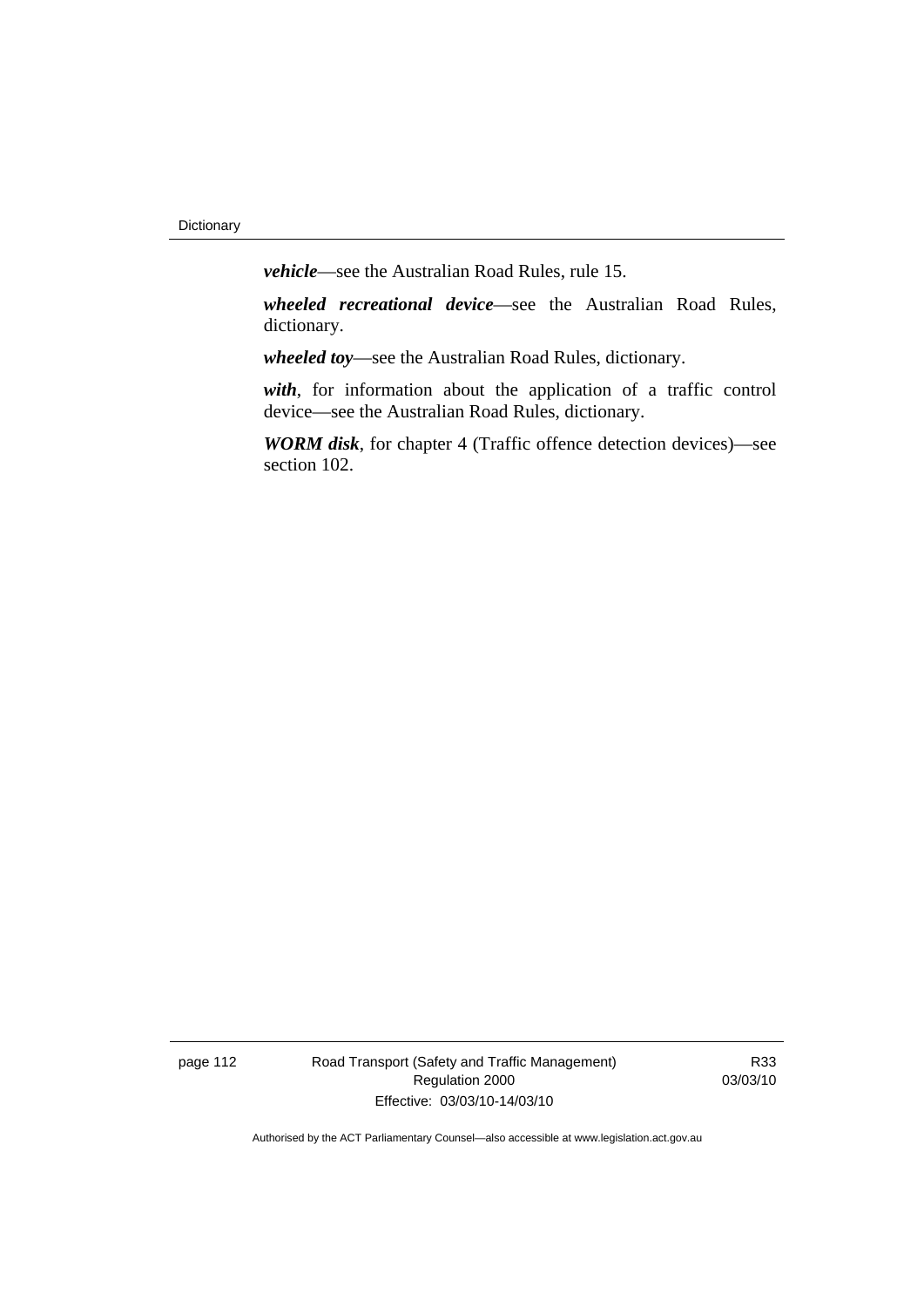***vehicle***—see the Australian Road Rules, rule 15.

***wheeled recreational device***—see the Australian Road Rules, dictionary.

***wheeled toy***—see the Australian Road Rules, dictionary.

***with***, for information about the application of a traffic control device—see the Australian Road Rules, dictionary.

***WORM disk***, for chapter 4 (Traffic offence detection devices)—see section 102.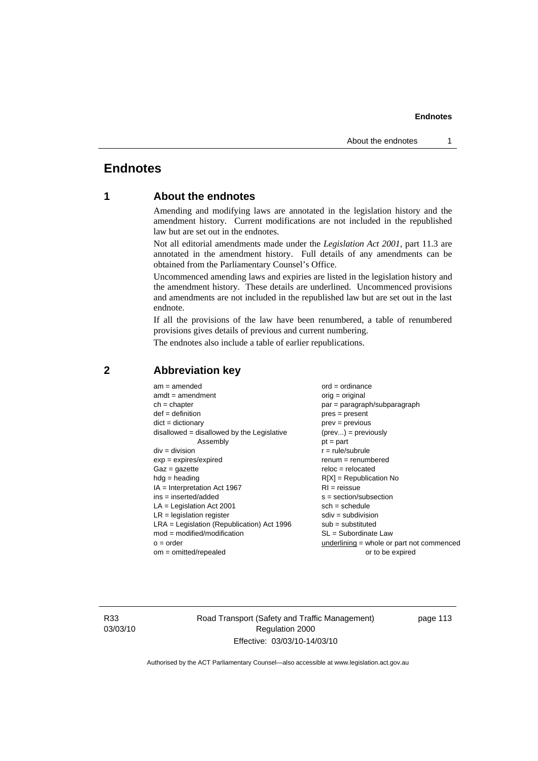# Endnotes

## 1 About the endnotes

Amending and modifying laws are annotated in the legislation history and the amendment history. Current modifications are not included in the republished law but are set out in the endnotes.

Not all editorial amendments made under the *Legislation Act 2001*, part 11.3 are annotated in the amendment history. Full details of any amendments can be obtained from the Parliamentary Counsel's Office.

Uncommenced amending laws and expiries are listed in the legislation history and the amendment history. These details are underlined. Uncommenced provisions and amendments are not included in the republished law but are set out in the last endnote.

If all the provisions of the law have been renumbered, a table of renumbered provisions gives details of previous and current numbering.

The endnotes also include a table of earlier republications.

## 2 Abbreviation key

am = amended
amdt = amendment
ch = chapter
def = definition
dict = dictionary
disallowed = disallowed by the Legislative Assembly
div = division
exp = expires/expired
Gaz = gazette
hdg = heading
IA = Interpretation Act 1967
ins = inserted/added
LA = Legislation Act 2001
LR = legislation register
LRA = Legislation (Republication) Act 1996
mod = modified/modification
o = order
om = omitted/repealed
ord = ordinance
orig = original
par = paragraph/subparagraph
pres = present
prev = previous
(prev...) = previously
pt = part
r = rule/subrule
renum = renumbered
reloc = relocated
R[X] = Republication No
RI = reissue
s = section/subsection
sch = schedule
sdiv = subdivision
sub = substituted
SL = Subordinate Law
underlining = whole or part not commenced or to be expired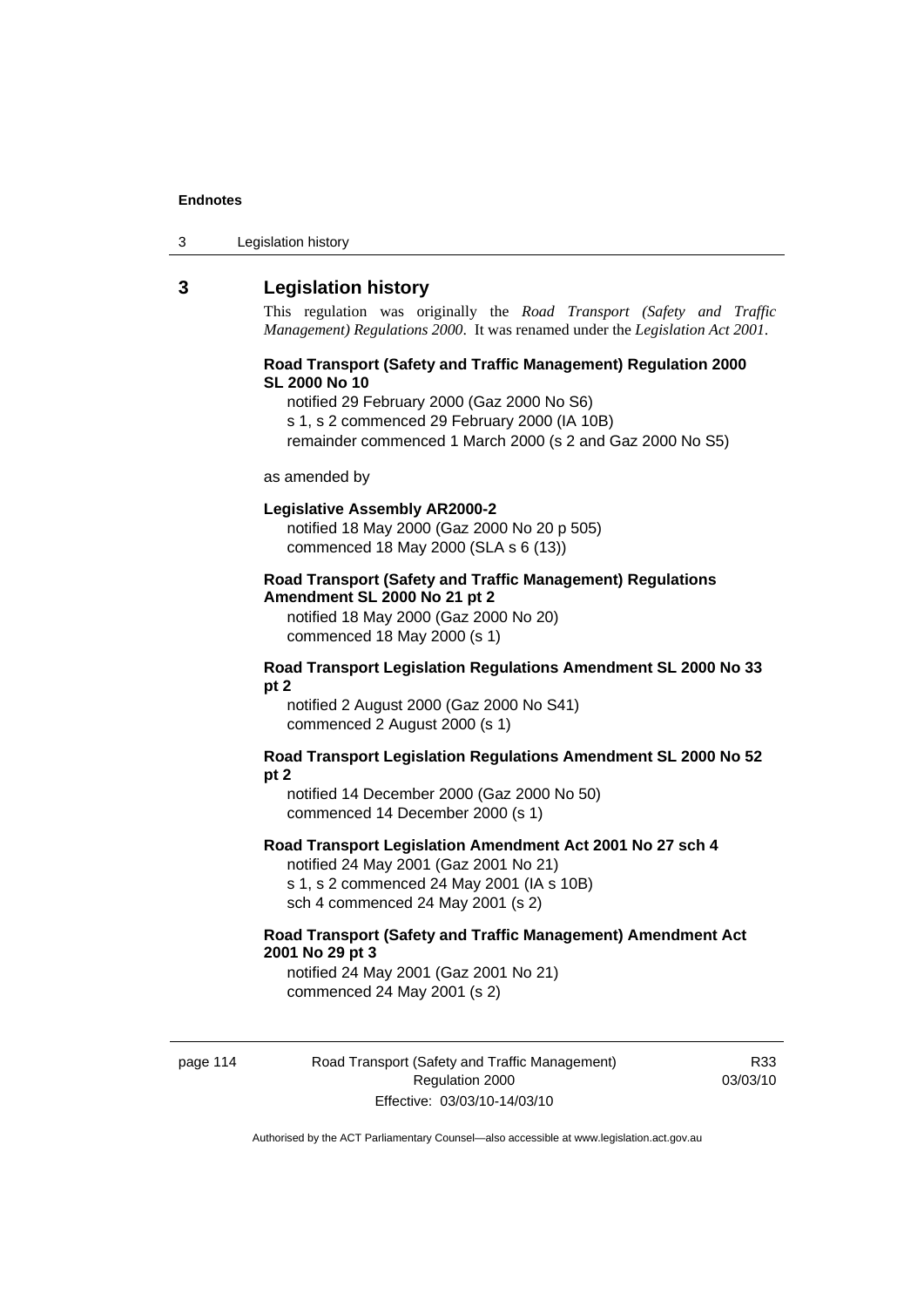## 3 Legislation history

This regulation was originally the *Road Transport (Safety and Traffic Management) Regulations 2000*. It was renamed under the *Legislation Act 2001*.

**Road Transport (Safety and Traffic Management) Regulation 2000 SL 2000 No 10**

notified 29 February 2000 (Gaz 2000 No S6)
s 1, s 2 commenced 29 February 2000 (IA 10B)
remainder commenced 1 March 2000 (s 2 and Gaz 2000 No S5)

as amended by

**Legislative Assembly AR2000-2**

notified 18 May 2000 (Gaz 2000 No 20 p 505)
commenced 18 May 2000 (SLA s 6 (13))

**Road Transport (Safety and Traffic Management) Regulations Amendment SL 2000 No 21 pt 2**

notified 18 May 2000 (Gaz 2000 No 20)
commenced 18 May 2000 (s 1)

**Road Transport Legislation Regulations Amendment SL 2000 No 33 pt 2**

notified 2 August 2000 (Gaz 2000 No S41)
commenced 2 August 2000 (s 1)

**Road Transport Legislation Regulations Amendment SL 2000 No 52 pt 2**

notified 14 December 2000 (Gaz 2000 No 50)
commenced 14 December 2000 (s 1)

**Road Transport Legislation Amendment Act 2001 No 27 sch 4**

notified 24 May 2001 (Gaz 2001 No 21)
s 1, s 2 commenced 24 May 2001 (IA s 10B)
sch 4 commenced 24 May 2001 (s 2)

**Road Transport (Safety and Traffic Management) Amendment Act 2001 No 29 pt 3**

notified 24 May 2001 (Gaz 2001 No 21)
commenced 24 May 2001 (s 2)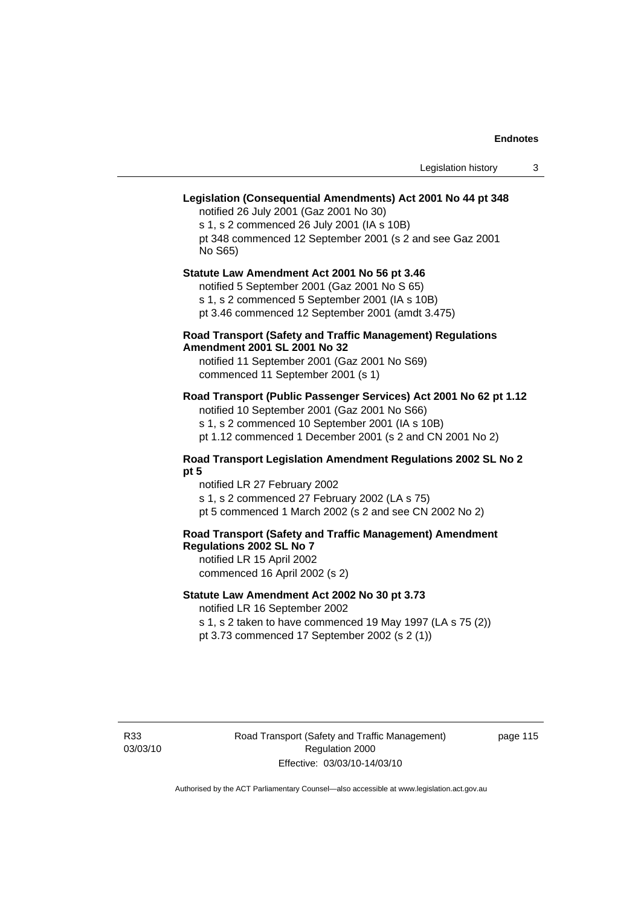**Legislation (Consequential Amendments) Act 2001 No 44 pt 348**

notified 26 July 2001 (Gaz 2001 No 30)

s 1, s 2 commenced 26 July 2001 (IA s 10B)

pt 348 commenced 12 September 2001 (s 2 and see Gaz 2001 No S65)

**Statute Law Amendment Act 2001 No 56 pt 3.46**

notified 5 September 2001 (Gaz 2001 No S 65)

s 1, s 2 commenced 5 September 2001 (IA s 10B)

pt 3.46 commenced 12 September 2001 (amdt 3.475)

**Road Transport (Safety and Traffic Management) Regulations Amendment 2001 SL 2001 No 32**

notified 11 September 2001 (Gaz 2001 No S69)

commenced 11 September 2001 (s 1)

**Road Transport (Public Passenger Services) Act 2001 No 62 pt 1.12**

notified 10 September 2001 (Gaz 2001 No S66)

s 1, s 2 commenced 10 September 2001 (IA s 10B)

pt 1.12 commenced 1 December 2001 (s 2 and CN 2001 No 2)

**Road Transport Legislation Amendment Regulations 2002 SL No 2 pt 5**

notified LR 27 February 2002

s 1, s 2 commenced 27 February 2002 (LA s 75)

pt 5 commenced 1 March 2002 (s 2 and see CN 2002 No 2)

**Road Transport (Safety and Traffic Management) Amendment Regulations 2002 SL No 7**

notified LR 15 April 2002

commenced 16 April 2002 (s 2)

**Statute Law Amendment Act 2002 No 30 pt 3.73**

notified LR 16 September 2002

s 1, s 2 taken to have commenced 19 May 1997 (LA s 75 (2))

pt 3.73 commenced 17 September 2002 (s 2 (1))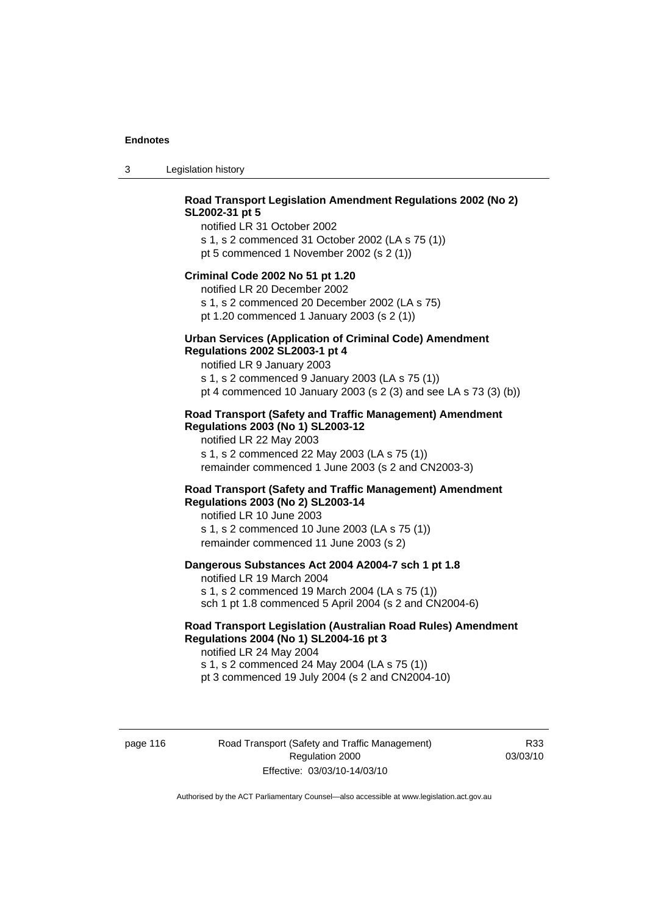**Road Transport Legislation Amendment Regulations 2002 (No 2) SL2002-31 pt 5**

notified LR 31 October 2002

s 1, s 2 commenced 31 October 2002 (LA s 75 (1))

pt 5 commenced 1 November 2002 (s 2 (1))

**Criminal Code 2002 No 51 pt 1.20**

notified LR 20 December 2002

s 1, s 2 commenced 20 December 2002 (LA s 75)

pt 1.20 commenced 1 January 2003 (s 2 (1))

**Urban Services (Application of Criminal Code) Amendment Regulations 2002 SL2003-1 pt 4**

notified LR 9 January 2003

s 1, s 2 commenced 9 January 2003 (LA s 75 (1))

pt 4 commenced 10 January 2003 (s 2 (3) and see LA s 73 (3) (b))

**Road Transport (Safety and Traffic Management) Amendment Regulations 2003 (No 1) SL2003-12**

notified LR 22 May 2003

s 1, s 2 commenced 22 May 2003 (LA s 75 (1))

remainder commenced 1 June 2003 (s 2 and CN2003-3)

**Road Transport (Safety and Traffic Management) Amendment Regulations 2003 (No 2) SL2003-14**

notified LR 10 June 2003

s 1, s 2 commenced 10 June 2003 (LA s 75 (1))

remainder commenced 11 June 2003 (s 2)

**Dangerous Substances Act 2004 A2004-7 sch 1 pt 1.8**

notified LR 19 March 2004

s 1, s 2 commenced 19 March 2004 (LA s 75 (1))

sch 1 pt 1.8 commenced 5 April 2004 (s 2 and CN2004-6)

**Road Transport Legislation (Australian Road Rules) Amendment Regulations 2004 (No 1) SL2004-16 pt 3**

notified LR 24 May 2004

s 1, s 2 commenced 24 May 2004 (LA s 75 (1))

pt 3 commenced 19 July 2004 (s 2 and CN2004-10)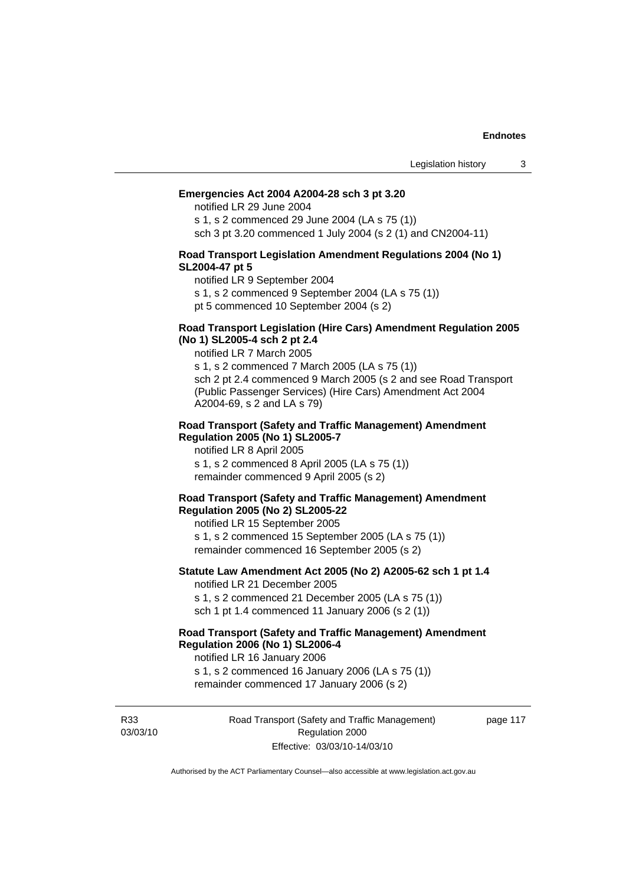**Emergencies Act 2004 A2004-28 sch 3 pt 3.20**

notified LR 29 June 2004

s 1, s 2 commenced 29 June 2004 (LA s 75 (1))

sch 3 pt 3.20 commenced 1 July 2004 (s 2 (1) and CN2004-11)

**Road Transport Legislation Amendment Regulations 2004 (No 1) SL2004-47 pt 5**

notified LR 9 September 2004

s 1, s 2 commenced 9 September 2004 (LA s 75 (1))

pt 5 commenced 10 September 2004 (s 2)

**Road Transport Legislation (Hire Cars) Amendment Regulation 2005 (No 1) SL2005-4 sch 2 pt 2.4**

notified LR 7 March 2005

s 1, s 2 commenced 7 March 2005 (LA s 75 (1))

sch 2 pt 2.4 commenced 9 March 2005 (s 2 and see Road Transport (Public Passenger Services) (Hire Cars) Amendment Act 2004 A2004-69, s 2 and LA s 79)

**Road Transport (Safety and Traffic Management) Amendment Regulation 2005 (No 1) SL2005-7**

notified LR 8 April 2005

s 1, s 2 commenced 8 April 2005 (LA s 75 (1))

remainder commenced 9 April 2005 (s 2)

**Road Transport (Safety and Traffic Management) Amendment Regulation 2005 (No 2) SL2005-22**

notified LR 15 September 2005

s 1, s 2 commenced 15 September 2005 (LA s 75 (1))

remainder commenced 16 September 2005 (s 2)

**Statute Law Amendment Act 2005 (No 2) A2005-62 sch 1 pt 1.4**

notified LR 21 December 2005

s 1, s 2 commenced 21 December 2005 (LA s 75 (1))

sch 1 pt 1.4 commenced 11 January 2006 (s 2 (1))

**Road Transport (Safety and Traffic Management) Amendment Regulation 2006 (No 1) SL2006-4**

notified LR 16 January 2006

s 1, s 2 commenced 16 January 2006 (LA s 75 (1))

remainder commenced 17 January 2006 (s 2)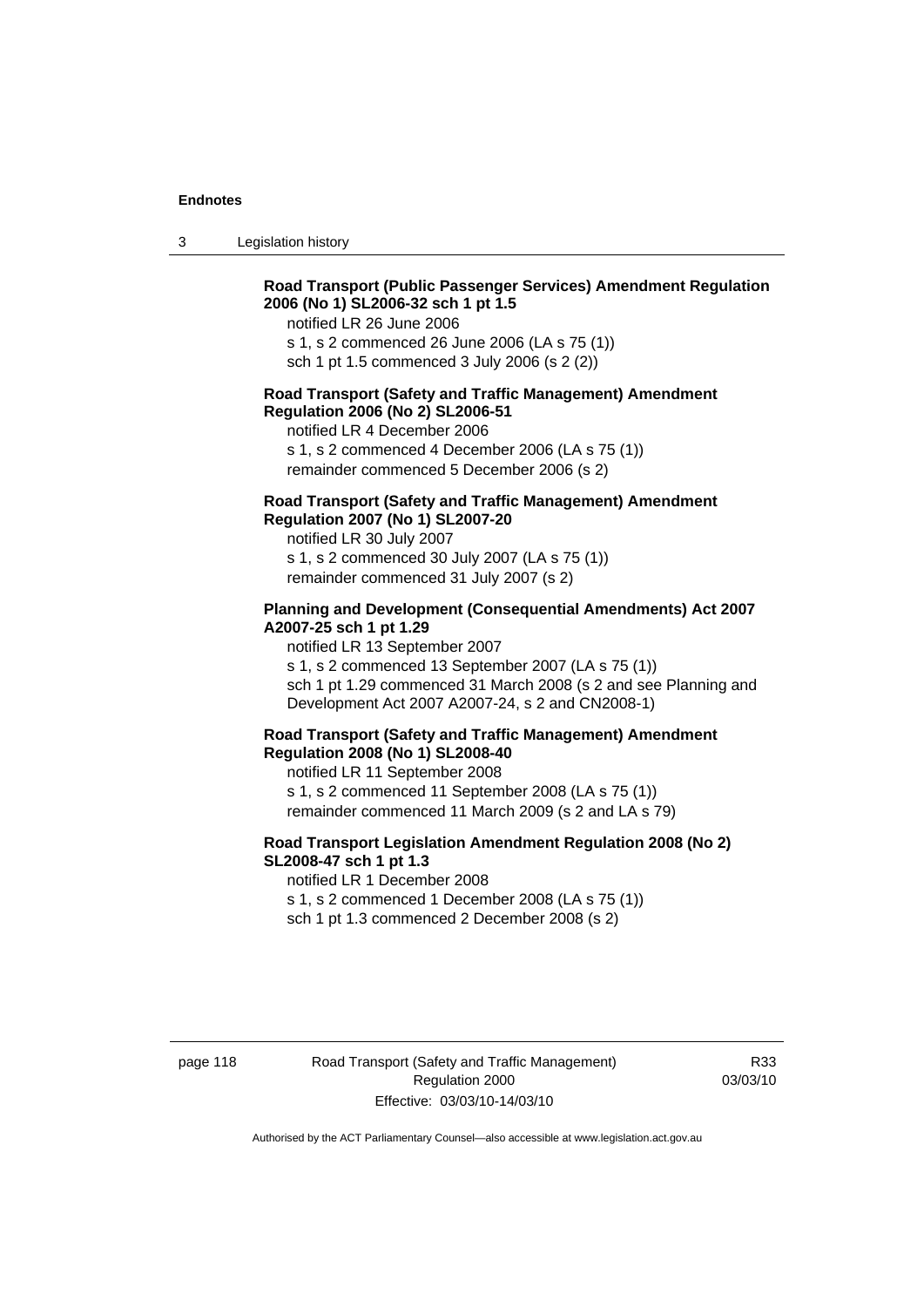**Road Transport (Public Passenger Services) Amendment Regulation 2006 (No 1) SL2006-32 sch 1 pt 1.5**

notified LR 26 June 2006

s 1, s 2 commenced 26 June 2006 (LA s 75 (1))

sch 1 pt 1.5 commenced 3 July 2006 (s 2 (2))

**Road Transport (Safety and Traffic Management) Amendment Regulation 2006 (No 2) SL2006-51**

notified LR 4 December 2006

s 1, s 2 commenced 4 December 2006 (LA s 75 (1))

remainder commenced 5 December 2006 (s 2)

**Road Transport (Safety and Traffic Management) Amendment Regulation 2007 (No 1) SL2007-20**

notified LR 30 July 2007

s 1, s 2 commenced 30 July 2007 (LA s 75 (1))

remainder commenced 31 July 2007 (s 2)

**Planning and Development (Consequential Amendments) Act 2007 A2007-25 sch 1 pt 1.29**

notified LR 13 September 2007

s 1, s 2 commenced 13 September 2007 (LA s 75 (1))

sch 1 pt 1.29 commenced 31 March 2008 (s 2 and see Planning and Development Act 2007 A2007-24, s 2 and CN2008-1)

**Road Transport (Safety and Traffic Management) Amendment Regulation 2008 (No 1) SL2008-40**

notified LR 11 September 2008

s 1, s 2 commenced 11 September 2008 (LA s 75 (1))

remainder commenced 11 March 2009 (s 2 and LA s 79)

**Road Transport Legislation Amendment Regulation 2008 (No 2) SL2008-47 sch 1 pt 1.3**

notified LR 1 December 2008

s 1, s 2 commenced 1 December 2008 (LA s 75 (1))

sch 1 pt 1.3 commenced 2 December 2008 (s 2)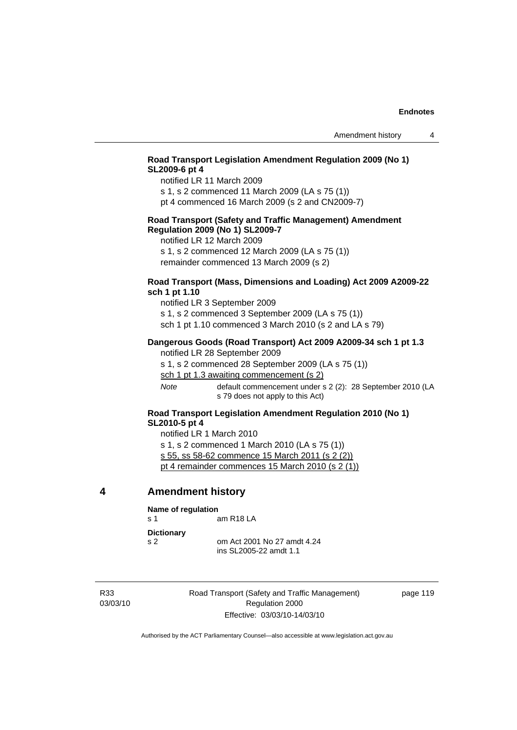**Road Transport Legislation Amendment Regulation 2009 (No 1) SL2009-6 pt 4**

notified LR 11 March 2009

s 1, s 2 commenced 11 March 2009 (LA s 75 (1))

pt 4 commenced 16 March 2009 (s 2 and CN2009-7)

**Road Transport (Safety and Traffic Management) Amendment Regulation 2009 (No 1) SL2009-7**

notified LR 12 March 2009

s 1, s 2 commenced 12 March 2009 (LA s 75 (1))

remainder commenced 13 March 2009 (s 2)

**Road Transport (Mass, Dimensions and Loading) Act 2009 A2009-22 sch 1 pt 1.10**

notified LR 3 September 2009

s 1, s 2 commenced 3 September 2009 (LA s 75 (1))

sch 1 pt 1.10 commenced 3 March 2010 (s 2 and LA s 79)

**Dangerous Goods (Road Transport) Act 2009 A2009-34 sch 1 pt 1.3**

notified LR 28 September 2009

s 1, s 2 commenced 28 September 2009 (LA s 75 (1))

sch 1 pt 1.3 awaiting commencement (s 2)

*Note* default commencement under s 2 (2): 28 September 2010 (LA s 79 does not apply to this Act)

**Road Transport Legislation Amendment Regulation 2010 (No 1) SL2010-5 pt 4**

notified LR 1 March 2010

s 1, s 2 commenced 1 March 2010 (LA s 75 (1))

s 55, ss 58-62 commence 15 March 2011 (s 2 (2))

pt 4 remainder commences 15 March 2010 (s 2 (1))

## 4 Amendment history

**Name of regulation**

s 1 am R18 LA

**Dictionary**

s 2 om Act 2001 No 27 amdt 4.24
ins SL2005-22 amdt 1.1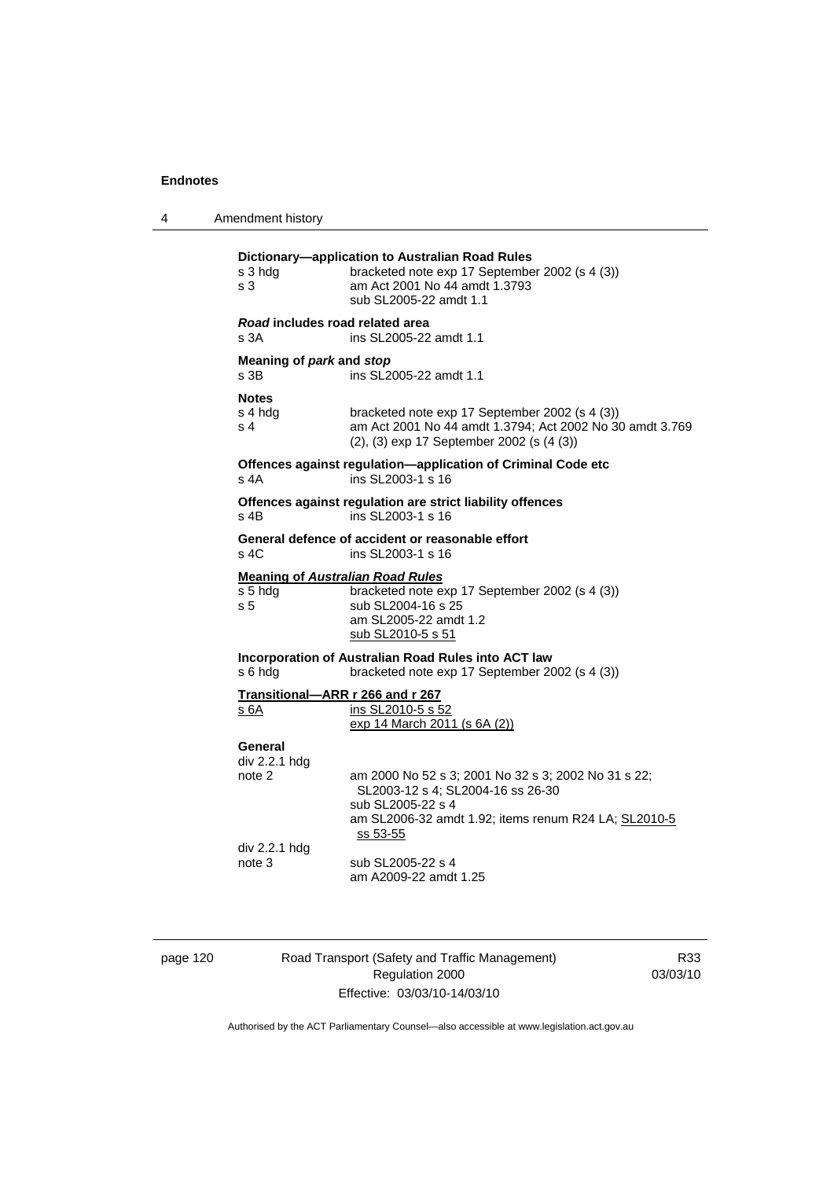### Dictionary—application to Australian Road Rules

s 3 hdg bracketed note exp 17 September 2002 (s 4 (3))

s 3 am Act 2001 No 44 amdt 1.3793
sub SL2005-22 amdt 1.1

### *Road* includes road related area

s 3A ins SL2005-22 amdt 1.1

### Meaning of *park* and *stop*

s 3B ins SL2005-22 amdt 1.1

### Notes

s 4 hdg bracketed note exp 17 September 2002 (s 4 (3))

s 4 am Act 2001 No 44 amdt 1.3794; Act 2002 No 30 amdt 3.769
(2), (3) exp 17 September 2002 (s (4 (3))

### Offences against regulation—application of Criminal Code etc

s 4A ins SL2003-1 s 16

### Offences against regulation are strict liability offences

s 4B ins SL2003-1 s 16

### General defence of accident or reasonable effort

s 4C ins SL2003-1 s 16

### <u>Meaning of *Australian Road Rules*</u>

s 5 hdg bracketed note exp 17 September 2002 (s 4 (3))

s 5 sub SL2004-16 s 25
am SL2005-22 amdt 1.2
<u>sub SL2010-5 s 51</u>

### Incorporation of Australian Road Rules into ACT law

s 6 hdg bracketed note exp 17 September 2002 (s 4 (3))

### <u>Transitional—ARR r 266 and r 267</u>

<u>s 6A</u> <u>ins SL2010-5 s 52</u>
<u>exp 14 March 2011 (s 6A (2))</u>

### General

div 2.2.1 hdg
note 2 am 2000 No 52 s 3; 2001 No 32 s 3; 2002 No 31 s 22; SL2003-12 s 4; SL2004-16 ss 26-30
sub SL2005-22 s 4
am SL2006-32 amdt 1.92; items renum R24 LA; <u>SL2010-5 ss 53-55</u>

div 2.2.1 hdg
note 3 sub SL2005-22 s 4
am A2009-22 amdt 1.25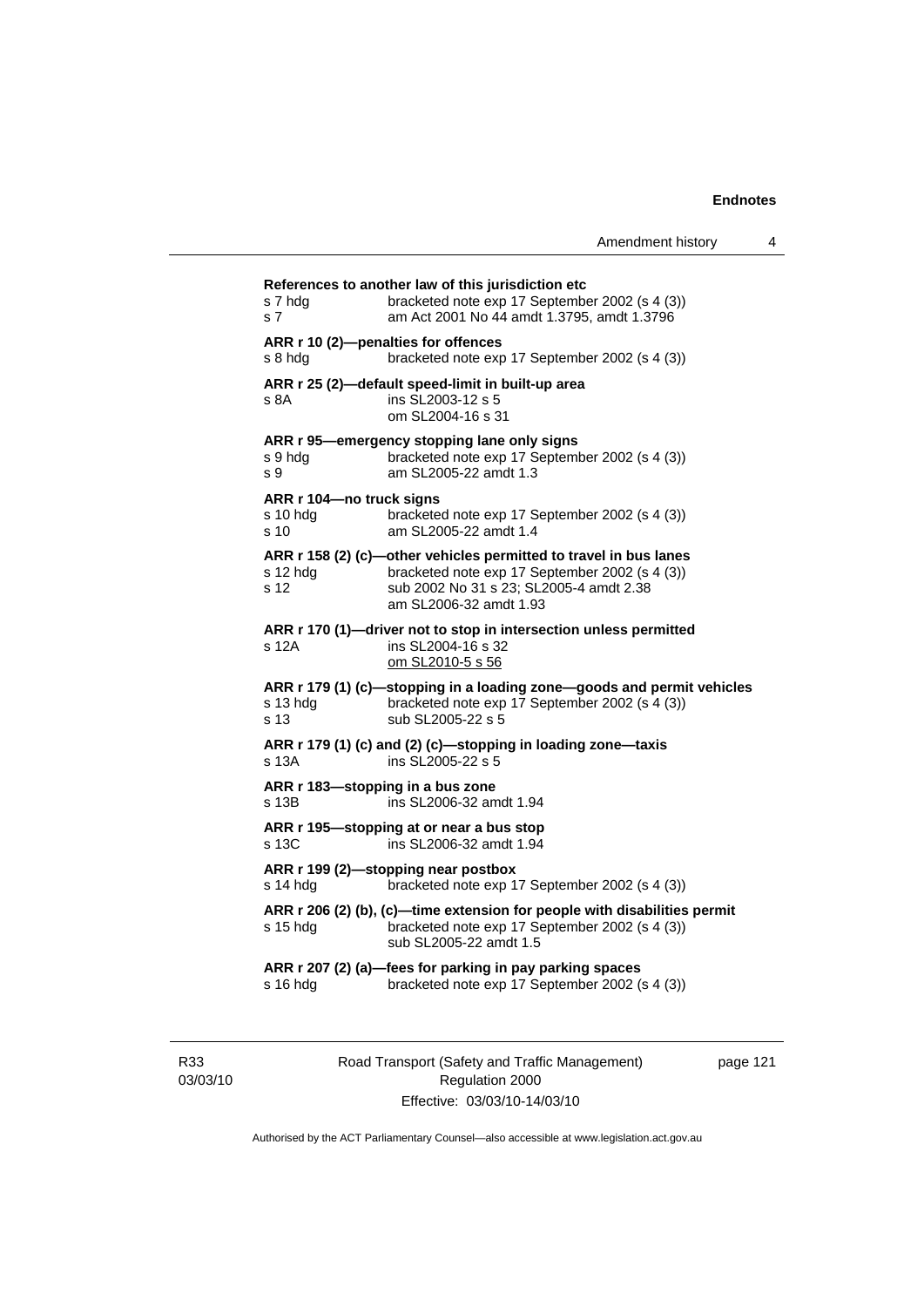**References to another law of this jurisdiction etc**

s 7 hdg bracketed note exp 17 September 2002 (s 4 (3))
s 7 am Act 2001 No 44 amdt 1.3795, amdt 1.3796

**ARR r 10 (2)—penalties for offences**

s 8 hdg bracketed note exp 17 September 2002 (s 4 (3))

**ARR r 25 (2)—default speed-limit in built-up area**

s 8A ins SL2003-12 s 5
om SL2004-16 s 31

**ARR r 95—emergency stopping lane only signs**

s 9 hdg bracketed note exp 17 September 2002 (s 4 (3))
s 9 am SL2005-22 amdt 1.3

**ARR r 104—no truck signs**

s 10 hdg bracketed note exp 17 September 2002 (s 4 (3))
s 10 am SL2005-22 amdt 1.4

**ARR r 158 (2) (c)—other vehicles permitted to travel in bus lanes**

s 12 hdg bracketed note exp 17 September 2002 (s 4 (3))
s 12 sub 2002 No 31 s 23; SL2005-4 amdt 2.38
am SL2006-32 amdt 1.93

**ARR r 170 (1)—driver not to stop in intersection unless permitted**

s 12A ins SL2004-16 s 32
om SL2010-5 s 56

**ARR r 179 (1) (c)—stopping in a loading zone—goods and permit vehicles**

s 13 hdg bracketed note exp 17 September 2002 (s 4 (3))
s 13 sub SL2005-22 s 5

**ARR r 179 (1) (c) and (2) (c)—stopping in loading zone—taxis**

s 13A ins SL2005-22 s 5

**ARR r 183—stopping in a bus zone**

s 13B ins SL2006-32 amdt 1.94

**ARR r 195—stopping at or near a bus stop**

s 13C ins SL2006-32 amdt 1.94

**ARR r 199 (2)—stopping near postbox**

s 14 hdg bracketed note exp 17 September 2002 (s 4 (3))

**ARR r 206 (2) (b), (c)—time extension for people with disabilities permit**

s 15 hdg bracketed note exp 17 September 2002 (s 4 (3))
sub SL2005-22 amdt 1.5

**ARR r 207 (2) (a)—fees for parking in pay parking spaces**

s 16 hdg bracketed note exp 17 September 2002 (s 4 (3))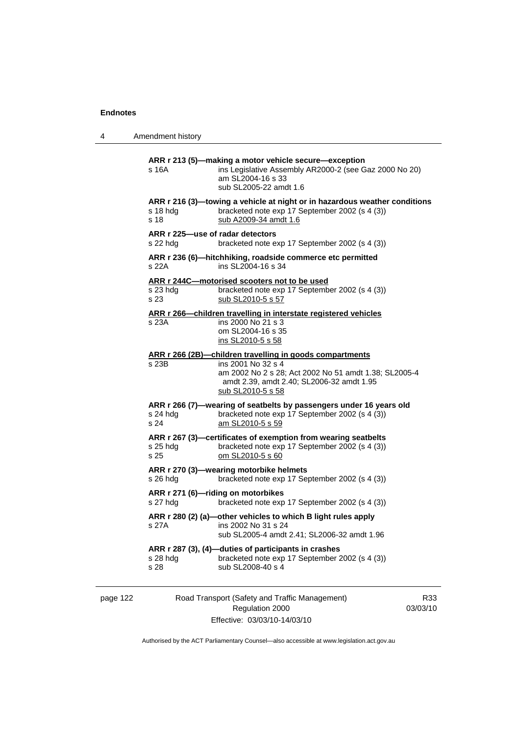**ARR r 213 (5)—making a motor vehicle secure—exception**

s 16A ins Legislative Assembly AR2000-2 (see Gaz 2000 No 20)
am SL2004-16 s 33
sub SL2005-22 amdt 1.6

**ARR r 216 (3)—towing a vehicle at night or in hazardous weather conditions**

s 18 hdg bracketed note exp 17 September 2002 (s 4 (3))
s 18 sub A2009-34 amdt 1.6

**ARR r 225—use of radar detectors**

s 22 hdg bracketed note exp 17 September 2002 (s 4 (3))

**ARR r 236 (6)—hitchhiking, roadside commerce etc permitted**

s 22A ins SL2004-16 s 34

**ARR r 244C—motorised scooters not to be used**

s 23 hdg bracketed note exp 17 September 2002 (s 4 (3))
s 23 sub SL2010-5 s 57

**ARR r 266—children travelling in interstate registered vehicles**

s 23A ins 2000 No 21 s 3
om SL2004-16 s 35
ins SL2010-5 s 58

**ARR r 266 (2B)—children travelling in goods compartments**

s 23B ins 2001 No 32 s 4
am 2002 No 2 s 28; Act 2002 No 51 amdt 1.38; SL2005-4 amdt 2.39, amdt 2.40; SL2006-32 amdt 1.95
sub SL2010-5 s 58

**ARR r 266 (7)—wearing of seatbelts by passengers under 16 years old**

s 24 hdg bracketed note exp 17 September 2002 (s 4 (3))
s 24 am SL2010-5 s 59

**ARR r 267 (3)—certificates of exemption from wearing seatbelts**

s 25 hdg bracketed note exp 17 September 2002 (s 4 (3))
s 25 om SL2010-5 s 60

**ARR r 270 (3)—wearing motorbike helmets**

s 26 hdg bracketed note exp 17 September 2002 (s 4 (3))

**ARR r 271 (6)—riding on motorbikes**

s 27 hdg bracketed note exp 17 September 2002 (s 4 (3))

**ARR r 280 (2) (a)—other vehicles to which B light rules apply**

s 27A ins 2002 No 31 s 24
sub SL2005-4 amdt 2.41; SL2006-32 amdt 1.96

**ARR r 287 (3), (4)—duties of participants in crashes**

s 28 hdg bracketed note exp 17 September 2002 (s 4 (3))
s 28 sub SL2008-40 s 4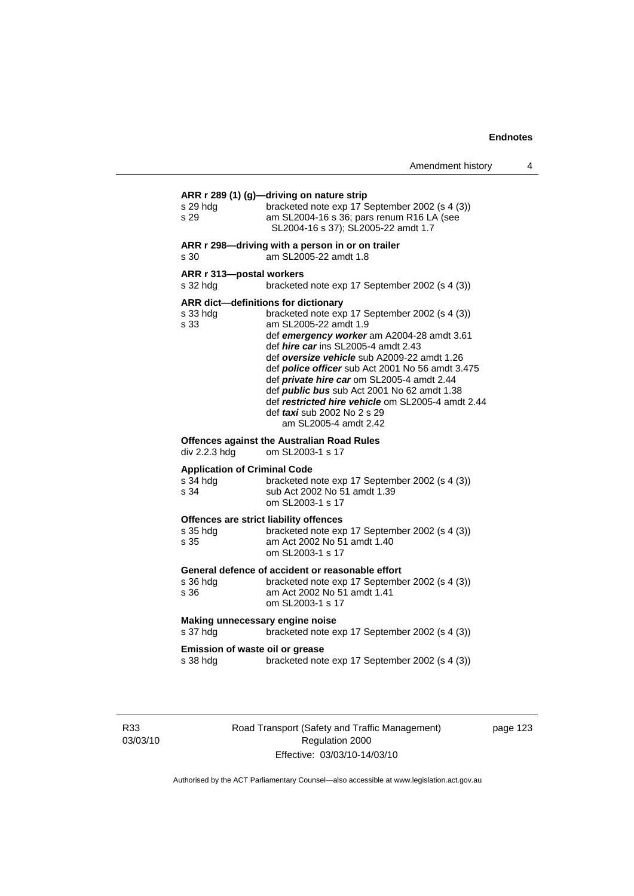**ARR r 289 (1) (g)—driving on nature strip**

| | |
|---|---|
| s 29 hdg | bracketed note exp 17 September 2002 (s 4 (3)) |
| s 29 | am SL2004-16 s 36; pars renum R16 LA (see SL2004-16 s 37); SL2005-22 amdt 1.7 |

**ARR r 298—driving with a person in or on trailer**

| | |
|---|---|
| s 30 | am SL2005-22 amdt 1.8 |

**ARR r 313—postal workers**

| | |
|---|---|
| s 32 hdg | bracketed note exp 17 September 2002 (s 4 (3)) |

**ARR dict—definitions for dictionary**

| | |
|---|---|
| s 33 hdg | bracketed note exp 17 September 2002 (s 4 (3)) |
| s 33 | am SL2005-22 amdt 1.9<br>def ***emergency worker*** am A2004-28 amdt 3.61<br>def ***hire car*** ins SL2005-4 amdt 2.43<br>def ***oversize vehicle*** sub A2009-22 amdt 1.26<br>def ***police officer*** sub Act 2001 No 56 amdt 3.475<br>def ***private hire car*** om SL2005-4 amdt 2.44<br>def ***public bus*** sub Act 2001 No 62 amdt 1.38<br>def ***restricted hire vehicle*** om SL2005-4 amdt 2.44<br>def ***taxi*** sub 2002 No 2 s 29<br>am SL2005-4 amdt 2.42 |

**Offences against the Australian Road Rules**

| | |
|---|---|
| div 2.2.3 hdg | om SL2003-1 s 17 |

**Application of Criminal Code**

| | |
|---|---|
| s 34 hdg | bracketed note exp 17 September 2002 (s 4 (3)) |
| s 34 | sub Act 2002 No 51 amdt 1.39<br>om SL2003-1 s 17 |

**Offences are strict liability offences**

| | |
|---|---|
| s 35 hdg | bracketed note exp 17 September 2002 (s 4 (3)) |
| s 35 | am Act 2002 No 51 amdt 1.40<br>om SL2003-1 s 17 |

**General defence of accident or reasonable effort**

| | |
|---|---|
| s 36 hdg | bracketed note exp 17 September 2002 (s 4 (3)) |
| s 36 | am Act 2002 No 51 amdt 1.41<br>om SL2003-1 s 17 |

**Making unnecessary engine noise**

| | |
|---|---|
| s 37 hdg | bracketed note exp 17 September 2002 (s 4 (3)) |

**Emission of waste oil or grease**

| | |
|---|---|
| s 38 hdg | bracketed note exp 17 September 2002 (s 4 (3)) |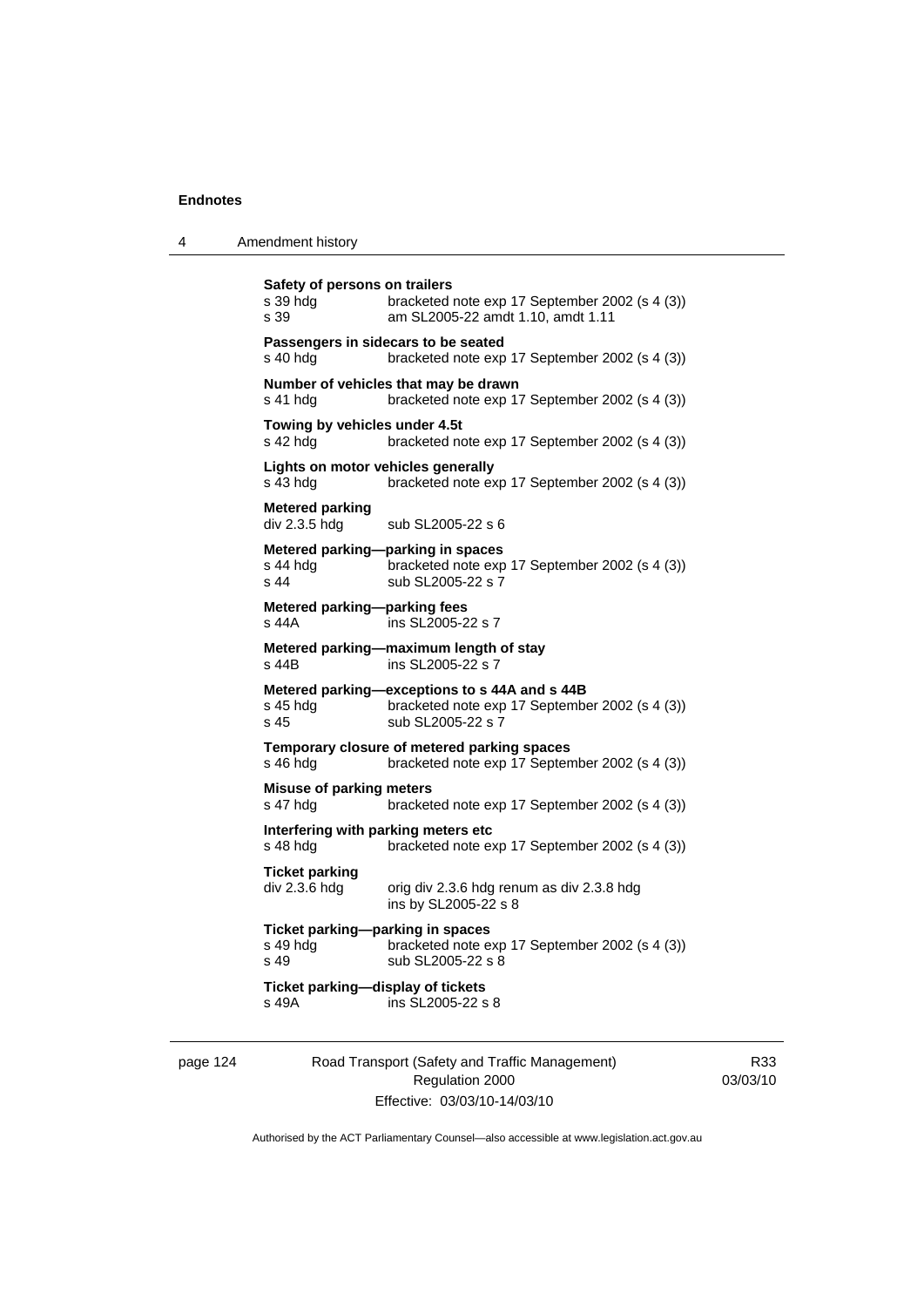**Safety of persons on trailers**

s 39 hdg bracketed note exp 17 September 2002 (s 4 (3))
s 39 am SL2005-22 amdt 1.10, amdt 1.11

**Passengers in sidecars to be seated**

s 40 hdg bracketed note exp 17 September 2002 (s 4 (3))

**Number of vehicles that may be drawn**

s 41 hdg bracketed note exp 17 September 2002 (s 4 (3))

**Towing by vehicles under 4.5t**

s 42 hdg bracketed note exp 17 September 2002 (s 4 (3))

**Lights on motor vehicles generally**

s 43 hdg bracketed note exp 17 September 2002 (s 4 (3))

**Metered parking**

div 2.3.5 hdg sub SL2005-22 s 6

**Metered parking—parking in spaces**

s 44 hdg bracketed note exp 17 September 2002 (s 4 (3))
s 44 sub SL2005-22 s 7

**Metered parking—parking fees**

s 44A ins SL2005-22 s 7

**Metered parking—maximum length of stay**

s 44B ins SL2005-22 s 7

**Metered parking—exceptions to s 44A and s 44B**

s 45 hdg bracketed note exp 17 September 2002 (s 4 (3))
s 45 sub SL2005-22 s 7

**Temporary closure of metered parking spaces**

s 46 hdg bracketed note exp 17 September 2002 (s 4 (3))

**Misuse of parking meters**

s 47 hdg bracketed note exp 17 September 2002 (s 4 (3))

**Interfering with parking meters etc**

s 48 hdg bracketed note exp 17 September 2002 (s 4 (3))

**Ticket parking**

div 2.3.6 hdg orig div 2.3.6 hdg renum as div 2.3.8 hdg
ins by SL2005-22 s 8

**Ticket parking—parking in spaces**

s 49 hdg bracketed note exp 17 September 2002 (s 4 (3))
s 49 sub SL2005-22 s 8

**Ticket parking—display of tickets**

s 49A ins SL2005-22 s 8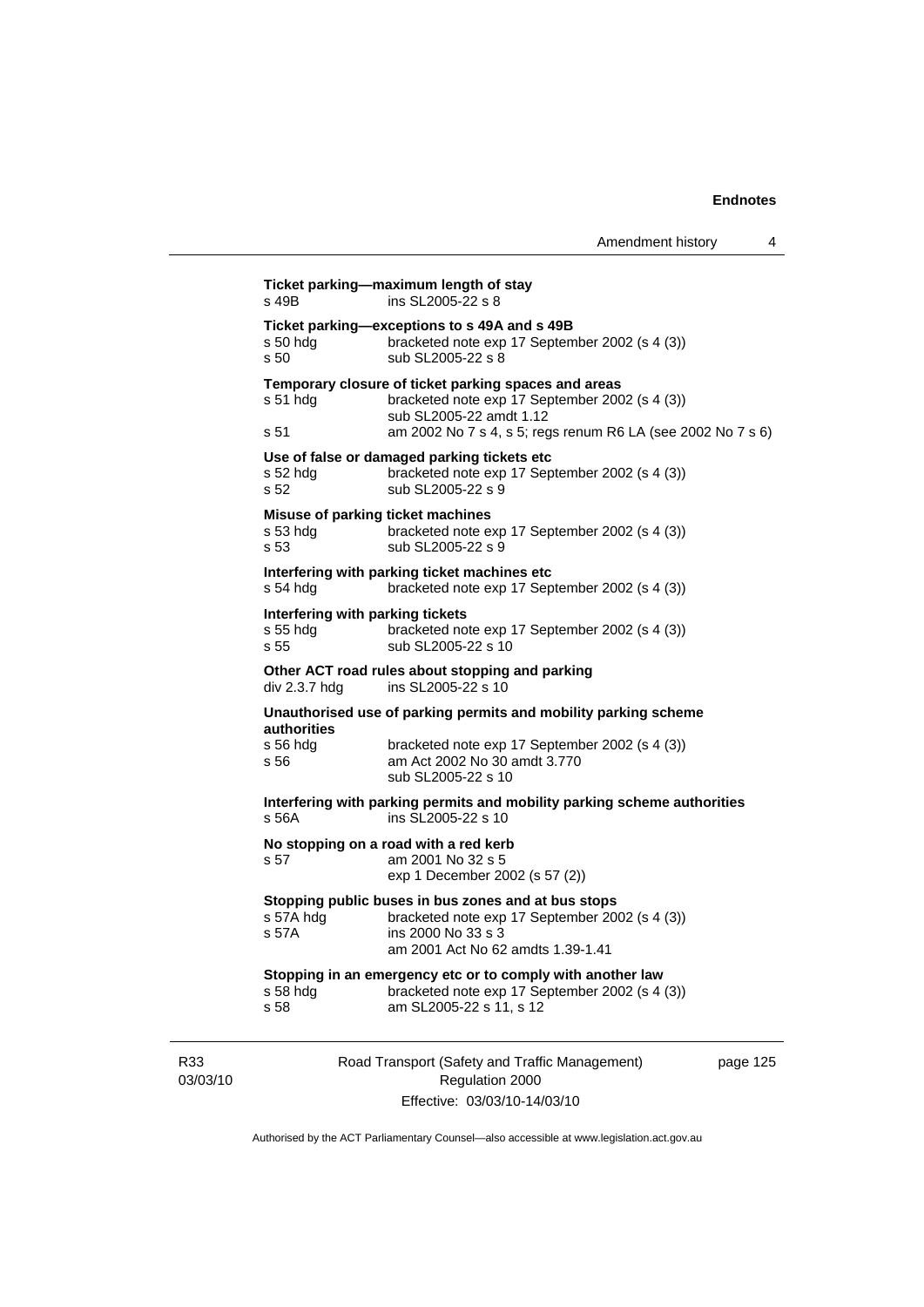**Ticket parking—maximum length of stay**

s 49B ins SL2005-22 s 8

**Ticket parking—exceptions to s 49A and s 49B**

s 50 hdg bracketed note exp 17 September 2002 (s 4 (3))
s 50 sub SL2005-22 s 8

**Temporary closure of ticket parking spaces and areas**

s 51 hdg bracketed note exp 17 September 2002 (s 4 (3))
sub SL2005-22 amdt 1.12
s 51 am 2002 No 7 s 4, s 5; regs renum R6 LA (see 2002 No 7 s 6)

**Use of false or damaged parking tickets etc**

s 52 hdg bracketed note exp 17 September 2002 (s 4 (3))
s 52 sub SL2005-22 s 9

**Misuse of parking ticket machines**

s 53 hdg bracketed note exp 17 September 2002 (s 4 (3))
s 53 sub SL2005-22 s 9

**Interfering with parking ticket machines etc**

s 54 hdg bracketed note exp 17 September 2002 (s 4 (3))

**Interfering with parking tickets**

s 55 hdg bracketed note exp 17 September 2002 (s 4 (3))
s 55 sub SL2005-22 s 10

**Other ACT road rules about stopping and parking**

div 2.3.7 hdg ins SL2005-22 s 10

**Unauthorised use of parking permits and mobility parking scheme authorities**

s 56 hdg bracketed note exp 17 September 2002 (s 4 (3))
s 56 am Act 2002 No 30 amdt 3.770
sub SL2005-22 s 10

**Interfering with parking permits and mobility parking scheme authorities**

s 56A ins SL2005-22 s 10

**No stopping on a road with a red kerb**

s 57 am 2001 No 32 s 5
exp 1 December 2002 (s 57 (2))

**Stopping public buses in bus zones and at bus stops**

s 57A hdg bracketed note exp 17 September 2002 (s 4 (3))
s 57A ins 2000 No 33 s 3
am 2001 Act No 62 amdts 1.39-1.41

**Stopping in an emergency etc or to comply with another law**

s 58 hdg bracketed note exp 17 September 2002 (s 4 (3))
s 58 am SL2005-22 s 11, s 12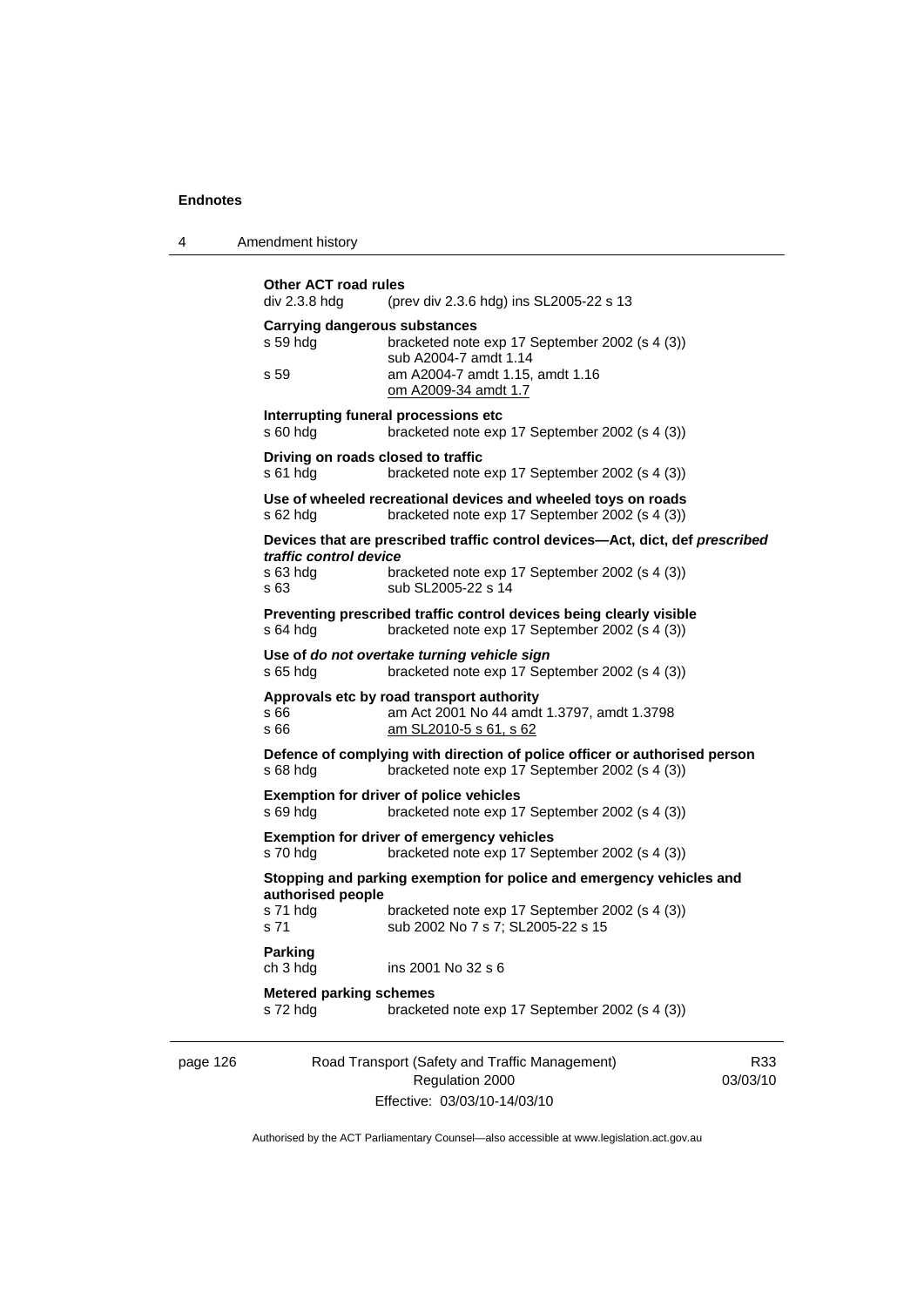**Other ACT road rules**
div 2.3.8 hdg (prev div 2.3.6 hdg) ins SL2005-22 s 13

**Carrying dangerous substances**
s 59 hdg bracketed note exp 17 September 2002 (s 4 (3))
sub A2004-7 amdt 1.14
s 59 am A2004-7 amdt 1.15, amdt 1.16
om A2009-34 amdt 1.7

**Interrupting funeral processions etc**
s 60 hdg bracketed note exp 17 September 2002 (s 4 (3))

**Driving on roads closed to traffic**
s 61 hdg bracketed note exp 17 September 2002 (s 4 (3))

**Use of wheeled recreational devices and wheeled toys on roads**
s 62 hdg bracketed note exp 17 September 2002 (s 4 (3))

**Devices that are prescribed traffic control devices—Act, dict, def *prescribed traffic control device***
s 63 hdg bracketed note exp 17 September 2002 (s 4 (3))
s 63 sub SL2005-22 s 14

**Preventing prescribed traffic control devices being clearly visible**
s 64 hdg bracketed note exp 17 September 2002 (s 4 (3))

**Use of *do not overtake turning vehicle sign***
s 65 hdg bracketed note exp 17 September 2002 (s 4 (3))

**Approvals etc by road transport authority**
s 66 am Act 2001 No 44 amdt 1.3797, amdt 1.3798
s 66 am SL2010-5 s 61, s 62

**Defence of complying with direction of police officer or authorised person**
s 68 hdg bracketed note exp 17 September 2002 (s 4 (3))

**Exemption for driver of police vehicles**
s 69 hdg bracketed note exp 17 September 2002 (s 4 (3))

**Exemption for driver of emergency vehicles**
s 70 hdg bracketed note exp 17 September 2002 (s 4 (3))

**Stopping and parking exemption for police and emergency vehicles and authorised people**
s 71 hdg bracketed note exp 17 September 2002 (s 4 (3))
s 71 sub 2002 No 7 s 7; SL2005-22 s 15

**Parking**
ch 3 hdg ins 2001 No 32 s 6

**Metered parking schemes**
s 72 hdg bracketed note exp 17 September 2002 (s 4 (3))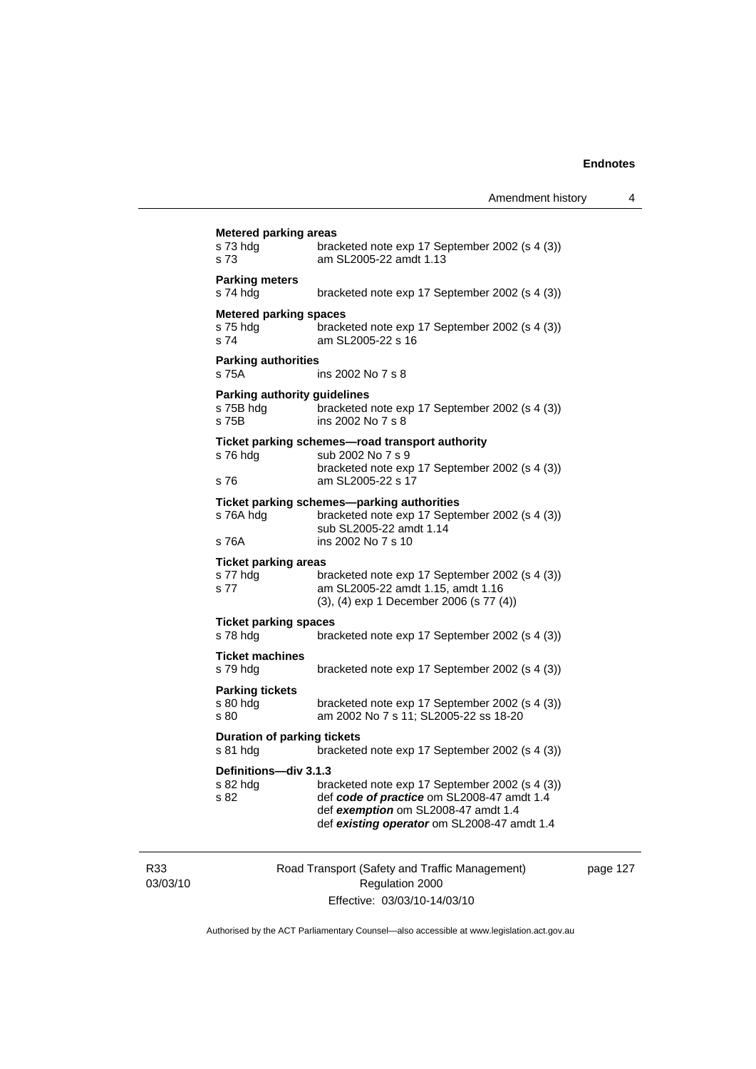**Metered parking areas**

s 73 hdg — bracketed note exp 17 September 2002 (s 4 (3))
s 73 — am SL2005-22 amdt 1.13

**Parking meters**

s 74 hdg — bracketed note exp 17 September 2002 (s 4 (3))

**Metered parking spaces**

s 75 hdg — bracketed note exp 17 September 2002 (s 4 (3))
s 74 — am SL2005-22 s 16

**Parking authorities**

s 75A — ins 2002 No 7 s 8

**Parking authority guidelines**

s 75B hdg — bracketed note exp 17 September 2002 (s 4 (3))
s 75B — ins 2002 No 7 s 8

**Ticket parking schemes—road transport authority**

s 76 hdg — sub 2002 No 7 s 9
bracketed note exp 17 September 2002 (s 4 (3))
s 76 — am SL2005-22 s 17

**Ticket parking schemes—parking authorities**

s 76A hdg — bracketed note exp 17 September 2002 (s 4 (3))
sub SL2005-22 amdt 1.14
s 76A — ins 2002 No 7 s 10

**Ticket parking areas**

s 77 hdg — bracketed note exp 17 September 2002 (s 4 (3))
s 77 — am SL2005-22 amdt 1.15, amdt 1.16
(3), (4) exp 1 December 2006 (s 77 (4))

**Ticket parking spaces**

s 78 hdg — bracketed note exp 17 September 2002 (s 4 (3))

**Ticket machines**

s 79 hdg — bracketed note exp 17 September 2002 (s 4 (3))

**Parking tickets**

s 80 hdg — bracketed note exp 17 September 2002 (s 4 (3))
s 80 — am 2002 No 7 s 11; SL2005-22 ss 18-20

**Duration of parking tickets**

s 81 hdg — bracketed note exp 17 September 2002 (s 4 (3))

**Definitions—div 3.1.3**

s 82 hdg — bracketed note exp 17 September 2002 (s 4 (3))
s 82 — def ***code of practice*** om SL2008-47 amdt 1.4
def ***exemption*** om SL2008-47 amdt 1.4
def ***existing operator*** om SL2008-47 amdt 1.4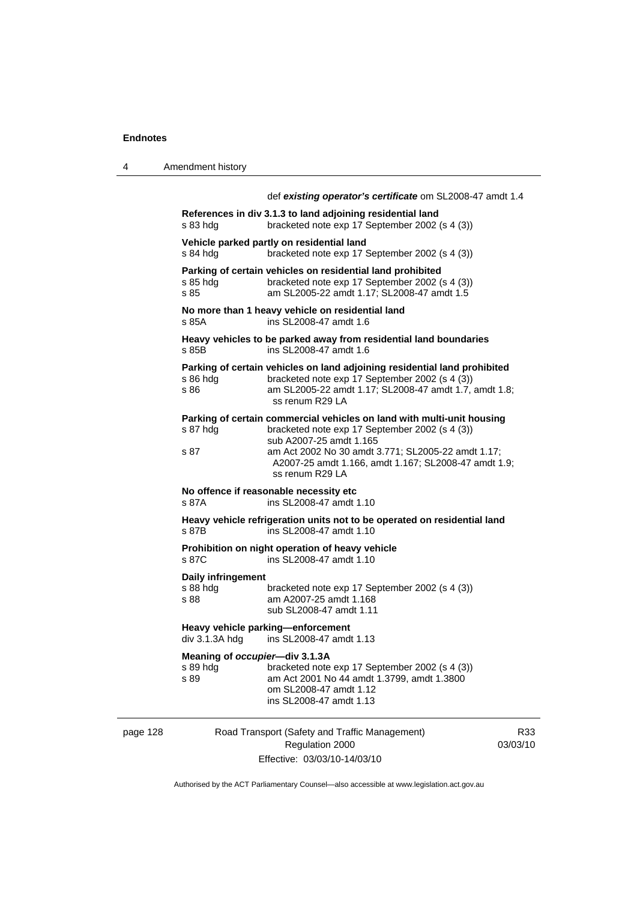def ***existing operator's certificate*** om SL2008-47 amdt 1.4

**References in div 3.1.3 to land adjoining residential land**
s 83 hdg bracketed note exp 17 September 2002 (s 4 (3))

**Vehicle parked partly on residential land**
s 84 hdg bracketed note exp 17 September 2002 (s 4 (3))

**Parking of certain vehicles on residential land prohibited**
s 85 hdg bracketed note exp 17 September 2002 (s 4 (3))
s 85 am SL2005-22 amdt 1.17; SL2008-47 amdt 1.5

**No more than 1 heavy vehicle on residential land**
s 85A ins SL2008-47 amdt 1.6

**Heavy vehicles to be parked away from residential land boundaries**
s 85B ins SL2008-47 amdt 1.6

**Parking of certain vehicles on land adjoining residential land prohibited**
s 86 hdg bracketed note exp 17 September 2002 (s 4 (3))
s 86 am SL2005-22 amdt 1.17; SL2008-47 amdt 1.7, amdt 1.8; ss renum R29 LA

**Parking of certain commercial vehicles on land with multi-unit housing**
s 87 hdg bracketed note exp 17 September 2002 (s 4 (3))
sub A2007-25 amdt 1.165
s 87 am Act 2002 No 30 amdt 3.771; SL2005-22 amdt 1.17; A2007-25 amdt 1.166, amdt 1.167; SL2008-47 amdt 1.9; ss renum R29 LA

**No offence if reasonable necessity etc**
s 87A ins SL2008-47 amdt 1.10

**Heavy vehicle refrigeration units not to be operated on residential land**
s 87B ins SL2008-47 amdt 1.10

**Prohibition on night operation of heavy vehicle**
s 87C ins SL2008-47 amdt 1.10

**Daily infringement**
s 88 hdg bracketed note exp 17 September 2002 (s 4 (3))
s 88 am A2007-25 amdt 1.168
sub SL2008-47 amdt 1.11

**Heavy vehicle parking—enforcement**
div 3.1.3A hdg ins SL2008-47 amdt 1.13

**Meaning of *occupier*—div 3.1.3A**
s 89 hdg bracketed note exp 17 September 2002 (s 4 (3))
s 89 am Act 2001 No 44 amdt 1.3799, amdt 1.3800
om SL2008-47 amdt 1.12
ins SL2008-47 amdt 1.13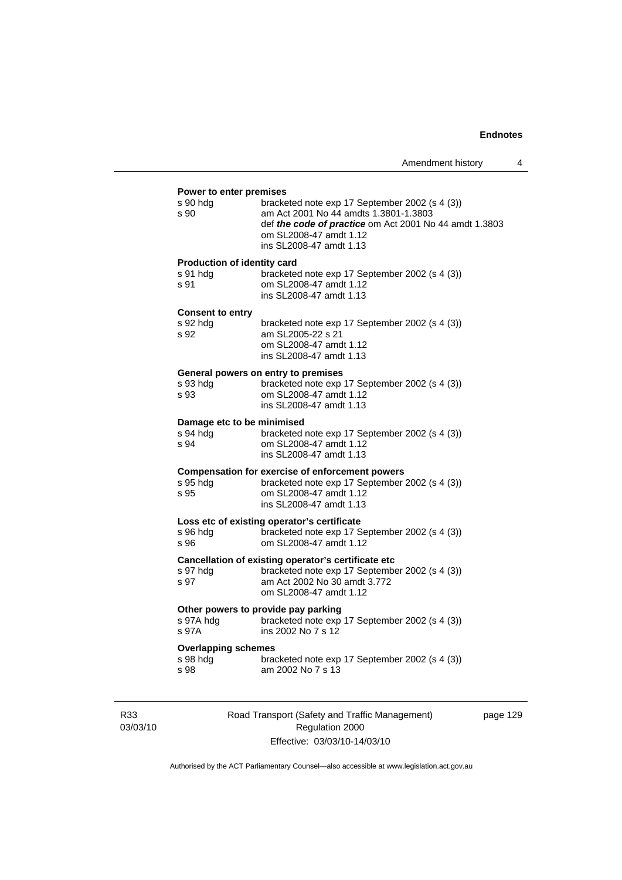**Power to enter premises**

s 90 hdg bracketed note exp 17 September 2002 (s 4 (3))
s 90 am Act 2001 No 44 amdts 1.3801-1.3803
def ***the code of practice*** om Act 2001 No 44 amdt 1.3803
om SL2008-47 amdt 1.12
ins SL2008-47 amdt 1.13

**Production of identity card**

s 91 hdg bracketed note exp 17 September 2002 (s 4 (3))
s 91 om SL2008-47 amdt 1.12
ins SL2008-47 amdt 1.13

**Consent to entry**

s 92 hdg bracketed note exp 17 September 2002 (s 4 (3))
s 92 am SL2005-22 s 21
om SL2008-47 amdt 1.12
ins SL2008-47 amdt 1.13

**General powers on entry to premises**

s 93 hdg bracketed note exp 17 September 2002 (s 4 (3))
s 93 om SL2008-47 amdt 1.12
ins SL2008-47 amdt 1.13

**Damage etc to be minimised**

s 94 hdg bracketed note exp 17 September 2002 (s 4 (3))
s 94 om SL2008-47 amdt 1.12
ins SL2008-47 amdt 1.13

**Compensation for exercise of enforcement powers**

s 95 hdg bracketed note exp 17 September 2002 (s 4 (3))
s 95 om SL2008-47 amdt 1.12
ins SL2008-47 amdt 1.13

**Loss etc of existing operator's certificate**

s 96 hdg bracketed note exp 17 September 2002 (s 4 (3))
s 96 om SL2008-47 amdt 1.12

**Cancellation of existing operator's certificate etc**

s 97 hdg bracketed note exp 17 September 2002 (s 4 (3))
s 97 am Act 2002 No 30 amdt 3.772
om SL2008-47 amdt 1.12

**Other powers to provide pay parking**

s 97A hdg bracketed note exp 17 September 2002 (s 4 (3))
s 97A ins 2002 No 7 s 12

**Overlapping schemes**

s 98 hdg bracketed note exp 17 September 2002 (s 4 (3))
s 98 am 2002 No 7 s 13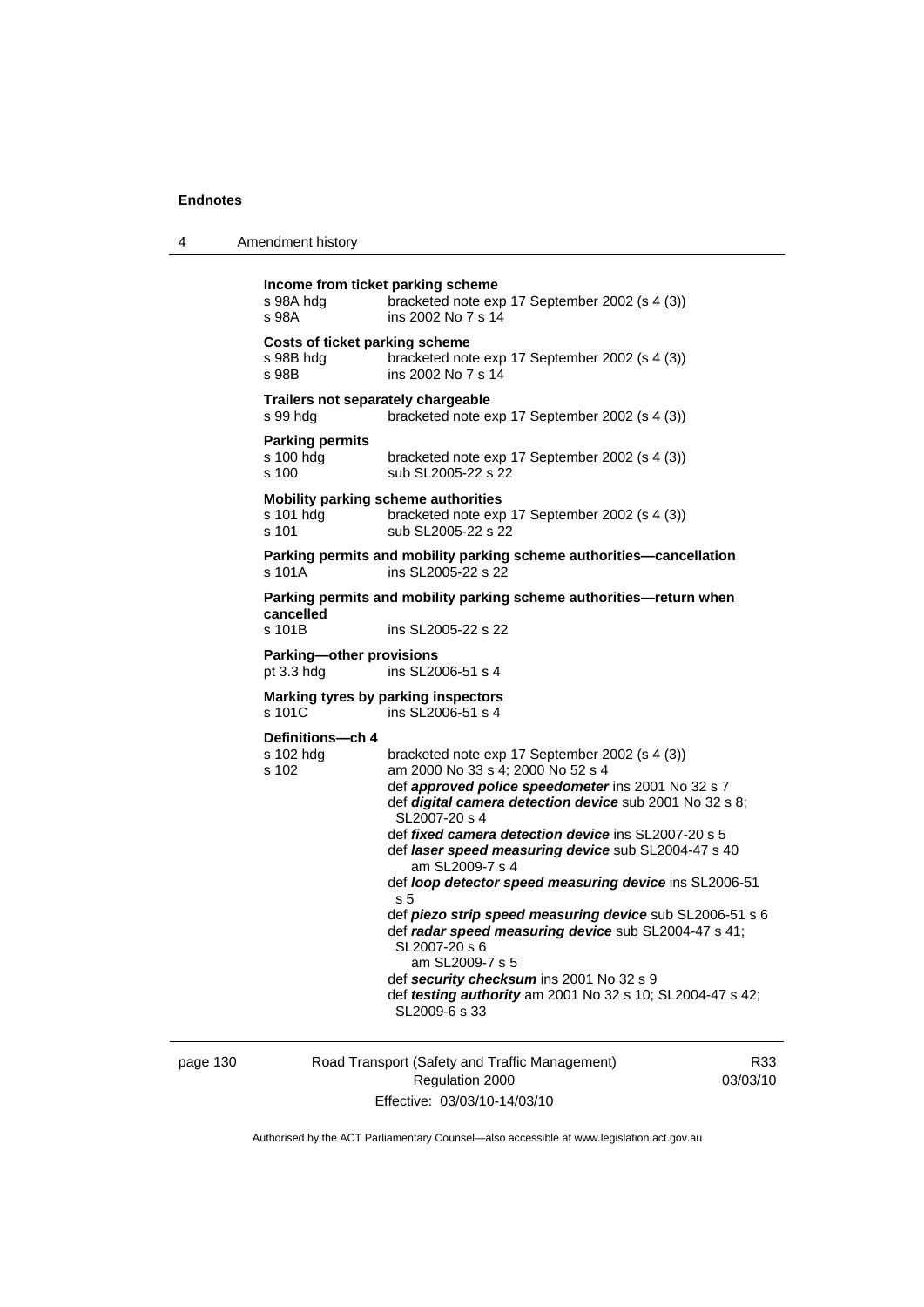**Income from ticket parking scheme**

s 98A hdg bracketed note exp 17 September 2002 (s 4 (3))
s 98A ins 2002 No 7 s 14

**Costs of ticket parking scheme**

s 98B hdg bracketed note exp 17 September 2002 (s 4 (3))
s 98B ins 2002 No 7 s 14

**Trailers not separately chargeable**

s 99 hdg bracketed note exp 17 September 2002 (s 4 (3))

**Parking permits**

s 100 hdg bracketed note exp 17 September 2002 (s 4 (3))
s 100 sub SL2005-22 s 22

**Mobility parking scheme authorities**

s 101 hdg bracketed note exp 17 September 2002 (s 4 (3))
s 101 sub SL2005-22 s 22

**Parking permits and mobility parking scheme authorities—cancellation**

s 101A ins SL2005-22 s 22

**Parking permits and mobility parking scheme authorities—return when cancelled**

s 101B ins SL2005-22 s 22

**Parking—other provisions**

pt 3.3 hdg ins SL2006-51 s 4

**Marking tyres by parking inspectors**

s 101C ins SL2006-51 s 4

**Definitions—ch 4**

s 102 hdg bracketed note exp 17 September 2002 (s 4 (3))
s 102 am 2000 No 33 s 4; 2000 No 52 s 4
def ***approved police speedometer*** ins 2001 No 32 s 7
def ***digital camera detection device*** sub 2001 No 32 s 8; SL2007-20 s 4
def ***fixed camera detection device*** ins SL2007-20 s 5
def ***laser speed measuring device*** sub SL2004-47 s 40
am SL2009-7 s 4
def ***loop detector speed measuring device*** ins SL2006-51 s 5
def ***piezo strip speed measuring device*** sub SL2006-51 s 6
def ***radar speed measuring device*** sub SL2004-47 s 41; SL2007-20 s 6
am SL2009-7 s 5
def ***security checksum*** ins 2001 No 32 s 9
def ***testing authority*** am 2001 No 32 s 10; SL2004-47 s 42; SL2009-6 s 33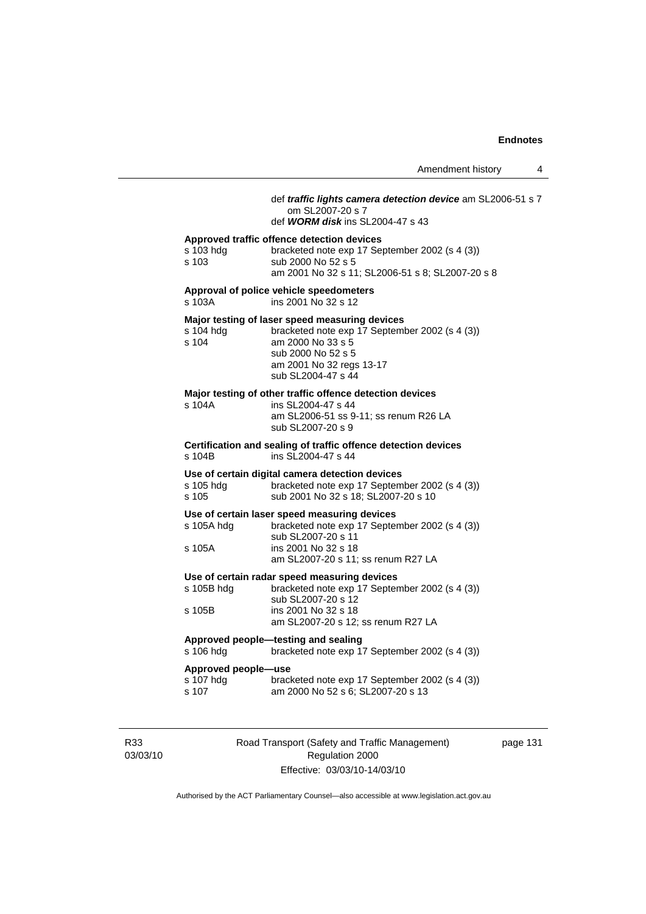def ***traffic lights camera detection device*** am SL2006-51 s 7
om SL2007-20 s 7
def ***WORM disk*** ins SL2004-47 s 43

**Approved traffic offence detection devices**

s 103 hdg — bracketed note exp 17 September 2002 (s 4 (3))
s 103 — sub 2000 No 52 s 5
am 2001 No 32 s 11; SL2006-51 s 8; SL2007-20 s 8

**Approval of police vehicle speedometers**

s 103A — ins 2001 No 32 s 12

**Major testing of laser speed measuring devices**

s 104 hdg — bracketed note exp 17 September 2002 (s 4 (3))
s 104 — am 2000 No 33 s 5
sub 2000 No 52 s 5
am 2001 No 32 regs 13-17
sub SL2004-47 s 44

**Major testing of other traffic offence detection devices**

s 104A — ins SL2004-47 s 44
am SL2006-51 ss 9-11; ss renum R26 LA
sub SL2007-20 s 9

**Certification and sealing of traffic offence detection devices**

s 104B — ins SL2004-47 s 44

**Use of certain digital camera detection devices**

s 105 hdg — bracketed note exp 17 September 2002 (s 4 (3))
s 105 — sub 2001 No 32 s 18; SL2007-20 s 10

**Use of certain laser speed measuring devices**

s 105A hdg — bracketed note exp 17 September 2002 (s 4 (3))
sub SL2007-20 s 11
s 105A — ins 2001 No 32 s 18
am SL2007-20 s 11; ss renum R27 LA

**Use of certain radar speed measuring devices**

s 105B hdg — bracketed note exp 17 September 2002 (s 4 (3))
sub SL2007-20 s 12
s 105B — ins 2001 No 32 s 18
am SL2007-20 s 12; ss renum R27 LA

**Approved people—testing and sealing**

s 106 hdg — bracketed note exp 17 September 2002 (s 4 (3))

**Approved people—use**

s 107 hdg — bracketed note exp 17 September 2002 (s 4 (3))
s 107 — am 2000 No 52 s 6; SL2007-20 s 13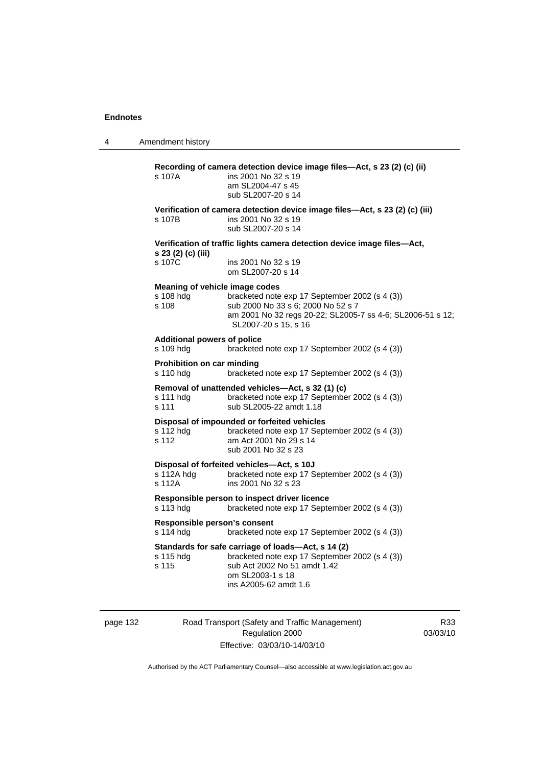**Recording of camera detection device image files—Act, s 23 (2) (c) (ii)**

s 107A — ins 2001 No 32 s 19
am SL2004-47 s 45
sub SL2007-20 s 14

**Verification of camera detection device image files—Act, s 23 (2) (c) (iii)**

s 107B — ins 2001 No 32 s 19
sub SL2007-20 s 14

**Verification of traffic lights camera detection device image files—Act, s 23 (2) (c) (iii)**

s 107C — ins 2001 No 32 s 19
om SL2007-20 s 14

**Meaning of vehicle image codes**

s 108 hdg — bracketed note exp 17 September 2002 (s 4 (3))
s 108 — sub 2000 No 33 s 6; 2000 No 52 s 7
am 2001 No 32 regs 20-22; SL2005-7 ss 4-6; SL2006-51 s 12; SL2007-20 s 15, s 16

**Additional powers of police**

s 109 hdg — bracketed note exp 17 September 2002 (s 4 (3))

**Prohibition on car minding**

s 110 hdg — bracketed note exp 17 September 2002 (s 4 (3))

**Removal of unattended vehicles—Act, s 32 (1) (c)**

s 111 hdg — bracketed note exp 17 September 2002 (s 4 (3))
s 111 — sub SL2005-22 amdt 1.18

**Disposal of impounded or forfeited vehicles**

s 112 hdg — bracketed note exp 17 September 2002 (s 4 (3))
s 112 — am Act 2001 No 29 s 14
sub 2001 No 32 s 23

**Disposal of forfeited vehicles—Act, s 10J**

s 112A hdg — bracketed note exp 17 September 2002 (s 4 (3))
s 112A — ins 2001 No 32 s 23

**Responsible person to inspect driver licence**

s 113 hdg — bracketed note exp 17 September 2002 (s 4 (3))

**Responsible person's consent**

s 114 hdg — bracketed note exp 17 September 2002 (s 4 (3))

**Standards for safe carriage of loads—Act, s 14 (2)**

s 115 hdg — bracketed note exp 17 September 2002 (s 4 (3))
s 115 — sub Act 2002 No 51 amdt 1.42
om SL2003-1 s 18
ins A2005-62 amdt 1.6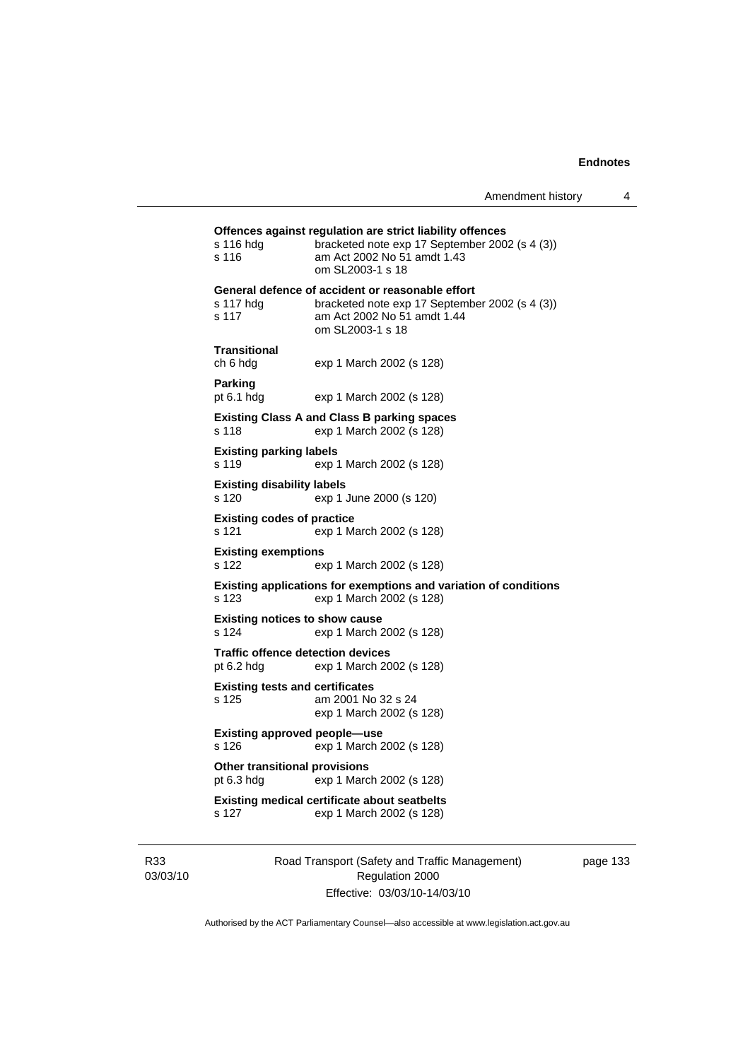**Offences against regulation are strict liability offences**

s 116 hdg bracketed note exp 17 September 2002 (s 4 (3))
s 116 am Act 2002 No 51 amdt 1.43
om SL2003-1 s 18

**General defence of accident or reasonable effort**

s 117 hdg bracketed note exp 17 September 2002 (s 4 (3))
s 117 am Act 2002 No 51 amdt 1.44
om SL2003-1 s 18

**Transitional**

ch 6 hdg exp 1 March 2002 (s 128)

**Parking**

pt 6.1 hdg exp 1 March 2002 (s 128)

**Existing Class A and Class B parking spaces**

s 118 exp 1 March 2002 (s 128)

**Existing parking labels**

s 119 exp 1 March 2002 (s 128)

**Existing disability labels**

s 120 exp 1 June 2000 (s 120)

**Existing codes of practice**

s 121 exp 1 March 2002 (s 128)

**Existing exemptions**

s 122 exp 1 March 2002 (s 128)

**Existing applications for exemptions and variation of conditions**

s 123 exp 1 March 2002 (s 128)

**Existing notices to show cause**

s 124 exp 1 March 2002 (s 128)

**Traffic offence detection devices**

pt 6.2 hdg exp 1 March 2002 (s 128)

**Existing tests and certificates**

s 125 am 2001 No 32 s 24
exp 1 March 2002 (s 128)

**Existing approved people—use**

s 126 exp 1 March 2002 (s 128)

**Other transitional provisions**

pt 6.3 hdg exp 1 March 2002 (s 128)

**Existing medical certificate about seatbelts**

s 127 exp 1 March 2002 (s 128)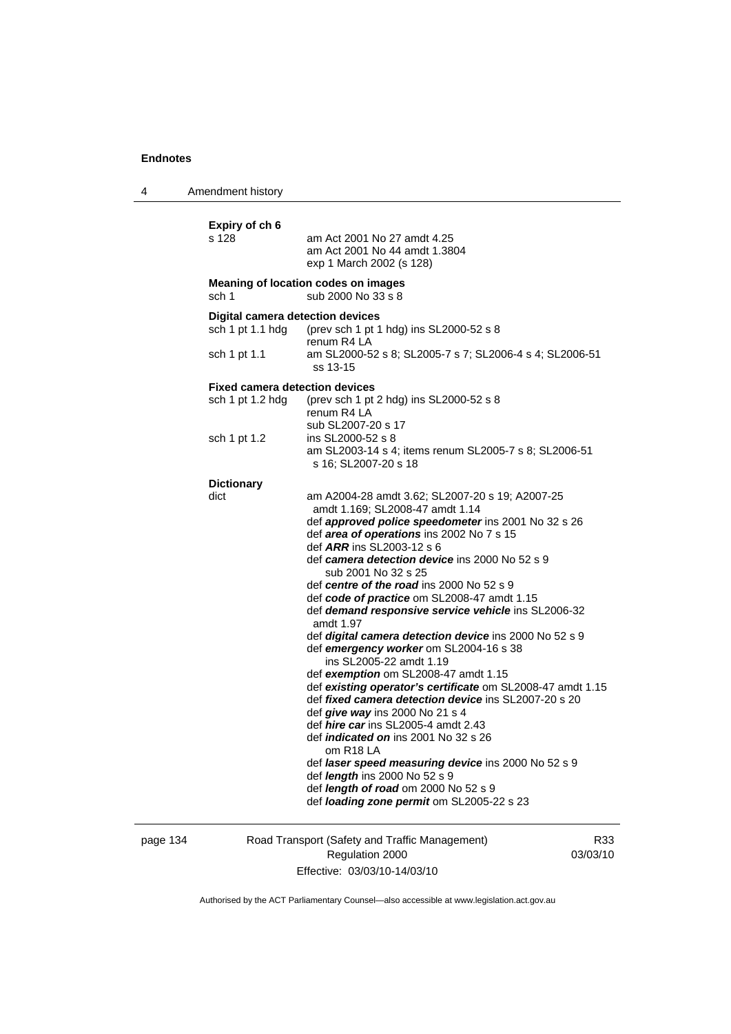**Expiry of ch 6**

s 128 — am Act 2001 No 27 amdt 4.25
am Act 2001 No 44 amdt 1.3804
exp 1 March 2002 (s 128)

**Meaning of location codes on images**

sch 1 — sub 2000 No 33 s 8

**Digital camera detection devices**

sch 1 pt 1.1 hdg — (prev sch 1 pt 1 hdg) ins SL2000-52 s 8
renum R4 LA

sch 1 pt 1.1 — am SL2000-52 s 8; SL2005-7 s 7; SL2006-4 s 4; SL2006-51 ss 13-15

**Fixed camera detection devices**

sch 1 pt 1.2 hdg — (prev sch 1 pt 2 hdg) ins SL2000-52 s 8
renum R4 LA
sub SL2007-20 s 17

sch 1 pt 1.2 — ins SL2000-52 s 8
am SL2003-14 s 4; items renum SL2005-7 s 8; SL2006-51 s 16; SL2007-20 s 18

**Dictionary**

dict — am A2004-28 amdt 3.62; SL2007-20 s 19; A2007-25 amdt 1.169; SL2008-47 amdt 1.14
def ***approved police speedometer*** ins 2001 No 32 s 26
def ***area of operations*** ins 2002 No 7 s 15
def ***ARR*** ins SL2003-12 s 6
def ***camera detection device*** ins 2000 No 52 s 9
sub 2001 No 32 s 25
def ***centre of the road*** ins 2000 No 52 s 9
def ***code of practice*** om SL2008-47 amdt 1.15
def ***demand responsive service vehicle*** ins SL2006-32 amdt 1.97
def ***digital camera detection device*** ins 2000 No 52 s 9
def ***emergency worker*** om SL2004-16 s 38
ins SL2005-22 amdt 1.19
def ***exemption*** om SL2008-47 amdt 1.15
def ***existing operator's certificate*** om SL2008-47 amdt 1.15
def ***fixed camera detection device*** ins SL2007-20 s 20
def ***give way*** ins 2000 No 21 s 4
def ***hire car*** ins SL2005-4 amdt 2.43
def ***indicated on*** ins 2001 No 32 s 26
om R18 LA
def ***laser speed measuring device*** ins 2000 No 52 s 9
def ***length*** ins 2000 No 52 s 9
def ***length of road*** om 2000 No 52 s 9
def ***loading zone permit*** om SL2005-22 s 23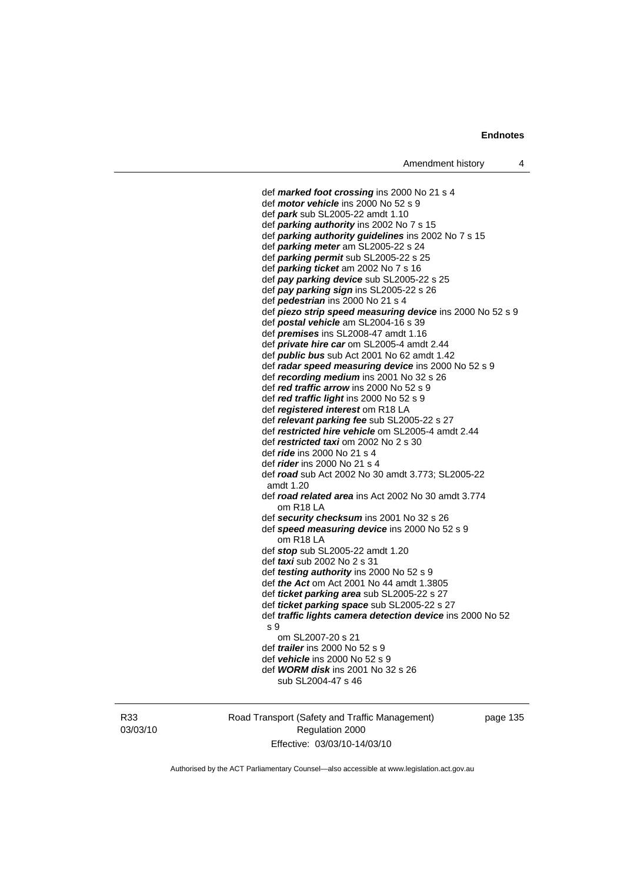def ***marked foot crossing*** ins 2000 No 21 s 4
def ***motor vehicle*** ins 2000 No 52 s 9
def ***park*** sub SL2005-22 amdt 1.10
def ***parking authority*** ins 2002 No 7 s 15
def ***parking authority guidelines*** ins 2002 No 7 s 15
def ***parking meter*** am SL2005-22 s 24
def ***parking permit*** sub SL2005-22 s 25
def ***parking ticket*** am 2002 No 7 s 16
def ***pay parking device*** sub SL2005-22 s 25
def ***pay parking sign*** ins SL2005-22 s 26
def ***pedestrian*** ins 2000 No 21 s 4
def ***piezo strip speed measuring device*** ins 2000 No 52 s 9
def ***postal vehicle*** am SL2004-16 s 39
def ***premises*** ins SL2008-47 amdt 1.16
def ***private hire car*** om SL2005-4 amdt 2.44
def ***public bus*** sub Act 2001 No 62 amdt 1.42
def ***radar speed measuring device*** ins 2000 No 52 s 9
def ***recording medium*** ins 2001 No 32 s 26
def ***red traffic arrow*** ins 2000 No 52 s 9
def ***red traffic light*** ins 2000 No 52 s 9
def ***registered interest*** om R18 LA
def ***relevant parking fee*** sub SL2005-22 s 27
def ***restricted hire vehicle*** om SL2005-4 amdt 2.44
def ***restricted taxi*** om 2002 No 2 s 30
def ***ride*** ins 2000 No 21 s 4
def ***rider*** ins 2000 No 21 s 4
def ***road*** sub Act 2002 No 30 amdt 3.773; SL2005-22 amdt 1.20
def ***road related area*** ins Act 2002 No 30 amdt 3.774
om R18 LA
def ***security checksum*** ins 2001 No 32 s 26
def ***speed measuring device*** ins 2000 No 52 s 9
om R18 LA
def ***stop*** sub SL2005-22 amdt 1.20
def ***taxi*** sub 2002 No 2 s 31
def ***testing authority*** ins 2000 No 52 s 9
def ***the Act*** om Act 2001 No 44 amdt 1.3805
def ***ticket parking area*** sub SL2005-22 s 27
def ***ticket parking space*** sub SL2005-22 s 27
def ***traffic lights camera detection device*** ins 2000 No 52 s 9
om SL2007-20 s 21
def ***trailer*** ins 2000 No 52 s 9
def ***vehicle*** ins 2000 No 52 s 9
def ***WORM disk*** ins 2001 No 32 s 26
sub SL2004-47 s 46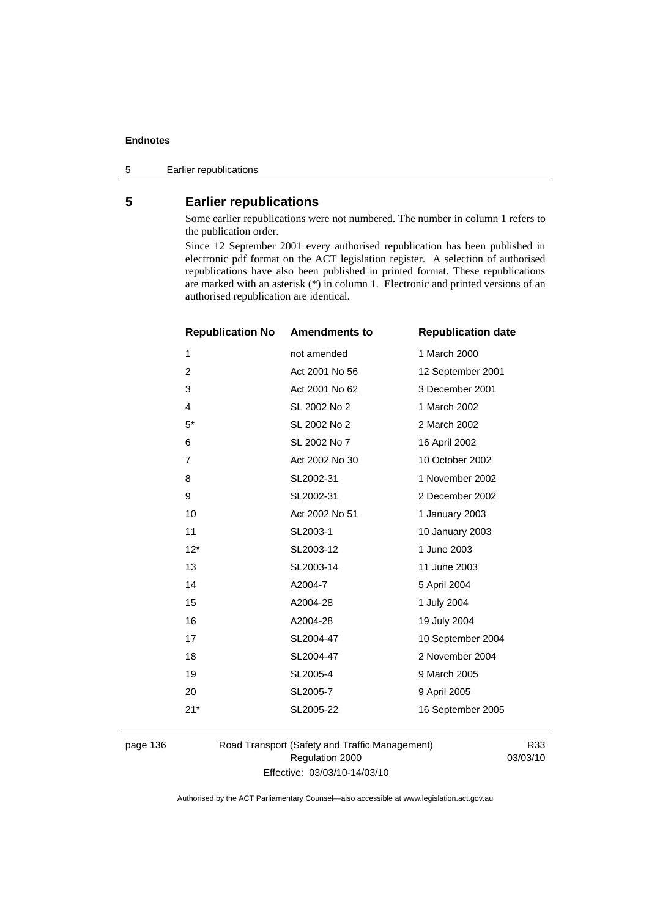## 5 Earlier republications

Some earlier republications were not numbered. The number in column 1 refers to the publication order.

Since 12 September 2001 every authorised republication has been published in electronic pdf format on the ACT legislation register. A selection of authorised republications have also been published in printed format. These republications are marked with an asterisk (*) in column 1. Electronic and printed versions of an authorised republication are identical.

| Republication No | Amendments to | Republication date |
|---|---|---|
| 1 | not amended | 1 March 2000 |
| 2 | Act 2001 No 56 | 12 September 2001 |
| 3 | Act 2001 No 62 | 3 December 2001 |
| 4 | SL 2002 No 2 | 1 March 2002 |
| 5* | SL 2002 No 2 | 2 March 2002 |
| 6 | SL 2002 No 7 | 16 April 2002 |
| 7 | Act 2002 No 30 | 10 October 2002 |
| 8 | SL2002-31 | 1 November 2002 |
| 9 | SL2002-31 | 2 December 2002 |
| 10 | Act 2002 No 51 | 1 January 2003 |
| 11 | SL2003-1 | 10 January 2003 |
| 12* | SL2003-12 | 1 June 2003 |
| 13 | SL2003-14 | 11 June 2003 |
| 14 | A2004-7 | 5 April 2004 |
| 15 | A2004-28 | 1 July 2004 |
| 16 | A2004-28 | 19 July 2004 |
| 17 | SL2004-47 | 10 September 2004 |
| 18 | SL2004-47 | 2 November 2004 |
| 19 | SL2005-4 | 9 March 2005 |
| 20 | SL2005-7 | 9 April 2005 |
| 21* | SL2005-22 | 16 September 2005 |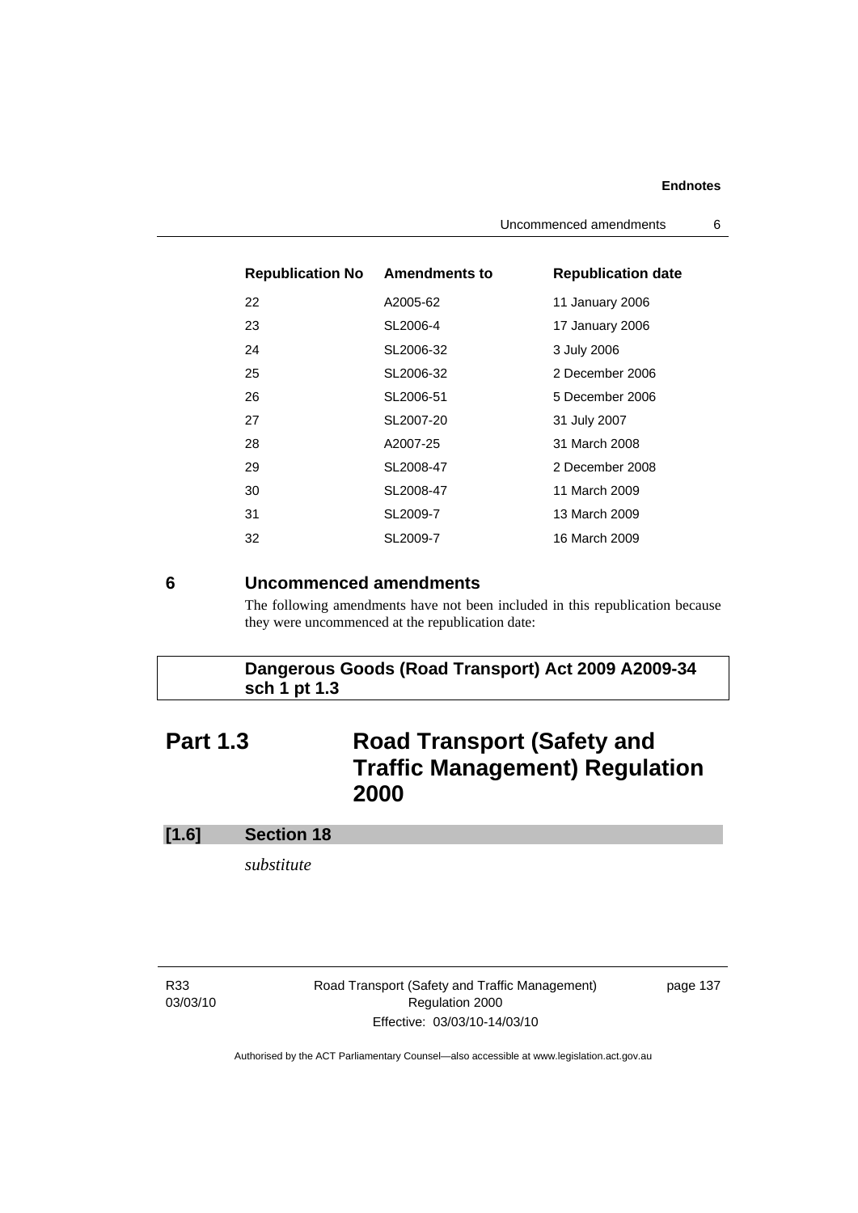| Republication No | Amendments to | Republication date |
| --- | --- | --- |
| 22 | A2005-62 | 11 January 2006 |
| 23 | SL2006-4 | 17 January 2006 |
| 24 | SL2006-32 | 3 July 2006 |
| 25 | SL2006-32 | 2 December 2006 |
| 26 | SL2006-51 | 5 December 2006 |
| 27 | SL2007-20 | 31 July 2007 |
| 28 | A2007-25 | 31 March 2008 |
| 29 | SL2008-47 | 2 December 2008 |
| 30 | SL2008-47 | 11 March 2009 |
| 31 | SL2009-7 | 13 March 2009 |
| 32 | SL2009-7 | 16 March 2009 |

## 6 Uncommenced amendments

The following amendments have not been included in this republication because they were uncommenced at the republication date:

**Dangerous Goods (Road Transport) Act 2009 A2009-34 sch 1 pt 1.3**

# Part 1.3 Road Transport (Safety and Traffic Management) Regulation 2000

### [1.6] Section 18

*substitute*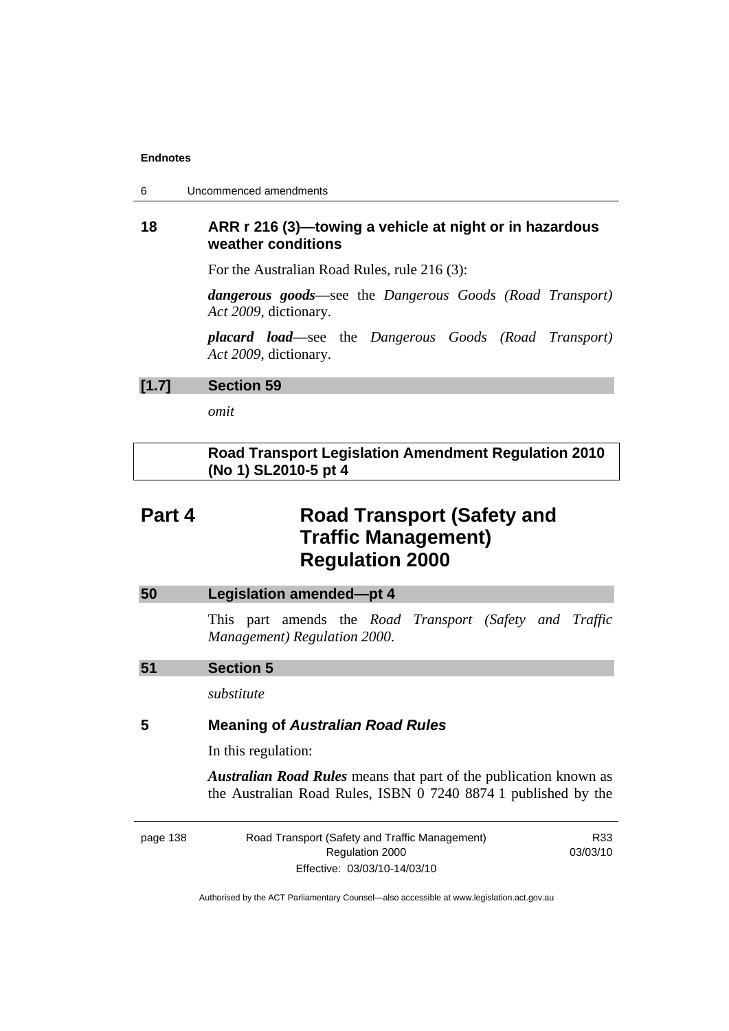## 18 ARR r 216 (3)—towing a vehicle at night or in hazardous weather conditions

For the Australian Road Rules, rule 216 (3):

***dangerous goods***—see the *Dangerous Goods (Road Transport) Act 2009*, dictionary.

***placard load***—see the *Dangerous Goods (Road Transport) Act 2009*, dictionary.

### [1.7] Section 59

*omit*

**Road Transport Legislation Amendment Regulation 2010 (No 1) SL2010-5 pt 4**

# Part 4 Road Transport (Safety and Traffic Management) Regulation 2000

### 50 Legislation amended—pt 4

This part amends the *Road Transport (Safety and Traffic Management) Regulation 2000*.

### 51 Section 5

*substitute*

## 5 Meaning of *Australian Road Rules*

In this regulation:

***Australian Road Rules*** means that part of the publication known as the Australian Road Rules, ISBN 0 7240 8874 1 published by the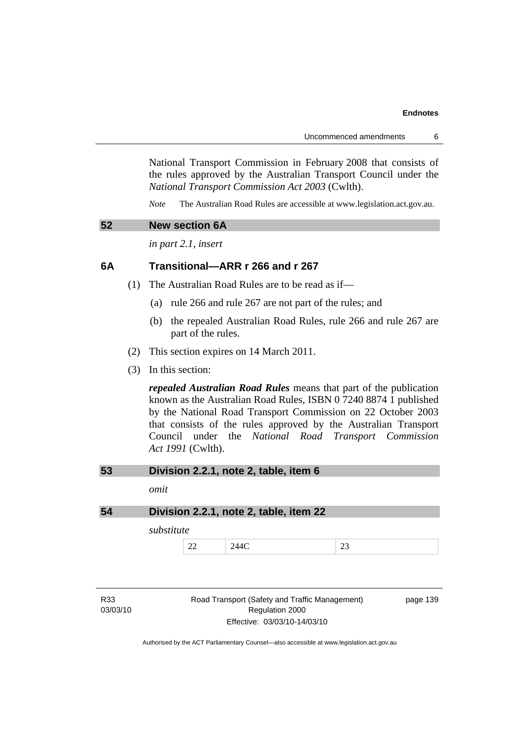National Transport Commission in February 2008 that consists of the rules approved by the Australian Transport Council under the *National Transport Commission Act 2003* (Cwlth).

*Note* The Australian Road Rules are accessible at www.legislation.act.gov.au.

## 52 New section 6A

*in part 2.1, insert*

### 6A Transitional—ARR r 266 and r 267

(1) The Australian Road Rules are to be read as if—

(a) rule 266 and rule 267 are not part of the rules; and

(b) the repealed Australian Road Rules, rule 266 and rule 267 are part of the rules.

(2) This section expires on 14 March 2011.

(3) In this section:

***repealed Australian Road Rules*** means that part of the publication known as the Australian Road Rules, ISBN 0 7240 8874 1 published by the National Road Transport Commission on 22 October 2003 that consists of the rules approved by the Australian Transport Council under the *National Road Transport Commission Act 1991* (Cwlth).

## 53 Division 2.2.1, note 2, table, item 6

*omit*

## 54 Division 2.2.1, note 2, table, item 22

*substitute*

| 22 | 244C | 23 |
|---|---|---|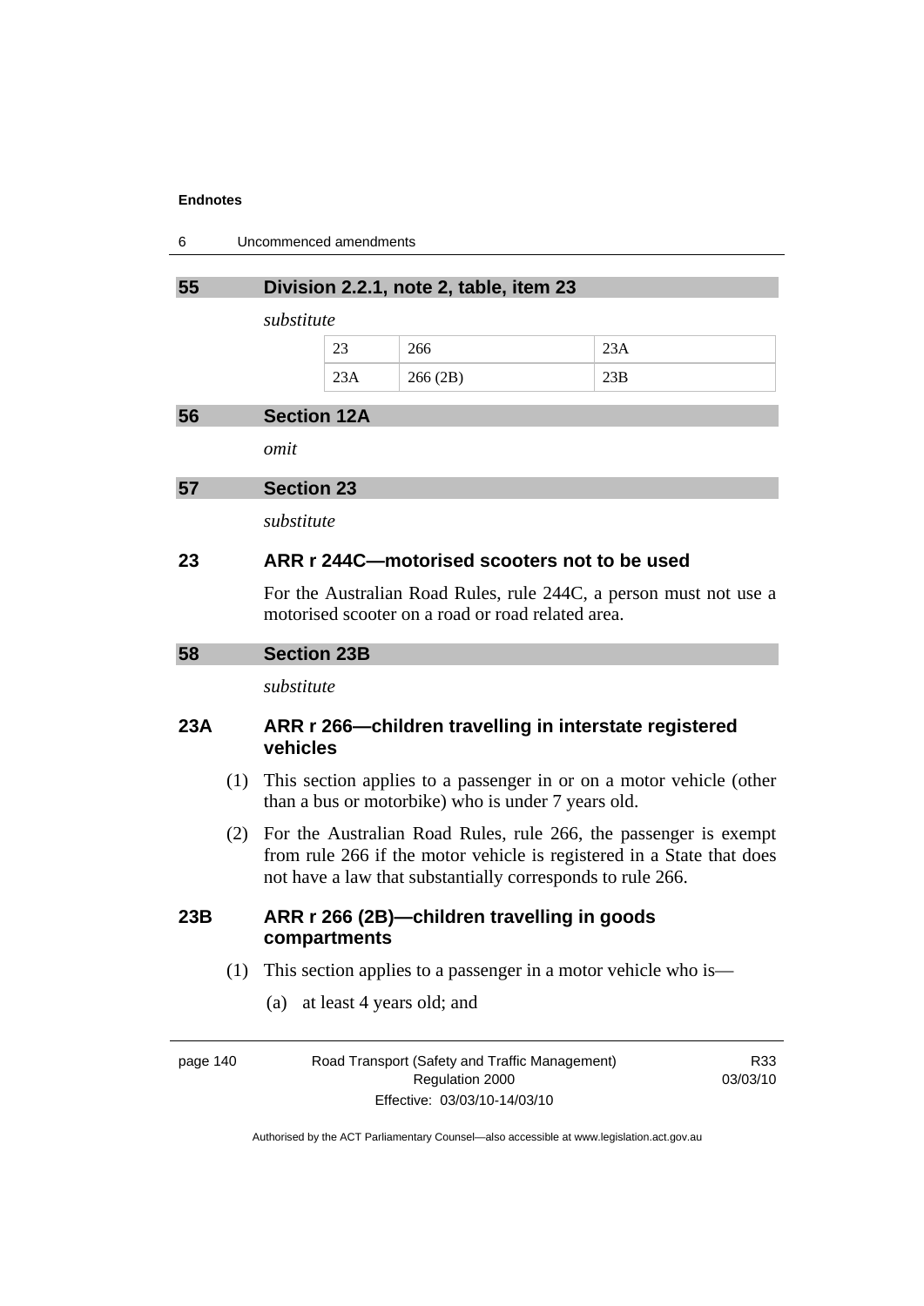### 55 Division 2.2.1, note 2, table, item 23

*substitute*

| | | |
|---|---|---|
| 23 | 266 | 23A |
| 23A | 266 (2B) | 23B |

### 56 Section 12A

*omit*

### 57 Section 23

*substitute*

### 23 ARR r 244C—motorised scooters not to be used

For the Australian Road Rules, rule 244C, a person must not use a motorised scooter on a road or road related area.

### 58 Section 23B

*substitute*

### 23A ARR r 266—children travelling in interstate registered vehicles

(1) This section applies to a passenger in or on a motor vehicle (other than a bus or motorbike) who is under 7 years old.

(2) For the Australian Road Rules, rule 266, the passenger is exempt from rule 266 if the motor vehicle is registered in a State that does not have a law that substantially corresponds to rule 266.

### 23B ARR r 266 (2B)—children travelling in goods compartments

(1) This section applies to a passenger in a motor vehicle who is—

(a) at least 4 years old; and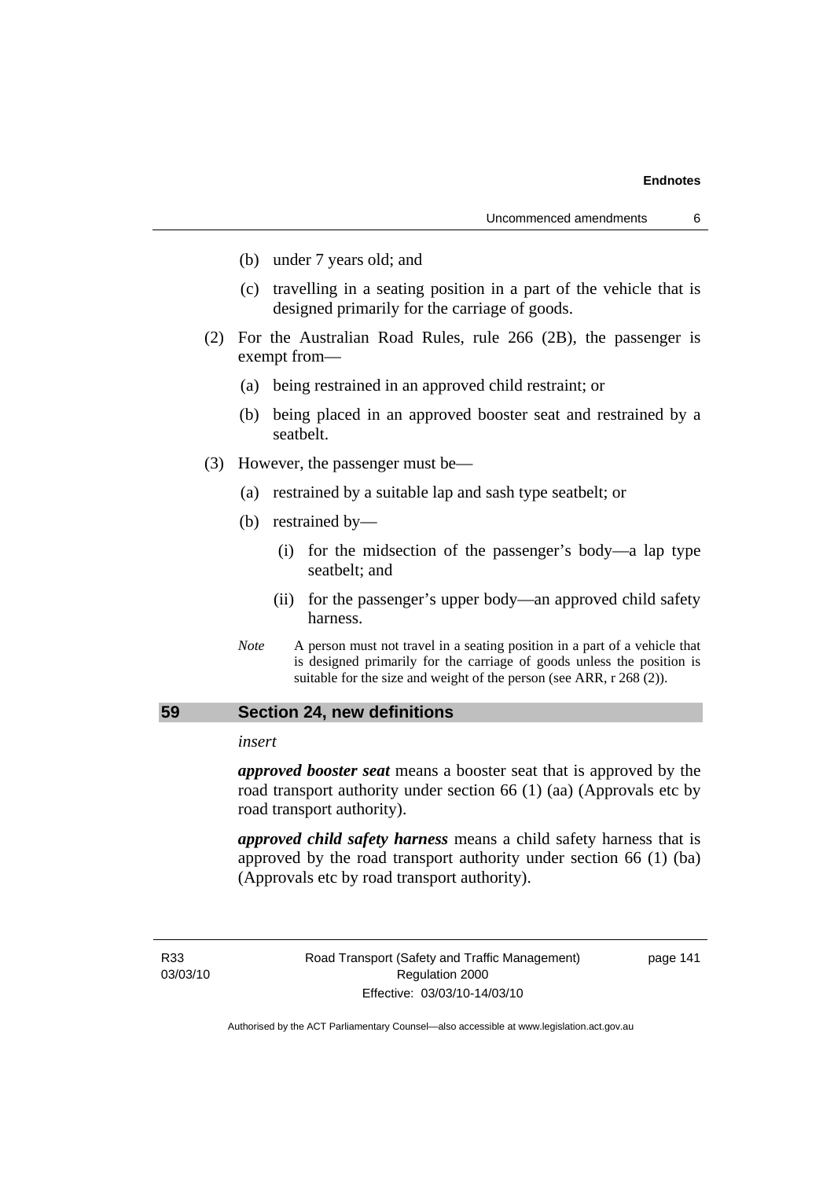(b) under 7 years old; and

(c) travelling in a seating position in a part of the vehicle that is designed primarily for the carriage of goods.

(2) For the Australian Road Rules, rule 266 (2B), the passenger is exempt from—

(a) being restrained in an approved child restraint; or

(b) being placed in an approved booster seat and restrained by a seatbelt.

(3) However, the passenger must be—

(a) restrained by a suitable lap and sash type seatbelt; or

(b) restrained by—

(i) for the midsection of the passenger's body—a lap type seatbelt; and

(ii) for the passenger's upper body—an approved child safety harness.

*Note* A person must not travel in a seating position in a part of a vehicle that is designed primarily for the carriage of goods unless the position is suitable for the size and weight of the person (see ARR, r 268 (2)).

## 59 Section 24, new definitions

*insert*

***approved booster seat*** means a booster seat that is approved by the road transport authority under section 66 (1) (aa) (Approvals etc by road transport authority).

***approved child safety harness*** means a child safety harness that is approved by the road transport authority under section 66 (1) (ba) (Approvals etc by road transport authority).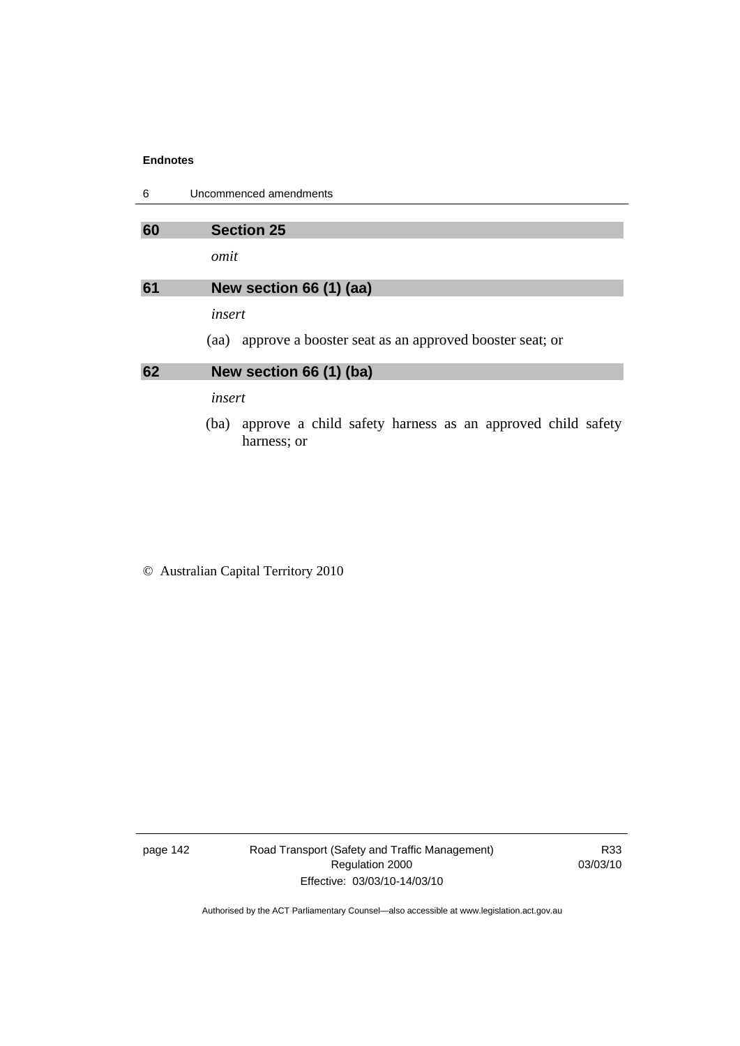**60 Section 25**

*omit*

**61 New section 66 (1) (aa)**

*insert*

(aa) approve a booster seat as an approved booster seat; or

**62 New section 66 (1) (ba)**

*insert*

(ba) approve a child safety harness as an approved child safety harness; or

© Australian Capital Territory 2010